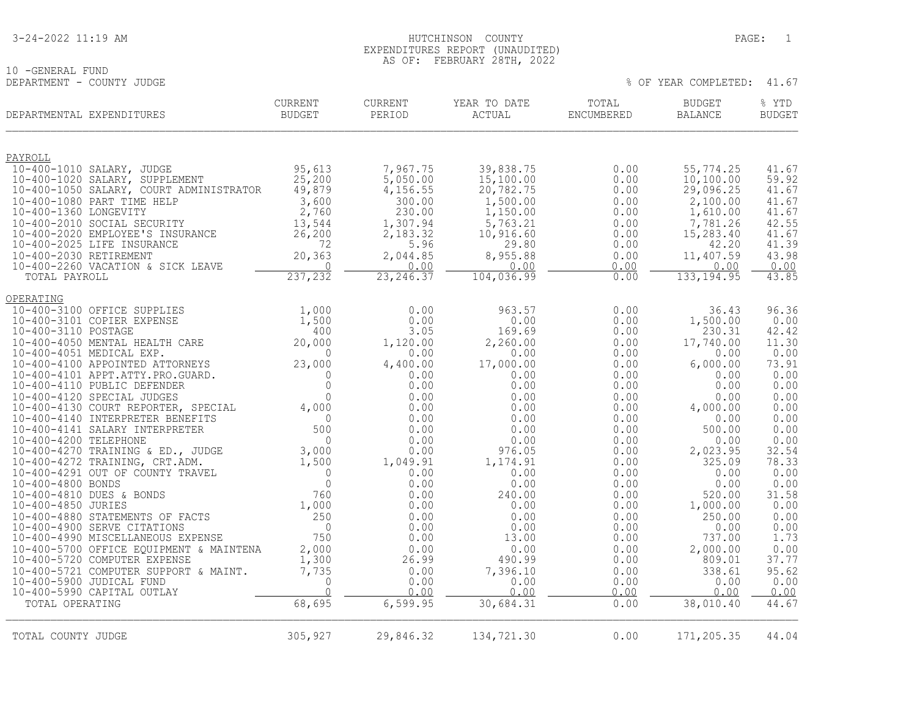3-24-2022 11:19 AM

# HUTCHINSON COUNTY
## EXPENDITURES REPORT (UNAUDITED)
### AS OF: FEBRUARY 28TH, 2022

10 -GENERAL FUND
DEPARTMENT - COUNTY JUDGE

% OF YEAR COMPLETED: 41.67

| DEPARTMENTAL EXPENDITURES | CURRENT BUDGET | CURRENT PERIOD | YEAR TO DATE ACTUAL | TOTAL ENCUMBERED | BUDGET BALANCE | % YTD BUDGET |
|---|---|---|---|---|---|---|
| PAYROLL | | | | | | |
| 10-400-1010 SALARY, JUDGE | 95,613 | 7,967.75 | 39,838.75 | 0.00 | 55,774.25 | 41.67 |
| 10-400-1020 SALARY, SUPPLEMENT | 25,200 | 5,050.00 | 15,100.00 | 0.00 | 10,100.00 | 59.92 |
| 10-400-1050 SALARY, COURT ADMINISTRATOR | 49,879 | 4,156.55 | 20,782.75 | 0.00 | 29,096.25 | 41.67 |
| 10-400-1080 PART TIME HELP | 3,600 | 300.00 | 1,500.00 | 0.00 | 2,100.00 | 41.67 |
| 10-400-1360 LONGEVITY | 2,760 | 230.00 | 1,150.00 | 0.00 | 1,610.00 | 41.67 |
| 10-400-2010 SOCIAL SECURITY | 13,544 | 1,307.94 | 5,763.21 | 0.00 | 7,781.26 | 42.55 |
| 10-400-2020 EMPLOYEE'S INSURANCE | 26,200 | 2,183.32 | 10,916.60 | 0.00 | 15,283.40 | 41.67 |
| 10-400-2025 LIFE INSURANCE | 72 | 5.96 | 29.80 | 0.00 | 42.20 | 41.39 |
| 10-400-2030 RETIREMENT | 20,363 | 2,044.85 | 8,955.88 | 0.00 | 11,407.59 | 43.98 |
| 10-400-2260 VACATION & SICK LEAVE | 0 | 0.00 | 0.00 | 0.00 | 0.00 | 0.00 |
| TOTAL PAYROLL | 237,232 | 23,246.37 | 104,036.99 | 0.00 | 133,194.95 | 43.85 |
| OPERATING | | | | | | |
| 10-400-3100 OFFICE SUPPLIES | 1,000 | 0.00 | 963.57 | 0.00 | 36.43 | 96.36 |
| 10-400-3101 COPIER EXPENSE | 1,500 | 0.00 | 0.00 | 0.00 | 1,500.00 | 0.00 |
| 10-400-3110 POSTAGE | 400 | 3.05 | 169.69 | 0.00 | 230.31 | 42.42 |
| 10-400-4050 MENTAL HEALTH CARE | 20,000 | 1,120.00 | 2,260.00 | 0.00 | 17,740.00 | 11.30 |
| 10-400-4051 MEDICAL EXP. | 0 | 0.00 | 0.00 | 0.00 | 0.00 | 0.00 |
| 10-400-4100 APPOINTED ATTORNEYS | 23,000 | 4,400.00 | 17,000.00 | 0.00 | 6,000.00 | 73.91 |
| 10-400-4101 APPT.ATTY.PRO.GUARD. | 0 | 0.00 | 0.00 | 0.00 | 0.00 | 0.00 |
| 10-400-4110 PUBLIC DEFENDER | 0 | 0.00 | 0.00 | 0.00 | 0.00 | 0.00 |
| 10-400-4120 SPECIAL JUDGES | 0 | 0.00 | 0.00 | 0.00 | 0.00 | 0.00 |
| 10-400-4130 COURT REPORTER, SPECIAL | 4,000 | 0.00 | 0.00 | 0.00 | 4,000.00 | 0.00 |
| 10-400-4140 INTERPRETER BENEFITS | 0 | 0.00 | 0.00 | 0.00 | 0.00 | 0.00 |
| 10-400-4141 SALARY INTERPRETER | 500 | 0.00 | 0.00 | 0.00 | 500.00 | 0.00 |
| 10-400-4200 TELEPHONE | 0 | 0.00 | 0.00 | 0.00 | 0.00 | 0.00 |
| 10-400-4270 TRAINING & ED., JUDGE | 3,000 | 0.00 | 976.05 | 0.00 | 2,023.95 | 32.54 |
| 10-400-4272 TRAINING, CRT.ADM. | 1,500 | 1,049.91 | 1,174.91 | 0.00 | 325.09 | 78.33 |
| 10-400-4291 OUT OF COUNTY TRAVEL | 0 | 0.00 | 0.00 | 0.00 | 0.00 | 0.00 |
| 10-400-4800 BONDS | 0 | 0.00 | 0.00 | 0.00 | 0.00 | 0.00 |
| 10-400-4810 DUES & BONDS | 760 | 0.00 | 240.00 | 0.00 | 520.00 | 31.58 |
| 10-400-4850 JURIES | 1,000 | 0.00 | 0.00 | 0.00 | 1,000.00 | 0.00 |
| 10-400-4880 STATEMENTS OF FACTS | 250 | 0.00 | 0.00 | 0.00 | 250.00 | 0.00 |
| 10-400-4900 SERVE CITATIONS | 0 | 0.00 | 0.00 | 0.00 | 0.00 | 0.00 |
| 10-400-4990 MISCELLANEOUS EXPENSE | 750 | 0.00 | 13.00 | 0.00 | 737.00 | 1.73 |
| 10-400-5700 OFFICE EQUIPMENT & MAINTENA | 2,000 | 0.00 | 0.00 | 0.00 | 2,000.00 | 0.00 |
| 10-400-5720 COMPUTER EXPENSE | 1,300 | 26.99 | 490.99 | 0.00 | 809.01 | 37.77 |
| 10-400-5721 COMPUTER SUPPORT & MAINT. | 7,735 | 0.00 | 7,396.10 | 0.00 | 338.61 | 95.62 |
| 10-400-5900 JUDICAL FUND | 0 | 0.00 | 0.00 | 0.00 | 0.00 | 0.00 |
| 10-400-5990 CAPITAL OUTLAY | 0 | 0.00 | 0.00 | 0.00 | 0.00 | 0.00 |
| TOTAL OPERATING | 68,695 | 6,599.95 | 30,684.31 | 0.00 | 38,010.40 | 44.67 |
| TOTAL COUNTY JUDGE | 305,927 | 29,846.32 | 134,721.30 | 0.00 | 171,205.35 | 44.04 |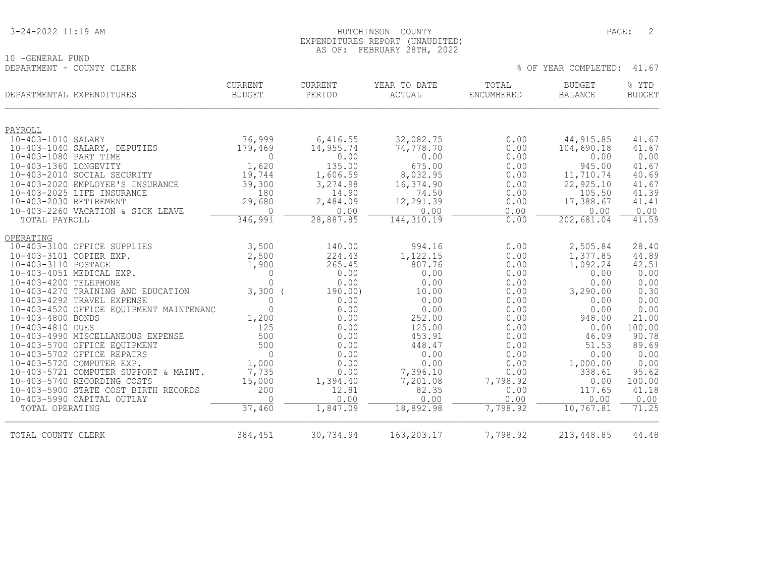HUTCHINSON COUNTY
EXPENDITURES REPORT (UNAUDITED)
AS OF: FEBRUARY 28TH, 2022

10 -GENERAL FUND
DEPARTMENT - COUNTY CLERK

% OF YEAR COMPLETED: 41.67

| DEPARTMENTAL EXPENDITURES | CURRENT BUDGET | CURRENT PERIOD | YEAR TO DATE ACTUAL | TOTAL ENCUMBERED | BUDGET BALANCE | % YTD BUDGET |
|---|---|---|---|---|---|---|
| **PAYROLL** | | | | | | |
| 10-403-1010 SALARY | 76,999 | 6,416.55 | 32,082.75 | 0.00 | 44,915.85 | 41.67 |
| 10-403-1040 SALARY, DEPUTIES | 179,469 | 14,955.74 | 74,778.70 | 0.00 | 104,690.18 | 41.67 |
| 10-403-1080 PART TIME | 0 | 0.00 | 0.00 | 0.00 | 0.00 | 0.00 |
| 10-403-1360 LONGEVITY | 1,620 | 135.00 | 675.00 | 0.00 | 945.00 | 41.67 |
| 10-403-2010 SOCIAL SECURITY | 19,744 | 1,606.59 | 8,032.95 | 0.00 | 11,710.74 | 40.69 |
| 10-403-2020 EMPLOYEE'S INSURANCE | 39,300 | 3,274.98 | 16,374.90 | 0.00 | 22,925.10 | 41.67 |
| 10-403-2025 LIFE INSURANCE | 180 | 14.90 | 74.50 | 0.00 | 105.50 | 41.39 |
| 10-403-2030 RETIREMENT | 29,680 | 2,484.09 | 12,291.39 | 0.00 | 17,388.67 | 41.41 |
| 10-403-2260 VACATION & SICK LEAVE | 0 | 0.00 | 0.00 | 0.00 | 0.00 | 0.00 |
| TOTAL PAYROLL | 346,991 | 28,887.85 | 144,310.19 | 0.00 | 202,681.04 | 41.59 |
| **OPERATING** | | | | | | |
| 10-403-3100 OFFICE SUPPLIES | 3,500 | 140.00 | 994.16 | 0.00 | 2,505.84 | 28.40 |
| 10-403-3101 COPIER EXP. | 2,500 | 224.43 | 1,122.15 | 0.00 | 1,377.85 | 44.89 |
| 10-403-3110 POSTAGE | 1,900 | 265.45 | 807.76 | 0.00 | 1,092.24 | 42.51 |
| 10-403-4051 MEDICAL EXP. | 0 | 0.00 | 0.00 | 0.00 | 0.00 | 0.00 |
| 10-403-4200 TELEPHONE | 0 | 0.00 | 0.00 | 0.00 | 0.00 | 0.00 |
| 10-403-4270 TRAINING AND EDUCATION | 3,300 | ( 190.00) | 10.00 | 0.00 | 3,290.00 | 0.30 |
| 10-403-4292 TRAVEL EXPENSE | 0 | 0.00 | 0.00 | 0.00 | 0.00 | 0.00 |
| 10-403-4520 OFFICE EQUIPMENT MAINTENANC | 0 | 0.00 | 0.00 | 0.00 | 0.00 | 0.00 |
| 10-403-4800 BONDS | 1,200 | 0.00 | 252.00 | 0.00 | 948.00 | 21.00 |
| 10-403-4810 DUES | 125 | 0.00 | 125.00 | 0.00 | 0.00 | 100.00 |
| 10-403-4990 MISCELLANEOUS EXPENSE | 500 | 0.00 | 453.91 | 0.00 | 46.09 | 90.78 |
| 10-403-5700 OFFICE EQUIPMENT | 500 | 0.00 | 448.47 | 0.00 | 51.53 | 89.69 |
| 10-403-5702 OFFICE REPAIRS | 0 | 0.00 | 0.00 | 0.00 | 0.00 | 0.00 |
| 10-403-5720 COMPUTER EXP. | 1,000 | 0.00 | 0.00 | 0.00 | 1,000.00 | 0.00 |
| 10-403-5721 COMPUTER SUPPORT & MAINT. | 7,735 | 0.00 | 7,396.10 | 0.00 | 338.61 | 95.62 |
| 10-403-5740 RECORDING COSTS | 15,000 | 1,394.40 | 7,201.08 | 7,798.92 | 0.00 | 100.00 |
| 10-403-5900 STATE COST BIRTH RECORDS | 200 | 12.81 | 82.35 | 0.00 | 117.65 | 41.18 |
| 10-403-5990 CAPITAL OUTLAY | 0 | 0.00 | 0.00 | 0.00 | 0.00 | 0.00 |
| TOTAL OPERATING | 37,460 | 1,847.09 | 18,892.98 | 7,798.92 | 10,767.81 | 71.25 |
| TOTAL COUNTY CLERK | 384,451 | 30,734.94 | 163,203.17 | 7,798.92 | 213,448.85 | 44.48 |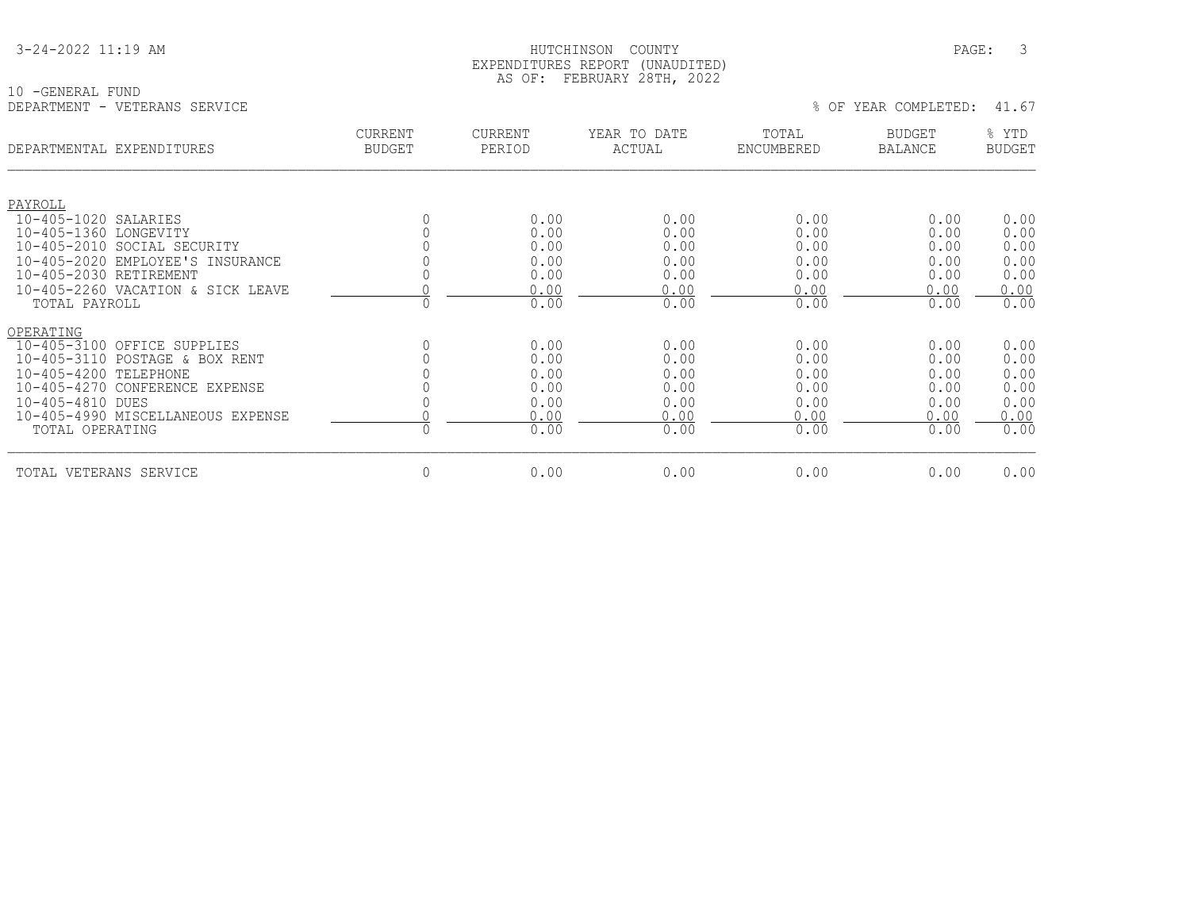HUTCHINSON COUNTY
EXPENDITURES REPORT (UNAUDITED)
AS OF: FEBRUARY 28TH, 2022

10 -GENERAL FUND
DEPARTMENT - VETERANS SERVICE

% OF YEAR COMPLETED: 41.67

| DEPARTMENTAL EXPENDITURES | CURRENT BUDGET | CURRENT PERIOD | YEAR TO DATE ACTUAL | TOTAL ENCUMBERED | BUDGET BALANCE | % YTD BUDGET |
|---|---|---|---|---|---|---|
| PAYROLL | | | | | | |
| 10-405-1020 SALARIES | 0 | 0.00 | 0.00 | 0.00 | 0.00 | 0.00 |
| 10-405-1360 LONGEVITY | 0 | 0.00 | 0.00 | 0.00 | 0.00 | 0.00 |
| 10-405-2010 SOCIAL SECURITY | 0 | 0.00 | 0.00 | 0.00 | 0.00 | 0.00 |
| 10-405-2020 EMPLOYEE'S INSURANCE | 0 | 0.00 | 0.00 | 0.00 | 0.00 | 0.00 |
| 10-405-2030 RETIREMENT | 0 | 0.00 | 0.00 | 0.00 | 0.00 | 0.00 |
| 10-405-2260 VACATION & SICK LEAVE | 0 | 0.00 | 0.00 | 0.00 | 0.00 | 0.00 |
| TOTAL PAYROLL | 0 | 0.00 | 0.00 | 0.00 | 0.00 | 0.00 |
| OPERATING | | | | | | |
| 10-405-3100 OFFICE SUPPLIES | 0 | 0.00 | 0.00 | 0.00 | 0.00 | 0.00 |
| 10-405-3110 POSTAGE & BOX RENT | 0 | 0.00 | 0.00 | 0.00 | 0.00 | 0.00 |
| 10-405-4200 TELEPHONE | 0 | 0.00 | 0.00 | 0.00 | 0.00 | 0.00 |
| 10-405-4270 CONFERENCE EXPENSE | 0 | 0.00 | 0.00 | 0.00 | 0.00 | 0.00 |
| 10-405-4810 DUES | 0 | 0.00 | 0.00 | 0.00 | 0.00 | 0.00 |
| 10-405-4990 MISCELLANEOUS EXPENSE | 0 | 0.00 | 0.00 | 0.00 | 0.00 | 0.00 |
| TOTAL OPERATING | 0 | 0.00 | 0.00 | 0.00 | 0.00 | 0.00 |
| TOTAL VETERANS SERVICE | 0 | 0.00 | 0.00 | 0.00 | 0.00 | 0.00 |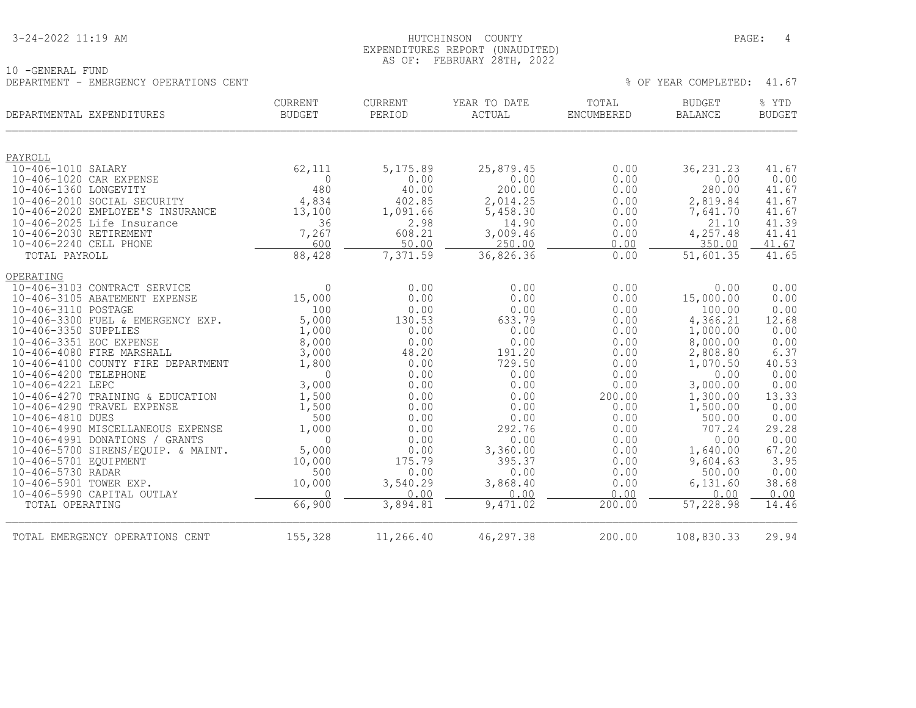HUTCHINSON COUNTY
EXPENDITURES REPORT (UNAUDITED)
AS OF: FEBRUARY 28TH, 2022

10 -GENERAL FUND
DEPARTMENT - EMERGENCY OPERATIONS CENT

% OF YEAR COMPLETED: 41.67

| DEPARTMENTAL EXPENDITURES | CURRENT BUDGET | CURRENT PERIOD | YEAR TO DATE ACTUAL | TOTAL ENCUMBERED | BUDGET BALANCE | % YTD BUDGET |
|---|---|---|---|---|---|---|
| PAYROLL | | | | | | |
| 10-406-1010 SALARY | 62,111 | 5,175.89 | 25,879.45 | 0.00 | 36,231.23 | 41.67 |
| 10-406-1020 CAR EXPENSE | 0 | 0.00 | 0.00 | 0.00 | 0.00 | 0.00 |
| 10-406-1360 LONGEVITY | 480 | 40.00 | 200.00 | 0.00 | 280.00 | 41.67 |
| 10-406-2010 SOCIAL SECURITY | 4,834 | 402.85 | 2,014.25 | 0.00 | 2,819.84 | 41.67 |
| 10-406-2020 EMPLOYEE'S INSURANCE | 13,100 | 1,091.66 | 5,458.30 | 0.00 | 7,641.70 | 41.67 |
| 10-406-2025 Life Insurance | 36 | 2.98 | 14.90 | 0.00 | 21.10 | 41.39 |
| 10-406-2030 RETIREMENT | 7,267 | 608.21 | 3,009.46 | 0.00 | 4,257.48 | 41.41 |
| 10-406-2240 CELL PHONE | 600 | 50.00 | 250.00 | 0.00 | 350.00 | 41.67 |
| TOTAL PAYROLL | 88,428 | 7,371.59 | 36,826.36 | 0.00 | 51,601.35 | 41.65 |
| OPERATING | | | | | | |
| 10-406-3103 CONTRACT SERVICE | 0 | 0.00 | 0.00 | 0.00 | 0.00 | 0.00 |
| 10-406-3105 ABATEMENT EXPENSE | 15,000 | 0.00 | 0.00 | 0.00 | 15,000.00 | 0.00 |
| 10-406-3110 POSTAGE | 100 | 0.00 | 0.00 | 0.00 | 100.00 | 0.00 |
| 10-406-3300 FUEL & EMERGENCY EXP. | 5,000 | 130.53 | 633.79 | 0.00 | 4,366.21 | 12.68 |
| 10-406-3350 SUPPLIES | 1,000 | 0.00 | 0.00 | 0.00 | 1,000.00 | 0.00 |
| 10-406-3351 EOC EXPENSE | 8,000 | 0.00 | 0.00 | 0.00 | 8,000.00 | 0.00 |
| 10-406-4080 FIRE MARSHALL | 3,000 | 48.20 | 191.20 | 0.00 | 2,808.80 | 6.37 |
| 10-406-4100 COUNTY FIRE DEPARTMENT | 1,800 | 0.00 | 729.50 | 0.00 | 1,070.50 | 40.53 |
| 10-406-4200 TELEPHONE | 0 | 0.00 | 0.00 | 0.00 | 0.00 | 0.00 |
| 10-406-4221 LEPC | 3,000 | 0.00 | 0.00 | 0.00 | 3,000.00 | 0.00 |
| 10-406-4270 TRAINING & EDUCATION | 1,500 | 0.00 | 0.00 | 200.00 | 1,300.00 | 13.33 |
| 10-406-4290 TRAVEL EXPENSE | 1,500 | 0.00 | 0.00 | 0.00 | 1,500.00 | 0.00 |
| 10-406-4810 DUES | 500 | 0.00 | 0.00 | 0.00 | 500.00 | 0.00 |
| 10-406-4990 MISCELLANEOUS EXPENSE | 1,000 | 0.00 | 292.76 | 0.00 | 707.24 | 29.28 |
| 10-406-4991 DONATIONS / GRANTS | 0 | 0.00 | 0.00 | 0.00 | 0.00 | 0.00 |
| 10-406-5700 SIRENS/EQUIP. & MAINT. | 5,000 | 0.00 | 3,360.00 | 0.00 | 1,640.00 | 67.20 |
| 10-406-5701 EQUIPMENT | 10,000 | 175.79 | 395.37 | 0.00 | 9,604.63 | 3.95 |
| 10-406-5730 RADAR | 500 | 0.00 | 0.00 | 0.00 | 500.00 | 0.00 |
| 10-406-5901 TOWER EXP. | 10,000 | 3,540.29 | 3,868.40 | 0.00 | 6,131.60 | 38.68 |
| 10-406-5990 CAPITAL OUTLAY | 0 | 0.00 | 0.00 | 0.00 | 0.00 | 0.00 |
| TOTAL OPERATING | 66,900 | 3,894.81 | 9,471.02 | 200.00 | 57,228.98 | 14.46 |
| TOTAL EMERGENCY OPERATIONS CENT | 155,328 | 11,266.40 | 46,297.38 | 200.00 | 108,830.33 | 29.94 |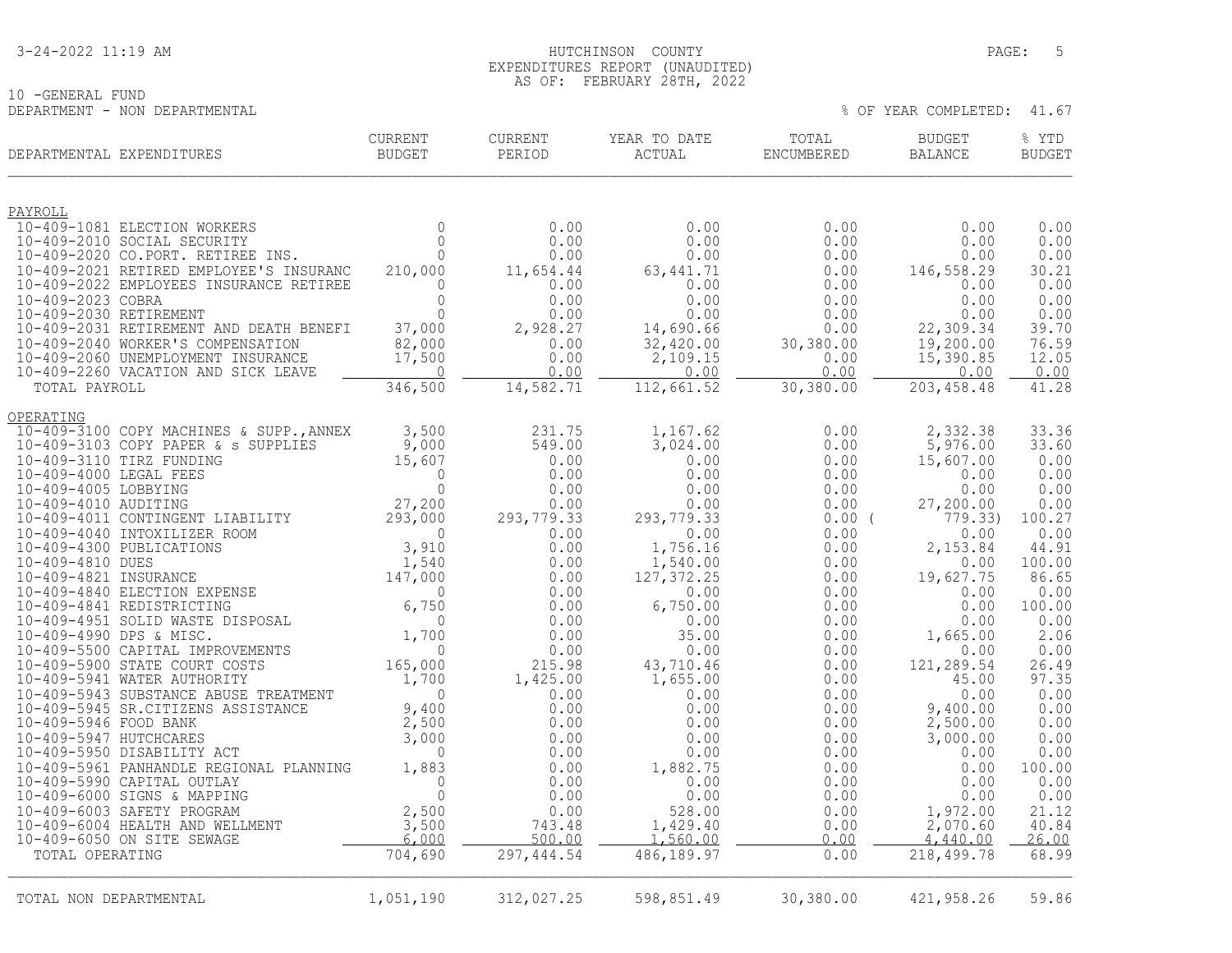HUTCHINSON COUNTY
EXPENDITURES REPORT (UNAUDITED)
AS OF: FEBRUARY 28TH, 2022

10 -GENERAL FUND
DEPARTMENT - NON DEPARTMENTAL

% OF YEAR COMPLETED: 41.67

| DEPARTMENTAL EXPENDITURES | CURRENT BUDGET | CURRENT PERIOD | YEAR TO DATE ACTUAL | TOTAL ENCUMBERED | BUDGET BALANCE | % YTD BUDGET |
|---|---|---|---|---|---|---|
| **PAYROLL** | | | | | | |
| 10-409-1081 ELECTION WORKERS | 0 | 0.00 | 0.00 | 0.00 | 0.00 | 0.00 |
| 10-409-2010 SOCIAL SECURITY | 0 | 0.00 | 0.00 | 0.00 | 0.00 | 0.00 |
| 10-409-2020 CO.PORT. RETIREE INS. | 0 | 0.00 | 0.00 | 0.00 | 0.00 | 0.00 |
| 10-409-2021 RETIRED EMPLOYEE'S INSURANC | 210,000 | 11,654.44 | 63,441.71 | 0.00 | 146,558.29 | 30.21 |
| 10-409-2022 EMPLOYEES INSURANCE RETIREE | 0 | 0.00 | 0.00 | 0.00 | 0.00 | 0.00 |
| 10-409-2023 COBRA | 0 | 0.00 | 0.00 | 0.00 | 0.00 | 0.00 |
| 10-409-2030 RETIREMENT | 0 | 0.00 | 0.00 | 0.00 | 0.00 | 0.00 |
| 10-409-2031 RETIREMENT AND DEATH BENEFI | 37,000 | 2,928.27 | 14,690.66 | 0.00 | 22,309.34 | 39.70 |
| 10-409-2040 WORKER'S COMPENSATION | 82,000 | 0.00 | 32,420.00 | 30,380.00 | 19,200.00 | 76.59 |
| 10-409-2060 UNEMPLOYMENT INSURANCE | 17,500 | 0.00 | 2,109.15 | 0.00 | 15,390.85 | 12.05 |
| 10-409-2260 VACATION AND SICK LEAVE | 0 | 0.00 | 0.00 | 0.00 | 0.00 | 0.00 |
| TOTAL PAYROLL | 346,500 | 14,582.71 | 112,661.52 | 30,380.00 | 203,458.48 | 41.28 |
| **OPERATING** | | | | | | |
| 10-409-3100 COPY MACHINES & SUPP.,ANNEX | 3,500 | 231.75 | 1,167.62 | 0.00 | 2,332.38 | 33.36 |
| 10-409-3103 COPY PAPER & s SUPPLIES | 9,000 | 549.00 | 3,024.00 | 0.00 | 5,976.00 | 33.60 |
| 10-409-3110 TIRZ FUNDING | 15,607 | 0.00 | 0.00 | 0.00 | 15,607.00 | 0.00 |
| 10-409-4000 LEGAL FEES | 0 | 0.00 | 0.00 | 0.00 | 0.00 | 0.00 |
| 10-409-4005 LOBBYING | 0 | 0.00 | 0.00 | 0.00 | 0.00 | 0.00 |
| 10-409-4010 AUDITING | 27,200 | 0.00 | 0.00 | 0.00 | 27,200.00 | 0.00 |
| 10-409-4011 CONTINGENT LIABILITY | 293,000 | 293,779.33 | 293,779.33 | 0.00 | ( 779.33) | 100.27 |
| 10-409-4040 INTOXILIZER ROOM | 0 | 0.00 | 0.00 | 0.00 | 0.00 | 0.00 |
| 10-409-4300 PUBLICATIONS | 3,910 | 0.00 | 1,756.16 | 0.00 | 2,153.84 | 44.91 |
| 10-409-4810 DUES | 1,540 | 0.00 | 1,540.00 | 0.00 | 0.00 | 100.00 |
| 10-409-4821 INSURANCE | 147,000 | 0.00 | 127,372.25 | 0.00 | 19,627.75 | 86.65 |
| 10-409-4840 ELECTION EXPENSE | 0 | 0.00 | 0.00 | 0.00 | 0.00 | 0.00 |
| 10-409-4841 REDISTRICTING | 6,750 | 0.00 | 6,750.00 | 0.00 | 0.00 | 100.00 |
| 10-409-4951 SOLID WASTE DISPOSAL | 0 | 0.00 | 0.00 | 0.00 | 0.00 | 0.00 |
| 10-409-4990 DPS & MISC. | 1,700 | 0.00 | 35.00 | 0.00 | 1,665.00 | 2.06 |
| 10-409-5500 CAPITAL IMPROVEMENTS | 0 | 0.00 | 0.00 | 0.00 | 0.00 | 0.00 |
| 10-409-5900 STATE COURT COSTS | 165,000 | 215.98 | 43,710.46 | 0.00 | 121,289.54 | 26.49 |
| 10-409-5941 WATER AUTHORITY | 1,700 | 1,425.00 | 1,655.00 | 0.00 | 45.00 | 97.35 |
| 10-409-5943 SUBSTANCE ABUSE TREATMENT | 0 | 0.00 | 0.00 | 0.00 | 0.00 | 0.00 |
| 10-409-5945 SR.CITIZENS ASSISTANCE | 9,400 | 0.00 | 0.00 | 0.00 | 9,400.00 | 0.00 |
| 10-409-5946 FOOD BANK | 2,500 | 0.00 | 0.00 | 0.00 | 2,500.00 | 0.00 |
| 10-409-5947 HUTCHCARES | 3,000 | 0.00 | 0.00 | 0.00 | 3,000.00 | 0.00 |
| 10-409-5950 DISABILITY ACT | 0 | 0.00 | 0.00 | 0.00 | 0.00 | 0.00 |
| 10-409-5961 PANHANDLE REGIONAL PLANNING | 1,883 | 0.00 | 1,882.75 | 0.00 | 0.00 | 100.00 |
| 10-409-5990 CAPITAL OUTLAY | 0 | 0.00 | 0.00 | 0.00 | 0.00 | 0.00 |
| 10-409-6000 SIGNS & MAPPING | 0 | 0.00 | 0.00 | 0.00 | 0.00 | 0.00 |
| 10-409-6003 SAFETY PROGRAM | 2,500 | 0.00 | 528.00 | 0.00 | 1,972.00 | 21.12 |
| 10-409-6004 HEALTH AND WELLMENT | 3,500 | 743.48 | 1,429.40 | 0.00 | 2,070.60 | 40.84 |
| 10-409-6050 ON SITE SEWAGE | 6,000 | 500.00 | 1,560.00 | 0.00 | 4,440.00 | 26.00 |
| TOTAL OPERATING | 704,690 | 297,444.54 | 486,189.97 | 0.00 | 218,499.78 | 68.99 |
| TOTAL NON DEPARTMENTAL | 1,051,190 | 312,027.25 | 598,851.49 | 30,380.00 | 421,958.26 | 59.86 |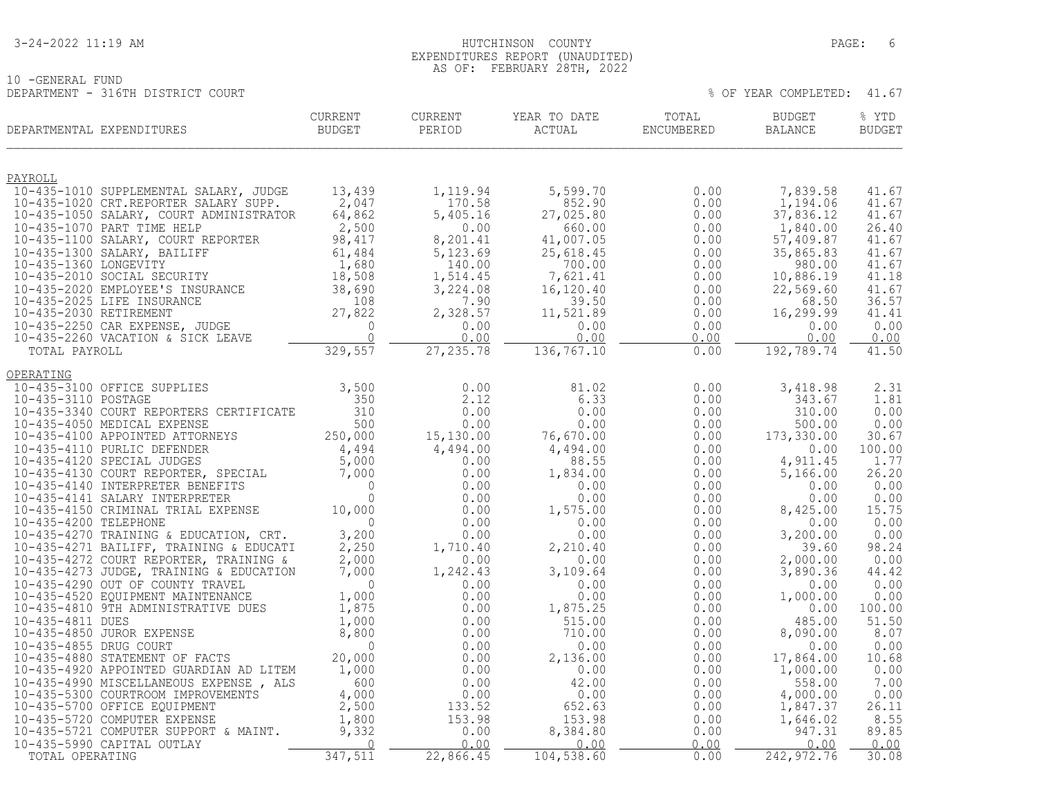HUTCHINSON COUNTY
EXPENDITURES REPORT (UNAUDITED)
AS OF: FEBRUARY 28TH, 2022

10 -GENERAL FUND
DEPARTMENT - 316TH DISTRICT COURT

% OF YEAR COMPLETED: 41.67

| DEPARTMENTAL EXPENDITURES | CURRENT BUDGET | CURRENT PERIOD | YEAR TO DATE ACTUAL | TOTAL ENCUMBERED | BUDGET BALANCE | % YTD BUDGET |
|---|---|---|---|---|---|---|
| **PAYROLL** | | | | | | |
| 10-435-1010 SUPPLEMENTAL SALARY, JUDGE | 13,439 | 1,119.94 | 5,599.70 | 0.00 | 7,839.58 | 41.67 |
| 10-435-1020 CRT.REPORTER SALARY SUPP. | 2,047 | 170.58 | 852.90 | 0.00 | 1,194.06 | 41.67 |
| 10-435-1050 SALARY, COURT ADMINISTRATOR | 64,862 | 5,405.16 | 27,025.80 | 0.00 | 37,836.12 | 41.67 |
| 10-435-1070 PART TIME HELP | 2,500 | 0.00 | 660.00 | 0.00 | 1,840.00 | 26.40 |
| 10-435-1100 SALARY, COURT REPORTER | 98,417 | 8,201.41 | 41,007.05 | 0.00 | 57,409.87 | 41.67 |
| 10-435-1300 SALARY, BAILIFF | 61,484 | 5,123.69 | 25,618.45 | 0.00 | 35,865.83 | 41.67 |
| 10-435-1360 LONGEVITY | 1,680 | 140.00 | 700.00 | 0.00 | 980.00 | 41.67 |
| 10-435-2010 SOCIAL SECURITY | 18,508 | 1,514.45 | 7,621.41 | 0.00 | 10,886.19 | 41.18 |
| 10-435-2020 EMPLOYEE'S INSURANCE | 38,690 | 3,224.08 | 16,120.40 | 0.00 | 22,569.60 | 41.67 |
| 10-435-2025 LIFE INSURANCE | 108 | 7.90 | 39.50 | 0.00 | 68.50 | 36.57 |
| 10-435-2030 RETIREMENT | 27,822 | 2,328.57 | 11,521.89 | 0.00 | 16,299.99 | 41.41 |
| 10-435-2250 CAR EXPENSE, JUDGE | 0 | 0.00 | 0.00 | 0.00 | 0.00 | 0.00 |
| 10-435-2260 VACATION & SICK LEAVE | 0 | 0.00 | 0.00 | 0.00 | 0.00 | 0.00 |
| TOTAL PAYROLL | 329,557 | 27,235.78 | 136,767.10 | 0.00 | 192,789.74 | 41.50 |
| **OPERATING** | | | | | | |
| 10-435-3100 OFFICE SUPPLIES | 3,500 | 0.00 | 81.02 | 0.00 | 3,418.98 | 2.31 |
| 10-435-3110 POSTAGE | 350 | 2.12 | 6.33 | 0.00 | 343.67 | 1.81 |
| 10-435-3340 COURT REPORTERS CERTIFICATE | 310 | 0.00 | 0.00 | 0.00 | 310.00 | 0.00 |
| 10-435-4050 MEDICAL EXPENSE | 500 | 0.00 | 0.00 | 0.00 | 500.00 | 0.00 |
| 10-435-4100 APPOINTED ATTORNEYS | 250,000 | 15,130.00 | 76,670.00 | 0.00 | 173,330.00 | 30.67 |
| 10-435-4110 PURLIC DEFENDER | 4,494 | 4,494.00 | 4,494.00 | 0.00 | 0.00 | 100.00 |
| 10-435-4120 SPECIAL JUDGES | 5,000 | 0.00 | 88.55 | 0.00 | 4,911.45 | 1.77 |
| 10-435-4130 COURT REPORTER, SPECIAL | 7,000 | 0.00 | 1,834.00 | 0.00 | 5,166.00 | 26.20 |
| 10-435-4140 INTERPRETER BENEFITS | 0 | 0.00 | 0.00 | 0.00 | 0.00 | 0.00 |
| 10-435-4141 SALARY INTERPRETER | 0 | 0.00 | 0.00 | 0.00 | 0.00 | 0.00 |
| 10-435-4150 CRIMINAL TRIAL EXPENSE | 10,000 | 0.00 | 1,575.00 | 0.00 | 8,425.00 | 15.75 |
| 10-435-4200 TELEPHONE | 0 | 0.00 | 0.00 | 0.00 | 0.00 | 0.00 |
| 10-435-4270 TRAINING & EDUCATION, CRT. | 3,200 | 0.00 | 0.00 | 0.00 | 3,200.00 | 0.00 |
| 10-435-4271 BAILIFF, TRAINING & EDUCATI | 2,250 | 1,710.40 | 2,210.40 | 0.00 | 39.60 | 98.24 |
| 10-435-4272 COURT REPORTER, TRAINING & | 2,000 | 0.00 | 0.00 | 0.00 | 2,000.00 | 0.00 |
| 10-435-4273 JUDGE, TRAINING & EDUCATION | 7,000 | 1,242.43 | 3,109.64 | 0.00 | 3,890.36 | 44.42 |
| 10-435-4290 OUT OF COUNTY TRAVEL | 0 | 0.00 | 0.00 | 0.00 | 0.00 | 0.00 |
| 10-435-4520 EQUIPMENT MAINTENANCE | 1,000 | 0.00 | 0.00 | 0.00 | 1,000.00 | 0.00 |
| 10-435-4810 9TH ADMINISTRATIVE DUES | 1,875 | 0.00 | 1,875.25 | 0.00 | 0.00 | 100.00 |
| 10-435-4811 DUES | 1,000 | 0.00 | 515.00 | 0.00 | 485.00 | 51.50 |
| 10-435-4850 JUROR EXPENSE | 8,800 | 0.00 | 710.00 | 0.00 | 8,090.00 | 8.07 |
| 10-435-4855 DRUG COURT | 0 | 0.00 | 0.00 | 0.00 | 0.00 | 0.00 |
| 10-435-4880 STATEMENT OF FACTS | 20,000 | 0.00 | 2,136.00 | 0.00 | 17,864.00 | 10.68 |
| 10-435-4920 APPOINTED GUARDIAN AD LITEM | 1,000 | 0.00 | 0.00 | 0.00 | 1,000.00 | 0.00 |
| 10-435-4990 MISCELLANEOUS EXPENSE , ALS | 600 | 0.00 | 42.00 | 0.00 | 558.00 | 7.00 |
| 10-435-5300 COURTROOM IMPROVEMENTS | 4,000 | 0.00 | 0.00 | 0.00 | 4,000.00 | 0.00 |
| 10-435-5700 OFFICE EQUIPMENT | 2,500 | 133.52 | 652.63 | 0.00 | 1,847.37 | 26.11 |
| 10-435-5720 COMPUTER EXPENSE | 1,800 | 153.98 | 153.98 | 0.00 | 1,646.02 | 8.55 |
| 10-435-5721 COMPUTER SUPPORT & MAINT. | 9,332 | 0.00 | 8,384.80 | 0.00 | 947.31 | 89.85 |
| 10-435-5990 CAPITAL OUTLAY | 0 | 0.00 | 0.00 | 0.00 | 0.00 | 0.00 |
| TOTAL OPERATING | 347,511 | 22,866.45 | 104,538.60 | 0.00 | 242,972.76 | 30.08 |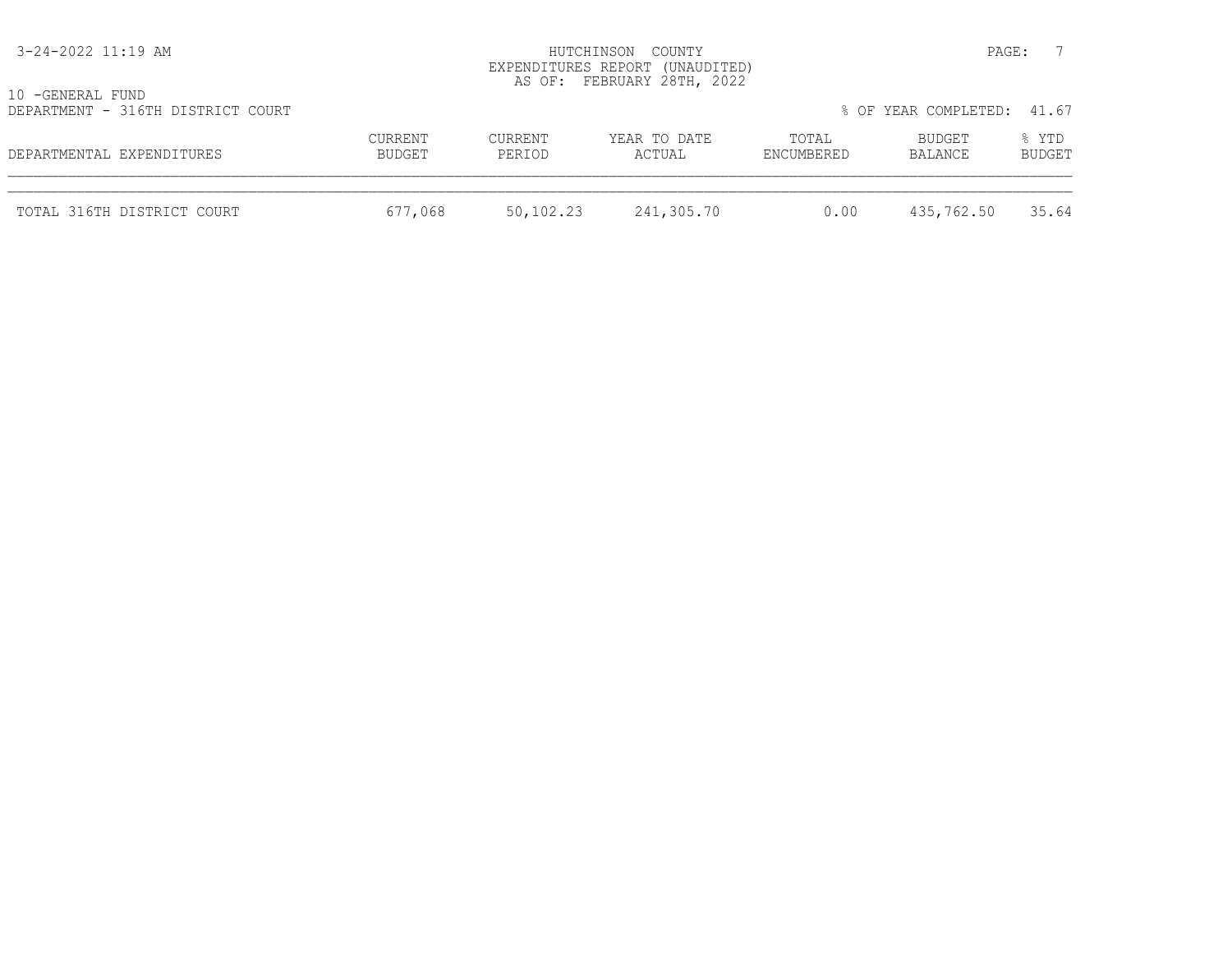10 -GENERAL FUND
DEPARTMENT - 316TH DISTRICT COURT

% OF YEAR COMPLETED: 41.67

| DEPARTMENTAL EXPENDITURES | CURRENT BUDGET | CURRENT PERIOD | YEAR TO DATE ACTUAL | TOTAL ENCUMBERED | BUDGET BALANCE | % YTD BUDGET |
|---|---|---|---|---|---|---|
| TOTAL 316TH DISTRICT COURT | 677,068 | 50,102.23 | 241,305.70 | 0.00 | 435,762.50 | 35.64 |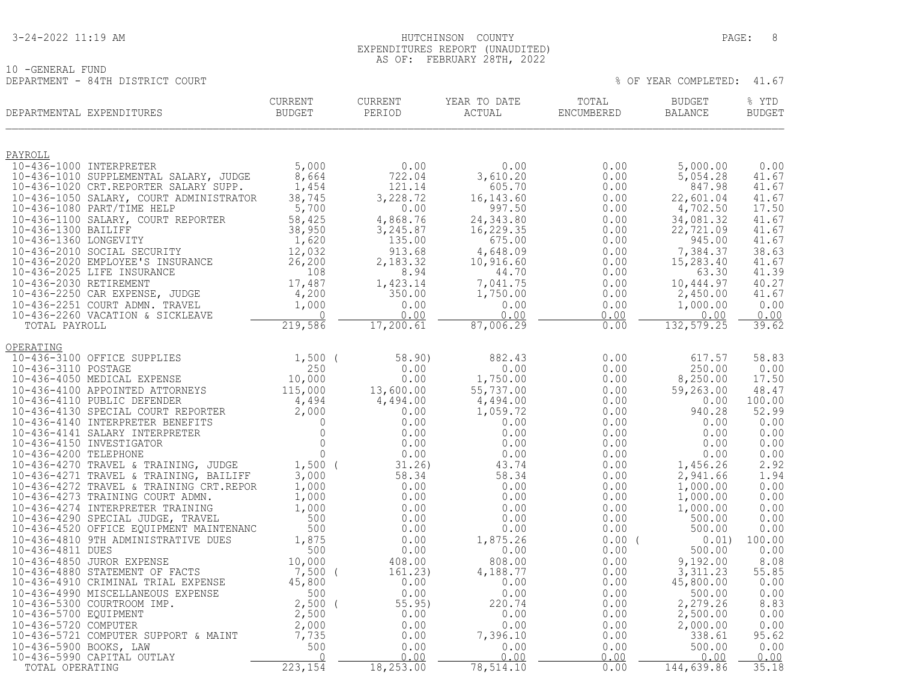3-24-2022 11:19 AM

# HUTCHINSON COUNTY
## EXPENDITURES REPORT (UNAUDITED)
### AS OF: FEBRUARY 28TH, 2022

10 -GENERAL FUND
DEPARTMENT - 84TH DISTRICT COURT

% OF YEAR COMPLETED: 41.67

| DEPARTMENTAL EXPENDITURES | CURRENT BUDGET | CURRENT PERIOD | YEAR TO DATE ACTUAL | TOTAL ENCUMBERED | BUDGET BALANCE | % YTD BUDGET |
|---|---|---|---|---|---|---|
| **PAYROLL** | | | | | | |
| 10-436-1000 INTERPRETER | 5,000 | 0.00 | 0.00 | 0.00 | 5,000.00 | 0.00 |
| 10-436-1010 SUPPLEMENTAL SALARY, JUDGE | 8,664 | 722.04 | 3,610.20 | 0.00 | 5,054.28 | 41.67 |
| 10-436-1020 CRT.REPORTER SALARY SUPP. | 1,454 | 121.14 | 605.70 | 0.00 | 847.98 | 41.67 |
| 10-436-1050 SALARY, COURT ADMINISTRATOR | 38,745 | 3,228.72 | 16,143.60 | 0.00 | 22,601.04 | 41.67 |
| 10-436-1080 PART/TIME HELP | 5,700 | 0.00 | 997.50 | 0.00 | 4,702.50 | 17.50 |
| 10-436-1100 SALARY, COURT REPORTER | 58,425 | 4,868.76 | 24,343.80 | 0.00 | 34,081.32 | 41.67 |
| 10-436-1300 BAILIFF | 38,950 | 3,245.87 | 16,229.35 | 0.00 | 22,721.09 | 41.67 |
| 10-436-1360 LONGEVITY | 1,620 | 135.00 | 675.00 | 0.00 | 945.00 | 41.67 |
| 10-436-2010 SOCIAL SECURITY | 12,032 | 913.68 | 4,648.09 | 0.00 | 7,384.37 | 38.63 |
| 10-436-2020 EMPLOYEE'S INSURANCE | 26,200 | 2,183.32 | 10,916.60 | 0.00 | 15,283.40 | 41.67 |
| 10-436-2025 LIFE INSURANCE | 108 | 8.94 | 44.70 | 0.00 | 63.30 | 41.39 |
| 10-436-2030 RETIREMENT | 17,487 | 1,423.14 | 7,041.75 | 0.00 | 10,444.97 | 40.27 |
| 10-436-2250 CAR EXPENSE, JUDGE | 4,200 | 350.00 | 1,750.00 | 0.00 | 2,450.00 | 41.67 |
| 10-436-2251 COURT ADMN. TRAVEL | 1,000 | 0.00 | 0.00 | 0.00 | 1,000.00 | 0.00 |
| 10-436-2260 VACATION & SICKLEAVE | 0 | 0.00 | 0.00 | 0.00 | 0.00 | 0.00 |
| TOTAL PAYROLL | 219,586 | 17,200.61 | 87,006.29 | 0.00 | 132,579.25 | 39.62 |
| **OPERATING** | | | | | | |
| 10-436-3100 OFFICE SUPPLIES | 1,500 | ( 58.90) | 882.43 | 0.00 | 617.57 | 58.83 |
| 10-436-3110 POSTAGE | 250 | 0.00 | 0.00 | 0.00 | 250.00 | 0.00 |
| 10-436-4050 MEDICAL EXPENSE | 10,000 | 0.00 | 1,750.00 | 0.00 | 8,250.00 | 17.50 |
| 10-436-4100 APPOINTED ATTORNEYS | 115,000 | 13,600.00 | 55,737.00 | 0.00 | 59,263.00 | 48.47 |
| 10-436-4110 PUBLIC DEFENDER | 4,494 | 4,494.00 | 4,494.00 | 0.00 | 0.00 | 100.00 |
| 10-436-4130 SPECIAL COURT REPORTER | 2,000 | 0.00 | 1,059.72 | 0.00 | 940.28 | 52.99 |
| 10-436-4140 INTERPRETER BENEFITS | 0 | 0.00 | 0.00 | 0.00 | 0.00 | 0.00 |
| 10-436-4141 SALARY INTERPRETER | 0 | 0.00 | 0.00 | 0.00 | 0.00 | 0.00 |
| 10-436-4150 INVESTIGATOR | 0 | 0.00 | 0.00 | 0.00 | 0.00 | 0.00 |
| 10-436-4200 TELEPHONE | 0 | 0.00 | 0.00 | 0.00 | 0.00 | 0.00 |
| 10-436-4270 TRAVEL & TRAINING, JUDGE | 1,500 | ( 31.26) | 43.74 | 0.00 | 1,456.26 | 2.92 |
| 10-436-4271 TRAVEL & TRAINING, BAILIFF | 3,000 | 58.34 | 58.34 | 0.00 | 2,941.66 | 1.94 |
| 10-436-4272 TRAVEL & TRAINING CRT.REPOR | 1,000 | 0.00 | 0.00 | 0.00 | 1,000.00 | 0.00 |
| 10-436-4273 TRAINING COURT ADMN. | 1,000 | 0.00 | 0.00 | 0.00 | 1,000.00 | 0.00 |
| 10-436-4274 INTERPRETER TRAINING | 1,000 | 0.00 | 0.00 | 0.00 | 1,000.00 | 0.00 |
| 10-436-4290 SPECIAL JUDGE, TRAVEL | 500 | 0.00 | 0.00 | 0.00 | 500.00 | 0.00 |
| 10-436-4520 OFFICE EQUIPMENT MAINTENANC | 500 | 0.00 | 0.00 | 0.00 | 500.00 | 0.00 |
| 10-436-4810 9TH ADMINISTRATIVE DUES | 1,875 | 0.00 | 1,875.26 | 0.00 | ( 0.01) | 100.00 |
| 10-436-4811 DUES | 500 | 0.00 | 0.00 | 0.00 | 500.00 | 0.00 |
| 10-436-4850 JUROR EXPENSE | 10,000 | 408.00 | 808.00 | 0.00 | 9,192.00 | 8.08 |
| 10-436-4880 STATEMENT OF FACTS | 7,500 | ( 161.23) | 4,188.77 | 0.00 | 3,311.23 | 55.85 |
| 10-436-4910 CRIMINAL TRIAL EXPENSE | 45,800 | 0.00 | 0.00 | 0.00 | 45,800.00 | 0.00 |
| 10-436-4990 MISCELLANEOUS EXPENSE | 500 | 0.00 | 0.00 | 0.00 | 500.00 | 0.00 |
| 10-436-5300 COURTROOM IMP. | 2,500 | ( 55.95) | 220.74 | 0.00 | 2,279.26 | 8.83 |
| 10-436-5700 EQUIPMENT | 2,500 | 0.00 | 0.00 | 0.00 | 2,500.00 | 0.00 |
| 10-436-5720 COMPUTER | 2,000 | 0.00 | 0.00 | 0.00 | 2,000.00 | 0.00 |
| 10-436-5721 COMPUTER SUPPORT & MAINT | 7,735 | 0.00 | 7,396.10 | 0.00 | 338.61 | 95.62 |
| 10-436-5900 BOOKS, LAW | 500 | 0.00 | 0.00 | 0.00 | 500.00 | 0.00 |
| 10-436-5990 CAPITAL OUTLAY | 0 | 0.00 | 0.00 | 0.00 | 0.00 | 0.00 |
| TOTAL OPERATING | 223,154 | 18,253.00 | 78,514.10 | 0.00 | 144,639.86 | 35.18 |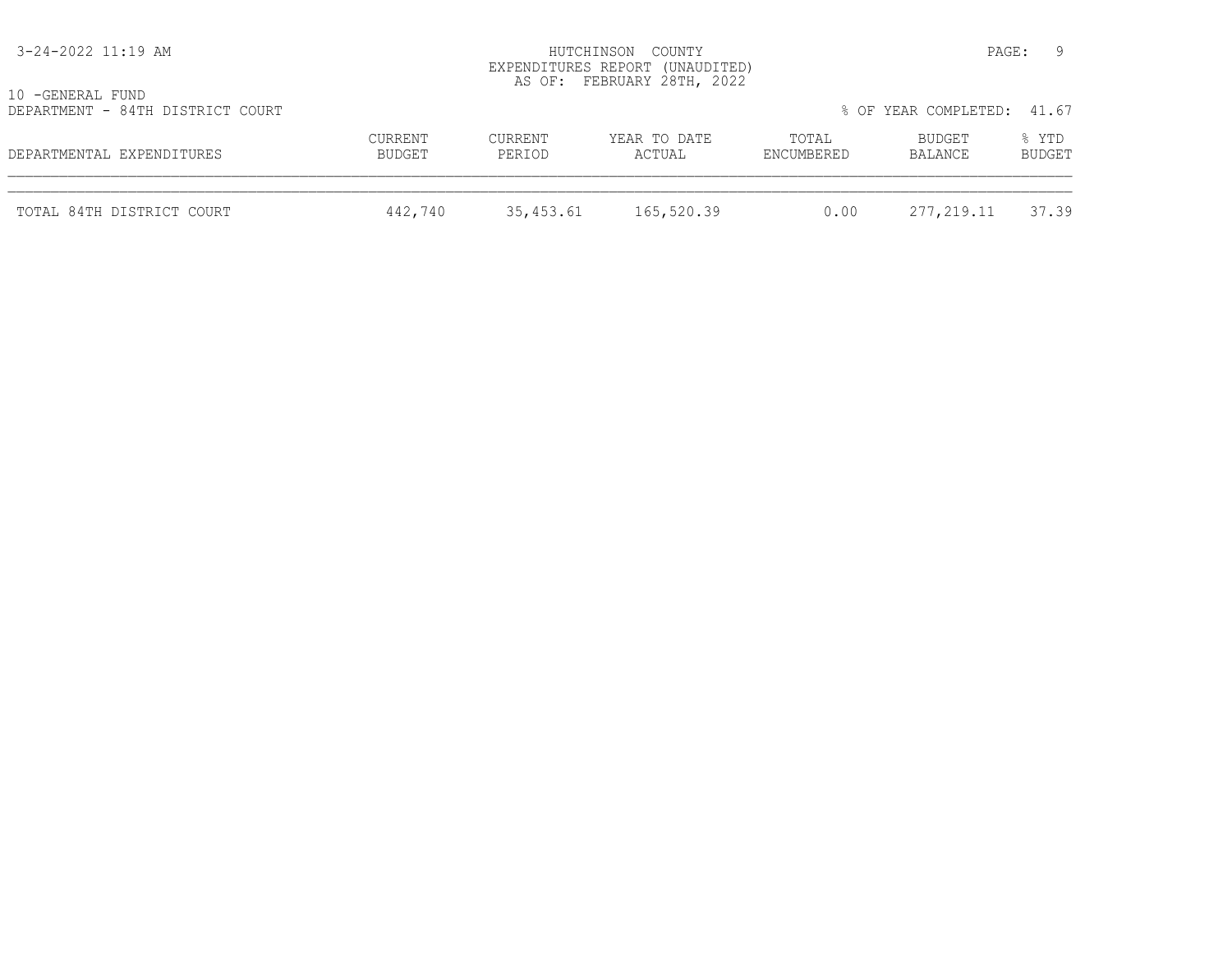10 -GENERAL FUND
DEPARTMENT - 84TH DISTRICT COURT

% OF YEAR COMPLETED: 41.67

| DEPARTMENTAL EXPENDITURES | CURRENT BUDGET | CURRENT PERIOD | YEAR TO DATE ACTUAL | TOTAL ENCUMBERED | BUDGET BALANCE | % YTD BUDGET |
|---|---|---|---|---|---|---|
| TOTAL 84TH DISTRICT COURT | 442,740 | 35,453.61 | 165,520.39 | 0.00 | 277,219.11 | 37.39 |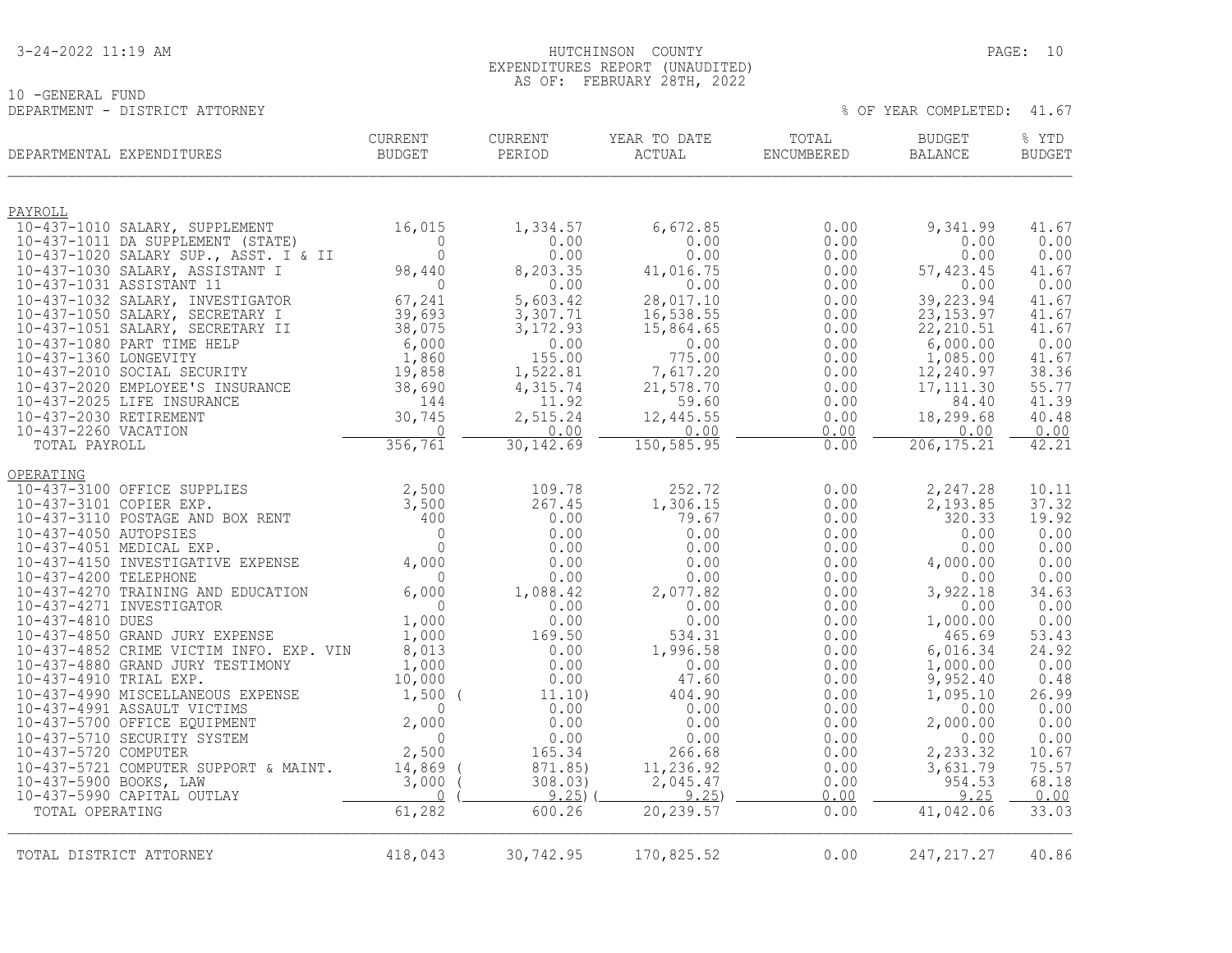HUTCHINSON COUNTY
EXPENDITURES REPORT (UNAUDITED)
AS OF: FEBRUARY 28TH, 2022

10 -GENERAL FUND
DEPARTMENT - DISTRICT ATTORNEY

% OF YEAR COMPLETED: 41.67

| DEPARTMENTAL EXPENDITURES | CURRENT BUDGET | CURRENT PERIOD | YEAR TO DATE ACTUAL | TOTAL ENCUMBERED | BUDGET BALANCE | % YTD BUDGET |
|---|---|---|---|---|---|---|
| **PAYROLL** | | | | | | |
| 10-437-1010 SALARY, SUPPLEMENT | 16,015 | 1,334.57 | 6,672.85 | 0.00 | 9,341.99 | 41.67 |
| 10-437-1011 DA SUPPLEMENT (STATE) | 0 | 0.00 | 0.00 | 0.00 | 0.00 | 0.00 |
| 10-437-1020 SALARY SUP., ASST. I & II | 0 | 0.00 | 0.00 | 0.00 | 0.00 | 0.00 |
| 10-437-1030 SALARY, ASSISTANT I | 98,440 | 8,203.35 | 41,016.75 | 0.00 | 57,423.45 | 41.67 |
| 10-437-1031 ASSISTANT 11 | 0 | 0.00 | 0.00 | 0.00 | 0.00 | 0.00 |
| 10-437-1032 SALARY, INVESTIGATOR | 67,241 | 5,603.42 | 28,017.10 | 0.00 | 39,223.94 | 41.67 |
| 10-437-1050 SALARY, SECRETARY I | 39,693 | 3,307.71 | 16,538.55 | 0.00 | 23,153.97 | 41.67 |
| 10-437-1051 SALARY, SECRETARY II | 38,075 | 3,172.93 | 15,864.65 | 0.00 | 22,210.51 | 41.67 |
| 10-437-1080 PART TIME HELP | 6,000 | 0.00 | 0.00 | 0.00 | 6,000.00 | 0.00 |
| 10-437-1360 LONGEVITY | 1,860 | 155.00 | 775.00 | 0.00 | 1,085.00 | 41.67 |
| 10-437-2010 SOCIAL SECURITY | 19,858 | 1,522.81 | 7,617.20 | 0.00 | 12,240.97 | 38.36 |
| 10-437-2020 EMPLOYEE'S INSURANCE | 38,690 | 4,315.74 | 21,578.70 | 0.00 | 17,111.30 | 55.77 |
| 10-437-2025 LIFE INSURANCE | 144 | 11.92 | 59.60 | 0.00 | 84.40 | 41.39 |
| 10-437-2030 RETIREMENT | 30,745 | 2,515.24 | 12,445.55 | 0.00 | 18,299.68 | 40.48 |
| 10-437-2260 VACATION | 0 | 0.00 | 0.00 | 0.00 | 0.00 | 0.00 |
| TOTAL PAYROLL | 356,761 | 30,142.69 | 150,585.95 | 0.00 | 206,175.21 | 42.21 |
| **OPERATING** | | | | | | |
| 10-437-3100 OFFICE SUPPLIES | 2,500 | 109.78 | 252.72 | 0.00 | 2,247.28 | 10.11 |
| 10-437-3101 COPIER EXP. | 3,500 | 267.45 | 1,306.15 | 0.00 | 2,193.85 | 37.32 |
| 10-437-3110 POSTAGE AND BOX RENT | 400 | 0.00 | 79.67 | 0.00 | 320.33 | 19.92 |
| 10-437-4050 AUTOPSIES | 0 | 0.00 | 0.00 | 0.00 | 0.00 | 0.00 |
| 10-437-4051 MEDICAL EXP. | 0 | 0.00 | 0.00 | 0.00 | 0.00 | 0.00 |
| 10-437-4150 INVESTIGATIVE EXPENSE | 4,000 | 0.00 | 0.00 | 0.00 | 4,000.00 | 0.00 |
| 10-437-4200 TELEPHONE | 0 | 0.00 | 0.00 | 0.00 | 0.00 | 0.00 |
| 10-437-4270 TRAINING AND EDUCATION | 6,000 | 1,088.42 | 2,077.82 | 0.00 | 3,922.18 | 34.63 |
| 10-437-4271 INVESTIGATOR | 0 | 0.00 | 0.00 | 0.00 | 0.00 | 0.00 |
| 10-437-4810 DUES | 1,000 | 0.00 | 0.00 | 0.00 | 1,000.00 | 0.00 |
| 10-437-4850 GRAND JURY EXPENSE | 1,000 | 169.50 | 534.31 | 0.00 | 465.69 | 53.43 |
| 10-437-4852 CRIME VICTIM INFO. EXP. VIN | 8,013 | 0.00 | 1,996.58 | 0.00 | 6,016.34 | 24.92 |
| 10-437-4880 GRAND JURY TESTIMONY | 1,000 | 0.00 | 0.00 | 0.00 | 1,000.00 | 0.00 |
| 10-437-4910 TRIAL EXP. | 10,000 | 0.00 | 47.60 | 0.00 | 9,952.40 | 0.48 |
| 10-437-4990 MISCELLANEOUS EXPENSE | 1,500 | ( 11.10) | 404.90 | 0.00 | 1,095.10 | 26.99 |
| 10-437-4991 ASSAULT VICTIMS | 0 | 0.00 | 0.00 | 0.00 | 0.00 | 0.00 |
| 10-437-5700 OFFICE EQUIPMENT | 2,000 | 0.00 | 0.00 | 0.00 | 2,000.00 | 0.00 |
| 10-437-5710 SECURITY SYSTEM | 0 | 0.00 | 0.00 | 0.00 | 0.00 | 0.00 |
| 10-437-5720 COMPUTER | 2,500 | 165.34 | 266.68 | 0.00 | 2,233.32 | 10.67 |
| 10-437-5721 COMPUTER SUPPORT & MAINT. | 14,869 | ( 871.85) | 11,236.92 | 0.00 | 3,631.79 | 75.57 |
| 10-437-5900 BOOKS, LAW | 3,000 | ( 308.03) | 2,045.47 | 0.00 | 954.53 | 68.18 |
| 10-437-5990 CAPITAL OUTLAY | 0 | ( 9.25) | ( 9.25) | 0.00 | 9.25 | 0.00 |
| TOTAL OPERATING | 61,282 | 600.26 | 20,239.57 | 0.00 | 41,042.06 | 33.03 |
| TOTAL DISTRICT ATTORNEY | 418,043 | 30,742.95 | 170,825.52 | 0.00 | 247,217.27 | 40.86 |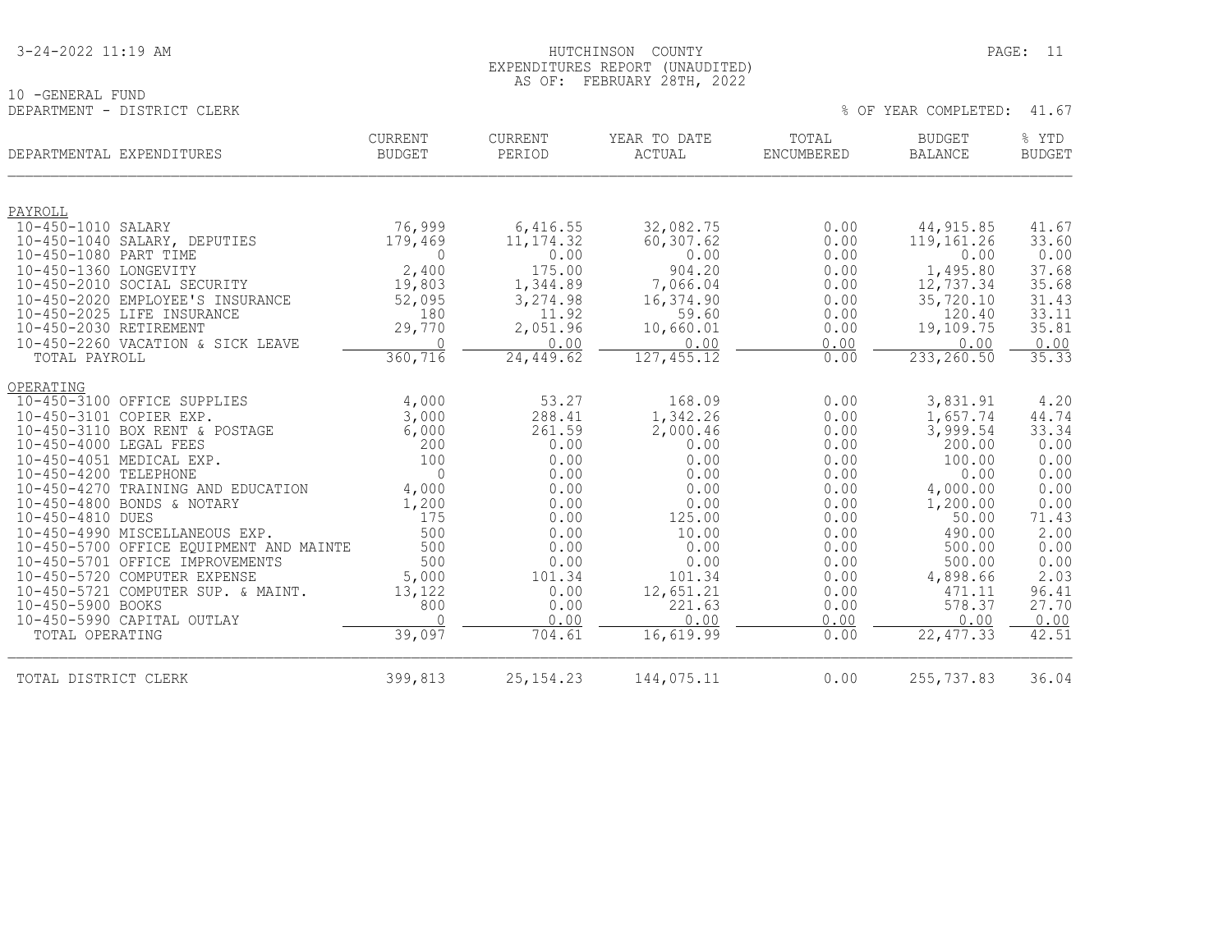HUTCHINSON COUNTY
EXPENDITURES REPORT (UNAUDITED)
AS OF: FEBRUARY 28TH, 2022

10 -GENERAL FUND
DEPARTMENT - DISTRICT CLERK

% OF YEAR COMPLETED: 41.67

| DEPARTMENTAL EXPENDITURES | CURRENT BUDGET | CURRENT PERIOD | YEAR TO DATE ACTUAL | TOTAL ENCUMBERED | BUDGET BALANCE | % YTD BUDGET |
|---|---|---|---|---|---|---|
| PAYROLL | | | | | | |
| 10-450-1010 SALARY | 76,999 | 6,416.55 | 32,082.75 | 0.00 | 44,915.85 | 41.67 |
| 10-450-1040 SALARY, DEPUTIES | 179,469 | 11,174.32 | 60,307.62 | 0.00 | 119,161.26 | 33.60 |
| 10-450-1080 PART TIME | 0 | 0.00 | 0.00 | 0.00 | 0.00 | 0.00 |
| 10-450-1360 LONGEVITY | 2,400 | 175.00 | 904.20 | 0.00 | 1,495.80 | 37.68 |
| 10-450-2010 SOCIAL SECURITY | 19,803 | 1,344.89 | 7,066.04 | 0.00 | 12,737.34 | 35.68 |
| 10-450-2020 EMPLOYEE'S INSURANCE | 52,095 | 3,274.98 | 16,374.90 | 0.00 | 35,720.10 | 31.43 |
| 10-450-2025 LIFE INSURANCE | 180 | 11.92 | 59.60 | 0.00 | 120.40 | 33.11 |
| 10-450-2030 RETIREMENT | 29,770 | 2,051.96 | 10,660.01 | 0.00 | 19,109.75 | 35.81 |
| 10-450-2260 VACATION & SICK LEAVE | 0 | 0.00 | 0.00 | 0.00 | 0.00 | 0.00 |
| TOTAL PAYROLL | 360,716 | 24,449.62 | 127,455.12 | 0.00 | 233,260.50 | 35.33 |
| OPERATING | | | | | | |
| 10-450-3100 OFFICE SUPPLIES | 4,000 | 53.27 | 168.09 | 0.00 | 3,831.91 | 4.20 |
| 10-450-3101 COPIER EXP. | 3,000 | 288.41 | 1,342.26 | 0.00 | 1,657.74 | 44.74 |
| 10-450-3110 BOX RENT & POSTAGE | 6,000 | 261.59 | 2,000.46 | 0.00 | 3,999.54 | 33.34 |
| 10-450-4000 LEGAL FEES | 200 | 0.00 | 0.00 | 0.00 | 200.00 | 0.00 |
| 10-450-4051 MEDICAL EXP. | 100 | 0.00 | 0.00 | 0.00 | 100.00 | 0.00 |
| 10-450-4200 TELEPHONE | 0 | 0.00 | 0.00 | 0.00 | 0.00 | 0.00 |
| 10-450-4270 TRAINING AND EDUCATION | 4,000 | 0.00 | 0.00 | 0.00 | 4,000.00 | 0.00 |
| 10-450-4800 BONDS & NOTARY | 1,200 | 0.00 | 0.00 | 0.00 | 1,200.00 | 0.00 |
| 10-450-4810 DUES | 175 | 0.00 | 125.00 | 0.00 | 50.00 | 71.43 |
| 10-450-4990 MISCELLANEOUS EXP. | 500 | 0.00 | 10.00 | 0.00 | 490.00 | 2.00 |
| 10-450-5700 OFFICE EQUIPMENT AND MAINTE | 500 | 0.00 | 0.00 | 0.00 | 500.00 | 0.00 |
| 10-450-5701 OFFICE IMPROVEMENTS | 500 | 0.00 | 0.00 | 0.00 | 500.00 | 0.00 |
| 10-450-5720 COMPUTER EXPENSE | 5,000 | 101.34 | 101.34 | 0.00 | 4,898.66 | 2.03 |
| 10-450-5721 COMPUTER SUP. & MAINT. | 13,122 | 0.00 | 12,651.21 | 0.00 | 471.11 | 96.41 |
| 10-450-5900 BOOKS | 800 | 0.00 | 221.63 | 0.00 | 578.37 | 27.70 |
| 10-450-5990 CAPITAL OUTLAY | 0 | 0.00 | 0.00 | 0.00 | 0.00 | 0.00 |
| TOTAL OPERATING | 39,097 | 704.61 | 16,619.99 | 0.00 | 22,477.33 | 42.51 |
| TOTAL DISTRICT CLERK | 399,813 | 25,154.23 | 144,075.11 | 0.00 | 255,737.83 | 36.04 |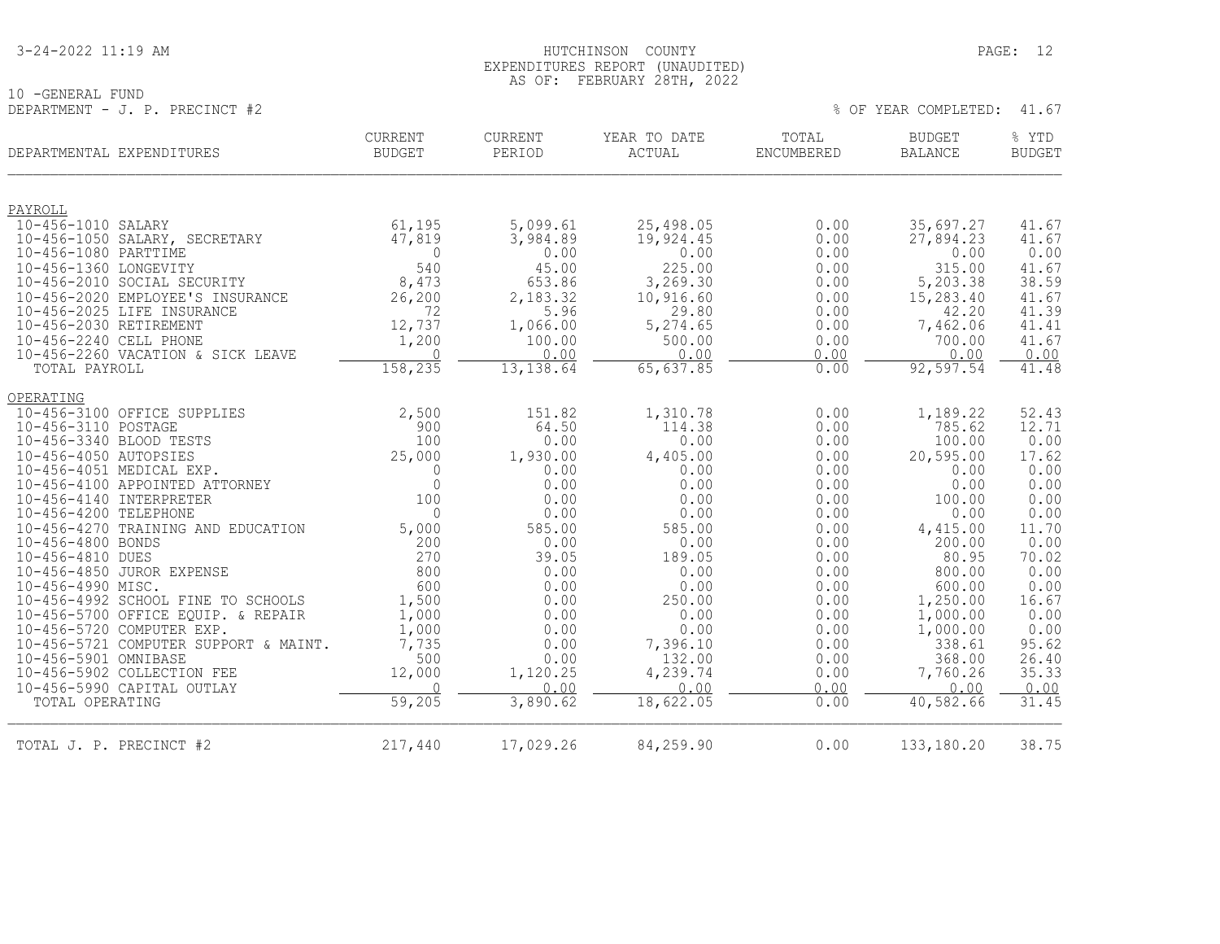3-24-2022 11:19 AM

# HUTCHINSON COUNTY
## EXPENDITURES REPORT (UNAUDITED)
### AS OF: FEBRUARY 28TH, 2022

10 -GENERAL FUND

DEPARTMENT - J. P. PRECINCT #2

% OF YEAR COMPLETED: 41.67

| DEPARTMENTAL EXPENDITURES | CURRENT BUDGET | CURRENT PERIOD | YEAR TO DATE ACTUAL | TOTAL ENCUMBERED | BUDGET BALANCE | % YTD BUDGET |
|---|---|---|---|---|---|---|
| **PAYROLL** | | | | | | |
| 10-456-1010 SALARY | 61,195 | 5,099.61 | 25,498.05 | 0.00 | 35,697.27 | 41.67 |
| 10-456-1050 SALARY, SECRETARY | 47,819 | 3,984.89 | 19,924.45 | 0.00 | 27,894.23 | 41.67 |
| 10-456-1080 PARTTIME | 0 | 0.00 | 0.00 | 0.00 | 0.00 | 0.00 |
| 10-456-1360 LONGEVITY | 540 | 45.00 | 225.00 | 0.00 | 315.00 | 41.67 |
| 10-456-2010 SOCIAL SECURITY | 8,473 | 653.86 | 3,269.30 | 0.00 | 5,203.38 | 38.59 |
| 10-456-2020 EMPLOYEE'S INSURANCE | 26,200 | 2,183.32 | 10,916.60 | 0.00 | 15,283.40 | 41.67 |
| 10-456-2025 LIFE INSURANCE | 72 | 5.96 | 29.80 | 0.00 | 42.20 | 41.39 |
| 10-456-2030 RETIREMENT | 12,737 | 1,066.00 | 5,274.65 | 0.00 | 7,462.06 | 41.41 |
| 10-456-2240 CELL PHONE | 1,200 | 100.00 | 500.00 | 0.00 | 700.00 | 41.67 |
| 10-456-2260 VACATION & SICK LEAVE | 0 | 0.00 | 0.00 | 0.00 | 0.00 | 0.00 |
| TOTAL PAYROLL | 158,235 | 13,138.64 | 65,637.85 | 0.00 | 92,597.54 | 41.48 |
| **OPERATING** | | | | | | |
| 10-456-3100 OFFICE SUPPLIES | 2,500 | 151.82 | 1,310.78 | 0.00 | 1,189.22 | 52.43 |
| 10-456-3110 POSTAGE | 900 | 64.50 | 114.38 | 0.00 | 785.62 | 12.71 |
| 10-456-3340 BLOOD TESTS | 100 | 0.00 | 0.00 | 0.00 | 100.00 | 0.00 |
| 10-456-4050 AUTOPSIES | 25,000 | 1,930.00 | 4,405.00 | 0.00 | 20,595.00 | 17.62 |
| 10-456-4051 MEDICAL EXP. | 0 | 0.00 | 0.00 | 0.00 | 0.00 | 0.00 |
| 10-456-4100 APPOINTED ATTORNEY | 0 | 0.00 | 0.00 | 0.00 | 0.00 | 0.00 |
| 10-456-4140 INTERPRETER | 100 | 0.00 | 0.00 | 0.00 | 100.00 | 0.00 |
| 10-456-4200 TELEPHONE | 0 | 0.00 | 0.00 | 0.00 | 0.00 | 0.00 |
| 10-456-4270 TRAINING AND EDUCATION | 5,000 | 585.00 | 585.00 | 0.00 | 4,415.00 | 11.70 |
| 10-456-4800 BONDS | 200 | 0.00 | 0.00 | 0.00 | 200.00 | 0.00 |
| 10-456-4810 DUES | 270 | 39.05 | 189.05 | 0.00 | 80.95 | 70.02 |
| 10-456-4850 JUROR EXPENSE | 800 | 0.00 | 0.00 | 0.00 | 800.00 | 0.00 |
| 10-456-4990 MISC. | 600 | 0.00 | 0.00 | 0.00 | 600.00 | 0.00 |
| 10-456-4992 SCHOOL FINE TO SCHOOLS | 1,500 | 0.00 | 250.00 | 0.00 | 1,250.00 | 16.67 |
| 10-456-5700 OFFICE EQUIP. & REPAIR | 1,000 | 0.00 | 0.00 | 0.00 | 1,000.00 | 0.00 |
| 10-456-5720 COMPUTER EXP. | 1,000 | 0.00 | 0.00 | 0.00 | 1,000.00 | 0.00 |
| 10-456-5721 COMPUTER SUPPORT & MAINT. | 7,735 | 0.00 | 7,396.10 | 0.00 | 338.61 | 95.62 |
| 10-456-5901 OMNIBASE | 500 | 0.00 | 132.00 | 0.00 | 368.00 | 26.40 |
| 10-456-5902 COLLECTION FEE | 12,000 | 1,120.25 | 4,239.74 | 0.00 | 7,760.26 | 35.33 |
| 10-456-5990 CAPITAL OUTLAY | 0 | 0.00 | 0.00 | 0.00 | 0.00 | 0.00 |
| TOTAL OPERATING | 59,205 | 3,890.62 | 18,622.05 | 0.00 | 40,582.66 | 31.45 |
| TOTAL J. P. PRECINCT #2 | 217,440 | 17,029.26 | 84,259.90 | 0.00 | 133,180.20 | 38.75 |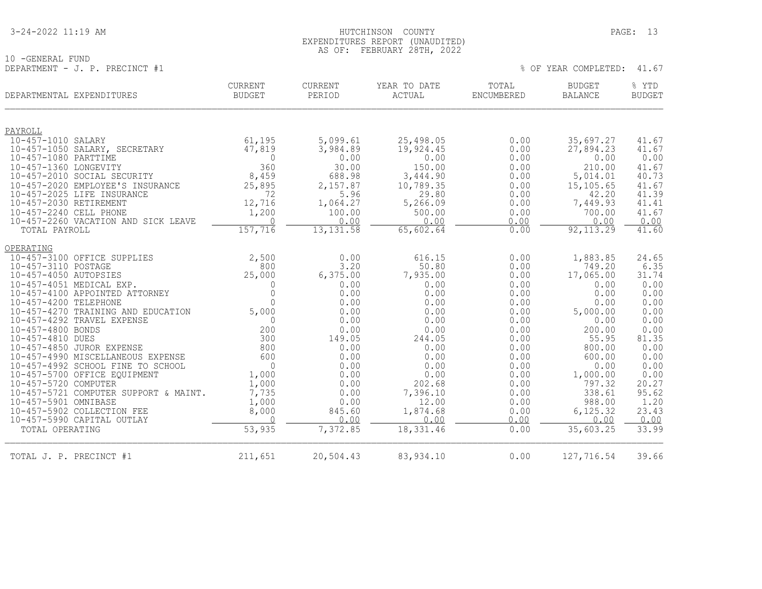3-24-2022 11:19 AM

HUTCHINSON COUNTY
EXPENDITURES REPORT (UNAUDITED)
AS OF: FEBRUARY 28TH, 2022

10 -GENERAL FUND
DEPARTMENT - J. P. PRECINCT #1

% OF YEAR COMPLETED: 41.67

| DEPARTMENTAL EXPENDITURES | CURRENT BUDGET | CURRENT PERIOD | YEAR TO DATE ACTUAL | TOTAL ENCUMBERED | BUDGET BALANCE | % YTD BUDGET |
|---|---|---|---|---|---|---|
| PAYROLL | | | | | | |
| 10-457-1010 SALARY | 61,195 | 5,099.61 | 25,498.05 | 0.00 | 35,697.27 | 41.67 |
| 10-457-1050 SALARY, SECRETARY | 47,819 | 3,984.89 | 19,924.45 | 0.00 | 27,894.23 | 41.67 |
| 10-457-1080 PARTTIME | 0 | 0.00 | 0.00 | 0.00 | 0.00 | 0.00 |
| 10-457-1360 LONGEVITY | 360 | 30.00 | 150.00 | 0.00 | 210.00 | 41.67 |
| 10-457-2010 SOCIAL SECURITY | 8,459 | 688.98 | 3,444.90 | 0.00 | 5,014.01 | 40.73 |
| 10-457-2020 EMPLOYEE'S INSURANCE | 25,895 | 2,157.87 | 10,789.35 | 0.00 | 15,105.65 | 41.67 |
| 10-457-2025 LIFE INSURANCE | 72 | 5.96 | 29.80 | 0.00 | 42.20 | 41.39 |
| 10-457-2030 RETIREMENT | 12,716 | 1,064.27 | 5,266.09 | 0.00 | 7,449.93 | 41.41 |
| 10-457-2240 CELL PHONE | 1,200 | 100.00 | 500.00 | 0.00 | 700.00 | 41.67 |
| 10-457-2260 VACATION AND SICK LEAVE | 0 | 0.00 | 0.00 | 0.00 | 0.00 | 0.00 |
| TOTAL PAYROLL | 157,716 | 13,131.58 | 65,602.64 | 0.00 | 92,113.29 | 41.60 |
| OPERATING | | | | | | |
| 10-457-3100 OFFICE SUPPLIES | 2,500 | 0.00 | 616.15 | 0.00 | 1,883.85 | 24.65 |
| 10-457-3110 POSTAGE | 800 | 3.20 | 50.80 | 0.00 | 749.20 | 6.35 |
| 10-457-4050 AUTOPSIES | 25,000 | 6,375.00 | 7,935.00 | 0.00 | 17,065.00 | 31.74 |
| 10-457-4051 MEDICAL EXP. | 0 | 0.00 | 0.00 | 0.00 | 0.00 | 0.00 |
| 10-457-4100 APPOINTED ATTORNEY | 0 | 0.00 | 0.00 | 0.00 | 0.00 | 0.00 |
| 10-457-4200 TELEPHONE | 0 | 0.00 | 0.00 | 0.00 | 0.00 | 0.00 |
| 10-457-4270 TRAINING AND EDUCATION | 5,000 | 0.00 | 0.00 | 0.00 | 5,000.00 | 0.00 |
| 10-457-4292 TRAVEL EXPENSE | 0 | 0.00 | 0.00 | 0.00 | 0.00 | 0.00 |
| 10-457-4800 BONDS | 200 | 0.00 | 0.00 | 0.00 | 200.00 | 0.00 |
| 10-457-4810 DUES | 300 | 149.05 | 244.05 | 0.00 | 55.95 | 81.35 |
| 10-457-4850 JUROR EXPENSE | 800 | 0.00 | 0.00 | 0.00 | 800.00 | 0.00 |
| 10-457-4990 MISCELLANEOUS EXPENSE | 600 | 0.00 | 0.00 | 0.00 | 600.00 | 0.00 |
| 10-457-4992 SCHOOL FINE TO SCHOOL | 0 | 0.00 | 0.00 | 0.00 | 0.00 | 0.00 |
| 10-457-5700 OFFICE EQUIPMENT | 1,000 | 0.00 | 0.00 | 0.00 | 1,000.00 | 0.00 |
| 10-457-5720 COMPUTER | 1,000 | 0.00 | 202.68 | 0.00 | 797.32 | 20.27 |
| 10-457-5721 COMPUTER SUPPORT & MAINT. | 7,735 | 0.00 | 7,396.10 | 0.00 | 338.61 | 95.62 |
| 10-457-5901 OMNIBASE | 1,000 | 0.00 | 12.00 | 0.00 | 988.00 | 1.20 |
| 10-457-5902 COLLECTION FEE | 8,000 | 845.60 | 1,874.68 | 0.00 | 6,125.32 | 23.43 |
| 10-457-5990 CAPITAL OUTLAY | 0 | 0.00 | 0.00 | 0.00 | 0.00 | 0.00 |
| TOTAL OPERATING | 53,935 | 7,372.85 | 18,331.46 | 0.00 | 35,603.25 | 33.99 |
| TOTAL J. P. PRECINCT #1 | 211,651 | 20,504.43 | 83,934.10 | 0.00 | 127,716.54 | 39.66 |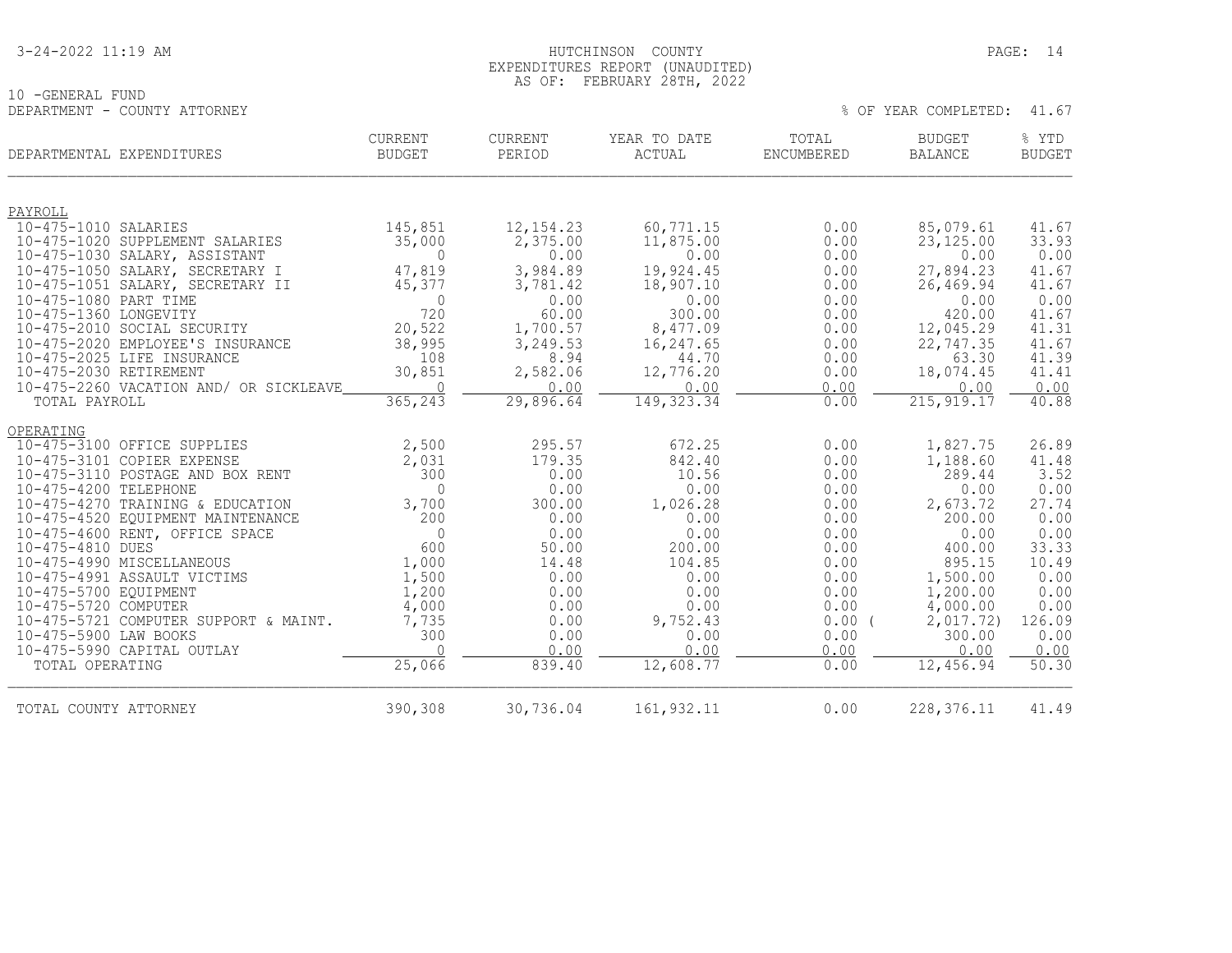HUTCHINSON COUNTY
EXPENDITURES REPORT (UNAUDITED)
AS OF: FEBRUARY 28TH, 2022

10 -GENERAL FUND
DEPARTMENT - COUNTY ATTORNEY

% OF YEAR COMPLETED: 41.67

| DEPARTMENTAL EXPENDITURES | CURRENT BUDGET | CURRENT PERIOD | YEAR TO DATE ACTUAL | TOTAL ENCUMBERED | BUDGET BALANCE | % YTD BUDGET |
|---|---|---|---|---|---|---|
| PAYROLL | | | | | | |
| 10-475-1010 SALARIES | 145,851 | 12,154.23 | 60,771.15 | 0.00 | 85,079.61 | 41.67 |
| 10-475-1020 SUPPLEMENT SALARIES | 35,000 | 2,375.00 | 11,875.00 | 0.00 | 23,125.00 | 33.93 |
| 10-475-1030 SALARY, ASSISTANT | 0 | 0.00 | 0.00 | 0.00 | 0.00 | 0.00 |
| 10-475-1050 SALARY, SECRETARY I | 47,819 | 3,984.89 | 19,924.45 | 0.00 | 27,894.23 | 41.67 |
| 10-475-1051 SALARY, SECRETARY II | 45,377 | 3,781.42 | 18,907.10 | 0.00 | 26,469.94 | 41.67 |
| 10-475-1080 PART TIME | 0 | 0.00 | 0.00 | 0.00 | 0.00 | 0.00 |
| 10-475-1360 LONGEVITY | 720 | 60.00 | 300.00 | 0.00 | 420.00 | 41.67 |
| 10-475-2010 SOCIAL SECURITY | 20,522 | 1,700.57 | 8,477.09 | 0.00 | 12,045.29 | 41.31 |
| 10-475-2020 EMPLOYEE'S INSURANCE | 38,995 | 3,249.53 | 16,247.65 | 0.00 | 22,747.35 | 41.67 |
| 10-475-2025 LIFE INSURANCE | 108 | 8.94 | 44.70 | 0.00 | 63.30 | 41.39 |
| 10-475-2030 RETIREMENT | 30,851 | 2,582.06 | 12,776.20 | 0.00 | 18,074.45 | 41.41 |
| 10-475-2260 VACATION AND/ OR SICKLEAVE | 0 | 0.00 | 0.00 | 0.00 | 0.00 | 0.00 |
| TOTAL PAYROLL | 365,243 | 29,896.64 | 149,323.34 | 0.00 | 215,919.17 | 40.88 |
| OPERATING | | | | | | |
| 10-475-3100 OFFICE SUPPLIES | 2,500 | 295.57 | 672.25 | 0.00 | 1,827.75 | 26.89 |
| 10-475-3101 COPIER EXPENSE | 2,031 | 179.35 | 842.40 | 0.00 | 1,188.60 | 41.48 |
| 10-475-3110 POSTAGE AND BOX RENT | 300 | 0.00 | 10.56 | 0.00 | 289.44 | 3.52 |
| 10-475-4200 TELEPHONE | 0 | 0.00 | 0.00 | 0.00 | 0.00 | 0.00 |
| 10-475-4270 TRAINING & EDUCATION | 3,700 | 300.00 | 1,026.28 | 0.00 | 2,673.72 | 27.74 |
| 10-475-4520 EQUIPMENT MAINTENANCE | 200 | 0.00 | 0.00 | 0.00 | 200.00 | 0.00 |
| 10-475-4600 RENT, OFFICE SPACE | 0 | 0.00 | 0.00 | 0.00 | 0.00 | 0.00 |
| 10-475-4810 DUES | 600 | 50.00 | 200.00 | 0.00 | 400.00 | 33.33 |
| 10-475-4990 MISCELLANEOUS | 1,000 | 14.48 | 104.85 | 0.00 | 895.15 | 10.49 |
| 10-475-4991 ASSAULT VICTIMS | 1,500 | 0.00 | 0.00 | 0.00 | 1,500.00 | 0.00 |
| 10-475-5700 EQUIPMENT | 1,200 | 0.00 | 0.00 | 0.00 | 1,200.00 | 0.00 |
| 10-475-5720 COMPUTER | 4,000 | 0.00 | 0.00 | 0.00 | 4,000.00 | 0.00 |
| 10-475-5721 COMPUTER SUPPORT & MAINT. | 7,735 | 0.00 | 9,752.43 | 0.00 | (2,017.72) | 126.09 |
| 10-475-5900 LAW BOOKS | 300 | 0.00 | 0.00 | 0.00 | 300.00 | 0.00 |
| 10-475-5990 CAPITAL OUTLAY | 0 | 0.00 | 0.00 | 0.00 | 0.00 | 0.00 |
| TOTAL OPERATING | 25,066 | 839.40 | 12,608.77 | 0.00 | 12,456.94 | 50.30 |
| TOTAL COUNTY ATTORNEY | 390,308 | 30,736.04 | 161,932.11 | 0.00 | 228,376.11 | 41.49 |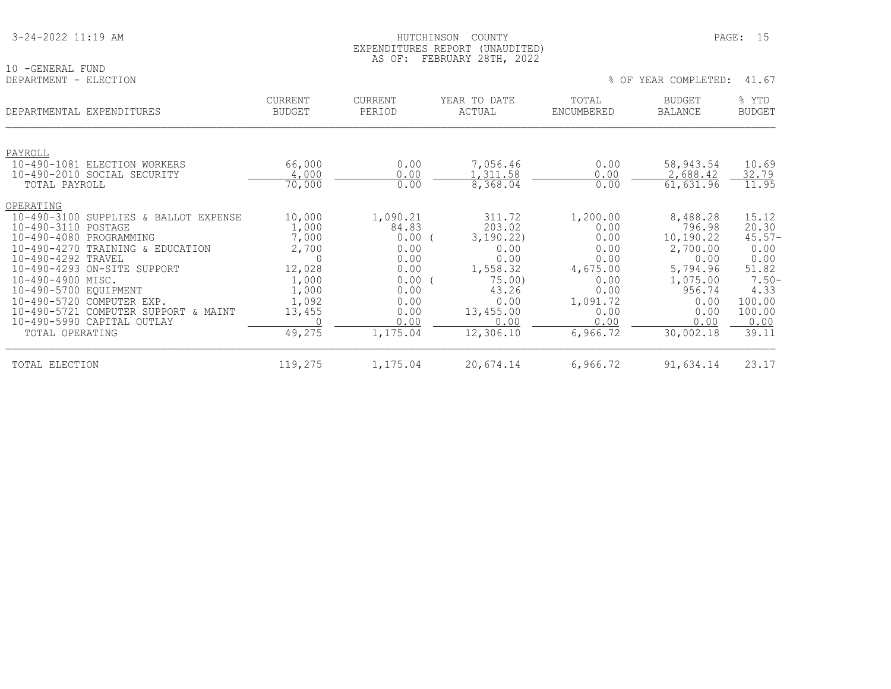HUTCHINSON COUNTY
EXPENDITURES REPORT (UNAUDITED)
AS OF: FEBRUARY 28TH, 2022

10 -GENERAL FUND
DEPARTMENT - ELECTION

% OF YEAR COMPLETED: 41.67

| DEPARTMENTAL EXPENDITURES | CURRENT BUDGET | CURRENT PERIOD | YEAR TO DATE ACTUAL | TOTAL ENCUMBERED | BUDGET BALANCE | % YTD BUDGET |
|---|---|---|---|---|---|---|
| PAYROLL | | | | | | |
| 10-490-1081 ELECTION WORKERS | 66,000 | 0.00 | 7,056.46 | 0.00 | 58,943.54 | 10.69 |
| 10-490-2010 SOCIAL SECURITY | 4,000 | 0.00 | 1,311.58 | 0.00 | 2,688.42 | 32.79 |
| TOTAL PAYROLL | 70,000 | 0.00 | 8,368.04 | 0.00 | 61,631.96 | 11.95 |
| OPERATING | | | | | | |
| 10-490-3100 SUPPLIES & BALLOT EXPENSE | 10,000 | 1,090.21 | 311.72 | 1,200.00 | 8,488.28 | 15.12 |
| 10-490-3110 POSTAGE | 1,000 | 84.83 | 203.02 | 0.00 | 796.98 | 20.30 |
| 10-490-4080 PROGRAMMING | 7,000 | 0.00 | ( 3,190.22) | 0.00 | 10,190.22 | 45.57- |
| 10-490-4270 TRAINING & EDUCATION | 2,700 | 0.00 | 0.00 | 0.00 | 2,700.00 | 0.00 |
| 10-490-4292 TRAVEL | 0 | 0.00 | 0.00 | 0.00 | 0.00 | 0.00 |
| 10-490-4293 ON-SITE SUPPORT | 12,028 | 0.00 | 1,558.32 | 4,675.00 | 5,794.96 | 51.82 |
| 10-490-4900 MISC. | 1,000 | 0.00 | ( 75.00) | 0.00 | 1,075.00 | 7.50- |
| 10-490-5700 EQUIPMENT | 1,000 | 0.00 | 43.26 | 0.00 | 956.74 | 4.33 |
| 10-490-5720 COMPUTER EXP. | 1,092 | 0.00 | 0.00 | 1,091.72 | 0.00 | 100.00 |
| 10-490-5721 COMPUTER SUPPORT & MAINT | 13,455 | 0.00 | 13,455.00 | 0.00 | 0.00 | 100.00 |
| 10-490-5990 CAPITAL OUTLAY | 0 | 0.00 | 0.00 | 0.00 | 0.00 | 0.00 |
| TOTAL OPERATING | 49,275 | 1,175.04 | 12,306.10 | 6,966.72 | 30,002.18 | 39.11 |
| TOTAL ELECTION | 119,275 | 1,175.04 | 20,674.14 | 6,966.72 | 91,634.14 | 23.17 |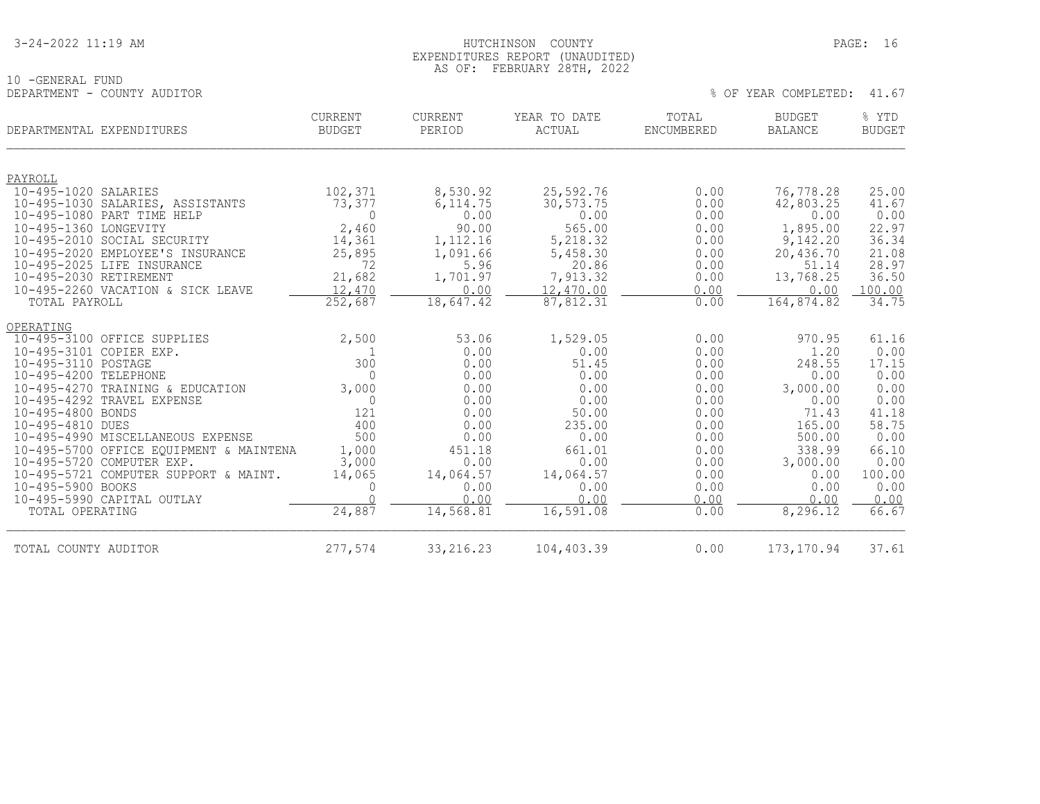# HUTCHINSON COUNTY
## EXPENDITURES REPORT (UNAUDITED)
### AS OF: FEBRUARY 28TH, 2022

10 -GENERAL FUND
DEPARTMENT - COUNTY AUDITOR

% OF YEAR COMPLETED: 41.67

| DEPARTMENTAL EXPENDITURES | CURRENT BUDGET | CURRENT PERIOD | YEAR TO DATE ACTUAL | TOTAL ENCUMBERED | BUDGET BALANCE | % YTD BUDGET |
|---|---|---|---|---|---|---|
| **PAYROLL** | | | | | | |
| 10-495-1020 SALARIES | 102,371 | 8,530.92 | 25,592.76 | 0.00 | 76,778.28 | 25.00 |
| 10-495-1030 SALARIES, ASSISTANTS | 73,377 | 6,114.75 | 30,573.75 | 0.00 | 42,803.25 | 41.67 |
| 10-495-1080 PART TIME HELP | 0 | 0.00 | 0.00 | 0.00 | 0.00 | 0.00 |
| 10-495-1360 LONGEVITY | 2,460 | 90.00 | 565.00 | 0.00 | 1,895.00 | 22.97 |
| 10-495-2010 SOCIAL SECURITY | 14,361 | 1,112.16 | 5,218.32 | 0.00 | 9,142.20 | 36.34 |
| 10-495-2020 EMPLOYEE'S INSURANCE | 25,895 | 1,091.66 | 5,458.30 | 0.00 | 20,436.70 | 21.08 |
| 10-495-2025 LIFE INSURANCE | 72 | 5.96 | 20.86 | 0.00 | 51.14 | 28.97 |
| 10-495-2030 RETIREMENT | 21,682 | 1,701.97 | 7,913.32 | 0.00 | 13,768.25 | 36.50 |
| 10-495-2260 VACATION & SICK LEAVE | 12,470 | 0.00 | 12,470.00 | 0.00 | 0.00 | 100.00 |
| TOTAL PAYROLL | 252,687 | 18,647.42 | 87,812.31 | 0.00 | 164,874.82 | 34.75 |
| **OPERATING** | | | | | | |
| 10-495-3100 OFFICE SUPPLIES | 2,500 | 53.06 | 1,529.05 | 0.00 | 970.95 | 61.16 |
| 10-495-3101 COPIER EXP. | 1 | 0.00 | 0.00 | 0.00 | 1.20 | 0.00 |
| 10-495-3110 POSTAGE | 300 | 0.00 | 51.45 | 0.00 | 248.55 | 17.15 |
| 10-495-4200 TELEPHONE | 0 | 0.00 | 0.00 | 0.00 | 0.00 | 0.00 |
| 10-495-4270 TRAINING & EDUCATION | 3,000 | 0.00 | 0.00 | 0.00 | 3,000.00 | 0.00 |
| 10-495-4292 TRAVEL EXPENSE | 0 | 0.00 | 0.00 | 0.00 | 0.00 | 0.00 |
| 10-495-4800 BONDS | 121 | 0.00 | 50.00 | 0.00 | 71.43 | 41.18 |
| 10-495-4810 DUES | 400 | 0.00 | 235.00 | 0.00 | 165.00 | 58.75 |
| 10-495-4990 MISCELLANEOUS EXPENSE | 500 | 0.00 | 0.00 | 0.00 | 500.00 | 0.00 |
| 10-495-5700 OFFICE EQUIPMENT & MAINTENA | 1,000 | 451.18 | 661.01 | 0.00 | 338.99 | 66.10 |
| 10-495-5720 COMPUTER EXP. | 3,000 | 0.00 | 0.00 | 0.00 | 3,000.00 | 0.00 |
| 10-495-5721 COMPUTER SUPPORT & MAINT. | 14,065 | 14,064.57 | 14,064.57 | 0.00 | 0.00 | 100.00 |
| 10-495-5900 BOOKS | 0 | 0.00 | 0.00 | 0.00 | 0.00 | 0.00 |
| 10-495-5990 CAPITAL OUTLAY | 0 | 0.00 | 0.00 | 0.00 | 0.00 | 0.00 |
| TOTAL OPERATING | 24,887 | 14,568.81 | 16,591.08 | 0.00 | 8,296.12 | 66.67 |
| TOTAL COUNTY AUDITOR | 277,574 | 33,216.23 | 104,403.39 | 0.00 | 173,170.94 | 37.61 |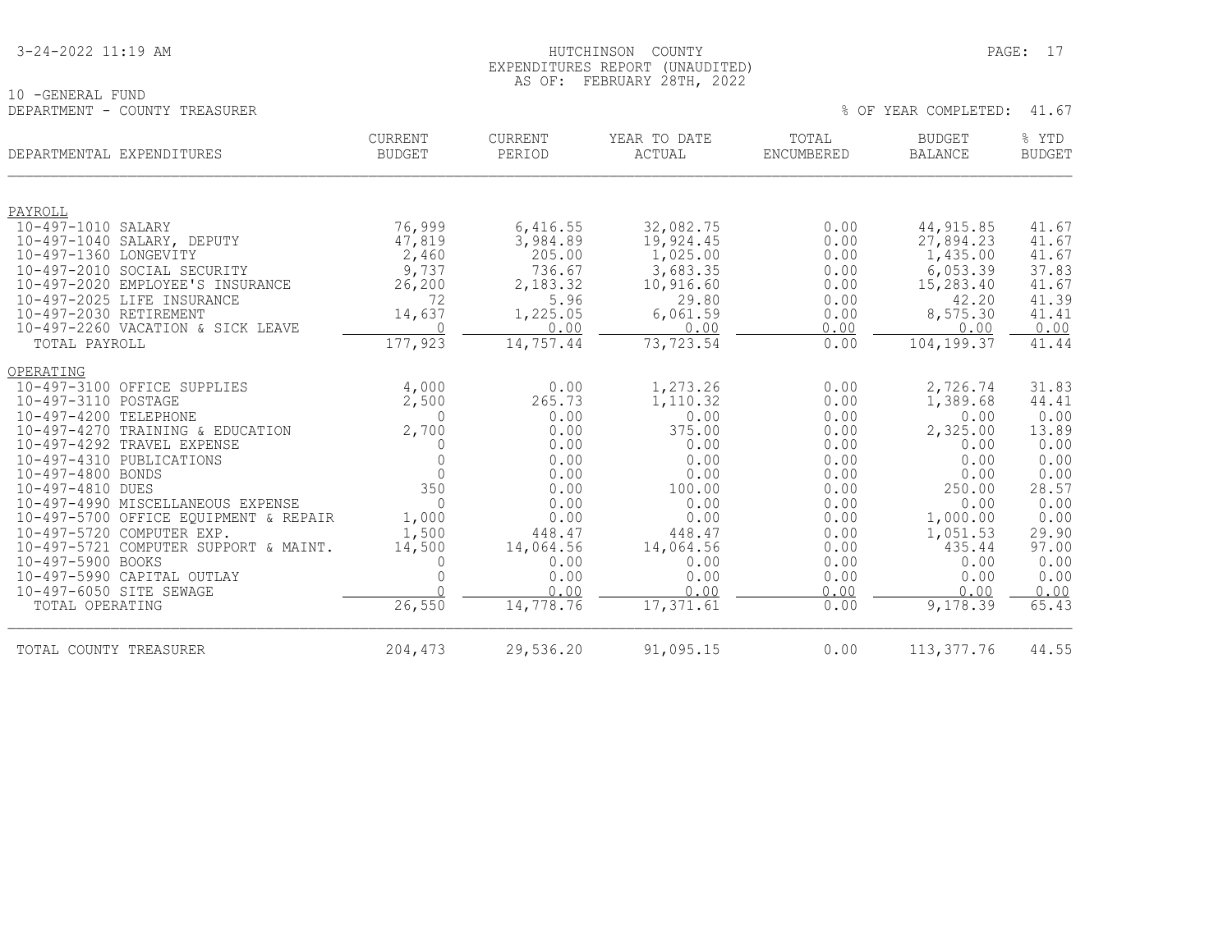HUTCHINSON COUNTY
EXPENDITURES REPORT (UNAUDITED)
AS OF: FEBRUARY 28TH, 2022

10 -GENERAL FUND
DEPARTMENT - COUNTY TREASURER

% OF YEAR COMPLETED: 41.67

| DEPARTMENTAL EXPENDITURES | CURRENT BUDGET | CURRENT PERIOD | YEAR TO DATE ACTUAL | TOTAL ENCUMBERED | BUDGET BALANCE | % YTD BUDGET |
|---|---|---|---|---|---|---|
| **PAYROLL** | | | | | | |
| 10-497-1010 SALARY | 76,999 | 6,416.55 | 32,082.75 | 0.00 | 44,915.85 | 41.67 |
| 10-497-1040 SALARY, DEPUTY | 47,819 | 3,984.89 | 19,924.45 | 0.00 | 27,894.23 | 41.67 |
| 10-497-1360 LONGEVITY | 2,460 | 205.00 | 1,025.00 | 0.00 | 1,435.00 | 41.67 |
| 10-497-2010 SOCIAL SECURITY | 9,737 | 736.67 | 3,683.35 | 0.00 | 6,053.39 | 37.83 |
| 10-497-2020 EMPLOYEE'S INSURANCE | 26,200 | 2,183.32 | 10,916.60 | 0.00 | 15,283.40 | 41.67 |
| 10-497-2025 LIFE INSURANCE | 72 | 5.96 | 29.80 | 0.00 | 42.20 | 41.39 |
| 10-497-2030 RETIREMENT | 14,637 | 1,225.05 | 6,061.59 | 0.00 | 8,575.30 | 41.41 |
| 10-497-2260 VACATION & SICK LEAVE | 0 | 0.00 | 0.00 | 0.00 | 0.00 | 0.00 |
| TOTAL PAYROLL | 177,923 | 14,757.44 | 73,723.54 | 0.00 | 104,199.37 | 41.44 |
| **OPERATING** | | | | | | |
| 10-497-3100 OFFICE SUPPLIES | 4,000 | 0.00 | 1,273.26 | 0.00 | 2,726.74 | 31.83 |
| 10-497-3110 POSTAGE | 2,500 | 265.73 | 1,110.32 | 0.00 | 1,389.68 | 44.41 |
| 10-497-4200 TELEPHONE | 0 | 0.00 | 0.00 | 0.00 | 0.00 | 0.00 |
| 10-497-4270 TRAINING & EDUCATION | 2,700 | 0.00 | 375.00 | 0.00 | 2,325.00 | 13.89 |
| 10-497-4292 TRAVEL EXPENSE | 0 | 0.00 | 0.00 | 0.00 | 0.00 | 0.00 |
| 10-497-4310 PUBLICATIONS | 0 | 0.00 | 0.00 | 0.00 | 0.00 | 0.00 |
| 10-497-4800 BONDS | 0 | 0.00 | 0.00 | 0.00 | 0.00 | 0.00 |
| 10-497-4810 DUES | 350 | 0.00 | 100.00 | 0.00 | 250.00 | 28.57 |
| 10-497-4990 MISCELLANEOUS EXPENSE | 0 | 0.00 | 0.00 | 0.00 | 0.00 | 0.00 |
| 10-497-5700 OFFICE EQUIPMENT & REPAIR | 1,000 | 0.00 | 0.00 | 0.00 | 1,000.00 | 0.00 |
| 10-497-5720 COMPUTER EXP. | 1,500 | 448.47 | 448.47 | 0.00 | 1,051.53 | 29.90 |
| 10-497-5721 COMPUTER SUPPORT & MAINT. | 14,500 | 14,064.56 | 14,064.56 | 0.00 | 435.44 | 97.00 |
| 10-497-5900 BOOKS | 0 | 0.00 | 0.00 | 0.00 | 0.00 | 0.00 |
| 10-497-5990 CAPITAL OUTLAY | 0 | 0.00 | 0.00 | 0.00 | 0.00 | 0.00 |
| 10-497-6050 SITE SEWAGE | 0 | 0.00 | 0.00 | 0.00 | 0.00 | 0.00 |
| TOTAL OPERATING | 26,550 | 14,778.76 | 17,371.61 | 0.00 | 9,178.39 | 65.43 |
| TOTAL COUNTY TREASURER | 204,473 | 29,536.20 | 91,095.15 | 0.00 | 113,377.76 | 44.55 |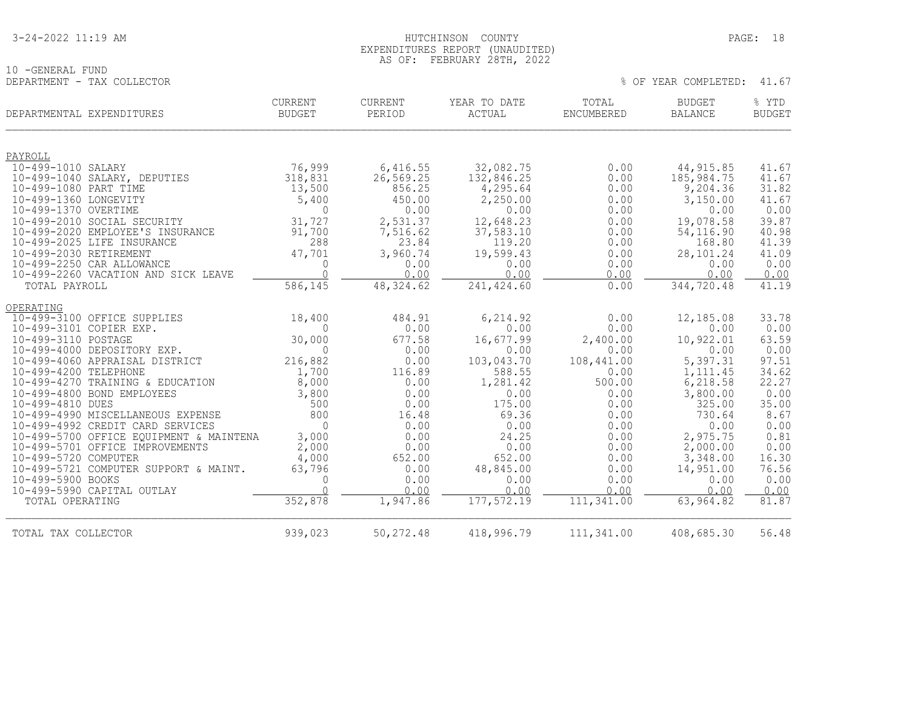# HUTCHINSON COUNTY

EXPENDITURES REPORT (UNAUDITED)

AS OF: FEBRUARY 28TH, 2022

3-24-2022 11:19 AM

10 -GENERAL FUND

DEPARTMENT - TAX COLLECTOR

% OF YEAR COMPLETED: 41.67

| DEPARTMENTAL EXPENDITURES | CURRENT BUDGET | CURRENT PERIOD | YEAR TO DATE ACTUAL | TOTAL ENCUMBERED | BUDGET BALANCE | % YTD BUDGET |
|---|---|---|---|---|---|---|
| **PAYROLL** | | | | | | |
| 10-499-1010 SALARY | 76,999 | 6,416.55 | 32,082.75 | 0.00 | 44,915.85 | 41.67 |
| 10-499-1040 SALARY, DEPUTIES | 318,831 | 26,569.25 | 132,846.25 | 0.00 | 185,984.75 | 41.67 |
| 10-499-1080 PART TIME | 13,500 | 856.25 | 4,295.64 | 0.00 | 9,204.36 | 31.82 |
| 10-499-1360 LONGEVITY | 5,400 | 450.00 | 2,250.00 | 0.00 | 3,150.00 | 41.67 |
| 10-499-1370 OVERTIME | 0 | 0.00 | 0.00 | 0.00 | 0.00 | 0.00 |
| 10-499-2010 SOCIAL SECURITY | 31,727 | 2,531.37 | 12,648.23 | 0.00 | 19,078.58 | 39.87 |
| 10-499-2020 EMPLOYEE'S INSURANCE | 91,700 | 7,516.62 | 37,583.10 | 0.00 | 54,116.90 | 40.98 |
| 10-499-2025 LIFE INSURANCE | 288 | 23.84 | 119.20 | 0.00 | 168.80 | 41.39 |
| 10-499-2030 RETIREMENT | 47,701 | 3,960.74 | 19,599.43 | 0.00 | 28,101.24 | 41.09 |
| 10-499-2250 CAR ALLOWANCE | 0 | 0.00 | 0.00 | 0.00 | 0.00 | 0.00 |
| 10-499-2260 VACATION AND SICK LEAVE | 0 | 0.00 | 0.00 | 0.00 | 0.00 | 0.00 |
| TOTAL PAYROLL | 586,145 | 48,324.62 | 241,424.60 | 0.00 | 344,720.48 | 41.19 |
| **OPERATING** | | | | | | |
| 10-499-3100 OFFICE SUPPLIES | 18,400 | 484.91 | 6,214.92 | 0.00 | 12,185.08 | 33.78 |
| 10-499-3101 COPIER EXP. | 0 | 0.00 | 0.00 | 0.00 | 0.00 | 0.00 |
| 10-499-3110 POSTAGE | 30,000 | 677.58 | 16,677.99 | 2,400.00 | 10,922.01 | 63.59 |
| 10-499-4000 DEPOSITORY EXP. | 0 | 0.00 | 0.00 | 0.00 | 0.00 | 0.00 |
| 10-499-4060 APPRAISAL DISTRICT | 216,882 | 0.00 | 103,043.70 | 108,441.00 | 5,397.31 | 97.51 |
| 10-499-4200 TELEPHONE | 1,700 | 116.89 | 588.55 | 0.00 | 1,111.45 | 34.62 |
| 10-499-4270 TRAINING & EDUCATION | 8,000 | 0.00 | 1,281.42 | 500.00 | 6,218.58 | 22.27 |
| 10-499-4800 BOND EMPLOYEES | 3,800 | 0.00 | 0.00 | 0.00 | 3,800.00 | 0.00 |
| 10-499-4810 DUES | 500 | 0.00 | 175.00 | 0.00 | 325.00 | 35.00 |
| 10-499-4990 MISCELLANEOUS EXPENSE | 800 | 16.48 | 69.36 | 0.00 | 730.64 | 8.67 |
| 10-499-4992 CREDIT CARD SERVICES | 0 | 0.00 | 0.00 | 0.00 | 0.00 | 0.00 |
| 10-499-5700 OFFICE EQUIPMENT & MAINTENA | 3,000 | 0.00 | 24.25 | 0.00 | 2,975.75 | 0.81 |
| 10-499-5701 OFFICE IMPROVEMENTS | 2,000 | 0.00 | 0.00 | 0.00 | 2,000.00 | 0.00 |
| 10-499-5720 COMPUTER | 4,000 | 652.00 | 652.00 | 0.00 | 3,348.00 | 16.30 |
| 10-499-5721 COMPUTER SUPPORT & MAINT. | 63,796 | 0.00 | 48,845.00 | 0.00 | 14,951.00 | 76.56 |
| 10-499-5900 BOOKS | 0 | 0.00 | 0.00 | 0.00 | 0.00 | 0.00 |
| 10-499-5990 CAPITAL OUTLAY | 0 | 0.00 | 0.00 | 0.00 | 0.00 | 0.00 |
| TOTAL OPERATING | 352,878 | 1,947.86 | 177,572.19 | 111,341.00 | 63,964.82 | 81.87 |
| TOTAL TAX COLLECTOR | 939,023 | 50,272.48 | 418,996.79 | 111,341.00 | 408,685.30 | 56.48 |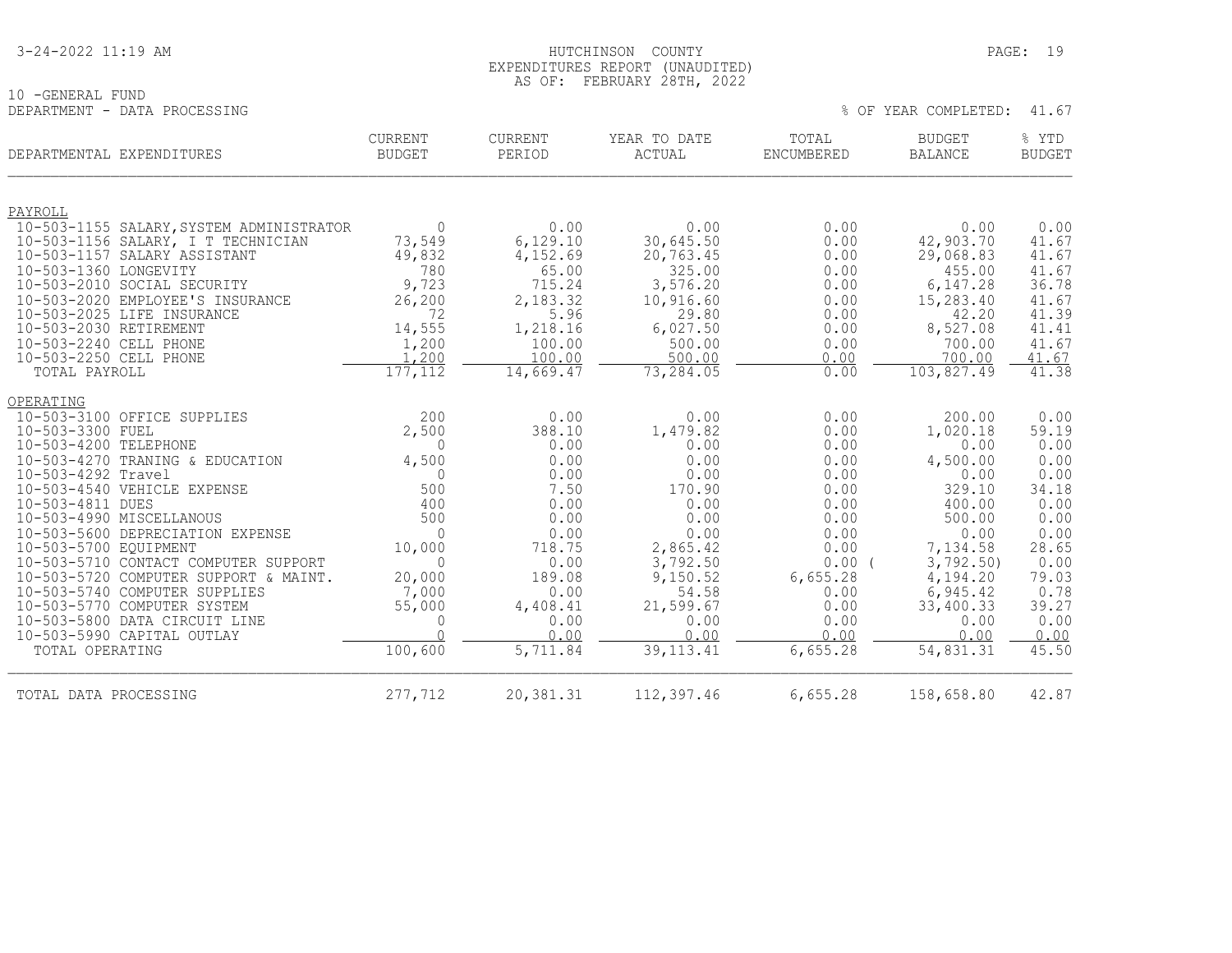HUTCHINSON COUNTY
EXPENDITURES REPORT (UNAUDITED)
AS OF: FEBRUARY 28TH, 2022

10 -GENERAL FUND
DEPARTMENT - DATA PROCESSING

% OF YEAR COMPLETED: 41.67

| DEPARTMENTAL EXPENDITURES | CURRENT BUDGET | CURRENT PERIOD | YEAR TO DATE ACTUAL | TOTAL ENCUMBERED | BUDGET BALANCE | % YTD BUDGET |
|---|---|---|---|---|---|---|
| PAYROLL | | | | | | |
| 10-503-1155 SALARY,SYSTEM ADMINISTRATOR | 0 | 0.00 | 0.00 | 0.00 | 0.00 | 0.00 |
| 10-503-1156 SALARY, I T TECHNICIAN | 73,549 | 6,129.10 | 30,645.50 | 0.00 | 42,903.70 | 41.67 |
| 10-503-1157 SALARY ASSISTANT | 49,832 | 4,152.69 | 20,763.45 | 0.00 | 29,068.83 | 41.67 |
| 10-503-1360 LONGEVITY | 780 | 65.00 | 325.00 | 0.00 | 455.00 | 41.67 |
| 10-503-2010 SOCIAL SECURITY | 9,723 | 715.24 | 3,576.20 | 0.00 | 6,147.28 | 36.78 |
| 10-503-2020 EMPLOYEE'S INSURANCE | 26,200 | 2,183.32 | 10,916.60 | 0.00 | 15,283.40 | 41.67 |
| 10-503-2025 LIFE INSURANCE | 72 | 5.96 | 29.80 | 0.00 | 42.20 | 41.39 |
| 10-503-2030 RETIREMENT | 14,555 | 1,218.16 | 6,027.50 | 0.00 | 8,527.08 | 41.41 |
| 10-503-2240 CELL PHONE | 1,200 | 100.00 | 500.00 | 0.00 | 700.00 | 41.67 |
| 10-503-2250 CELL PHONE | 1,200 | 100.00 | 500.00 | 0.00 | 700.00 | 41.67 |
| TOTAL PAYROLL | 177,112 | 14,669.47 | 73,284.05 | 0.00 | 103,827.49 | 41.38 |
| OPERATING | | | | | | |
| 10-503-3100 OFFICE SUPPLIES | 200 | 0.00 | 0.00 | 0.00 | 200.00 | 0.00 |
| 10-503-3300 FUEL | 2,500 | 388.10 | 1,479.82 | 0.00 | 1,020.18 | 59.19 |
| 10-503-4200 TELEPHONE | 0 | 0.00 | 0.00 | 0.00 | 0.00 | 0.00 |
| 10-503-4270 TRANING & EDUCATION | 4,500 | 0.00 | 0.00 | 0.00 | 4,500.00 | 0.00 |
| 10-503-4292 Travel | 0 | 0.00 | 0.00 | 0.00 | 0.00 | 0.00 |
| 10-503-4540 VEHICLE EXPENSE | 500 | 7.50 | 170.90 | 0.00 | 329.10 | 34.18 |
| 10-503-4811 DUES | 400 | 0.00 | 0.00 | 0.00 | 400.00 | 0.00 |
| 10-503-4990 MISCELLANOUS | 500 | 0.00 | 0.00 | 0.00 | 500.00 | 0.00 |
| 10-503-5600 DEPRECIATION EXPENSE | 0 | 0.00 | 0.00 | 0.00 | 0.00 | 0.00 |
| 10-503-5700 EQUIPMENT | 10,000 | 718.75 | 2,865.42 | 0.00 | 7,134.58 | 28.65 |
| 10-503-5710 CONTACT COMPUTER SUPPORT | 0 | 0.00 | 3,792.50 | 0.00 | ( 3,792.50) | 0.00 |
| 10-503-5720 COMPUTER SUPPORT & MAINT. | 20,000 | 189.08 | 9,150.52 | 6,655.28 | 4,194.20 | 79.03 |
| 10-503-5740 COMPUTER SUPPLIES | 7,000 | 0.00 | 54.58 | 0.00 | 6,945.42 | 0.78 |
| 10-503-5770 COMPUTER SYSTEM | 55,000 | 4,408.41 | 21,599.67 | 0.00 | 33,400.33 | 39.27 |
| 10-503-5800 DATA CIRCUIT LINE | 0 | 0.00 | 0.00 | 0.00 | 0.00 | 0.00 |
| 10-503-5990 CAPITAL OUTLAY | 0 | 0.00 | 0.00 | 0.00 | 0.00 | 0.00 |
| TOTAL OPERATING | 100,600 | 5,711.84 | 39,113.41 | 6,655.28 | 54,831.31 | 45.50 |
| TOTAL DATA PROCESSING | 277,712 | 20,381.31 | 112,397.46 | 6,655.28 | 158,658.80 | 42.87 |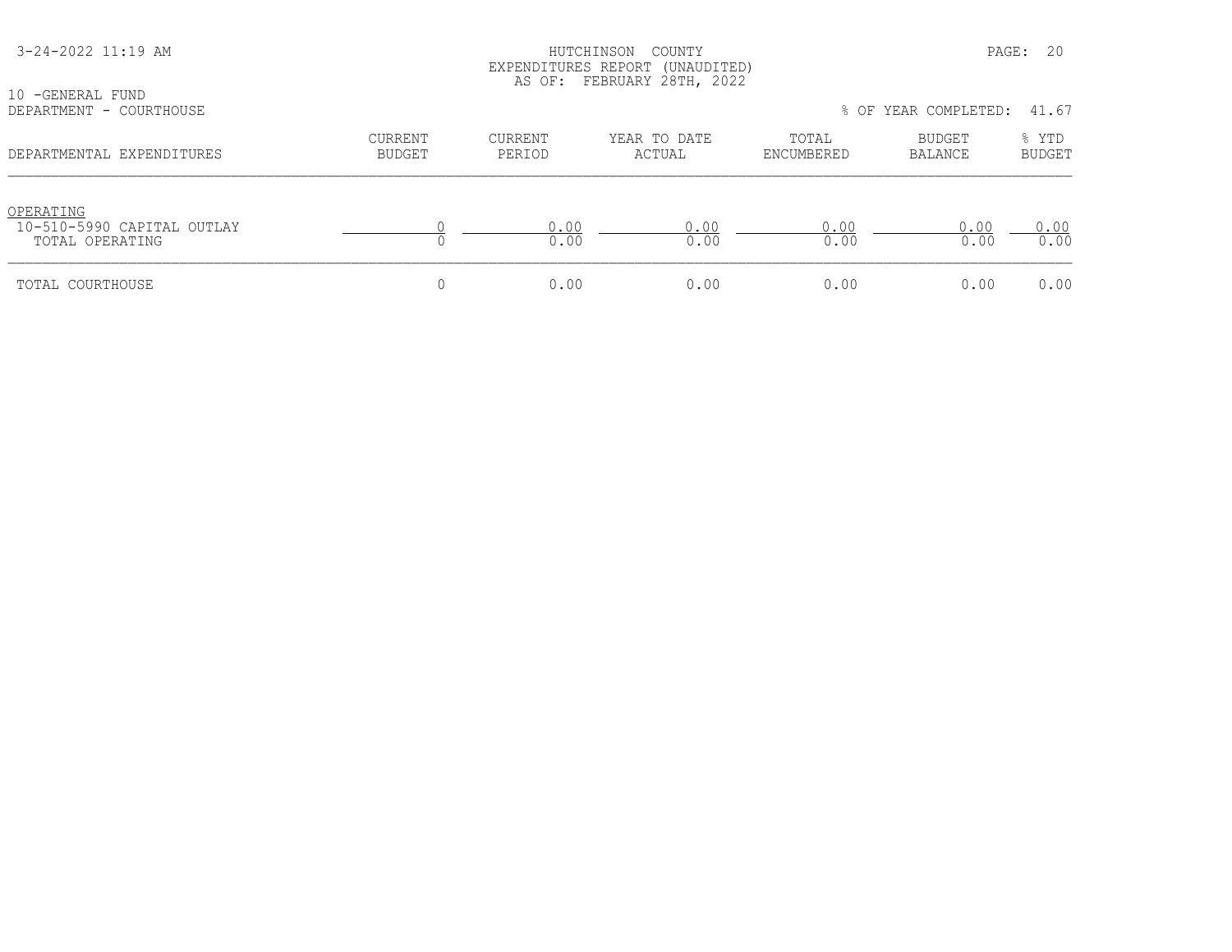HUTCHINSON COUNTY
EXPENDITURES REPORT (UNAUDITED)
AS OF: FEBRUARY 28TH, 2022

10 -GENERAL FUND
DEPARTMENT - COURTHOUSE

% OF YEAR COMPLETED: 41.67

| DEPARTMENTAL EXPENDITURES | CURRENT BUDGET | CURRENT PERIOD | YEAR TO DATE ACTUAL | TOTAL ENCUMBERED | BUDGET BALANCE | % YTD BUDGET |
|---|---|---|---|---|---|---|
| OPERATING | | | | | | |
| 10-510-5990 CAPITAL OUTLAY | 0 | 0.00 | 0.00 | 0.00 | 0.00 | 0.00 |
| TOTAL OPERATING | 0 | 0.00 | 0.00 | 0.00 | 0.00 | 0.00 |
| TOTAL COURTHOUSE | 0 | 0.00 | 0.00 | 0.00 | 0.00 | 0.00 |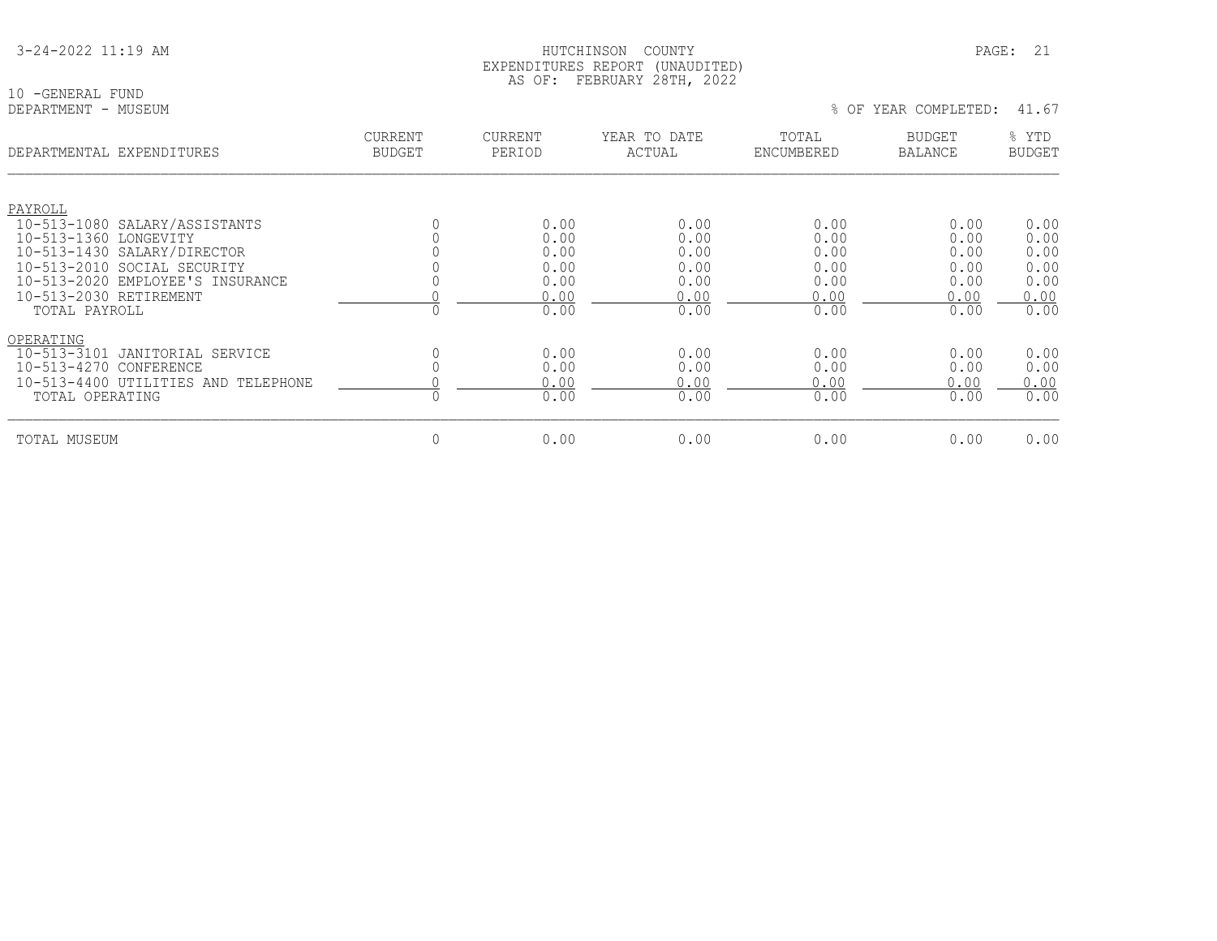3-24-2022 11:19 AM

HUTCHINSON COUNTY
EXPENDITURES REPORT (UNAUDITED)
AS OF: FEBRUARY 28TH, 2022

10 -GENERAL FUND
DEPARTMENT - MUSEUM

% OF YEAR COMPLETED: 41.67

| DEPARTMENTAL EXPENDITURES | CURRENT BUDGET | CURRENT PERIOD | YEAR TO DATE ACTUAL | TOTAL ENCUMBERED | BUDGET BALANCE | % YTD BUDGET |
|---|---|---|---|---|---|---|
| PAYROLL | | | | | | |
| 10-513-1080 SALARY/ASSISTANTS | 0 | 0.00 | 0.00 | 0.00 | 0.00 | 0.00 |
| 10-513-1360 LONGEVITY | 0 | 0.00 | 0.00 | 0.00 | 0.00 | 0.00 |
| 10-513-1430 SALARY/DIRECTOR | 0 | 0.00 | 0.00 | 0.00 | 0.00 | 0.00 |
| 10-513-2010 SOCIAL SECURITY | 0 | 0.00 | 0.00 | 0.00 | 0.00 | 0.00 |
| 10-513-2020 EMPLOYEE'S INSURANCE | 0 | 0.00 | 0.00 | 0.00 | 0.00 | 0.00 |
| 10-513-2030 RETIREMENT | 0 | 0.00 | 0.00 | 0.00 | 0.00 | 0.00 |
| TOTAL PAYROLL | 0 | 0.00 | 0.00 | 0.00 | 0.00 | 0.00 |
| OPERATING | | | | | | |
| 10-513-3101 JANITORIAL SERVICE | 0 | 0.00 | 0.00 | 0.00 | 0.00 | 0.00 |
| 10-513-4270 CONFERENCE | 0 | 0.00 | 0.00 | 0.00 | 0.00 | 0.00 |
| 10-513-4400 UTILITIES AND TELEPHONE | 0 | 0.00 | 0.00 | 0.00 | 0.00 | 0.00 |
| TOTAL OPERATING | 0 | 0.00 | 0.00 | 0.00 | 0.00 | 0.00 |
| TOTAL MUSEUM | 0 | 0.00 | 0.00 | 0.00 | 0.00 | 0.00 |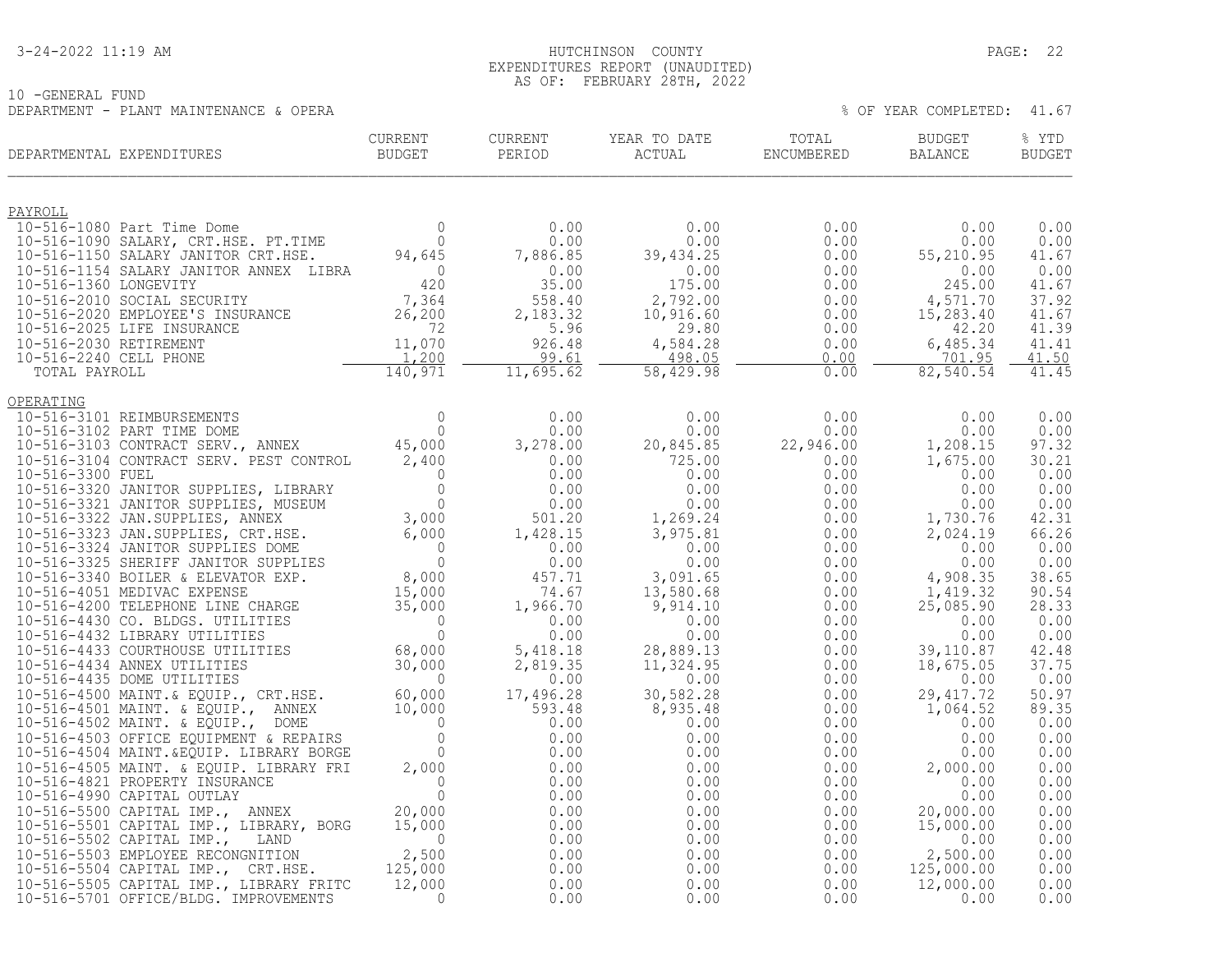3-24-2022 11:19 AM

HUTCHINSON COUNTY
EXPENDITURES REPORT (UNAUDITED)
AS OF: FEBRUARY 28TH, 2022

10 -GENERAL FUND
DEPARTMENT - PLANT MAINTENANCE & OPERA

% OF YEAR COMPLETED: 41.67

| DEPARTMENTAL EXPENDITURES | CURRENT BUDGET | CURRENT PERIOD | YEAR TO DATE ACTUAL | TOTAL ENCUMBERED | BUDGET BALANCE | % YTD BUDGET |
|---|---|---|---|---|---|---|
| **PAYROLL** | | | | | | |
| 10-516-1080 Part Time Dome | 0 | 0.00 | 0.00 | 0.00 | 0.00 | 0.00 |
| 10-516-1090 SALARY, CRT.HSE. PT.TIME | 0 | 0.00 | 0.00 | 0.00 | 0.00 | 0.00 |
| 10-516-1150 SALARY JANITOR CRT.HSE. | 94,645 | 7,886.85 | 39,434.25 | 0.00 | 55,210.95 | 41.67 |
| 10-516-1154 SALARY JANITOR ANNEX LIBRA | 0 | 0.00 | 0.00 | 0.00 | 0.00 | 0.00 |
| 10-516-1360 LONGEVITY | 420 | 35.00 | 175.00 | 0.00 | 245.00 | 41.67 |
| 10-516-2010 SOCIAL SECURITY | 7,364 | 558.40 | 2,792.00 | 0.00 | 4,571.70 | 37.92 |
| 10-516-2020 EMPLOYEE'S INSURANCE | 26,200 | 2,183.32 | 10,916.60 | 0.00 | 15,283.40 | 41.67 |
| 10-516-2025 LIFE INSURANCE | 72 | 5.96 | 29.80 | 0.00 | 42.20 | 41.39 |
| 10-516-2030 RETIREMENT | 11,070 | 926.48 | 4,584.28 | 0.00 | 6,485.34 | 41.41 |
| 10-516-2240 CELL PHONE | 1,200 | 99.61 | 498.05 | 0.00 | 701.95 | 41.50 |
| TOTAL PAYROLL | 140,971 | 11,695.62 | 58,429.98 | 0.00 | 82,540.54 | 41.45 |
| **OPERATING** | | | | | | |
| 10-516-3101 REIMBURSEMENTS | 0 | 0.00 | 0.00 | 0.00 | 0.00 | 0.00 |
| 10-516-3102 PART TIME DOME | 0 | 0.00 | 0.00 | 0.00 | 0.00 | 0.00 |
| 10-516-3103 CONTRACT SERV., ANNEX | 45,000 | 3,278.00 | 20,845.85 | 22,946.00 | 1,208.15 | 97.32 |
| 10-516-3104 CONTRACT SERV. PEST CONTROL | 2,400 | 0.00 | 725.00 | 0.00 | 1,675.00 | 30.21 |
| 10-516-3300 FUEL | 0 | 0.00 | 0.00 | 0.00 | 0.00 | 0.00 |
| 10-516-3320 JANITOR SUPPLIES, LIBRARY | 0 | 0.00 | 0.00 | 0.00 | 0.00 | 0.00 |
| 10-516-3321 JANITOR SUPPLIES, MUSEUM | 0 | 0.00 | 0.00 | 0.00 | 0.00 | 0.00 |
| 10-516-3322 JAN.SUPPLIES, ANNEX | 3,000 | 501.20 | 1,269.24 | 0.00 | 1,730.76 | 42.31 |
| 10-516-3323 JAN.SUPPLIES, CRT.HSE. | 6,000 | 1,428.15 | 3,975.81 | 0.00 | 2,024.19 | 66.26 |
| 10-516-3324 JANITOR SUPPLIES DOME | 0 | 0.00 | 0.00 | 0.00 | 0.00 | 0.00 |
| 10-516-3325 SHERIFF JANITOR SUPPLIES | 0 | 0.00 | 0.00 | 0.00 | 0.00 | 0.00 |
| 10-516-3340 BOILER & ELEVATOR EXP. | 8,000 | 457.71 | 3,091.65 | 0.00 | 4,908.35 | 38.65 |
| 10-516-4051 MEDIVAC EXPENSE | 15,000 | 74.67 | 13,580.68 | 0.00 | 1,419.32 | 90.54 |
| 10-516-4200 TELEPHONE LINE CHARGE | 35,000 | 1,966.70 | 9,914.10 | 0.00 | 25,085.90 | 28.33 |
| 10-516-4430 CO. BLDGS. UTILITIES | 0 | 0.00 | 0.00 | 0.00 | 0.00 | 0.00 |
| 10-516-4432 LIBRARY UTILITIES | 0 | 0.00 | 0.00 | 0.00 | 0.00 | 0.00 |
| 10-516-4433 COURTHOUSE UTILITIES | 68,000 | 5,418.18 | 28,889.13 | 0.00 | 39,110.87 | 42.48 |
| 10-516-4434 ANNEX UTILITIES | 30,000 | 2,819.35 | 11,324.95 | 0.00 | 18,675.05 | 37.75 |
| 10-516-4435 DOME UTILITIES | 0 | 0.00 | 0.00 | 0.00 | 0.00 | 0.00 |
| 10-516-4500 MAINT.& EQUIP., CRT.HSE. | 60,000 | 17,496.28 | 30,582.28 | 0.00 | 29,417.72 | 50.97 |
| 10-516-4501 MAINT. & EQUIP., ANNEX | 10,000 | 593.48 | 8,935.48 | 0.00 | 1,064.52 | 89.35 |
| 10-516-4502 MAINT. & EQUIP., DOME | 0 | 0.00 | 0.00 | 0.00 | 0.00 | 0.00 |
| 10-516-4503 OFFICE EQUIPMENT & REPAIRS | 0 | 0.00 | 0.00 | 0.00 | 0.00 | 0.00 |
| 10-516-4504 MAINT.&EQUIP. LIBRARY BORGE | 0 | 0.00 | 0.00 | 0.00 | 0.00 | 0.00 |
| 10-516-4505 MAINT. & EQUIP. LIBRARY FRI | 2,000 | 0.00 | 0.00 | 0.00 | 2,000.00 | 0.00 |
| 10-516-4821 PROPERTY INSURANCE | 0 | 0.00 | 0.00 | 0.00 | 0.00 | 0.00 |
| 10-516-4990 CAPITAL OUTLAY | 0 | 0.00 | 0.00 | 0.00 | 0.00 | 0.00 |
| 10-516-5500 CAPITAL IMP., ANNEX | 20,000 | 0.00 | 0.00 | 0.00 | 20,000.00 | 0.00 |
| 10-516-5501 CAPITAL IMP., LIBRARY, BORG | 15,000 | 0.00 | 0.00 | 0.00 | 15,000.00 | 0.00 |
| 10-516-5502 CAPITAL IMP., LAND | 0 | 0.00 | 0.00 | 0.00 | 0.00 | 0.00 |
| 10-516-5503 EMPLOYEE RECONGNITION | 2,500 | 0.00 | 0.00 | 0.00 | 2,500.00 | 0.00 |
| 10-516-5504 CAPITAL IMP., CRT.HSE. | 125,000 | 0.00 | 0.00 | 0.00 | 125,000.00 | 0.00 |
| 10-516-5505 CAPITAL IMP., LIBRARY FRITC | 12,000 | 0.00 | 0.00 | 0.00 | 12,000.00 | 0.00 |
| 10-516-5701 OFFICE/BLDG. IMPROVEMENTS | 0 | 0.00 | 0.00 | 0.00 | 0.00 | 0.00 |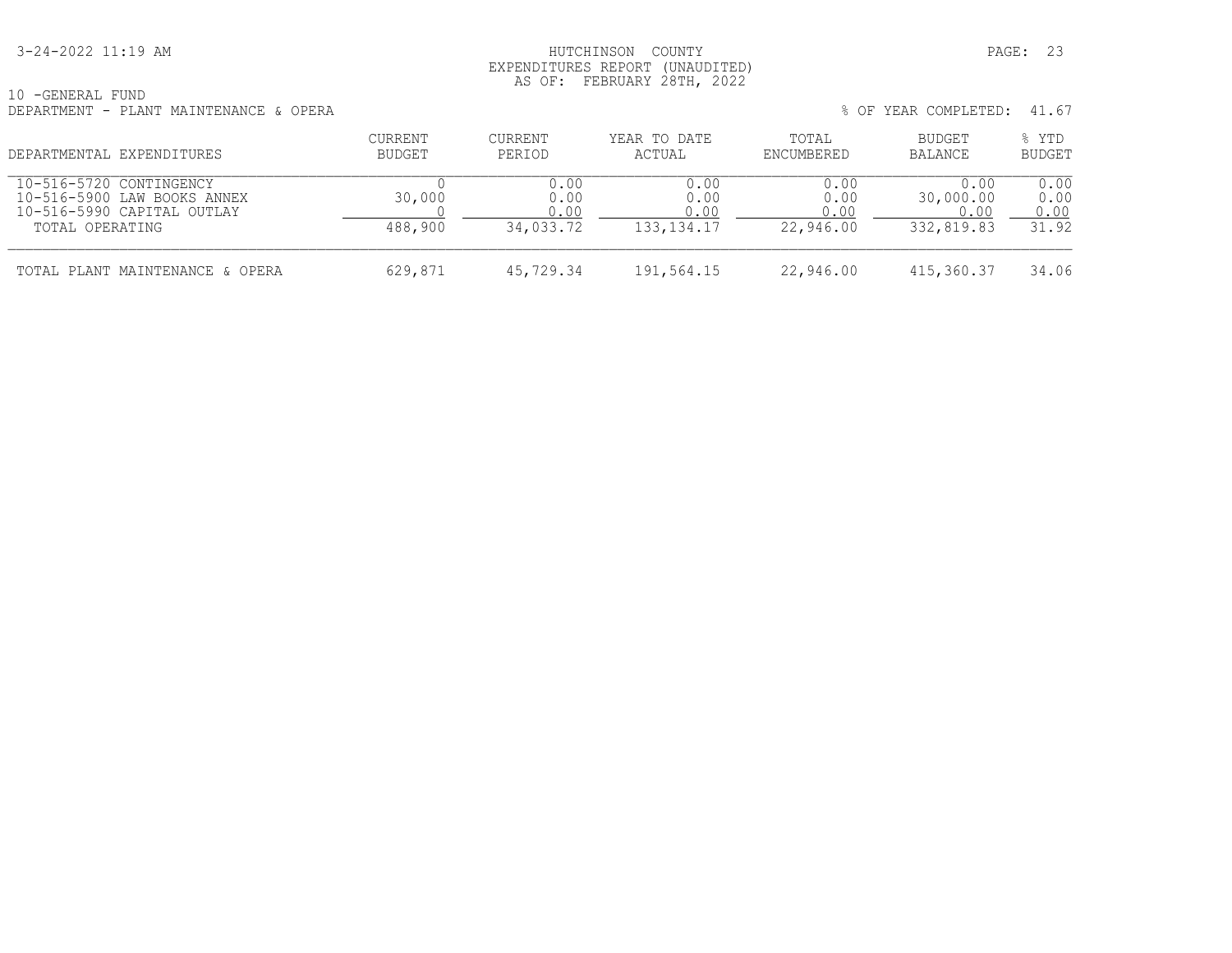10 -GENERAL FUND

DEPARTMENT - PLANT MAINTENANCE & OPERA

% OF YEAR COMPLETED: 41.67

| DEPARTMENTAL EXPENDITURES | CURRENT BUDGET | CURRENT PERIOD | YEAR TO DATE ACTUAL | TOTAL ENCUMBERED | BUDGET BALANCE | % YTD BUDGET |
|---|---|---|---|---|---|---|
| 10-516-5720 CONTINGENCY | 0 | 0.00 | 0.00 | 0.00 | 0.00 | 0.00 |
| 10-516-5900 LAW BOOKS ANNEX | 30,000 | 0.00 | 0.00 | 0.00 | 30,000.00 | 0.00 |
| 10-516-5990 CAPITAL OUTLAY | 0 | 0.00 | 0.00 | 0.00 | 0.00 | 0.00 |
| TOTAL OPERATING | 488,900 | 34,033.72 | 133,134.17 | 22,946.00 | 332,819.83 | 31.92 |
| TOTAL PLANT MAINTENANCE & OPERA | 629,871 | 45,729.34 | 191,564.15 | 22,946.00 | 415,360.37 | 34.06 |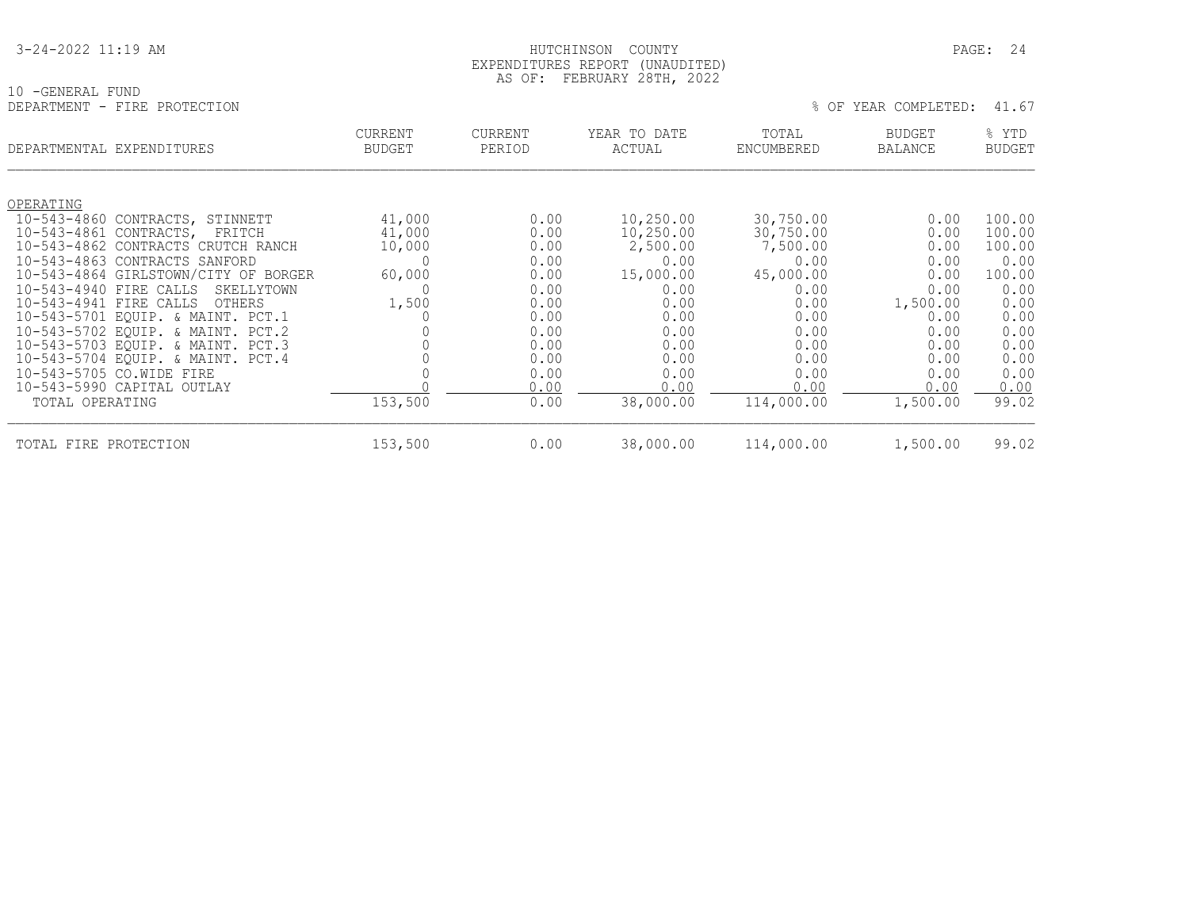HUTCHINSON COUNTY
EXPENDITURES REPORT (UNAUDITED)
AS OF: FEBRUARY 28TH, 2022

10 -GENERAL FUND
DEPARTMENT - FIRE PROTECTION

% OF YEAR COMPLETED: 41.67

| DEPARTMENTAL EXPENDITURES | CURRENT BUDGET | CURRENT PERIOD | YEAR TO DATE ACTUAL | TOTAL ENCUMBERED | BUDGET BALANCE | % YTD BUDGET |
|---|---|---|---|---|---|---|
| OPERATING | | | | | | |
| 10-543-4860 CONTRACTS, STINNETT | 41,000 | 0.00 | 10,250.00 | 30,750.00 | 0.00 | 100.00 |
| 10-543-4861 CONTRACTS, FRITCH | 41,000 | 0.00 | 10,250.00 | 30,750.00 | 0.00 | 100.00 |
| 10-543-4862 CONTRACTS CRUTCH RANCH | 10,000 | 0.00 | 2,500.00 | 7,500.00 | 0.00 | 100.00 |
| 10-543-4863 CONTRACTS SANFORD | 0 | 0.00 | 0.00 | 0.00 | 0.00 | 0.00 |
| 10-543-4864 GIRLSTOWN/CITY OF BORGER | 60,000 | 0.00 | 15,000.00 | 45,000.00 | 0.00 | 100.00 |
| 10-543-4940 FIRE CALLS SKELLYTOWN | 0 | 0.00 | 0.00 | 0.00 | 0.00 | 0.00 |
| 10-543-4941 FIRE CALLS OTHERS | 1,500 | 0.00 | 0.00 | 0.00 | 1,500.00 | 0.00 |
| 10-543-5701 EQUIP. & MAINT. PCT.1 | 0 | 0.00 | 0.00 | 0.00 | 0.00 | 0.00 |
| 10-543-5702 EQUIP. & MAINT. PCT.2 | 0 | 0.00 | 0.00 | 0.00 | 0.00 | 0.00 |
| 10-543-5703 EQUIP. & MAINT. PCT.3 | 0 | 0.00 | 0.00 | 0.00 | 0.00 | 0.00 |
| 10-543-5704 EQUIP. & MAINT. PCT.4 | 0 | 0.00 | 0.00 | 0.00 | 0.00 | 0.00 |
| 10-543-5705 CO.WIDE FIRE | 0 | 0.00 | 0.00 | 0.00 | 0.00 | 0.00 |
| 10-543-5990 CAPITAL OUTLAY | 0 | 0.00 | 0.00 | 0.00 | 0.00 | 0.00 |
| TOTAL OPERATING | 153,500 | 0.00 | 38,000.00 | 114,000.00 | 1,500.00 | 99.02 |
| TOTAL FIRE PROTECTION | 153,500 | 0.00 | 38,000.00 | 114,000.00 | 1,500.00 | 99.02 |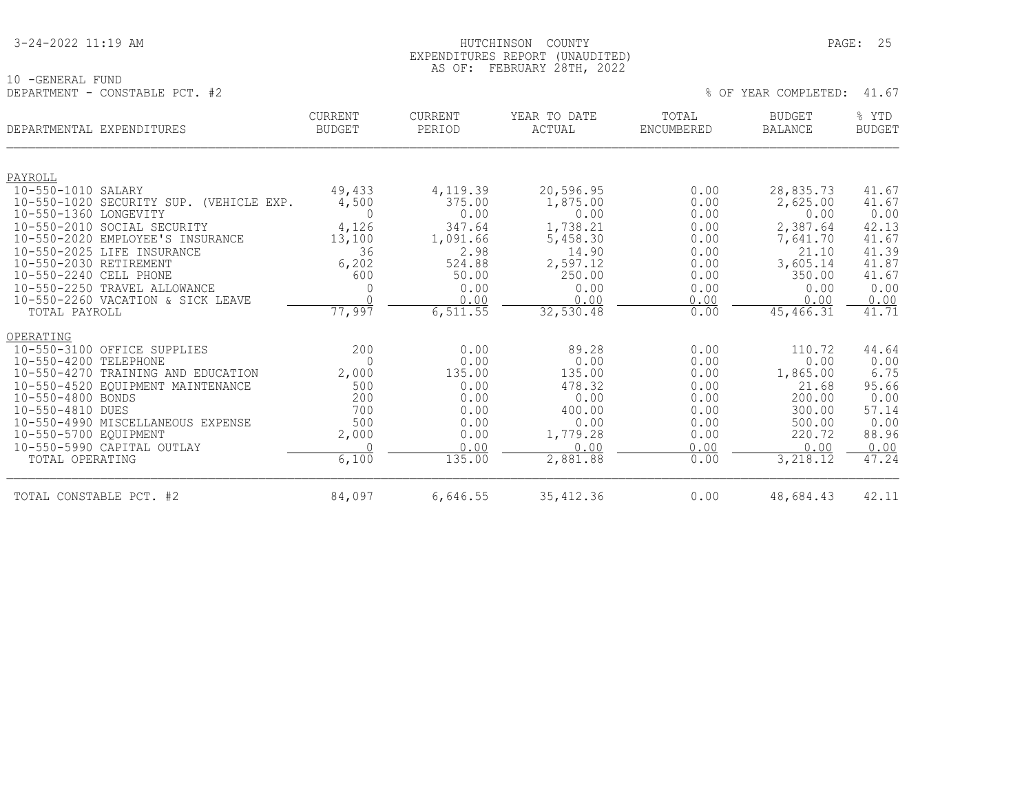HUTCHINSON COUNTY
EXPENDITURES REPORT (UNAUDITED)
AS OF: FEBRUARY 28TH, 2022

10 -GENERAL FUND
DEPARTMENT - CONSTABLE PCT. #2

% OF YEAR COMPLETED: 41.67

| DEPARTMENTAL EXPENDITURES | CURRENT BUDGET | CURRENT PERIOD | YEAR TO DATE ACTUAL | TOTAL ENCUMBERED | BUDGET BALANCE | % YTD BUDGET |
|---|---|---|---|---|---|---|
| PAYROLL | | | | | | |
| 10-550-1010 SALARY | 49,433 | 4,119.39 | 20,596.95 | 0.00 | 28,835.73 | 41.67 |
| 10-550-1020 SECURITY SUP. (VEHICLE EXP. | 4,500 | 375.00 | 1,875.00 | 0.00 | 2,625.00 | 41.67 |
| 10-550-1360 LONGEVITY | 0 | 0.00 | 0.00 | 0.00 | 0.00 | 0.00 |
| 10-550-2010 SOCIAL SECURITY | 4,126 | 347.64 | 1,738.21 | 0.00 | 2,387.64 | 42.13 |
| 10-550-2020 EMPLOYEE'S INSURANCE | 13,100 | 1,091.66 | 5,458.30 | 0.00 | 7,641.70 | 41.67 |
| 10-550-2025 LIFE INSURANCE | 36 | 2.98 | 14.90 | 0.00 | 21.10 | 41.39 |
| 10-550-2030 RETIREMENT | 6,202 | 524.88 | 2,597.12 | 0.00 | 3,605.14 | 41.87 |
| 10-550-2240 CELL PHONE | 600 | 50.00 | 250.00 | 0.00 | 350.00 | 41.67 |
| 10-550-2250 TRAVEL ALLOWANCE | 0 | 0.00 | 0.00 | 0.00 | 0.00 | 0.00 |
| 10-550-2260 VACATION & SICK LEAVE | 0 | 0.00 | 0.00 | 0.00 | 0.00 | 0.00 |
| TOTAL PAYROLL | 77,997 | 6,511.55 | 32,530.48 | 0.00 | 45,466.31 | 41.71 |
| OPERATING | | | | | | |
| 10-550-3100 OFFICE SUPPLIES | 200 | 0.00 | 89.28 | 0.00 | 110.72 | 44.64 |
| 10-550-4200 TELEPHONE | 0 | 0.00 | 0.00 | 0.00 | 0.00 | 0.00 |
| 10-550-4270 TRAINING AND EDUCATION | 2,000 | 135.00 | 135.00 | 0.00 | 1,865.00 | 6.75 |
| 10-550-4520 EQUIPMENT MAINTENANCE | 500 | 0.00 | 478.32 | 0.00 | 21.68 | 95.66 |
| 10-550-4800 BONDS | 200 | 0.00 | 0.00 | 0.00 | 200.00 | 0.00 |
| 10-550-4810 DUES | 700 | 0.00 | 400.00 | 0.00 | 300.00 | 57.14 |
| 10-550-4990 MISCELLANEOUS EXPENSE | 500 | 0.00 | 0.00 | 0.00 | 500.00 | 0.00 |
| 10-550-5700 EQUIPMENT | 2,000 | 0.00 | 1,779.28 | 0.00 | 220.72 | 88.96 |
| 10-550-5990 CAPITAL OUTLAY | 0 | 0.00 | 0.00 | 0.00 | 0.00 | 0.00 |
| TOTAL OPERATING | 6,100 | 135.00 | 2,881.88 | 0.00 | 3,218.12 | 47.24 |
| TOTAL CONSTABLE PCT. #2 | 84,097 | 6,646.55 | 35,412.36 | 0.00 | 48,684.43 | 42.11 |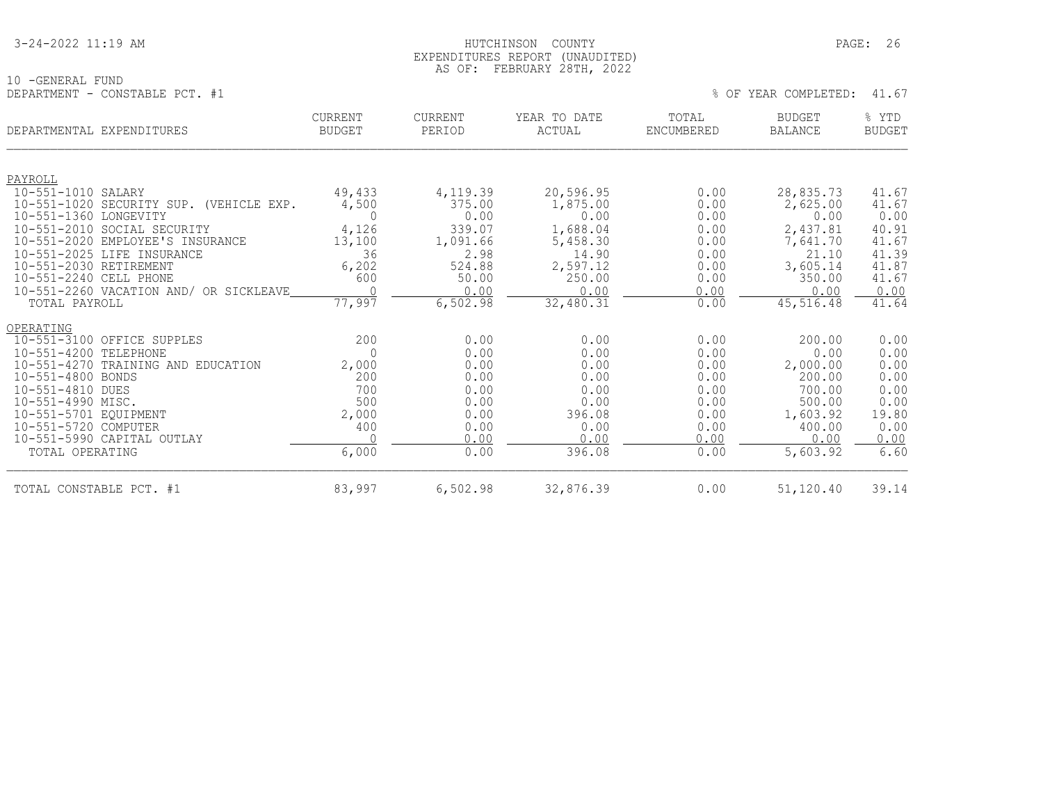HUTCHINSON COUNTY
EXPENDITURES REPORT (UNAUDITED)
AS OF: FEBRUARY 28TH, 2022

10 -GENERAL FUND
DEPARTMENT - CONSTABLE PCT. #1

% OF YEAR COMPLETED: 41.67

| DEPARTMENTAL EXPENDITURES | CURRENT BUDGET | CURRENT PERIOD | YEAR TO DATE ACTUAL | TOTAL ENCUMBERED | BUDGET BALANCE | % YTD BUDGET |
|---|---|---|---|---|---|---|
| PAYROLL | | | | | | |
| 10-551-1010 SALARY | 49,433 | 4,119.39 | 20,596.95 | 0.00 | 28,835.73 | 41.67 |
| 10-551-1020 SECURITY SUP. (VEHICLE EXP. | 4,500 | 375.00 | 1,875.00 | 0.00 | 2,625.00 | 41.67 |
| 10-551-1360 LONGEVITY | 0 | 0.00 | 0.00 | 0.00 | 0.00 | 0.00 |
| 10-551-2010 SOCIAL SECURITY | 4,126 | 339.07 | 1,688.04 | 0.00 | 2,437.81 | 40.91 |
| 10-551-2020 EMPLOYEE'S INSURANCE | 13,100 | 1,091.66 | 5,458.30 | 0.00 | 7,641.70 | 41.67 |
| 10-551-2025 LIFE INSURANCE | 36 | 2.98 | 14.90 | 0.00 | 21.10 | 41.39 |
| 10-551-2030 RETIREMENT | 6,202 | 524.88 | 2,597.12 | 0.00 | 3,605.14 | 41.87 |
| 10-551-2240 CELL PHONE | 600 | 50.00 | 250.00 | 0.00 | 350.00 | 41.67 |
| 10-551-2260 VACATION AND/ OR SICKLEAVE | 0 | 0.00 | 0.00 | 0.00 | 0.00 | 0.00 |
| TOTAL PAYROLL | 77,997 | 6,502.98 | 32,480.31 | 0.00 | 45,516.48 | 41.64 |
| OPERATING | | | | | | |
| 10-551-3100 OFFICE SUPPLES | 200 | 0.00 | 0.00 | 0.00 | 200.00 | 0.00 |
| 10-551-4200 TELEPHONE | 0 | 0.00 | 0.00 | 0.00 | 0.00 | 0.00 |
| 10-551-4270 TRAINING AND EDUCATION | 2,000 | 0.00 | 0.00 | 0.00 | 2,000.00 | 0.00 |
| 10-551-4800 BONDS | 200 | 0.00 | 0.00 | 0.00 | 200.00 | 0.00 |
| 10-551-4810 DUES | 700 | 0.00 | 0.00 | 0.00 | 700.00 | 0.00 |
| 10-551-4990 MISC. | 500 | 0.00 | 0.00 | 0.00 | 500.00 | 0.00 |
| 10-551-5701 EQUIPMENT | 2,000 | 0.00 | 396.08 | 0.00 | 1,603.92 | 19.80 |
| 10-551-5720 COMPUTER | 400 | 0.00 | 0.00 | 0.00 | 400.00 | 0.00 |
| 10-551-5990 CAPITAL OUTLAY | 0 | 0.00 | 0.00 | 0.00 | 0.00 | 0.00 |
| TOTAL OPERATING | 6,000 | 0.00 | 396.08 | 0.00 | 5,603.92 | 6.60 |
| TOTAL CONSTABLE PCT. #1 | 83,997 | 6,502.98 | 32,876.39 | 0.00 | 51,120.40 | 39.14 |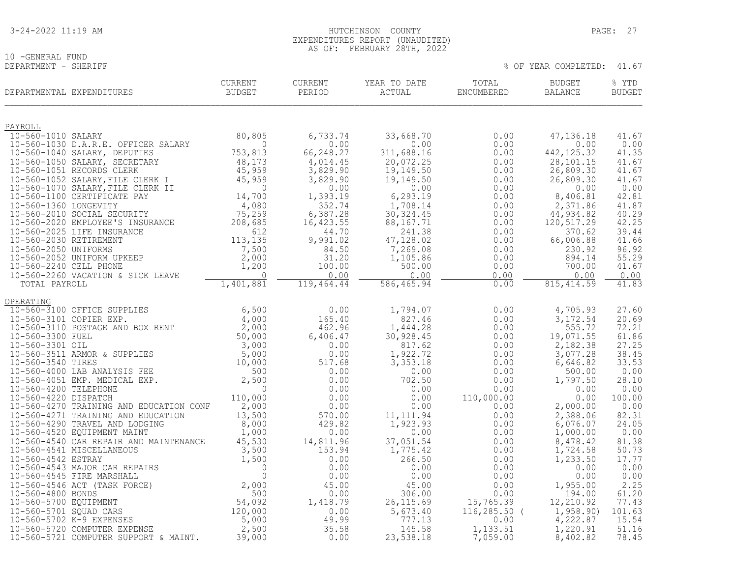HUTCHINSON COUNTY
EXPENDITURES REPORT (UNAUDITED)
AS OF: FEBRUARY 28TH, 2022

10 -GENERAL FUND
DEPARTMENT - SHERIFF

% OF YEAR COMPLETED: 41.67

| DEPARTMENTAL EXPENDITURES | CURRENT BUDGET | CURRENT PERIOD | YEAR TO DATE ACTUAL | TOTAL ENCUMBERED | BUDGET BALANCE | % YTD BUDGET |
|---|---|---|---|---|---|---|
| **PAYROLL** | | | | | | |
| 10-560-1010 SALARY | 80,805 | 6,733.74 | 33,668.70 | 0.00 | 47,136.18 | 41.67 |
| 10-560-1030 D.A.R.E. OFFICER SALARY | 0 | 0.00 | 0.00 | 0.00 | 0.00 | 0.00 |
| 10-560-1040 SALARY, DEPUTIES | 753,813 | 66,248.27 | 311,688.16 | 0.00 | 442,125.32 | 41.35 |
| 10-560-1050 SALARY, SECRETARY | 48,173 | 4,014.45 | 20,072.25 | 0.00 | 28,101.15 | 41.67 |
| 10-560-1051 RECORDS CLERK | 45,959 | 3,829.90 | 19,149.50 | 0.00 | 26,809.30 | 41.67 |
| 10-560-1052 SALARY,FILE CLERK I | 45,959 | 3,829.90 | 19,149.50 | 0.00 | 26,809.30 | 41.67 |
| 10-560-1070 SALARY,FILE CLERK II | 0 | 0.00 | 0.00 | 0.00 | 0.00 | 0.00 |
| 10-560-1100 CERTIFICATE PAY | 14,700 | 1,393.19 | 6,293.19 | 0.00 | 8,406.81 | 42.81 |
| 10-560-1360 LONGEVITY | 4,080 | 352.74 | 1,708.14 | 0.00 | 2,371.86 | 41.87 |
| 10-560-2010 SOCIAL SECURITY | 75,259 | 6,387.28 | 30,324.45 | 0.00 | 44,934.82 | 40.29 |
| 10-560-2020 EMPLOYEE'S INSURANCE | 208,685 | 16,423.55 | 88,167.71 | 0.00 | 120,517.29 | 42.25 |
| 10-560-2025 LIFE INSURANCE | 612 | 44.70 | 241.38 | 0.00 | 370.62 | 39.44 |
| 10-560-2030 RETIREMENT | 113,135 | 9,991.02 | 47,128.02 | 0.00 | 66,006.88 | 41.66 |
| 10-560-2050 UNIFORMS | 7,500 | 84.50 | 7,269.08 | 0.00 | 230.92 | 96.92 |
| 10-560-2052 UNIFORM UPKEEP | 2,000 | 31.20 | 1,105.86 | 0.00 | 894.14 | 55.29 |
| 10-560-2240 CELL PHONE | 1,200 | 100.00 | 500.00 | 0.00 | 700.00 | 41.67 |
| 10-560-2260 VACATION & SICK LEAVE | 0 | 0.00 | 0.00 | 0.00 | 0.00 | 0.00 |
| TOTAL PAYROLL | 1,401,881 | 119,464.44 | 586,465.94 | 0.00 | 815,414.59 | 41.83 |
| **OPERATING** | | | | | | |
| 10-560-3100 OFFICE SUPPLIES | 6,500 | 0.00 | 1,794.07 | 0.00 | 4,705.93 | 27.60 |
| 10-560-3101 COPIER EXP. | 4,000 | 165.40 | 827.46 | 0.00 | 3,172.54 | 20.69 |
| 10-560-3110 POSTAGE AND BOX RENT | 2,000 | 462.96 | 1,444.28 | 0.00 | 555.72 | 72.21 |
| 10-560-3300 FUEL | 50,000 | 6,406.47 | 30,928.45 | 0.00 | 19,071.55 | 61.86 |
| 10-560-3301 OIL | 3,000 | 0.00 | 817.62 | 0.00 | 2,182.38 | 27.25 |
| 10-560-3511 ARMOR & SUPPLIES | 5,000 | 0.00 | 1,922.72 | 0.00 | 3,077.28 | 38.45 |
| 10-560-3540 TIRES | 10,000 | 517.68 | 3,353.18 | 0.00 | 6,646.82 | 33.53 |
| 10-560-4000 LAB ANALYSIS FEE | 500 | 0.00 | 0.00 | 0.00 | 500.00 | 0.00 |
| 10-560-4051 EMP. MEDICAL EXP. | 2,500 | 0.00 | 702.50 | 0.00 | 1,797.50 | 28.10 |
| 10-560-4200 TELEPHONE | 0 | 0.00 | 0.00 | 0.00 | 0.00 | 0.00 |
| 10-560-4220 DISPATCH | 110,000 | 0.00 | 0.00 | 110,000.00 | 0.00 | 100.00 |
| 10-560-4270 TRAINING AND EDUCATION CONF | 2,000 | 0.00 | 0.00 | 0.00 | 2,000.00 | 0.00 |
| 10-560-4271 TRAINING AND EDUCATION | 13,500 | 570.00 | 11,111.94 | 0.00 | 2,388.06 | 82.31 |
| 10-560-4290 TRAVEL AND LODGING | 8,000 | 429.82 | 1,923.93 | 0.00 | 6,076.07 | 24.05 |
| 10-560-4520 EQUIPMENT MAINT | 1,000 | 0.00 | 0.00 | 0.00 | 1,000.00 | 0.00 |
| 10-560-4540 CAR REPAIR AND MAINTENANCE | 45,530 | 14,811.96 | 37,051.54 | 0.00 | 8,478.42 | 81.38 |
| 10-560-4541 MISCELLANEOUS | 3,500 | 153.94 | 1,775.42 | 0.00 | 1,724.58 | 50.73 |
| 10-560-4542 ESTRAY | 1,500 | 0.00 | 266.50 | 0.00 | 1,233.50 | 17.77 |
| 10-560-4543 MAJOR CAR REPAIRS | 0 | 0.00 | 0.00 | 0.00 | 0.00 | 0.00 |
| 10-560-4545 FIRE MARSHALL | 0 | 0.00 | 0.00 | 0.00 | 0.00 | 0.00 |
| 10-560-4546 ACT (TASK FORCE) | 2,000 | 45.00 | 45.00 | 0.00 | 1,955.00 | 2.25 |
| 10-560-4800 BONDS | 500 | 0.00 | 306.00 | 0.00 | 194.00 | 61.20 |
| 10-560-5700 EQUIPMENT | 54,092 | 1,418.79 | 26,115.69 | 15,765.39 | 12,210.92 | 77.43 |
| 10-560-5701 SQUAD CARS | 120,000 | 0.00 | 5,673.40 | 116,285.50 | ( 1,958.90) | 101.63 |
| 10-560-5702 K-9 EXPENSES | 5,000 | 49.99 | 777.13 | 0.00 | 4,222.87 | 15.54 |
| 10-560-5720 COMPUTER EXPENSE | 2,500 | 35.58 | 145.58 | 1,133.51 | 1,220.91 | 51.16 |
| 10-560-5721 COMPUTER SUPPORT & MAINT. | 39,000 | 0.00 | 23,538.18 | 7,059.00 | 8,402.82 | 78.45 |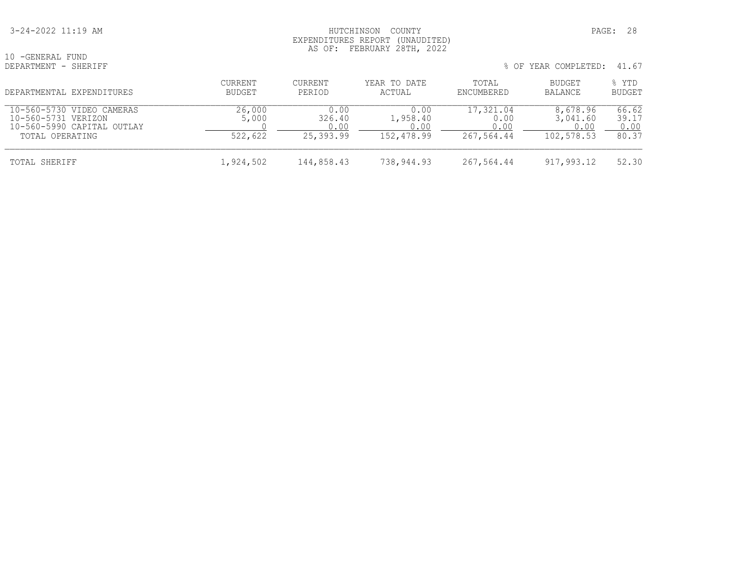HUTCHINSON COUNTY
EXPENDITURES REPORT (UNAUDITED)
AS OF: FEBRUARY 28TH, 2022

10 -GENERAL FUND
DEPARTMENT - SHERIFF

% OF YEAR COMPLETED: 41.67

| DEPARTMENTAL EXPENDITURES | CURRENT BUDGET | CURRENT PERIOD | YEAR TO DATE ACTUAL | TOTAL ENCUMBERED | BUDGET BALANCE | % YTD BUDGET |
|---|---|---|---|---|---|---|
| 10-560-5730 VIDEO CAMERAS | 26,000 | 0.00 | 0.00 | 17,321.04 | 8,678.96 | 66.62 |
| 10-560-5731 VERIZON | 5,000 | 326.40 | 1,958.40 | 0.00 | 3,041.60 | 39.17 |
| 10-560-5990 CAPITAL OUTLAY | 0 | 0.00 | 0.00 | 0.00 | 0.00 | 0.00 |
| TOTAL OPERATING | 522,622 | 25,393.99 | 152,478.99 | 267,564.44 | 102,578.53 | 80.37 |
| TOTAL SHERIFF | 1,924,502 | 144,858.43 | 738,944.93 | 267,564.44 | 917,993.12 | 52.30 |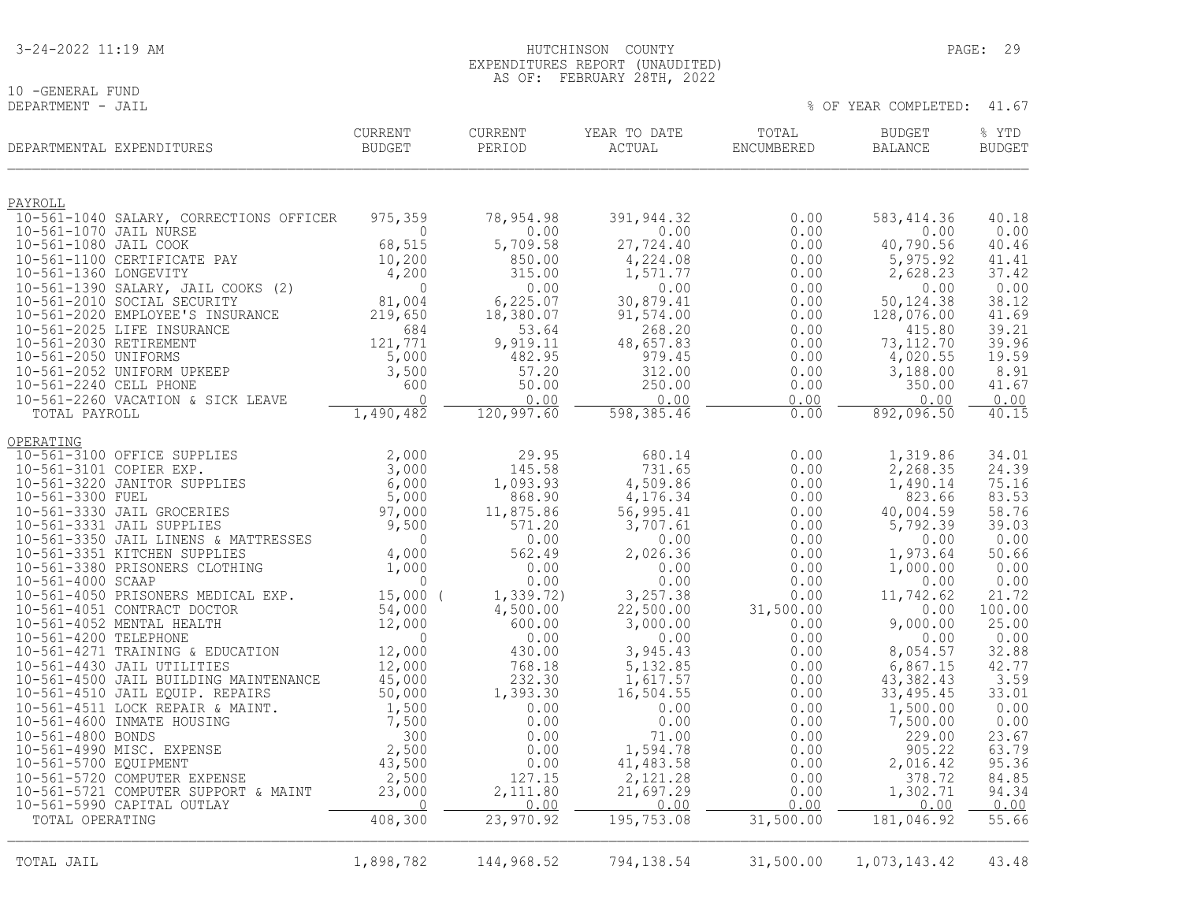HUTCHINSON COUNTY
EXPENDITURES REPORT (UNAUDITED)
AS OF: FEBRUARY 28TH, 2022

10 -GENERAL FUND
DEPARTMENT - JAIL

% OF YEAR COMPLETED: 41.67

| DEPARTMENTAL EXPENDITURES | CURRENT BUDGET | CURRENT PERIOD | YEAR TO DATE ACTUAL | TOTAL ENCUMBERED | BUDGET BALANCE | % YTD BUDGET |
|---|---|---|---|---|---|---|
| **PAYROLL** | | | | | | |
| 10-561-1040 SALARY, CORRECTIONS OFFICER | 975,359 | 78,954.98 | 391,944.32 | 0.00 | 583,414.36 | 40.18 |
| 10-561-1070 JAIL NURSE | 0 | 0.00 | 0.00 | 0.00 | 0.00 | 0.00 |
| 10-561-1080 JAIL COOK | 68,515 | 5,709.58 | 27,724.40 | 0.00 | 40,790.56 | 40.46 |
| 10-561-1100 CERTIFICATE PAY | 10,200 | 850.00 | 4,224.08 | 0.00 | 5,975.92 | 41.41 |
| 10-561-1360 LONGEVITY | 4,200 | 315.00 | 1,571.77 | 0.00 | 2,628.23 | 37.42 |
| 10-561-1390 SALARY, JAIL COOKS (2) | 0 | 0.00 | 0.00 | 0.00 | 0.00 | 0.00 |
| 10-561-2010 SOCIAL SECURITY | 81,004 | 6,225.07 | 30,879.41 | 0.00 | 50,124.38 | 38.12 |
| 10-561-2020 EMPLOYEE'S INSURANCE | 219,650 | 18,380.07 | 91,574.00 | 0.00 | 128,076.00 | 41.69 |
| 10-561-2025 LIFE INSURANCE | 684 | 53.64 | 268.20 | 0.00 | 415.80 | 39.21 |
| 10-561-2030 RETIREMENT | 121,771 | 9,919.11 | 48,657.83 | 0.00 | 73,112.70 | 39.96 |
| 10-561-2050 UNIFORMS | 5,000 | 482.95 | 979.45 | 0.00 | 4,020.55 | 19.59 |
| 10-561-2052 UNIFORM UPKEEP | 3,500 | 57.20 | 312.00 | 0.00 | 3,188.00 | 8.91 |
| 10-561-2240 CELL PHONE | 600 | 50.00 | 250.00 | 0.00 | 350.00 | 41.67 |
| 10-561-2260 VACATION & SICK LEAVE | 0 | 0.00 | 0.00 | 0.00 | 0.00 | 0.00 |
| TOTAL PAYROLL | 1,490,482 | 120,997.60 | 598,385.46 | 0.00 | 892,096.50 | 40.15 |
| **OPERATING** | | | | | | |
| 10-561-3100 OFFICE SUPPLIES | 2,000 | 29.95 | 680.14 | 0.00 | 1,319.86 | 34.01 |
| 10-561-3101 COPIER EXP. | 3,000 | 145.58 | 731.65 | 0.00 | 2,268.35 | 24.39 |
| 10-561-3220 JANITOR SUPPLIES | 6,000 | 1,093.93 | 4,509.86 | 0.00 | 1,490.14 | 75.16 |
| 10-561-3300 FUEL | 5,000 | 868.90 | 4,176.34 | 0.00 | 823.66 | 83.53 |
| 10-561-3330 JAIL GROCERIES | 97,000 | 11,875.86 | 56,995.41 | 0.00 | 40,004.59 | 58.76 |
| 10-561-3331 JAIL SUPPLIES | 9,500 | 571.20 | 3,707.61 | 0.00 | 5,792.39 | 39.03 |
| 10-561-3350 JAIL LINENS & MATTRESSES | 0 | 0.00 | 0.00 | 0.00 | 0.00 | 0.00 |
| 10-561-3351 KITCHEN SUPPLIES | 4,000 | 562.49 | 2,026.36 | 0.00 | 1,973.64 | 50.66 |
| 10-561-3380 PRISONERS CLOTHING | 1,000 | 0.00 | 0.00 | 0.00 | 1,000.00 | 0.00 |
| 10-561-4000 SCAAP | 0 | 0.00 | 0.00 | 0.00 | 0.00 | 0.00 |
| 10-561-4050 PRISONERS MEDICAL EXP. | 15,000 | (1,339.72) | 3,257.38 | 0.00 | 11,742.62 | 21.72 |
| 10-561-4051 CONTRACT DOCTOR | 54,000 | 4,500.00 | 22,500.00 | 31,500.00 | 0.00 | 100.00 |
| 10-561-4052 MENTAL HEALTH | 12,000 | 600.00 | 3,000.00 | 0.00 | 9,000.00 | 25.00 |
| 10-561-4200 TELEPHONE | 0 | 0.00 | 0.00 | 0.00 | 0.00 | 0.00 |
| 10-561-4271 TRAINING & EDUCATION | 12,000 | 430.00 | 3,945.43 | 0.00 | 8,054.57 | 32.88 |
| 10-561-4430 JAIL UTILITIES | 12,000 | 768.18 | 5,132.85 | 0.00 | 6,867.15 | 42.77 |
| 10-561-4500 JAIL BUILDING MAINTENANCE | 45,000 | 232.30 | 1,617.57 | 0.00 | 43,382.43 | 3.59 |
| 10-561-4510 JAIL EQUIP. REPAIRS | 50,000 | 1,393.30 | 16,504.55 | 0.00 | 33,495.45 | 33.01 |
| 10-561-4511 LOCK REPAIR & MAINT. | 1,500 | 0.00 | 0.00 | 0.00 | 1,500.00 | 0.00 |
| 10-561-4600 INMATE HOUSING | 7,500 | 0.00 | 0.00 | 0.00 | 7,500.00 | 0.00 |
| 10-561-4800 BONDS | 300 | 0.00 | 71.00 | 0.00 | 229.00 | 23.67 |
| 10-561-4990 MISC. EXPENSE | 2,500 | 0.00 | 1,594.78 | 0.00 | 905.22 | 63.79 |
| 10-561-5700 EQUIPMENT | 43,500 | 0.00 | 41,483.58 | 0.00 | 2,016.42 | 95.36 |
| 10-561-5720 COMPUTER EXPENSE | 2,500 | 127.15 | 2,121.28 | 0.00 | 378.72 | 84.85 |
| 10-561-5721 COMPUTER SUPPORT & MAINT | 23,000 | 2,111.80 | 21,697.29 | 0.00 | 1,302.71 | 94.34 |
| 10-561-5990 CAPITAL OUTLAY | 0 | 0.00 | 0.00 | 0.00 | 0.00 | 0.00 |
| TOTAL OPERATING | 408,300 | 23,970.92 | 195,753.08 | 31,500.00 | 181,046.92 | 55.66 |
| TOTAL JAIL | 1,898,782 | 144,968.52 | 794,138.54 | 31,500.00 | 1,073,143.42 | 43.48 |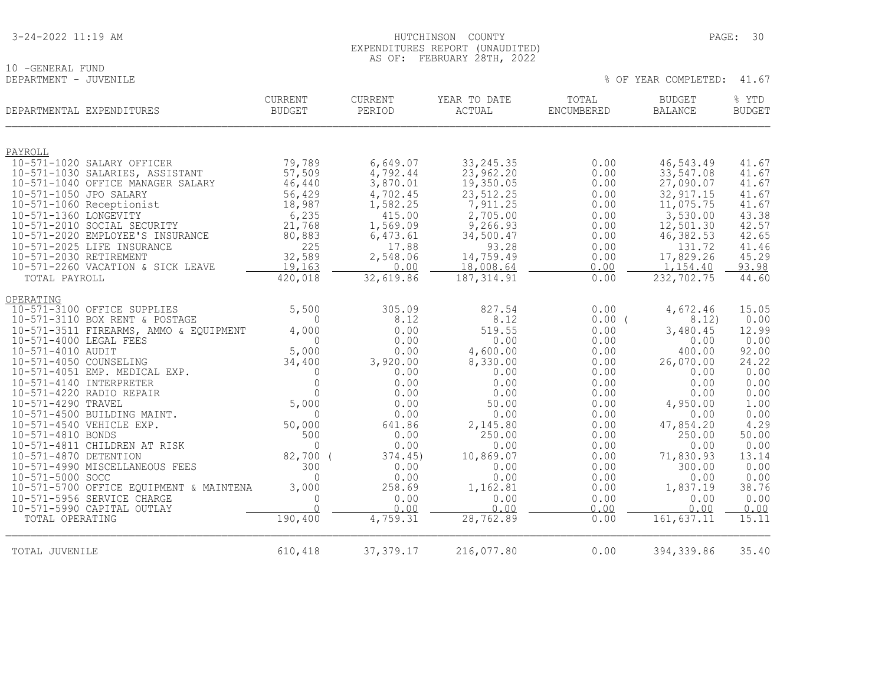HUTCHINSON COUNTY
EXPENDITURES REPORT (UNAUDITED)
AS OF: FEBRUARY 28TH, 2022

10 -GENERAL FUND
DEPARTMENT - JUVENILE

% OF YEAR COMPLETED: 41.67

| DEPARTMENTAL EXPENDITURES | CURRENT BUDGET | CURRENT PERIOD | YEAR TO DATE ACTUAL | TOTAL ENCUMBERED | BUDGET BALANCE | % YTD BUDGET |
|---|---|---|---|---|---|---|
| PAYROLL | | | | | | |
| 10-571-1020 SALARY OFFICER | 79,789 | 6,649.07 | 33,245.35 | 0.00 | 46,543.49 | 41.67 |
| 10-571-1030 SALARIES, ASSISTANT | 57,509 | 4,792.44 | 23,962.20 | 0.00 | 33,547.08 | 41.67 |
| 10-571-1040 OFFICE MANAGER SALARY | 46,440 | 3,870.01 | 19,350.05 | 0.00 | 27,090.07 | 41.67 |
| 10-571-1050 JPO SALARY | 56,429 | 4,702.45 | 23,512.25 | 0.00 | 32,917.15 | 41.67 |
| 10-571-1060 Receptionist | 18,987 | 1,582.25 | 7,911.25 | 0.00 | 11,075.75 | 41.67 |
| 10-571-1360 LONGEVITY | 6,235 | 415.00 | 2,705.00 | 0.00 | 3,530.00 | 43.38 |
| 10-571-2010 SOCIAL SECURITY | 21,768 | 1,569.09 | 9,266.93 | 0.00 | 12,501.30 | 42.57 |
| 10-571-2020 EMPLOYEE'S INSURANCE | 80,883 | 6,473.61 | 34,500.47 | 0.00 | 46,382.53 | 42.65 |
| 10-571-2025 LIFE INSURANCE | 225 | 17.88 | 93.28 | 0.00 | 131.72 | 41.46 |
| 10-571-2030 RETIREMENT | 32,589 | 2,548.06 | 14,759.49 | 0.00 | 17,829.26 | 45.29 |
| 10-571-2260 VACATION & SICK LEAVE | 19,163 | 0.00 | 18,008.64 | 0.00 | 1,154.40 | 93.98 |
| TOTAL PAYROLL | 420,018 | 32,619.86 | 187,314.91 | 0.00 | 232,702.75 | 44.60 |
| OPERATING | | | | | | |
| 10-571-3100 OFFICE SUPPLIES | 5,500 | 305.09 | 827.54 | 0.00 | 4,672.46 | 15.05 |
| 10-571-3110 BOX RENT & POSTAGE | 0 | 8.12 | 8.12 | 0.00 | ( 8.12) | 0.00 |
| 10-571-3511 FIREARMS, AMMO & EQUIPMENT | 4,000 | 0.00 | 519.55 | 0.00 | 3,480.45 | 12.99 |
| 10-571-4000 LEGAL FEES | 0 | 0.00 | 0.00 | 0.00 | 0.00 | 0.00 |
| 10-571-4010 AUDIT | 5,000 | 0.00 | 4,600.00 | 0.00 | 400.00 | 92.00 |
| 10-571-4050 COUNSELING | 34,400 | 3,920.00 | 8,330.00 | 0.00 | 26,070.00 | 24.22 |
| 10-571-4051 EMP. MEDICAL EXP. | 0 | 0.00 | 0.00 | 0.00 | 0.00 | 0.00 |
| 10-571-4140 INTERPRETER | 0 | 0.00 | 0.00 | 0.00 | 0.00 | 0.00 |
| 10-571-4220 RADIO REPAIR | 0 | 0.00 | 0.00 | 0.00 | 0.00 | 0.00 |
| 10-571-4290 TRAVEL | 5,000 | 0.00 | 50.00 | 0.00 | 4,950.00 | 1.00 |
| 10-571-4500 BUILDING MAINT. | 0 | 0.00 | 0.00 | 0.00 | 0.00 | 0.00 |
| 10-571-4540 VEHICLE EXP. | 50,000 | 641.86 | 2,145.80 | 0.00 | 47,854.20 | 4.29 |
| 10-571-4810 BONDS | 500 | 0.00 | 250.00 | 0.00 | 250.00 | 50.00 |
| 10-571-4811 CHILDREN AT RISK | 0 | 0.00 | 0.00 | 0.00 | 0.00 | 0.00 |
| 10-571-4870 DETENTION | 82,700 | ( 374.45) | 10,869.07 | 0.00 | 71,830.93 | 13.14 |
| 10-571-4990 MISCELLANEOUS FEES | 300 | 0.00 | 0.00 | 0.00 | 300.00 | 0.00 |
| 10-571-5000 SOCC | 0 | 0.00 | 0.00 | 0.00 | 0.00 | 0.00 |
| 10-571-5700 OFFICE EQUIPMENT & MAINTENA | 3,000 | 258.69 | 1,162.81 | 0.00 | 1,837.19 | 38.76 |
| 10-571-5956 SERVICE CHARGE | 0 | 0.00 | 0.00 | 0.00 | 0.00 | 0.00 |
| 10-571-5990 CAPITAL OUTLAY | 0 | 0.00 | 0.00 | 0.00 | 0.00 | 0.00 |
| TOTAL OPERATING | 190,400 | 4,759.31 | 28,762.89 | 0.00 | 161,637.11 | 15.11 |
| TOTAL JUVENILE | 610,418 | 37,379.17 | 216,077.80 | 0.00 | 394,339.86 | 35.40 |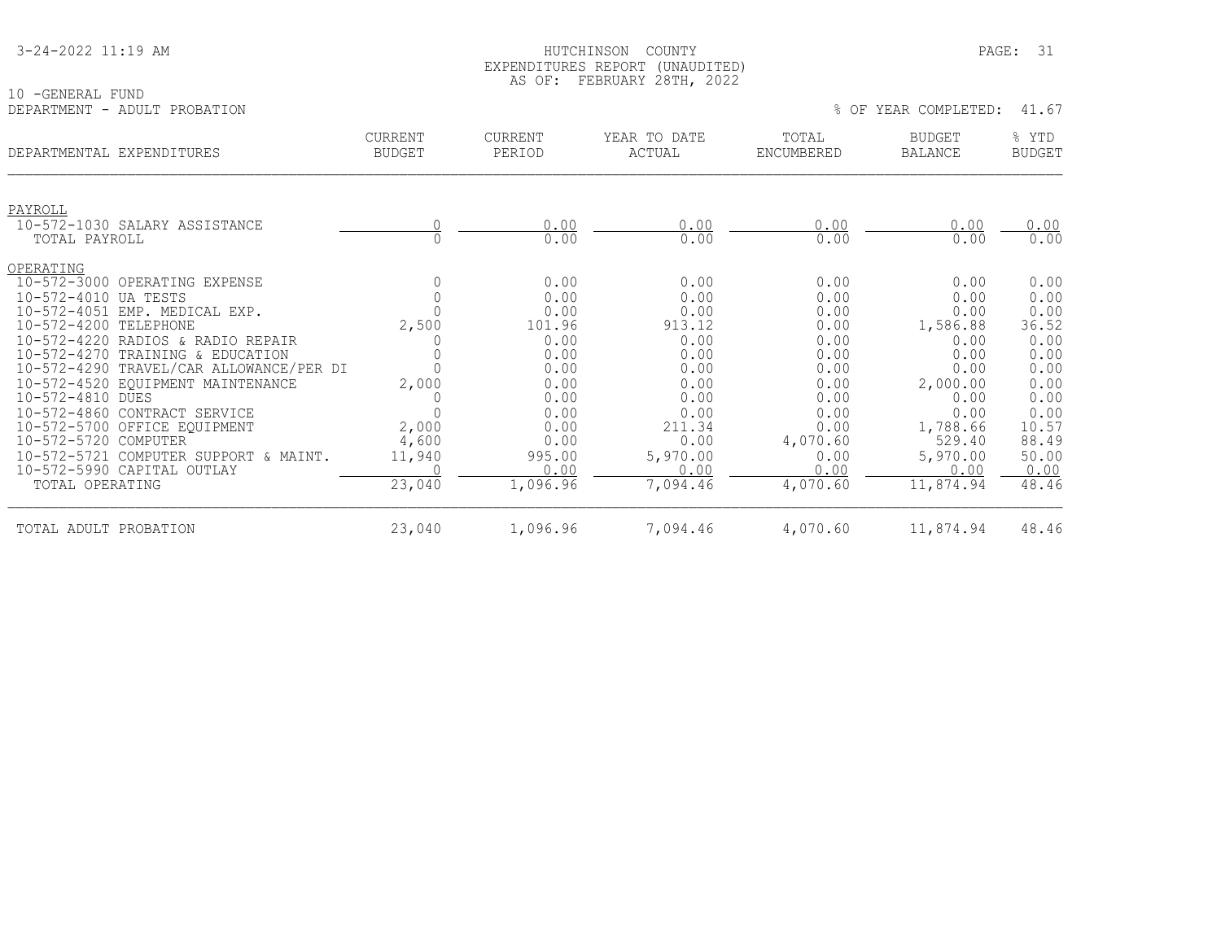# HUTCHINSON COUNTY
## EXPENDITURES REPORT (UNAUDITED)
### AS OF: FEBRUARY 28TH, 2022

10 -GENERAL FUND
DEPARTMENT - ADULT PROBATION

% OF YEAR COMPLETED: 41.67

| DEPARTMENTAL EXPENDITURES | CURRENT BUDGET | CURRENT PERIOD | YEAR TO DATE ACTUAL | TOTAL ENCUMBERED | BUDGET BALANCE | % YTD BUDGET |
|---|---|---|---|---|---|---|
| **PAYROLL** | | | | | | |
| 10-572-1030 SALARY ASSISTANCE | 0 | 0.00 | 0.00 | 0.00 | 0.00 | 0.00 |
| TOTAL PAYROLL | 0 | 0.00 | 0.00 | 0.00 | 0.00 | 0.00 |
| **OPERATING** | | | | | | |
| 10-572-3000 OPERATING EXPENSE | 0 | 0.00 | 0.00 | 0.00 | 0.00 | 0.00 |
| 10-572-4010 UA TESTS | 0 | 0.00 | 0.00 | 0.00 | 0.00 | 0.00 |
| 10-572-4051 EMP. MEDICAL EXP. | 0 | 0.00 | 0.00 | 0.00 | 0.00 | 0.00 |
| 10-572-4200 TELEPHONE | 2,500 | 101.96 | 913.12 | 0.00 | 1,586.88 | 36.52 |
| 10-572-4220 RADIOS & RADIO REPAIR | 0 | 0.00 | 0.00 | 0.00 | 0.00 | 0.00 |
| 10-572-4270 TRAINING & EDUCATION | 0 | 0.00 | 0.00 | 0.00 | 0.00 | 0.00 |
| 10-572-4290 TRAVEL/CAR ALLOWANCE/PER DI | 0 | 0.00 | 0.00 | 0.00 | 0.00 | 0.00 |
| 10-572-4520 EQUIPMENT MAINTENANCE | 2,000 | 0.00 | 0.00 | 0.00 | 2,000.00 | 0.00 |
| 10-572-4810 DUES | 0 | 0.00 | 0.00 | 0.00 | 0.00 | 0.00 |
| 10-572-4860 CONTRACT SERVICE | 0 | 0.00 | 0.00 | 0.00 | 0.00 | 0.00 |
| 10-572-5700 OFFICE EQUIPMENT | 2,000 | 0.00 | 211.34 | 0.00 | 1,788.66 | 10.57 |
| 10-572-5720 COMPUTER | 4,600 | 0.00 | 0.00 | 4,070.60 | 529.40 | 88.49 |
| 10-572-5721 COMPUTER SUPPORT & MAINT. | 11,940 | 995.00 | 5,970.00 | 0.00 | 5,970.00 | 50.00 |
| 10-572-5990 CAPITAL OUTLAY | 0 | 0.00 | 0.00 | 0.00 | 0.00 | 0.00 |
| TOTAL OPERATING | 23,040 | 1,096.96 | 7,094.46 | 4,070.60 | 11,874.94 | 48.46 |
| TOTAL ADULT PROBATION | 23,040 | 1,096.96 | 7,094.46 | 4,070.60 | 11,874.94 | 48.46 |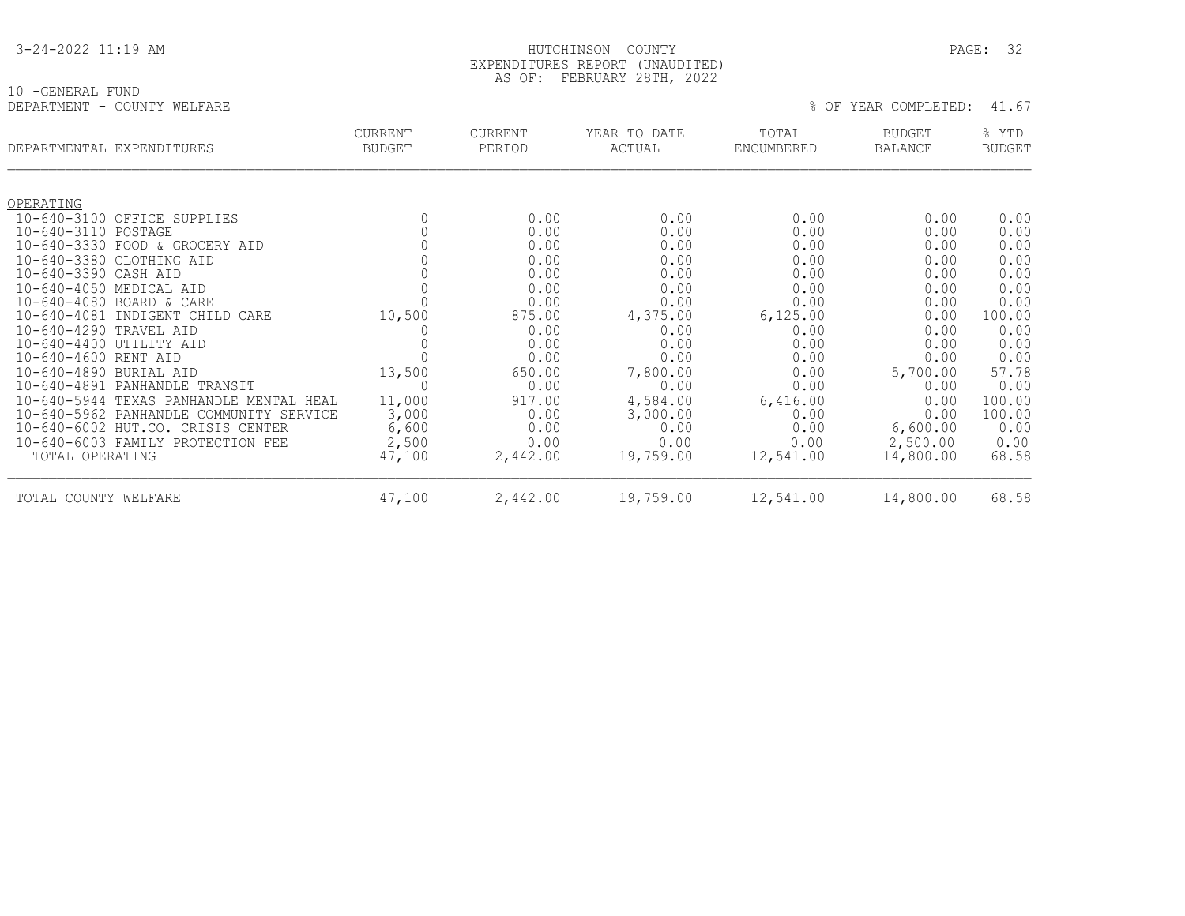HUTCHINSON COUNTY
EXPENDITURES REPORT (UNAUDITED)
AS OF: FEBRUARY 28TH, 2022

10 -GENERAL FUND
DEPARTMENT - COUNTY WELFARE

% OF YEAR COMPLETED: 41.67

| DEPARTMENTAL EXPENDITURES | CURRENT BUDGET | CURRENT PERIOD | YEAR TO DATE ACTUAL | TOTAL ENCUMBERED | BUDGET BALANCE | % YTD BUDGET |
|---|---|---|---|---|---|---|
| OPERATING | | | | | | |
| 10-640-3100 OFFICE SUPPLIES | 0 | 0.00 | 0.00 | 0.00 | 0.00 | 0.00 |
| 10-640-3110 POSTAGE | 0 | 0.00 | 0.00 | 0.00 | 0.00 | 0.00 |
| 10-640-3330 FOOD & GROCERY AID | 0 | 0.00 | 0.00 | 0.00 | 0.00 | 0.00 |
| 10-640-3380 CLOTHING AID | 0 | 0.00 | 0.00 | 0.00 | 0.00 | 0.00 |
| 10-640-3390 CASH AID | 0 | 0.00 | 0.00 | 0.00 | 0.00 | 0.00 |
| 10-640-4050 MEDICAL AID | 0 | 0.00 | 0.00 | 0.00 | 0.00 | 0.00 |
| 10-640-4080 BOARD & CARE | 0 | 0.00 | 0.00 | 0.00 | 0.00 | 0.00 |
| 10-640-4081 INDIGENT CHILD CARE | 10,500 | 875.00 | 4,375.00 | 6,125.00 | 0.00 | 100.00 |
| 10-640-4290 TRAVEL AID | 0 | 0.00 | 0.00 | 0.00 | 0.00 | 0.00 |
| 10-640-4400 UTILITY AID | 0 | 0.00 | 0.00 | 0.00 | 0.00 | 0.00 |
| 10-640-4600 RENT AID | 0 | 0.00 | 0.00 | 0.00 | 0.00 | 0.00 |
| 10-640-4890 BURIAL AID | 13,500 | 650.00 | 7,800.00 | 0.00 | 5,700.00 | 57.78 |
| 10-640-4891 PANHANDLE TRANSIT | 0 | 0.00 | 0.00 | 0.00 | 0.00 | 0.00 |
| 10-640-5944 TEXAS PANHANDLE MENTAL HEAL | 11,000 | 917.00 | 4,584.00 | 6,416.00 | 0.00 | 100.00 |
| 10-640-5962 PANHANDLE COMMUNITY SERVICE | 3,000 | 0.00 | 3,000.00 | 0.00 | 0.00 | 100.00 |
| 10-640-6002 HUT.CO. CRISIS CENTER | 6,600 | 0.00 | 0.00 | 0.00 | 6,600.00 | 0.00 |
| 10-640-6003 FAMILY PROTECTION FEE | 2,500 | 0.00 | 0.00 | 0.00 | 2,500.00 | 0.00 |
| TOTAL OPERATING | 47,100 | 2,442.00 | 19,759.00 | 12,541.00 | 14,800.00 | 68.58 |
| TOTAL COUNTY WELFARE | 47,100 | 2,442.00 | 19,759.00 | 12,541.00 | 14,800.00 | 68.58 |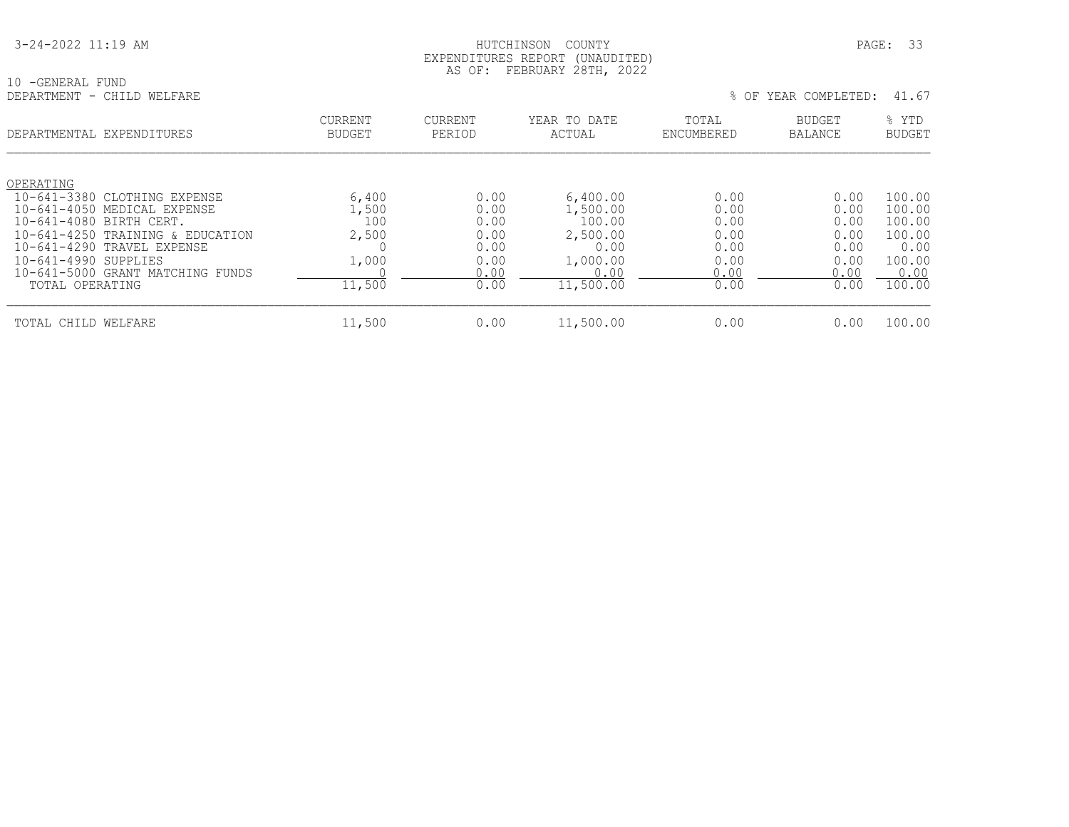HUTCHINSON COUNTY
EXPENDITURES REPORT (UNAUDITED)
AS OF: FEBRUARY 28TH, 2022

10 -GENERAL FUND
DEPARTMENT - CHILD WELFARE

% OF YEAR COMPLETED: 41.67

| DEPARTMENTAL EXPENDITURES | CURRENT BUDGET | CURRENT PERIOD | YEAR TO DATE ACTUAL | TOTAL ENCUMBERED | BUDGET BALANCE | % YTD BUDGET |
|---|---|---|---|---|---|---|
| OPERATING | | | | | | |
| 10-641-3380 CLOTHING EXPENSE | 6,400 | 0.00 | 6,400.00 | 0.00 | 0.00 | 100.00 |
| 10-641-4050 MEDICAL EXPENSE | 1,500 | 0.00 | 1,500.00 | 0.00 | 0.00 | 100.00 |
| 10-641-4080 BIRTH CERT. | 100 | 0.00 | 100.00 | 0.00 | 0.00 | 100.00 |
| 10-641-4250 TRAINING & EDUCATION | 2,500 | 0.00 | 2,500.00 | 0.00 | 0.00 | 100.00 |
| 10-641-4290 TRAVEL EXPENSE | 0 | 0.00 | 0.00 | 0.00 | 0.00 | 0.00 |
| 10-641-4990 SUPPLIES | 1,000 | 0.00 | 1,000.00 | 0.00 | 0.00 | 100.00 |
| 10-641-5000 GRANT MATCHING FUNDS | 0 | 0.00 | 0.00 | 0.00 | 0.00 | 0.00 |
| TOTAL OPERATING | 11,500 | 0.00 | 11,500.00 | 0.00 | 0.00 | 100.00 |
| TOTAL CHILD WELFARE | 11,500 | 0.00 | 11,500.00 | 0.00 | 0.00 | 100.00 |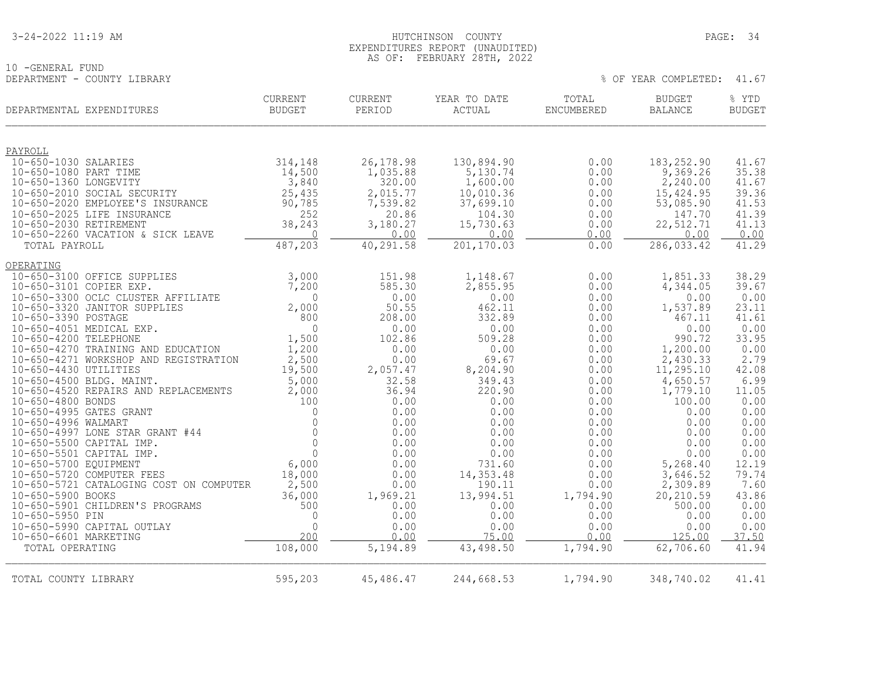HUTCHINSON COUNTY
EXPENDITURES REPORT (UNAUDITED)
AS OF: FEBRUARY 28TH, 2022

10 -GENERAL FUND
DEPARTMENT - COUNTY LIBRARY

% OF YEAR COMPLETED: 41.67

| DEPARTMENTAL EXPENDITURES | CURRENT BUDGET | CURRENT PERIOD | YEAR TO DATE ACTUAL | TOTAL ENCUMBERED | BUDGET BALANCE | % YTD BUDGET |
|---|---|---|---|---|---|---|
| PAYROLL | | | | | | |
| 10-650-1030 SALARIES | 314,148 | 26,178.98 | 130,894.90 | 0.00 | 183,252.90 | 41.67 |
| 10-650-1080 PART TIME | 14,500 | 1,035.88 | 5,130.74 | 0.00 | 9,369.26 | 35.38 |
| 10-650-1360 LONGEVITY | 3,840 | 320.00 | 1,600.00 | 0.00 | 2,240.00 | 41.67 |
| 10-650-2010 SOCIAL SECURITY | 25,435 | 2,015.77 | 10,010.36 | 0.00 | 15,424.95 | 39.36 |
| 10-650-2020 EMPLOYEE'S INSURANCE | 90,785 | 7,539.82 | 37,699.10 | 0.00 | 53,085.90 | 41.53 |
| 10-650-2025 LIFE INSURANCE | 252 | 20.86 | 104.30 | 0.00 | 147.70 | 41.39 |
| 10-650-2030 RETIREMENT | 38,243 | 3,180.27 | 15,730.63 | 0.00 | 22,512.71 | 41.13 |
| 10-650-2260 VACATION & SICK LEAVE | 0 | 0.00 | 0.00 | 0.00 | 0.00 | 0.00 |
| TOTAL PAYROLL | 487,203 | 40,291.58 | 201,170.03 | 0.00 | 286,033.42 | 41.29 |
| OPERATING | | | | | | |
| 10-650-3100 OFFICE SUPPLIES | 3,000 | 151.98 | 1,148.67 | 0.00 | 1,851.33 | 38.29 |
| 10-650-3101 COPIER EXP. | 7,200 | 585.30 | 2,855.95 | 0.00 | 4,344.05 | 39.67 |
| 10-650-3300 OCLC CLUSTER AFFILIATE | 0 | 0.00 | 0.00 | 0.00 | 0.00 | 0.00 |
| 10-650-3320 JANITOR SUPPLIES | 2,000 | 50.55 | 462.11 | 0.00 | 1,537.89 | 23.11 |
| 10-650-3390 POSTAGE | 800 | 208.00 | 332.89 | 0.00 | 467.11 | 41.61 |
| 10-650-4051 MEDICAL EXP. | 0 | 0.00 | 0.00 | 0.00 | 0.00 | 0.00 |
| 10-650-4200 TELEPHONE | 1,500 | 102.86 | 509.28 | 0.00 | 990.72 | 33.95 |
| 10-650-4270 TRAINING AND EDUCATION | 1,200 | 0.00 | 0.00 | 0.00 | 1,200.00 | 0.00 |
| 10-650-4271 WORKSHOP AND REGISTRATION | 2,500 | 0.00 | 69.67 | 0.00 | 2,430.33 | 2.79 |
| 10-650-4430 UTILITIES | 19,500 | 2,057.47 | 8,204.90 | 0.00 | 11,295.10 | 42.08 |
| 10-650-4500 BLDG. MAINT. | 5,000 | 32.58 | 349.43 | 0.00 | 4,650.57 | 6.99 |
| 10-650-4520 REPAIRS AND REPLACEMENTS | 2,000 | 36.94 | 220.90 | 0.00 | 1,779.10 | 11.05 |
| 10-650-4800 BONDS | 100 | 0.00 | 0.00 | 0.00 | 100.00 | 0.00 |
| 10-650-4995 GATES GRANT | 0 | 0.00 | 0.00 | 0.00 | 0.00 | 0.00 |
| 10-650-4996 WALMART | 0 | 0.00 | 0.00 | 0.00 | 0.00 | 0.00 |
| 10-650-4997 LONE STAR GRANT #44 | 0 | 0.00 | 0.00 | 0.00 | 0.00 | 0.00 |
| 10-650-5500 CAPITAL IMP. | 0 | 0.00 | 0.00 | 0.00 | 0.00 | 0.00 |
| 10-650-5501 CAPITAL IMP. | 0 | 0.00 | 0.00 | 0.00 | 0.00 | 0.00 |
| 10-650-5700 EQUIPMENT | 6,000 | 0.00 | 731.60 | 0.00 | 5,268.40 | 12.19 |
| 10-650-5720 COMPUTER FEES | 18,000 | 0.00 | 14,353.48 | 0.00 | 3,646.52 | 79.74 |
| 10-650-5721 CATALOGING COST ON COMPUTER | 2,500 | 0.00 | 190.11 | 0.00 | 2,309.89 | 7.60 |
| 10-650-5900 BOOKS | 36,000 | 1,969.21 | 13,994.51 | 1,794.90 | 20,210.59 | 43.86 |
| 10-650-5901 CHILDREN'S PROGRAMS | 500 | 0.00 | 0.00 | 0.00 | 500.00 | 0.00 |
| 10-650-5950 PIN | 0 | 0.00 | 0.00 | 0.00 | 0.00 | 0.00 |
| 10-650-5990 CAPITAL OUTLAY | 0 | 0.00 | 0.00 | 0.00 | 0.00 | 0.00 |
| 10-650-6601 MARKETING | 200 | 0.00 | 75.00 | 0.00 | 125.00 | 37.50 |
| TOTAL OPERATING | 108,000 | 5,194.89 | 43,498.50 | 1,794.90 | 62,706.60 | 41.94 |
| TOTAL COUNTY LIBRARY | 595,203 | 45,486.47 | 244,668.53 | 1,794.90 | 348,740.02 | 41.41 |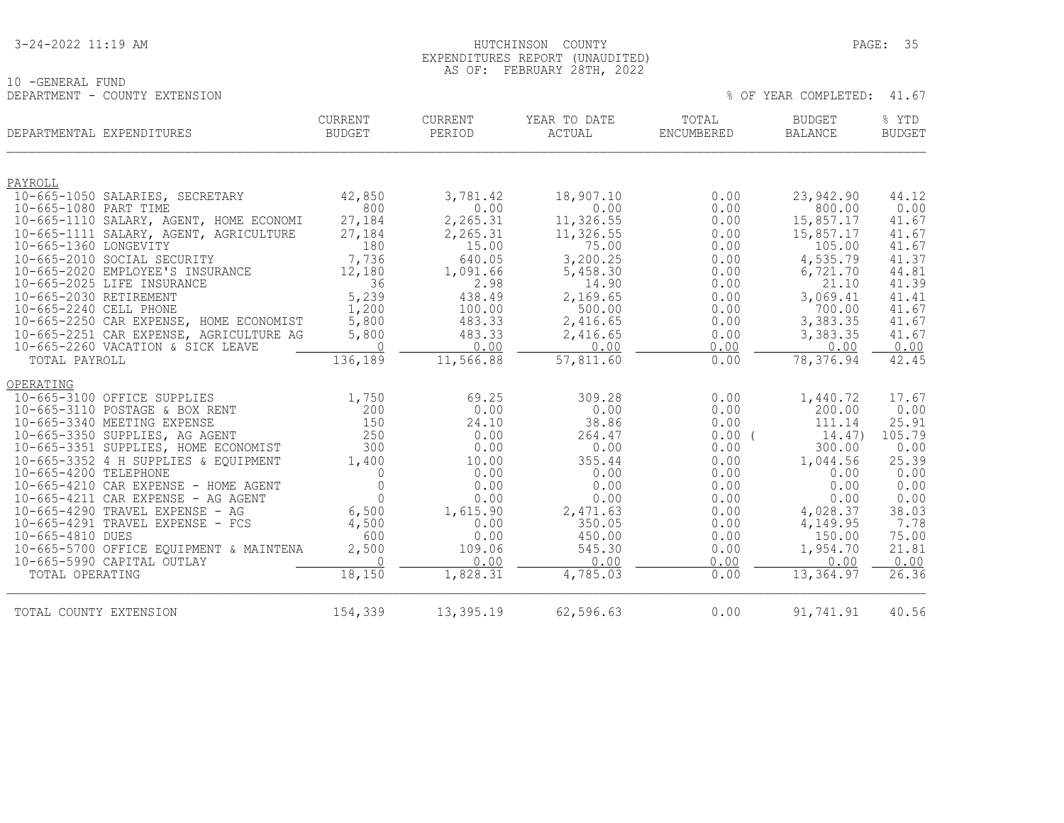HUTCHINSON COUNTY
EXPENDITURES REPORT (UNAUDITED)
AS OF: FEBRUARY 28TH, 2022

10 -GENERAL FUND
DEPARTMENT - COUNTY EXTENSION

% OF YEAR COMPLETED: 41.67

| DEPARTMENTAL EXPENDITURES | CURRENT BUDGET | CURRENT PERIOD | YEAR TO DATE ACTUAL | TOTAL ENCUMBERED | BUDGET BALANCE | % YTD BUDGET |
|---|---|---|---|---|---|---|
| PAYROLL | | | | | | |
| 10-665-1050 SALARIES, SECRETARY | 42,850 | 3,781.42 | 18,907.10 | 0.00 | 23,942.90 | 44.12 |
| 10-665-1080 PART TIME | 800 | 0.00 | 0.00 | 0.00 | 800.00 | 0.00 |
| 10-665-1110 SALARY, AGENT, HOME ECONOMI | 27,184 | 2,265.31 | 11,326.55 | 0.00 | 15,857.17 | 41.67 |
| 10-665-1111 SALARY, AGENT, AGRICULTURE | 27,184 | 2,265.31 | 11,326.55 | 0.00 | 15,857.17 | 41.67 |
| 10-665-1360 LONGEVITY | 180 | 15.00 | 75.00 | 0.00 | 105.00 | 41.67 |
| 10-665-2010 SOCIAL SECURITY | 7,736 | 640.05 | 3,200.25 | 0.00 | 4,535.79 | 41.37 |
| 10-665-2020 EMPLOYEE'S INSURANCE | 12,180 | 1,091.66 | 5,458.30 | 0.00 | 6,721.70 | 44.81 |
| 10-665-2025 LIFE INSURANCE | 36 | 2.98 | 14.90 | 0.00 | 21.10 | 41.39 |
| 10-665-2030 RETIREMENT | 5,239 | 438.49 | 2,169.65 | 0.00 | 3,069.41 | 41.41 |
| 10-665-2240 CELL PHONE | 1,200 | 100.00 | 500.00 | 0.00 | 700.00 | 41.67 |
| 10-665-2250 CAR EXPENSE, HOME ECONOMIST | 5,800 | 483.33 | 2,416.65 | 0.00 | 3,383.35 | 41.67 |
| 10-665-2251 CAR EXPENSE, AGRICULTURE AG | 5,800 | 483.33 | 2,416.65 | 0.00 | 3,383.35 | 41.67 |
| 10-665-2260 VACATION & SICK LEAVE | 0 | 0.00 | 0.00 | 0.00 | 0.00 | 0.00 |
| TOTAL PAYROLL | 136,189 | 11,566.88 | 57,811.60 | 0.00 | 78,376.94 | 42.45 |
| OPERATING | | | | | | |
| 10-665-3100 OFFICE SUPPLIES | 1,750 | 69.25 | 309.28 | 0.00 | 1,440.72 | 17.67 |
| 10-665-3110 POSTAGE & BOX RENT | 200 | 0.00 | 0.00 | 0.00 | 200.00 | 0.00 |
| 10-665-3340 MEETING EXPENSE | 150 | 24.10 | 38.86 | 0.00 | 111.14 | 25.91 |
| 10-665-3350 SUPPLIES, AG AGENT | 250 | 0.00 | 264.47 | 0.00 | ( 14.47) | 105.79 |
| 10-665-3351 SUPPLIES, HOME ECONOMIST | 300 | 0.00 | 0.00 | 0.00 | 300.00 | 0.00 |
| 10-665-3352 4 H SUPPLIES & EQUIPMENT | 1,400 | 10.00 | 355.44 | 0.00 | 1,044.56 | 25.39 |
| 10-665-4200 TELEPHONE | 0 | 0.00 | 0.00 | 0.00 | 0.00 | 0.00 |
| 10-665-4210 CAR EXPENSE - HOME AGENT | 0 | 0.00 | 0.00 | 0.00 | 0.00 | 0.00 |
| 10-665-4211 CAR EXPENSE - AG AGENT | 0 | 0.00 | 0.00 | 0.00 | 0.00 | 0.00 |
| 10-665-4290 TRAVEL EXPENSE - AG | 6,500 | 1,615.90 | 2,471.63 | 0.00 | 4,028.37 | 38.03 |
| 10-665-4291 TRAVEL EXPENSE - FCS | 4,500 | 0.00 | 350.05 | 0.00 | 4,149.95 | 7.78 |
| 10-665-4810 DUES | 600 | 0.00 | 450.00 | 0.00 | 150.00 | 75.00 |
| 10-665-5700 OFFICE EQUIPMENT & MAINTENA | 2,500 | 109.06 | 545.30 | 0.00 | 1,954.70 | 21.81 |
| 10-665-5990 CAPITAL OUTLAY | 0 | 0.00 | 0.00 | 0.00 | 0.00 | 0.00 |
| TOTAL OPERATING | 18,150 | 1,828.31 | 4,785.03 | 0.00 | 13,364.97 | 26.36 |
| TOTAL COUNTY EXTENSION | 154,339 | 13,395.19 | 62,596.63 | 0.00 | 91,741.91 | 40.56 |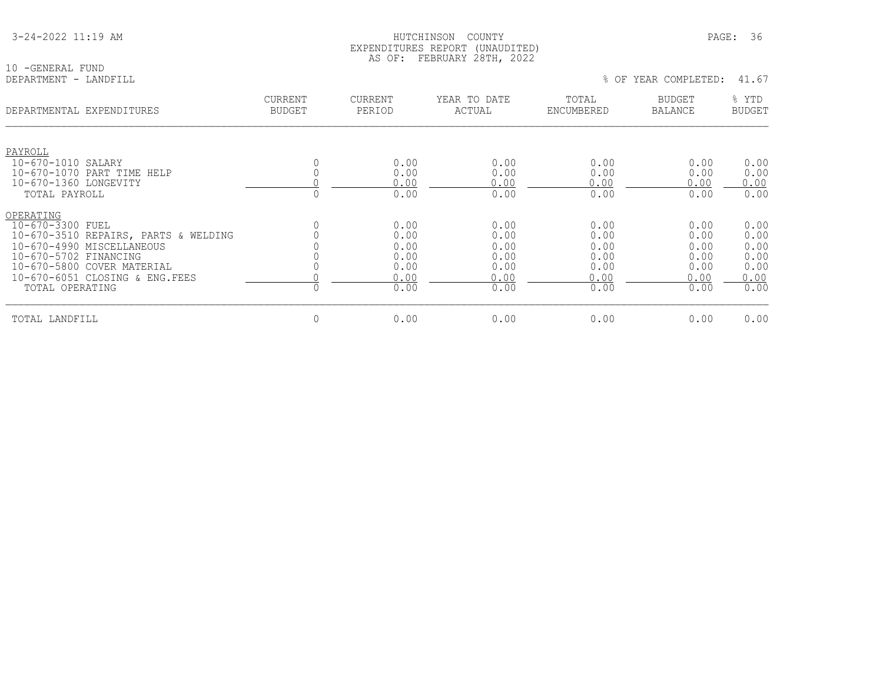HUTCHINSON COUNTY
EXPENDITURES REPORT (UNAUDITED)
AS OF: FEBRUARY 28TH, 2022

10 -GENERAL FUND
DEPARTMENT - LANDFILL

% OF YEAR COMPLETED: 41.67

| DEPARTMENTAL EXPENDITURES | CURRENT BUDGET | CURRENT PERIOD | YEAR TO DATE ACTUAL | TOTAL ENCUMBERED | BUDGET BALANCE | % YTD BUDGET |
|---|---|---|---|---|---|---|
| PAYROLL | | | | | | |
| 10-670-1010 SALARY | 0 | 0.00 | 0.00 | 0.00 | 0.00 | 0.00 |
| 10-670-1070 PART TIME HELP | 0 | 0.00 | 0.00 | 0.00 | 0.00 | 0.00 |
| 10-670-1360 LONGEVITY | 0 | 0.00 | 0.00 | 0.00 | 0.00 | 0.00 |
| TOTAL PAYROLL | 0 | 0.00 | 0.00 | 0.00 | 0.00 | 0.00 |
| OPERATING | | | | | | |
| 10-670-3300 FUEL | 0 | 0.00 | 0.00 | 0.00 | 0.00 | 0.00 |
| 10-670-3510 REPAIRS, PARTS & WELDING | 0 | 0.00 | 0.00 | 0.00 | 0.00 | 0.00 |
| 10-670-4990 MISCELLANEOUS | 0 | 0.00 | 0.00 | 0.00 | 0.00 | 0.00 |
| 10-670-5702 FINANCING | 0 | 0.00 | 0.00 | 0.00 | 0.00 | 0.00 |
| 10-670-5800 COVER MATERIAL | 0 | 0.00 | 0.00 | 0.00 | 0.00 | 0.00 |
| 10-670-6051 CLOSING & ENG.FEES | 0 | 0.00 | 0.00 | 0.00 | 0.00 | 0.00 |
| TOTAL OPERATING | 0 | 0.00 | 0.00 | 0.00 | 0.00 | 0.00 |
| TOTAL LANDFILL | 0 | 0.00 | 0.00 | 0.00 | 0.00 | 0.00 |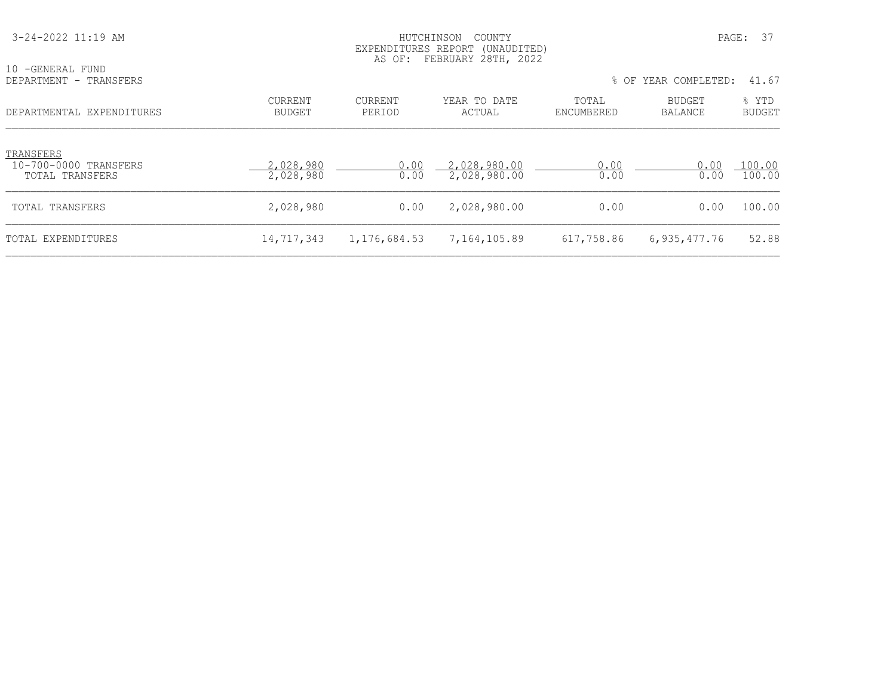HUTCHINSON COUNTY
EXPENDITURES REPORT (UNAUDITED)
AS OF: FEBRUARY 28TH, 2022

10 -GENERAL FUND
DEPARTMENT - TRANSFERS

% OF YEAR COMPLETED: 41.67

| DEPARTMENTAL EXPENDITURES | CURRENT BUDGET | CURRENT PERIOD | YEAR TO DATE ACTUAL | TOTAL ENCUMBERED | BUDGET BALANCE | % YTD BUDGET |
|---|---|---|---|---|---|---|
| TRANSFERS | | | | | | |
| 10-700-0000 TRANSFERS | 2,028,980 | 0.00 | 2,028,980.00 | 0.00 | 0.00 | 100.00 |
| TOTAL TRANSFERS | 2,028,980 | 0.00 | 2,028,980.00 | 0.00 | 0.00 | 100.00 |
| TOTAL TRANSFERS | 2,028,980 | 0.00 | 2,028,980.00 | 0.00 | 0.00 | 100.00 |
| TOTAL EXPENDITURES | 14,717,343 | 1,176,684.53 | 7,164,105.89 | 617,758.86 | 6,935,477.76 | 52.88 |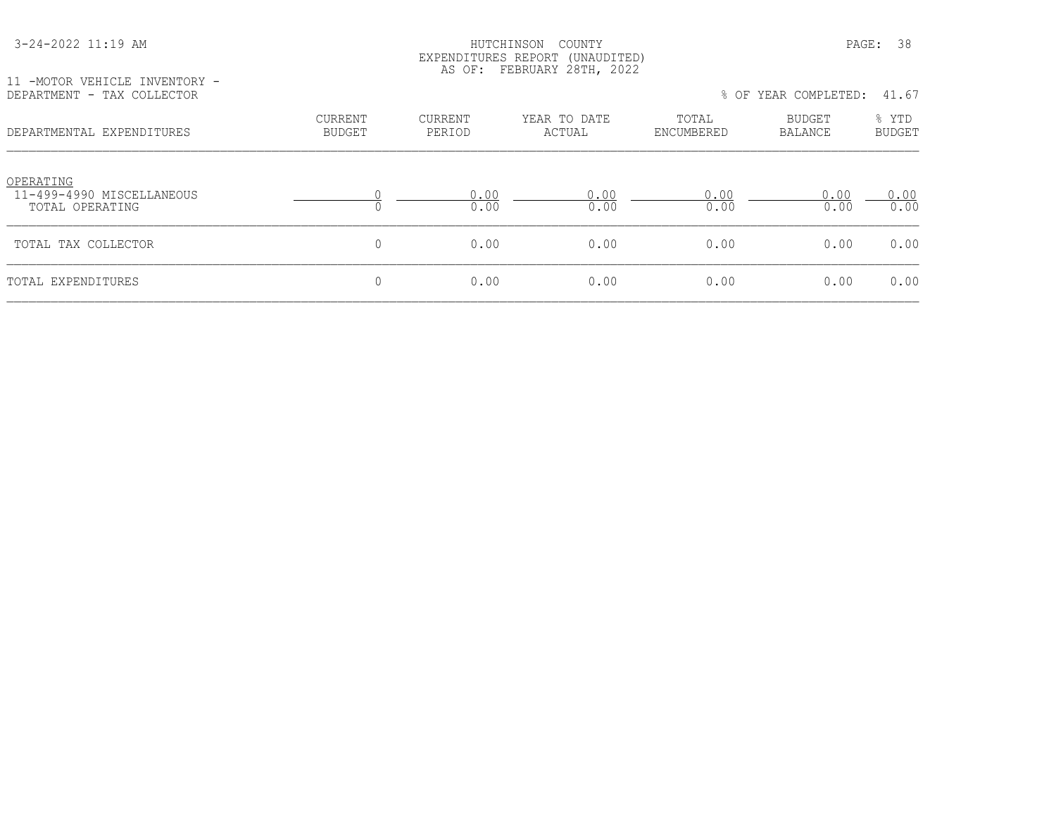HUTCHINSON COUNTY
EXPENDITURES REPORT (UNAUDITED)
AS OF: FEBRUARY 28TH, 2022

11 -MOTOR VEHICLE INVENTORY -
DEPARTMENT - TAX COLLECTOR

% OF YEAR COMPLETED: 41.67

| DEPARTMENTAL EXPENDITURES | CURRENT BUDGET | CURRENT PERIOD | YEAR TO DATE ACTUAL | TOTAL ENCUMBERED | BUDGET BALANCE | % YTD BUDGET |
|---|---|---|---|---|---|---|
| OPERATING | | | | | | |
| 11-499-4990 MISCELLANEOUS | 0 | 0.00 | 0.00 | 0.00 | 0.00 | 0.00 |
| TOTAL OPERATING | 0 | 0.00 | 0.00 | 0.00 | 0.00 | 0.00 |
| TOTAL TAX COLLECTOR | 0 | 0.00 | 0.00 | 0.00 | 0.00 | 0.00 |
| TOTAL EXPENDITURES | 0 | 0.00 | 0.00 | 0.00 | 0.00 | 0.00 |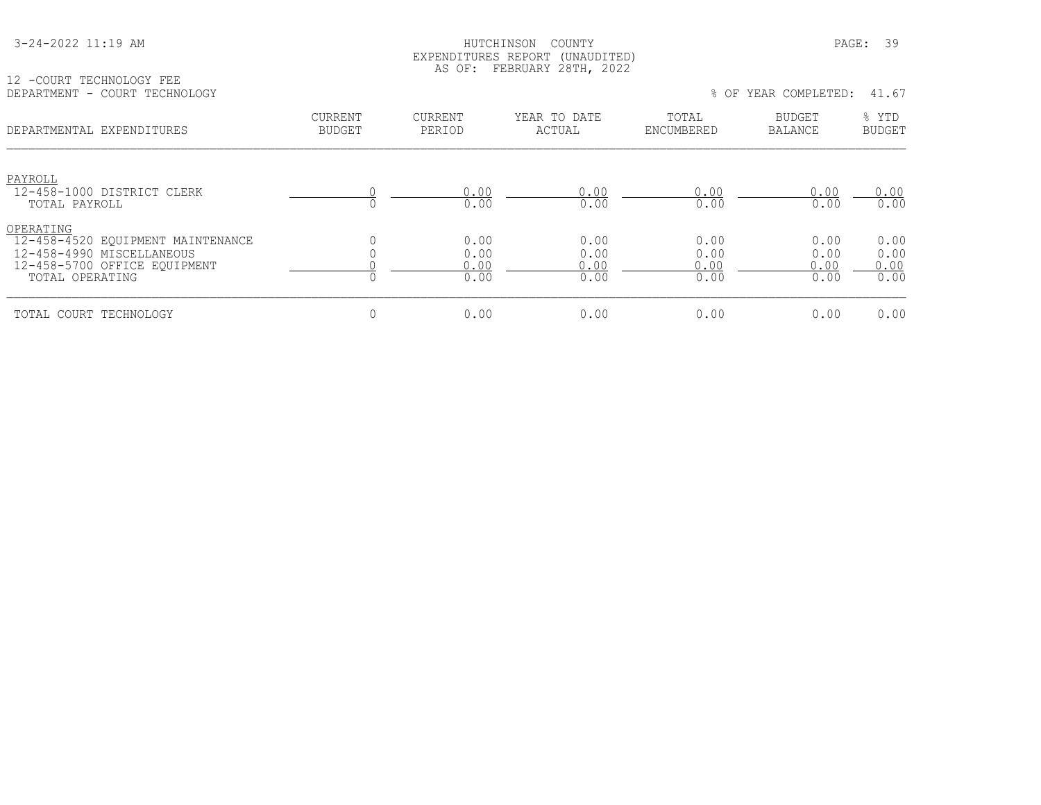3-24-2022 11:19 AM

HUTCHINSON COUNTY
EXPENDITURES REPORT (UNAUDITED)
AS OF: FEBRUARY 28TH, 2022

12 -COURT TECHNOLOGY FEE
DEPARTMENT - COURT TECHNOLOGY

% OF YEAR COMPLETED: 41.67

| DEPARTMENTAL EXPENDITURES | CURRENT BUDGET | CURRENT PERIOD | YEAR TO DATE ACTUAL | TOTAL ENCUMBERED | BUDGET BALANCE | % YTD BUDGET |
|---|---|---|---|---|---|---|
| PAYROLL | | | | | | |
| 12-458-1000 DISTRICT CLERK | 0 | 0.00 | 0.00 | 0.00 | 0.00 | 0.00 |
| TOTAL PAYROLL | 0 | 0.00 | 0.00 | 0.00 | 0.00 | 0.00 |
| OPERATING | | | | | | |
| 12-458-4520 EQUIPMENT MAINTENANCE | 0 | 0.00 | 0.00 | 0.00 | 0.00 | 0.00 |
| 12-458-4990 MISCELLANEOUS | 0 | 0.00 | 0.00 | 0.00 | 0.00 | 0.00 |
| 12-458-5700 OFFICE EQUIPMENT | 0 | 0.00 | 0.00 | 0.00 | 0.00 | 0.00 |
| TOTAL OPERATING | 0 | 0.00 | 0.00 | 0.00 | 0.00 | 0.00 |
| TOTAL COURT TECHNOLOGY | 0 | 0.00 | 0.00 | 0.00 | 0.00 | 0.00 |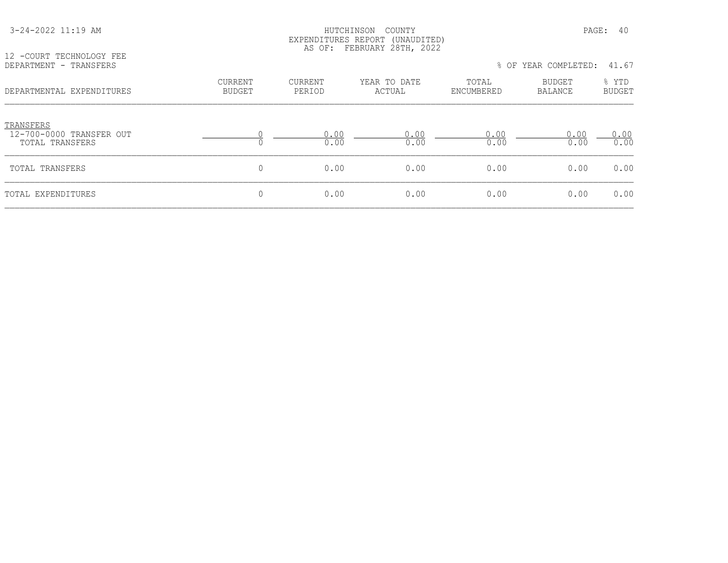HUTCHINSON COUNTY
EXPENDITURES REPORT (UNAUDITED)
AS OF: FEBRUARY 28TH, 2022

12 -COURT TECHNOLOGY FEE
DEPARTMENT - TRANSFERS

% OF YEAR COMPLETED: 41.67

| DEPARTMENTAL EXPENDITURES | CURRENT BUDGET | CURRENT PERIOD | YEAR TO DATE ACTUAL | TOTAL ENCUMBERED | BUDGET BALANCE | % YTD BUDGET |
|---|---|---|---|---|---|---|
| TRANSFERS | | | | | | |
| 12-700-0000 TRANSFER OUT | 0 | 0.00 | 0.00 | 0.00 | 0.00 | 0.00 |
| TOTAL TRANSFERS | 0 | 0.00 | 0.00 | 0.00 | 0.00 | 0.00 |
| TOTAL TRANSFERS | 0 | 0.00 | 0.00 | 0.00 | 0.00 | 0.00 |
| TOTAL EXPENDITURES | 0 | 0.00 | 0.00 | 0.00 | 0.00 | 0.00 |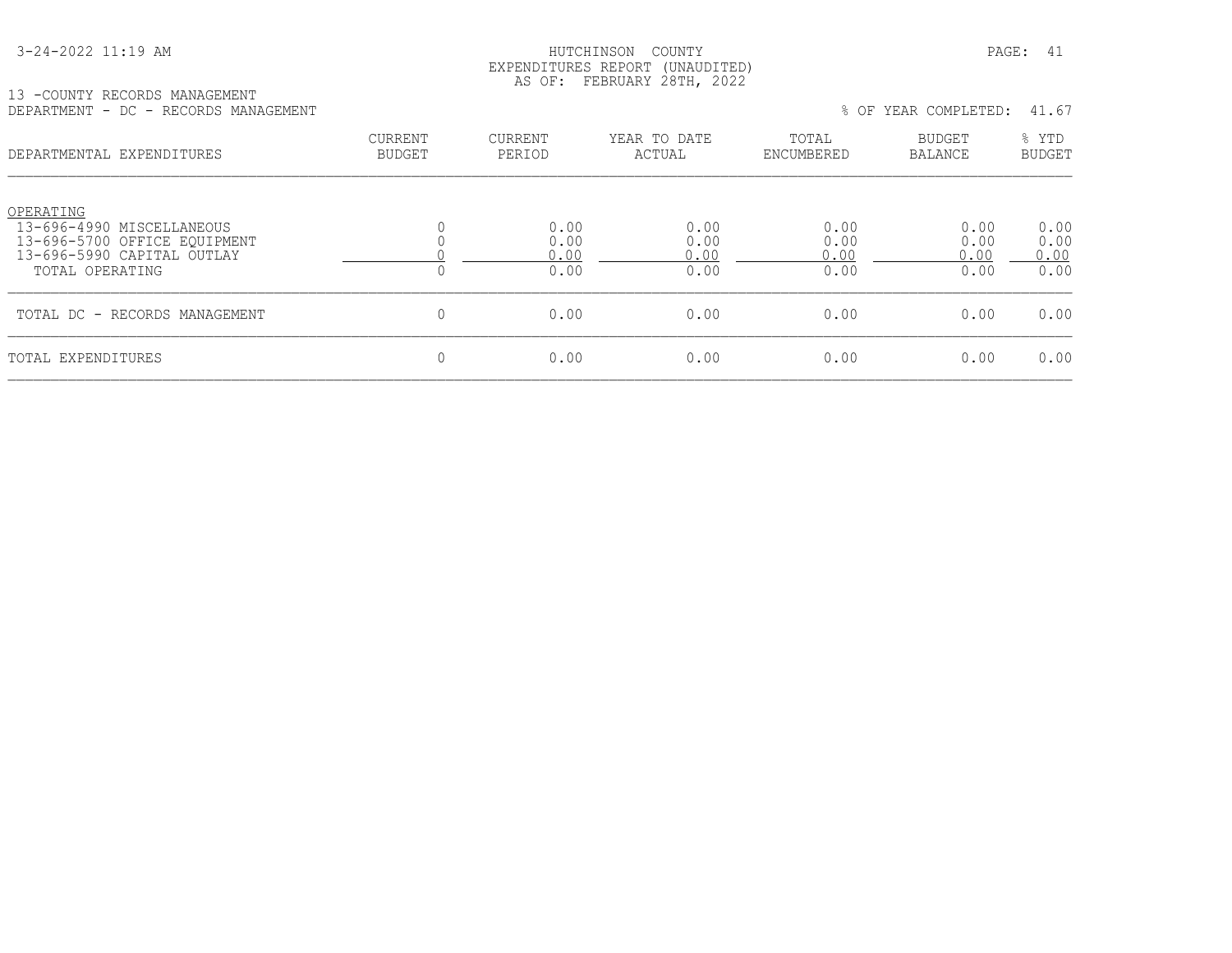HUTCHINSON COUNTY
EXPENDITURES REPORT (UNAUDITED)
AS OF: FEBRUARY 28TH, 2022

13 -COUNTY RECORDS MANAGEMENT
DEPARTMENT - DC - RECORDS MANAGEMENT

% OF YEAR COMPLETED: 41.67

| DEPARTMENTAL EXPENDITURES | CURRENT BUDGET | CURRENT PERIOD | YEAR TO DATE ACTUAL | TOTAL ENCUMBERED | BUDGET BALANCE | % YTD BUDGET |
|---|---|---|---|---|---|---|
| OPERATING | | | | | | |
| 13-696-4990 MISCELLANEOUS | 0 | 0.00 | 0.00 | 0.00 | 0.00 | 0.00 |
| 13-696-5700 OFFICE EQUIPMENT | 0 | 0.00 | 0.00 | 0.00 | 0.00 | 0.00 |
| 13-696-5990 CAPITAL OUTLAY | 0 | 0.00 | 0.00 | 0.00 | 0.00 | 0.00 |
| TOTAL OPERATING | 0 | 0.00 | 0.00 | 0.00 | 0.00 | 0.00 |
| TOTAL DC - RECORDS MANAGEMENT | 0 | 0.00 | 0.00 | 0.00 | 0.00 | 0.00 |
| TOTAL EXPENDITURES | 0 | 0.00 | 0.00 | 0.00 | 0.00 | 0.00 |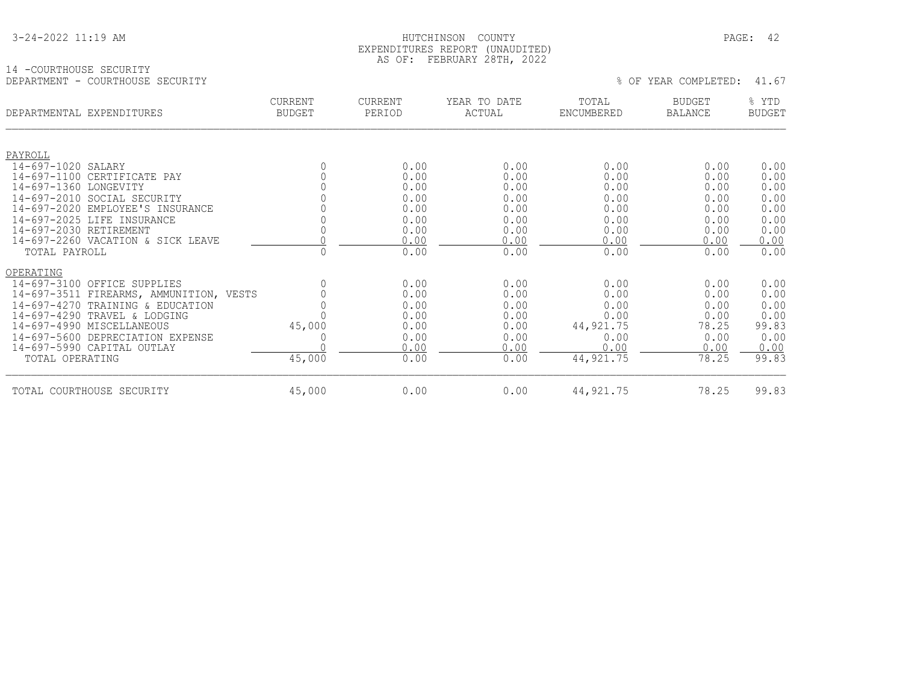HUTCHINSON COUNTY
EXPENDITURES REPORT (UNAUDITED)
AS OF: FEBRUARY 28TH, 2022

14 -COURTHOUSE SECURITY
DEPARTMENT - COURTHOUSE SECURITY

% OF YEAR COMPLETED: 41.67

| DEPARTMENTAL EXPENDITURES | CURRENT BUDGET | CURRENT PERIOD | YEAR TO DATE ACTUAL | TOTAL ENCUMBERED | BUDGET BALANCE | % YTD BUDGET |
|---|---|---|---|---|---|---|
| PAYROLL | | | | | | |
| 14-697-1020 SALARY | 0 | 0.00 | 0.00 | 0.00 | 0.00 | 0.00 |
| 14-697-1100 CERTIFICATE PAY | 0 | 0.00 | 0.00 | 0.00 | 0.00 | 0.00 |
| 14-697-1360 LONGEVITY | 0 | 0.00 | 0.00 | 0.00 | 0.00 | 0.00 |
| 14-697-2010 SOCIAL SECURITY | 0 | 0.00 | 0.00 | 0.00 | 0.00 | 0.00 |
| 14-697-2020 EMPLOYEE'S INSURANCE | 0 | 0.00 | 0.00 | 0.00 | 0.00 | 0.00 |
| 14-697-2025 LIFE INSURANCE | 0 | 0.00 | 0.00 | 0.00 | 0.00 | 0.00 |
| 14-697-2030 RETIREMENT | 0 | 0.00 | 0.00 | 0.00 | 0.00 | 0.00 |
| 14-697-2260 VACATION & SICK LEAVE | 0 | 0.00 | 0.00 | 0.00 | 0.00 | 0.00 |
| TOTAL PAYROLL | 0 | 0.00 | 0.00 | 0.00 | 0.00 | 0.00 |
| OPERATING | | | | | | |
| 14-697-3100 OFFICE SUPPLIES | 0 | 0.00 | 0.00 | 0.00 | 0.00 | 0.00 |
| 14-697-3511 FIREARMS, AMMUNITION, VESTS | 0 | 0.00 | 0.00 | 0.00 | 0.00 | 0.00 |
| 14-697-4270 TRAINING & EDUCATION | 0 | 0.00 | 0.00 | 0.00 | 0.00 | 0.00 |
| 14-697-4290 TRAVEL & LODGING | 0 | 0.00 | 0.00 | 0.00 | 0.00 | 0.00 |
| 14-697-4990 MISCELLANEOUS | 45,000 | 0.00 | 0.00 | 44,921.75 | 78.25 | 99.83 |
| 14-697-5600 DEPRECIATION EXPENSE | 0 | 0.00 | 0.00 | 0.00 | 0.00 | 0.00 |
| 14-697-5990 CAPITAL OUTLAY | 0 | 0.00 | 0.00 | 0.00 | 0.00 | 0.00 |
| TOTAL OPERATING | 45,000 | 0.00 | 0.00 | 44,921.75 | 78.25 | 99.83 |
| TOTAL COURTHOUSE SECURITY | 45,000 | 0.00 | 0.00 | 44,921.75 | 78.25 | 99.83 |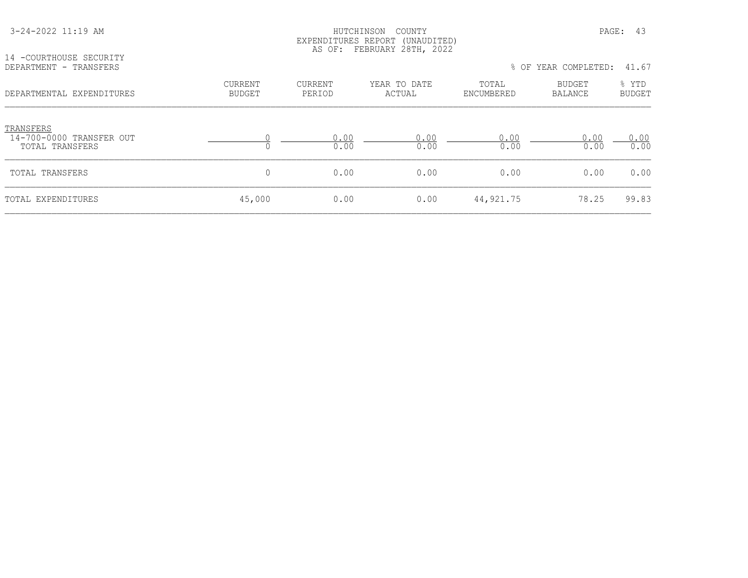HUTCHINSON COUNTY
EXPENDITURES REPORT (UNAUDITED)
AS OF: FEBRUARY 28TH, 2022

14 -COURTHOUSE SECURITY
DEPARTMENT - TRANSFERS

% OF YEAR COMPLETED: 41.67

| DEPARTMENTAL EXPENDITURES | CURRENT BUDGET | CURRENT PERIOD | YEAR TO DATE ACTUAL | TOTAL ENCUMBERED | BUDGET BALANCE | % YTD BUDGET |
|---|---|---|---|---|---|---|
| TRANSFERS | | | | | | |
| 14-700-0000 TRANSFER OUT | 0 | 0.00 | 0.00 | 0.00 | 0.00 | 0.00 |
| TOTAL TRANSFERS | 0 | 0.00 | 0.00 | 0.00 | 0.00 | 0.00 |
| TOTAL TRANSFERS | 0 | 0.00 | 0.00 | 0.00 | 0.00 | 0.00 |
| TOTAL EXPENDITURES | 45,000 | 0.00 | 0.00 | 44,921.75 | 78.25 | 99.83 |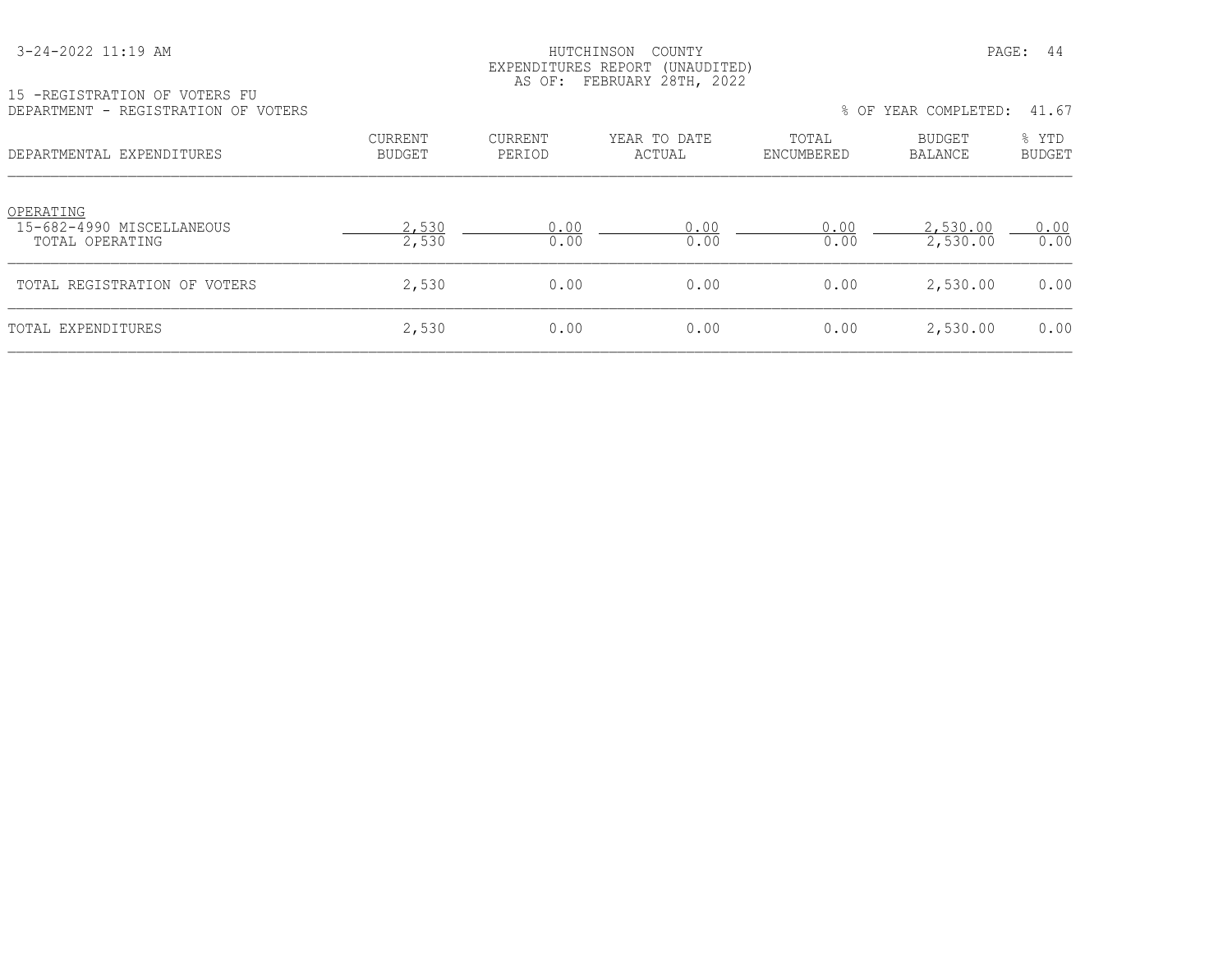HUTCHINSON COUNTY
EXPENDITURES REPORT (UNAUDITED)
AS OF: FEBRUARY 28TH, 2022

15 -REGISTRATION OF VOTERS FU
DEPARTMENT - REGISTRATION OF VOTERS

% OF YEAR COMPLETED: 41.67

| DEPARTMENTAL EXPENDITURES | CURRENT BUDGET | CURRENT PERIOD | YEAR TO DATE ACTUAL | TOTAL ENCUMBERED | BUDGET BALANCE | % YTD BUDGET |
|---|---|---|---|---|---|---|
| OPERATING | | | | | | |
| 15-682-4990 MISCELLANEOUS | 2,530 | 0.00 | 0.00 | 0.00 | 2,530.00 | 0.00 |
| TOTAL OPERATING | 2,530 | 0.00 | 0.00 | 0.00 | 2,530.00 | 0.00 |
| TOTAL REGISTRATION OF VOTERS | 2,530 | 0.00 | 0.00 | 0.00 | 2,530.00 | 0.00 |
| TOTAL EXPENDITURES | 2,530 | 0.00 | 0.00 | 0.00 | 2,530.00 | 0.00 |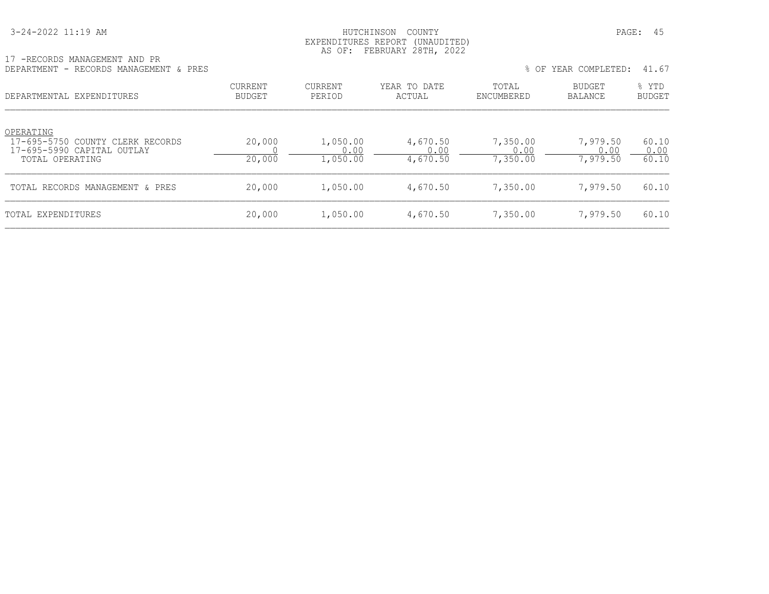HUTCHINSON COUNTY
EXPENDITURES REPORT (UNAUDITED)
AS OF: FEBRUARY 28TH, 2022

17 -RECORDS MANAGEMENT AND PR
DEPARTMENT - RECORDS MANAGEMENT & PRES

% OF YEAR COMPLETED: 41.67

| DEPARTMENTAL EXPENDITURES | CURRENT BUDGET | CURRENT PERIOD | YEAR TO DATE ACTUAL | TOTAL ENCUMBERED | BUDGET BALANCE | % YTD BUDGET |
|---|---|---|---|---|---|---|
| OPERATING | | | | | | |
| 17-695-5750 COUNTY CLERK RECORDS | 20,000 | 1,050.00 | 4,670.50 | 7,350.00 | 7,979.50 | 60.10 |
| 17-695-5990 CAPITAL OUTLAY | 0 | 0.00 | 0.00 | 0.00 | 0.00 | 0.00 |
| TOTAL OPERATING | 20,000 | 1,050.00 | 4,670.50 | 7,350.00 | 7,979.50 | 60.10 |
| TOTAL RECORDS MANAGEMENT & PRES | 20,000 | 1,050.00 | 4,670.50 | 7,350.00 | 7,979.50 | 60.10 |
| TOTAL EXPENDITURES | 20,000 | 1,050.00 | 4,670.50 | 7,350.00 | 7,979.50 | 60.10 |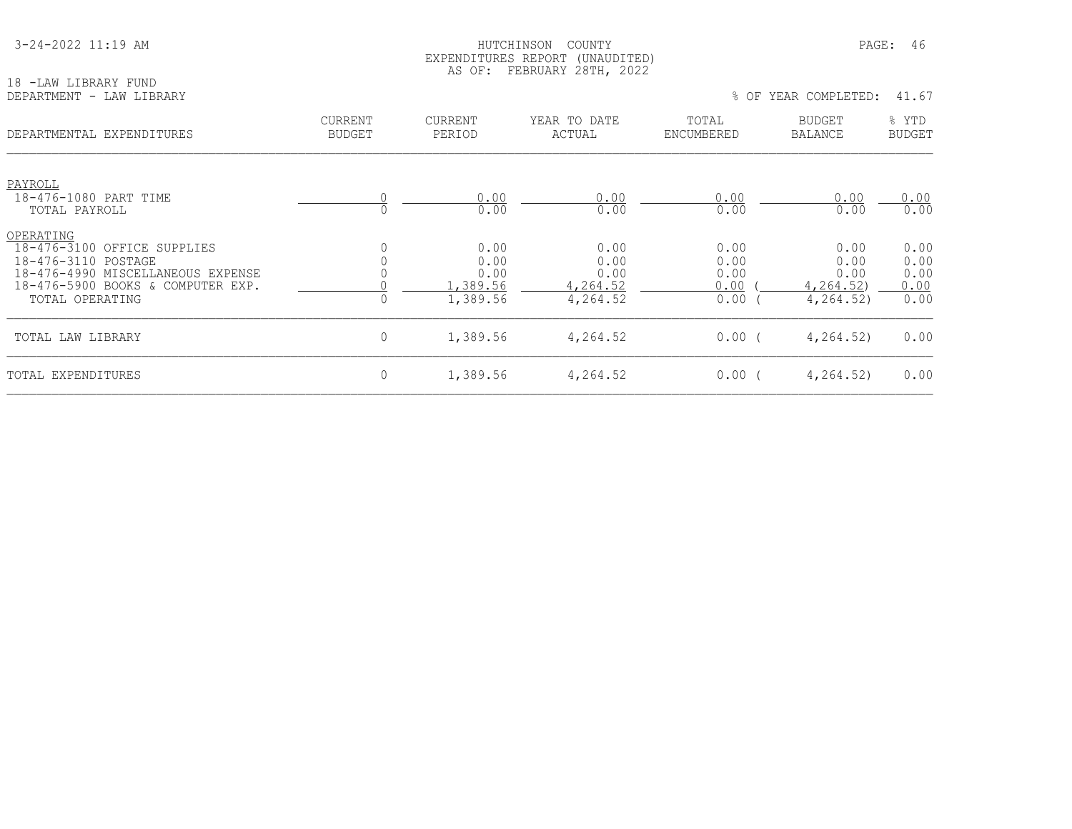HUTCHINSON COUNTY
EXPENDITURES REPORT (UNAUDITED)
AS OF: FEBRUARY 28TH, 2022

18 -LAW LIBRARY FUND
DEPARTMENT - LAW LIBRARY

% OF YEAR COMPLETED: 41.67

| DEPARTMENTAL EXPENDITURES | CURRENT BUDGET | CURRENT PERIOD | YEAR TO DATE ACTUAL | TOTAL ENCUMBERED | BUDGET BALANCE | % YTD BUDGET |
|---|---|---|---|---|---|---|
| PAYROLL | | | | | | |
| 18-476-1080 PART TIME | 0 | 0.00 | 0.00 | 0.00 | 0.00 | 0.00 |
| TOTAL PAYROLL | 0 | 0.00 | 0.00 | 0.00 | 0.00 | 0.00 |
| OPERATING | | | | | | |
| 18-476-3100 OFFICE SUPPLIES | 0 | 0.00 | 0.00 | 0.00 | 0.00 | 0.00 |
| 18-476-3110 POSTAGE | 0 | 0.00 | 0.00 | 0.00 | 0.00 | 0.00 |
| 18-476-4990 MISCELLANEOUS EXPENSE | 0 | 0.00 | 0.00 | 0.00 | 0.00 | 0.00 |
| 18-476-5900 BOOKS & COMPUTER EXP. | 0 | 1,389.56 | 4,264.52 | 0.00 | ( 4,264.52) | 0.00 |
| TOTAL OPERATING | 0 | 1,389.56 | 4,264.52 | 0.00 | ( 4,264.52) | 0.00 |
| TOTAL LAW LIBRARY | 0 | 1,389.56 | 4,264.52 | 0.00 | ( 4,264.52) | 0.00 |
| TOTAL EXPENDITURES | 0 | 1,389.56 | 4,264.52 | 0.00 | ( 4,264.52) | 0.00 |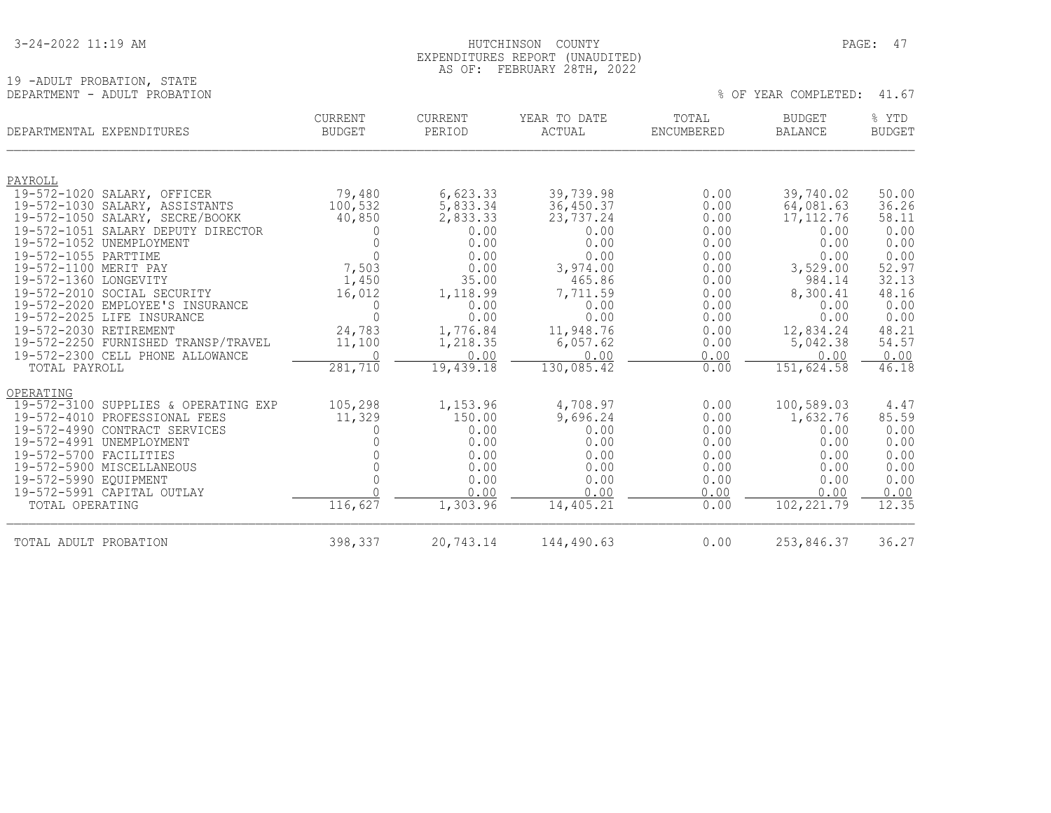HUTCHINSON COUNTY
EXPENDITURES REPORT (UNAUDITED)
AS OF: FEBRUARY 28TH, 2022

19 -ADULT PROBATION, STATE
DEPARTMENT - ADULT PROBATION

% OF YEAR COMPLETED: 41.67

| DEPARTMENTAL EXPENDITURES | CURRENT BUDGET | CURRENT PERIOD | YEAR TO DATE ACTUAL | TOTAL ENCUMBERED | BUDGET BALANCE | % YTD BUDGET |
|---|---|---|---|---|---|---|
| **PAYROLL** | | | | | | |
| 19-572-1020 SALARY, OFFICER | 79,480 | 6,623.33 | 39,739.98 | 0.00 | 39,740.02 | 50.00 |
| 19-572-1030 SALARY, ASSISTANTS | 100,532 | 5,833.34 | 36,450.37 | 0.00 | 64,081.63 | 36.26 |
| 19-572-1050 SALARY, SECRE/BOOKK | 40,850 | 2,833.33 | 23,737.24 | 0.00 | 17,112.76 | 58.11 |
| 19-572-1051 SALARY DEPUTY DIRECTOR | 0 | 0.00 | 0.00 | 0.00 | 0.00 | 0.00 |
| 19-572-1052 UNEMPLOYMENT | 0 | 0.00 | 0.00 | 0.00 | 0.00 | 0.00 |
| 19-572-1055 PARTTIME | 0 | 0.00 | 0.00 | 0.00 | 0.00 | 0.00 |
| 19-572-1100 MERIT PAY | 7,503 | 0.00 | 3,974.00 | 0.00 | 3,529.00 | 52.97 |
| 19-572-1360 LONGEVITY | 1,450 | 35.00 | 465.86 | 0.00 | 984.14 | 32.13 |
| 19-572-2010 SOCIAL SECURITY | 16,012 | 1,118.99 | 7,711.59 | 0.00 | 8,300.41 | 48.16 |
| 19-572-2020 EMPLOYEE'S INSURANCE | 0 | 0.00 | 0.00 | 0.00 | 0.00 | 0.00 |
| 19-572-2025 LIFE INSURANCE | 0 | 0.00 | 0.00 | 0.00 | 0.00 | 0.00 |
| 19-572-2030 RETIREMENT | 24,783 | 1,776.84 | 11,948.76 | 0.00 | 12,834.24 | 48.21 |
| 19-572-2250 FURNISHED TRANSP/TRAVEL | 11,100 | 1,218.35 | 6,057.62 | 0.00 | 5,042.38 | 54.57 |
| 19-572-2300 CELL PHONE ALLOWANCE | 0 | 0.00 | 0.00 | 0.00 | 0.00 | 0.00 |
| TOTAL PAYROLL | 281,710 | 19,439.18 | 130,085.42 | 0.00 | 151,624.58 | 46.18 |
| **OPERATING** | | | | | | |
| 19-572-3100 SUPPLIES & OPERATING EXP | 105,298 | 1,153.96 | 4,708.97 | 0.00 | 100,589.03 | 4.47 |
| 19-572-4010 PROFESSIONAL FEES | 11,329 | 150.00 | 9,696.24 | 0.00 | 1,632.76 | 85.59 |
| 19-572-4990 CONTRACT SERVICES | 0 | 0.00 | 0.00 | 0.00 | 0.00 | 0.00 |
| 19-572-4991 UNEMPLOYMENT | 0 | 0.00 | 0.00 | 0.00 | 0.00 | 0.00 |
| 19-572-5700 FACILITIES | 0 | 0.00 | 0.00 | 0.00 | 0.00 | 0.00 |
| 19-572-5900 MISCELLANEOUS | 0 | 0.00 | 0.00 | 0.00 | 0.00 | 0.00 |
| 19-572-5990 EQUIPMENT | 0 | 0.00 | 0.00 | 0.00 | 0.00 | 0.00 |
| 19-572-5991 CAPITAL OUTLAY | 0 | 0.00 | 0.00 | 0.00 | 0.00 | 0.00 |
| TOTAL OPERATING | 116,627 | 1,303.96 | 14,405.21 | 0.00 | 102,221.79 | 12.35 |
| TOTAL ADULT PROBATION | 398,337 | 20,743.14 | 144,490.63 | 0.00 | 253,846.37 | 36.27 |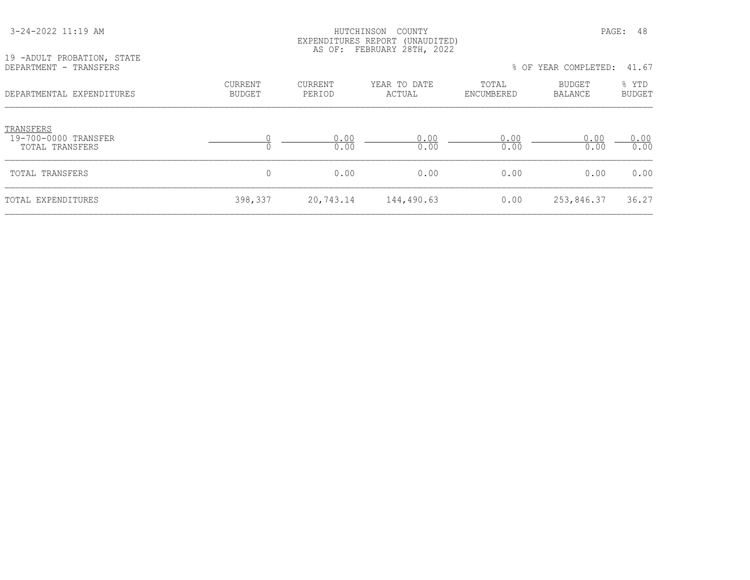HUTCHINSON COUNTY
EXPENDITURES REPORT (UNAUDITED)
AS OF: FEBRUARY 28TH, 2022

19 -ADULT PROBATION, STATE
DEPARTMENT - TRANSFERS

% OF YEAR COMPLETED: 41.67

| DEPARTMENTAL EXPENDITURES | CURRENT BUDGET | CURRENT PERIOD | YEAR TO DATE ACTUAL | TOTAL ENCUMBERED | BUDGET BALANCE | % YTD BUDGET |
|---|---|---|---|---|---|---|
| TRANSFERS | | | | | | |
| 19-700-0000 TRANSFER | 0 | 0.00 | 0.00 | 0.00 | 0.00 | 0.00 |
| TOTAL TRANSFERS | 0 | 0.00 | 0.00 | 0.00 | 0.00 | 0.00 |
| TOTAL TRANSFERS | 0 | 0.00 | 0.00 | 0.00 | 0.00 | 0.00 |
| TOTAL EXPENDITURES | 398,337 | 20,743.14 | 144,490.63 | 0.00 | 253,846.37 | 36.27 |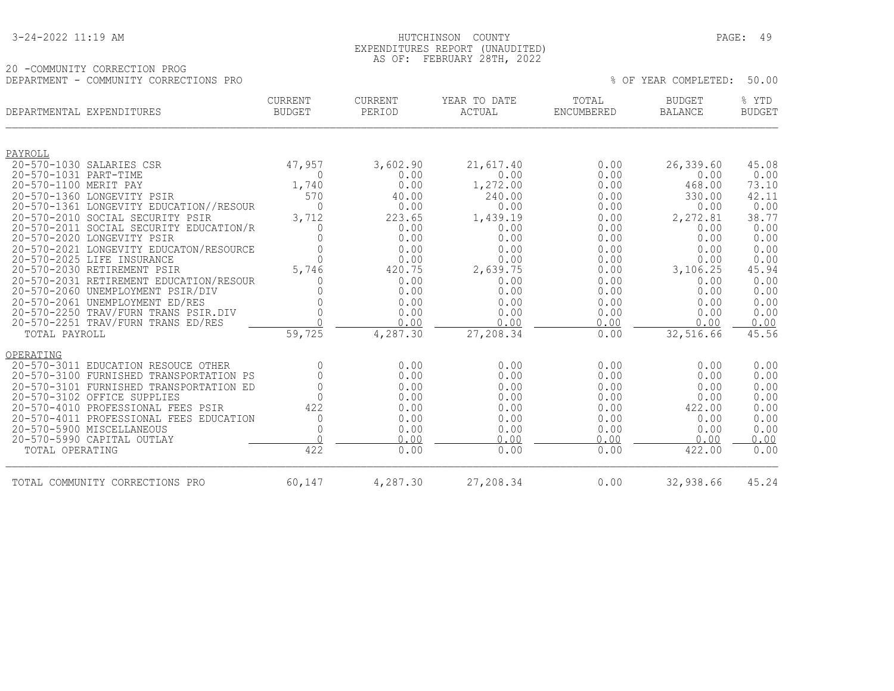HUTCHINSON COUNTY
EXPENDITURES REPORT (UNAUDITED)
AS OF: FEBRUARY 28TH, 2022

20 -COMMUNITY CORRECTION PROG
DEPARTMENT - COMMUNITY CORRECTIONS PRO

% OF YEAR COMPLETED: 50.00

| DEPARTMENTAL EXPENDITURES | CURRENT BUDGET | CURRENT PERIOD | YEAR TO DATE ACTUAL | TOTAL ENCUMBERED | BUDGET BALANCE | % YTD BUDGET |
|---|---|---|---|---|---|---|
| **PAYROLL** | | | | | | |
| 20-570-1030 SALARIES CSR | 47,957 | 3,602.90 | 21,617.40 | 0.00 | 26,339.60 | 45.08 |
| 20-570-1031 PART-TIME | 0 | 0.00 | 0.00 | 0.00 | 0.00 | 0.00 |
| 20-570-1100 MERIT PAY | 1,740 | 0.00 | 1,272.00 | 0.00 | 468.00 | 73.10 |
| 20-570-1360 LONGEVITY PSIR | 570 | 40.00 | 240.00 | 0.00 | 330.00 | 42.11 |
| 20-570-1361 LONGEVITY EDUCATION//RESOUR | 0 | 0.00 | 0.00 | 0.00 | 0.00 | 0.00 |
| 20-570-2010 SOCIAL SECURITY PSIR | 3,712 | 223.65 | 1,439.19 | 0.00 | 2,272.81 | 38.77 |
| 20-570-2011 SOCIAL SECURITY EDUCATION/R | 0 | 0.00 | 0.00 | 0.00 | 0.00 | 0.00 |
| 20-570-2020 LONGEVITY PSIR | 0 | 0.00 | 0.00 | 0.00 | 0.00 | 0.00 |
| 20-570-2021 LONGEVITY EDUCATON/RESOURCE | 0 | 0.00 | 0.00 | 0.00 | 0.00 | 0.00 |
| 20-570-2025 LIFE INSURANCE | 0 | 0.00 | 0.00 | 0.00 | 0.00 | 0.00 |
| 20-570-2030 RETIREMENT PSIR | 5,746 | 420.75 | 2,639.75 | 0.00 | 3,106.25 | 45.94 |
| 20-570-2031 RETIREMENT EDUCATION/RESOUR | 0 | 0.00 | 0.00 | 0.00 | 0.00 | 0.00 |
| 20-570-2060 UNEMPLOYMENT PSIR/DIV | 0 | 0.00 | 0.00 | 0.00 | 0.00 | 0.00 |
| 20-570-2061 UNEMPLOYMENT ED/RES | 0 | 0.00 | 0.00 | 0.00 | 0.00 | 0.00 |
| 20-570-2250 TRAV/FURN TRANS PSIR.DIV | 0 | 0.00 | 0.00 | 0.00 | 0.00 | 0.00 |
| 20-570-2251 TRAV/FURN TRANS ED/RES | 0 | 0.00 | 0.00 | 0.00 | 0.00 | 0.00 |
| TOTAL PAYROLL | 59,725 | 4,287.30 | 27,208.34 | 0.00 | 32,516.66 | 45.56 |
| **OPERATING** | | | | | | |
| 20-570-3011 EDUCATION RESOUCE OTHER | 0 | 0.00 | 0.00 | 0.00 | 0.00 | 0.00 |
| 20-570-3100 FURNISHED TRANSPORTATION PS | 0 | 0.00 | 0.00 | 0.00 | 0.00 | 0.00 |
| 20-570-3101 FURNISHED TRANSPORTATION ED | 0 | 0.00 | 0.00 | 0.00 | 0.00 | 0.00 |
| 20-570-3102 OFFICE SUPPLIES | 0 | 0.00 | 0.00 | 0.00 | 0.00 | 0.00 |
| 20-570-4010 PROFESSIONAL FEES PSIR | 422 | 0.00 | 0.00 | 0.00 | 422.00 | 0.00 |
| 20-570-4011 PROFESSIONAL FEES EDUCATION | 0 | 0.00 | 0.00 | 0.00 | 0.00 | 0.00 |
| 20-570-5900 MISCELLANEOUS | 0 | 0.00 | 0.00 | 0.00 | 0.00 | 0.00 |
| 20-570-5990 CAPITAL OUTLAY | 0 | 0.00 | 0.00 | 0.00 | 0.00 | 0.00 |
| TOTAL OPERATING | 422 | 0.00 | 0.00 | 0.00 | 422.00 | 0.00 |
| TOTAL COMMUNITY CORRECTIONS PRO | 60,147 | 4,287.30 | 27,208.34 | 0.00 | 32,938.66 | 45.24 |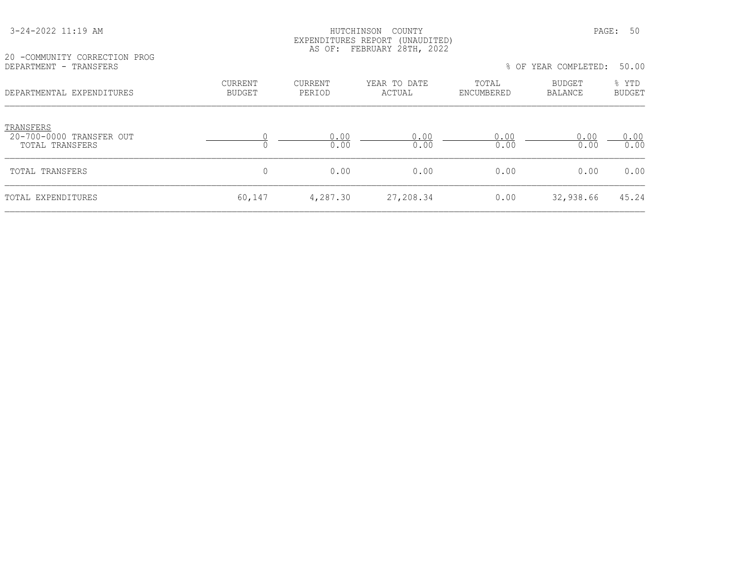3-24-2022 11:19 AM

HUTCHINSON COUNTY
EXPENDITURES REPORT (UNAUDITED)
AS OF: FEBRUARY 28TH, 2022

20 -COMMUNITY CORRECTION PROG
DEPARTMENT - TRANSFERS

% OF YEAR COMPLETED: 50.00

| DEPARTMENTAL EXPENDITURES | CURRENT BUDGET | CURRENT PERIOD | YEAR TO DATE ACTUAL | TOTAL ENCUMBERED | BUDGET BALANCE | % YTD BUDGET |
|---|---|---|---|---|---|---|
| TRANSFERS | | | | | | |
| 20-700-0000 TRANSFER OUT | 0 | 0.00 | 0.00 | 0.00 | 0.00 | 0.00 |
| TOTAL TRANSFERS | 0 | 0.00 | 0.00 | 0.00 | 0.00 | 0.00 |
| TOTAL TRANSFERS | 0 | 0.00 | 0.00 | 0.00 | 0.00 | 0.00 |
| TOTAL EXPENDITURES | 60,147 | 4,287.30 | 27,208.34 | 0.00 | 32,938.66 | 45.24 |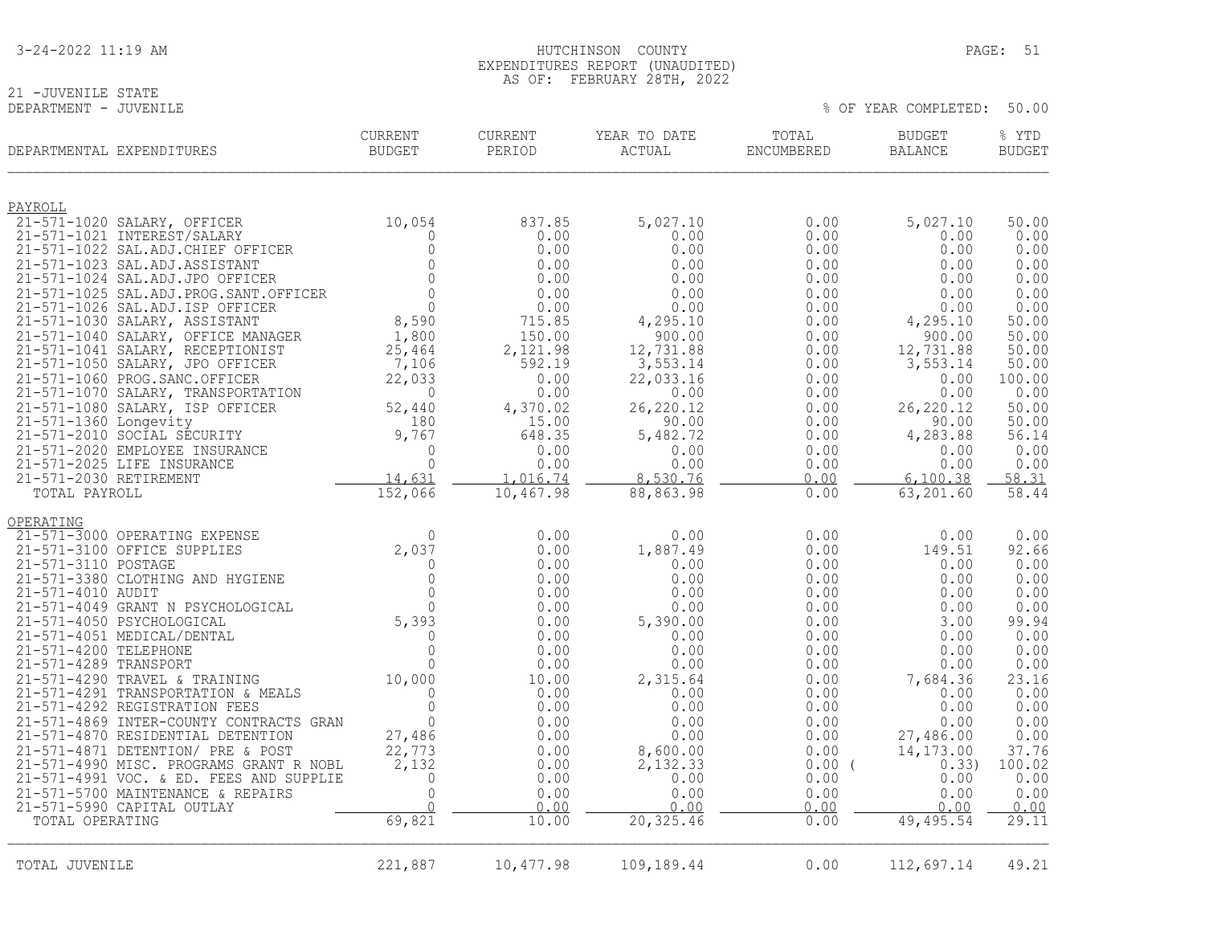# HUTCHINSON COUNTY
## EXPENDITURES REPORT (UNAUDITED)
### AS OF: FEBRUARY 28TH, 2022

3-24-2022 11:19 AM

21 -JUVENILE STATE
DEPARTMENT - JUVENILE

% OF YEAR COMPLETED: 50.00

| DEPARTMENTAL EXPENDITURES | CURRENT BUDGET | CURRENT PERIOD | YEAR TO DATE ACTUAL | TOTAL ENCUMBERED | BUDGET BALANCE | % YTD BUDGET |
|---|---|---|---|---|---|---|
| **PAYROLL** | | | | | | |
| 21-571-1020 SALARY, OFFICER | 10,054 | 837.85 | 5,027.10 | 0.00 | 5,027.10 | 50.00 |
| 21-571-1021 INTEREST/SALARY | 0 | 0.00 | 0.00 | 0.00 | 0.00 | 0.00 |
| 21-571-1022 SAL.ADJ.CHIEF OFFICER | 0 | 0.00 | 0.00 | 0.00 | 0.00 | 0.00 |
| 21-571-1023 SAL.ADJ.ASSISTANT | 0 | 0.00 | 0.00 | 0.00 | 0.00 | 0.00 |
| 21-571-1024 SAL.ADJ.JPO OFFICER | 0 | 0.00 | 0.00 | 0.00 | 0.00 | 0.00 |
| 21-571-1025 SAL.ADJ.PROG.SANT.OFFICER | 0 | 0.00 | 0.00 | 0.00 | 0.00 | 0.00 |
| 21-571-1026 SAL.ADJ.ISP OFFICER | 0 | 0.00 | 0.00 | 0.00 | 0.00 | 0.00 |
| 21-571-1030 SALARY, ASSISTANT | 8,590 | 715.85 | 4,295.10 | 0.00 | 4,295.10 | 50.00 |
| 21-571-1040 SALARY, OFFICE MANAGER | 1,800 | 150.00 | 900.00 | 0.00 | 900.00 | 50.00 |
| 21-571-1041 SALARY, RECEPTIONIST | 25,464 | 2,121.98 | 12,731.88 | 0.00 | 12,731.88 | 50.00 |
| 21-571-1050 SALARY, JPO OFFICER | 7,106 | 592.19 | 3,553.14 | 0.00 | 3,553.14 | 50.00 |
| 21-571-1060 PROG.SANC.OFFICER | 22,033 | 0.00 | 22,033.16 | 0.00 | 0.00 | 100.00 |
| 21-571-1070 SALARY, TRANSPORTATION | 0 | 0.00 | 0.00 | 0.00 | 0.00 | 0.00 |
| 21-571-1080 SALARY, ISP OFFICER | 52,440 | 4,370.02 | 26,220.12 | 0.00 | 26,220.12 | 50.00 |
| 21-571-1360 Longevity | 180 | 15.00 | 90.00 | 0.00 | 90.00 | 50.00 |
| 21-571-2010 SOCIAL SECURITY | 9,767 | 648.35 | 5,482.72 | 0.00 | 4,283.88 | 56.14 |
| 21-571-2020 EMPLOYEE INSURANCE | 0 | 0.00 | 0.00 | 0.00 | 0.00 | 0.00 |
| 21-571-2025 LIFE INSURANCE | 0 | 0.00 | 0.00 | 0.00 | 0.00 | 0.00 |
| 21-571-2030 RETIREMENT | 14,631 | 1,016.74 | 8,530.76 | 0.00 | 6,100.38 | 58.31 |
| TOTAL PAYROLL | 152,066 | 10,467.98 | 88,863.98 | 0.00 | 63,201.60 | 58.44 |
| **OPERATING** | | | | | | |
| 21-571-3000 OPERATING EXPENSE | 0 | 0.00 | 0.00 | 0.00 | 0.00 | 0.00 |
| 21-571-3100 OFFICE SUPPLIES | 2,037 | 0.00 | 1,887.49 | 0.00 | 149.51 | 92.66 |
| 21-571-3110 POSTAGE | 0 | 0.00 | 0.00 | 0.00 | 0.00 | 0.00 |
| 21-571-3380 CLOTHING AND HYGIENE | 0 | 0.00 | 0.00 | 0.00 | 0.00 | 0.00 |
| 21-571-4010 AUDIT | 0 | 0.00 | 0.00 | 0.00 | 0.00 | 0.00 |
| 21-571-4049 GRANT N PSYCHOLOGICAL | 0 | 0.00 | 0.00 | 0.00 | 0.00 | 0.00 |
| 21-571-4050 PSYCHOLOGICAL | 5,393 | 0.00 | 5,390.00 | 0.00 | 3.00 | 99.94 |
| 21-571-4051 MEDICAL/DENTAL | 0 | 0.00 | 0.00 | 0.00 | 0.00 | 0.00 |
| 21-571-4200 TELEPHONE | 0 | 0.00 | 0.00 | 0.00 | 0.00 | 0.00 |
| 21-571-4289 TRANSPORT | 0 | 0.00 | 0.00 | 0.00 | 0.00 | 0.00 |
| 21-571-4290 TRAVEL & TRAINING | 10,000 | 10.00 | 2,315.64 | 0.00 | 7,684.36 | 23.16 |
| 21-571-4291 TRANSPORTATION & MEALS | 0 | 0.00 | 0.00 | 0.00 | 0.00 | 0.00 |
| 21-571-4292 REGISTRATION FEES | 0 | 0.00 | 0.00 | 0.00 | 0.00 | 0.00 |
| 21-571-4869 INTER-COUNTY CONTRACTS GRAN | 0 | 0.00 | 0.00 | 0.00 | 0.00 | 0.00 |
| 21-571-4870 RESIDENTIAL DETENTION | 27,486 | 0.00 | 0.00 | 0.00 | 27,486.00 | 0.00 |
| 21-571-4871 DETENTION/ PRE & POST | 22,773 | 0.00 | 8,600.00 | 0.00 | 14,173.00 | 37.76 |
| 21-571-4990 MISC. PROGRAMS GRANT R NOBL | 2,132 | 0.00 | 2,132.33 | 0.00 | (0.33) | 100.02 |
| 21-571-4991 VOC. & ED. FEES AND SUPPLIE | 0 | 0.00 | 0.00 | 0.00 | 0.00 | 0.00 |
| 21-571-5700 MAINTENANCE & REPAIRS | 0 | 0.00 | 0.00 | 0.00 | 0.00 | 0.00 |
| 21-571-5990 CAPITAL OUTLAY | 0 | 0.00 | 0.00 | 0.00 | 0.00 | 0.00 |
| TOTAL OPERATING | 69,821 | 10.00 | 20,325.46 | 0.00 | 49,495.54 | 29.11 |
| TOTAL JUVENILE | 221,887 | 10,477.98 | 109,189.44 | 0.00 | 112,697.14 | 49.21 |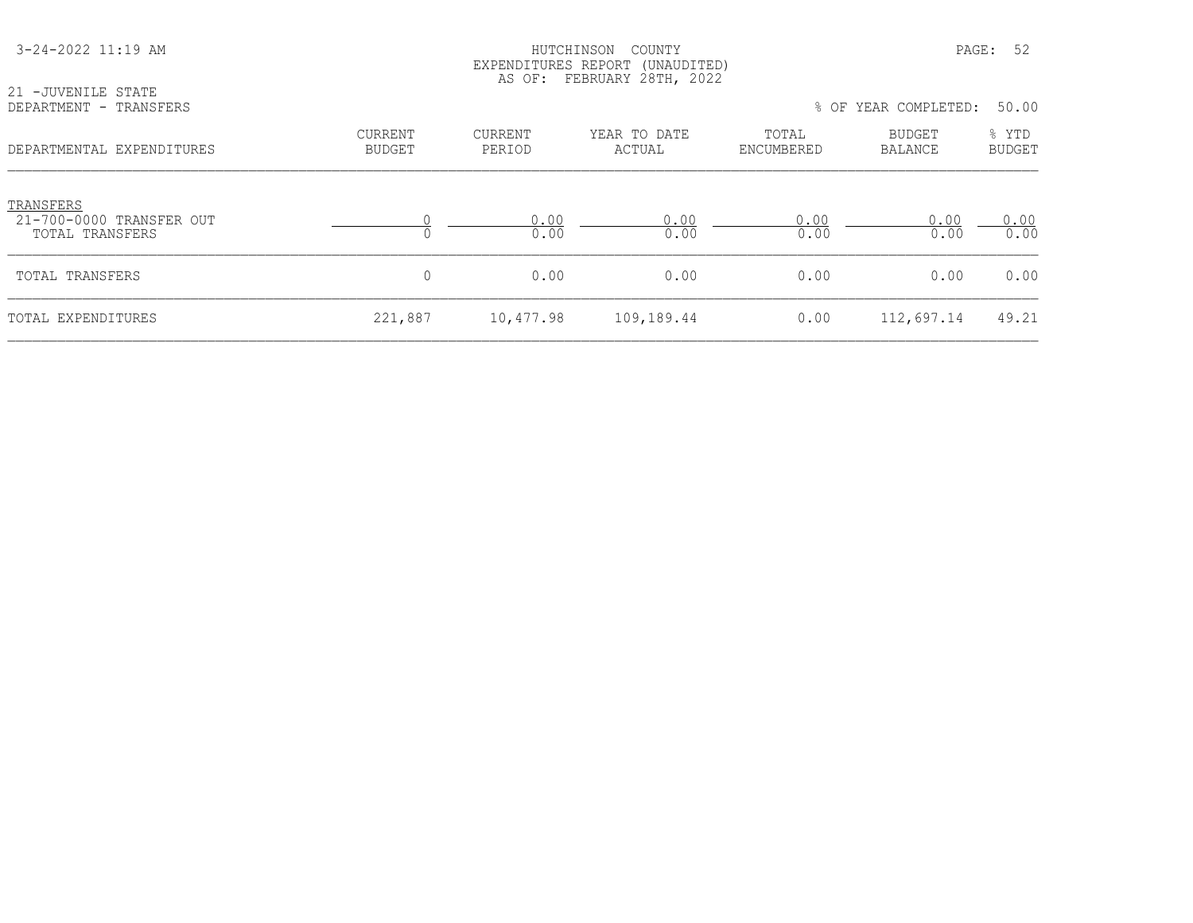HUTCHINSON COUNTY
EXPENDITURES REPORT (UNAUDITED)
AS OF: FEBRUARY 28TH, 2022

21 -JUVENILE STATE
DEPARTMENT - TRANSFERS

% OF YEAR COMPLETED: 50.00

| DEPARTMENTAL EXPENDITURES | CURRENT BUDGET | CURRENT PERIOD | YEAR TO DATE ACTUAL | TOTAL ENCUMBERED | BUDGET BALANCE | % YTD BUDGET |
|---|---|---|---|---|---|---|
| TRANSFERS | | | | | | |
| 21-700-0000 TRANSFER OUT | 0 | 0.00 | 0.00 | 0.00 | 0.00 | 0.00 |
| TOTAL TRANSFERS | 0 | 0.00 | 0.00 | 0.00 | 0.00 | 0.00 |
| TOTAL TRANSFERS | 0 | 0.00 | 0.00 | 0.00 | 0.00 | 0.00 |
| TOTAL EXPENDITURES | 221,887 | 10,477.98 | 109,189.44 | 0.00 | 112,697.14 | 49.21 |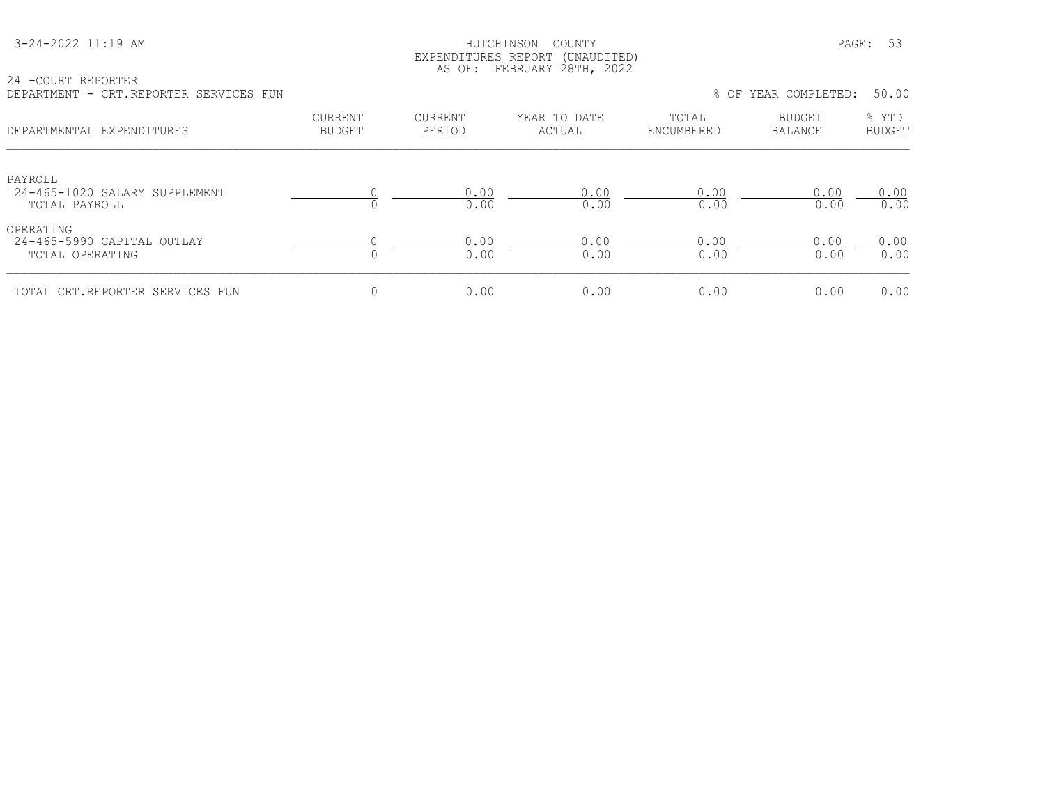HUTCHINSON COUNTY
EXPENDITURES REPORT (UNAUDITED)
AS OF: FEBRUARY 28TH, 2022

24 -COURT REPORTER
DEPARTMENT - CRT.REPORTER SERVICES FUN

% OF YEAR COMPLETED: 50.00

| DEPARTMENTAL EXPENDITURES | CURRENT BUDGET | CURRENT PERIOD | YEAR TO DATE ACTUAL | TOTAL ENCUMBERED | BUDGET BALANCE | % YTD BUDGET |
|---|---|---|---|---|---|---|
| PAYROLL | | | | | | |
| 24-465-1020 SALARY SUPPLEMENT | 0 | 0.00 | 0.00 | 0.00 | 0.00 | 0.00 |
| TOTAL PAYROLL | 0 | 0.00 | 0.00 | 0.00 | 0.00 | 0.00 |
| OPERATING | | | | | | |
| 24-465-5990 CAPITAL OUTLAY | 0 | 0.00 | 0.00 | 0.00 | 0.00 | 0.00 |
| TOTAL OPERATING | 0 | 0.00 | 0.00 | 0.00 | 0.00 | 0.00 |
| TOTAL CRT.REPORTER SERVICES FUN | 0 | 0.00 | 0.00 | 0.00 | 0.00 | 0.00 |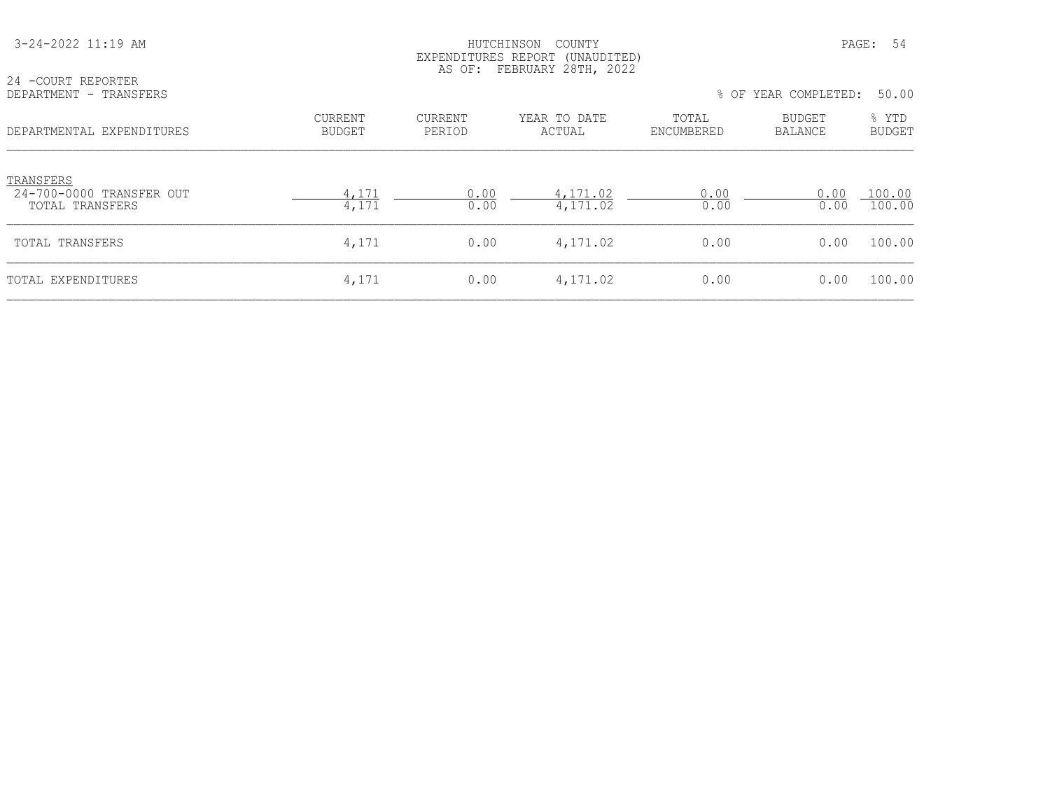HUTCHINSON COUNTY
EXPENDITURES REPORT (UNAUDITED)
AS OF: FEBRUARY 28TH, 2022

24 -COURT REPORTER
DEPARTMENT - TRANSFERS

% OF YEAR COMPLETED: 50.00

| DEPARTMENTAL EXPENDITURES | CURRENT BUDGET | CURRENT PERIOD | YEAR TO DATE ACTUAL | TOTAL ENCUMBERED | BUDGET BALANCE | % YTD BUDGET |
|---|---|---|---|---|---|---|
| TRANSFERS | | | | | | |
| 24-700-0000 TRANSFER OUT | 4,171 | 0.00 | 4,171.02 | 0.00 | 0.00 | 100.00 |
| TOTAL TRANSFERS | 4,171 | 0.00 | 4,171.02 | 0.00 | 0.00 | 100.00 |
| TOTAL TRANSFERS | 4,171 | 0.00 | 4,171.02 | 0.00 | 0.00 | 100.00 |
| TOTAL EXPENDITURES | 4,171 | 0.00 | 4,171.02 | 0.00 | 0.00 | 100.00 |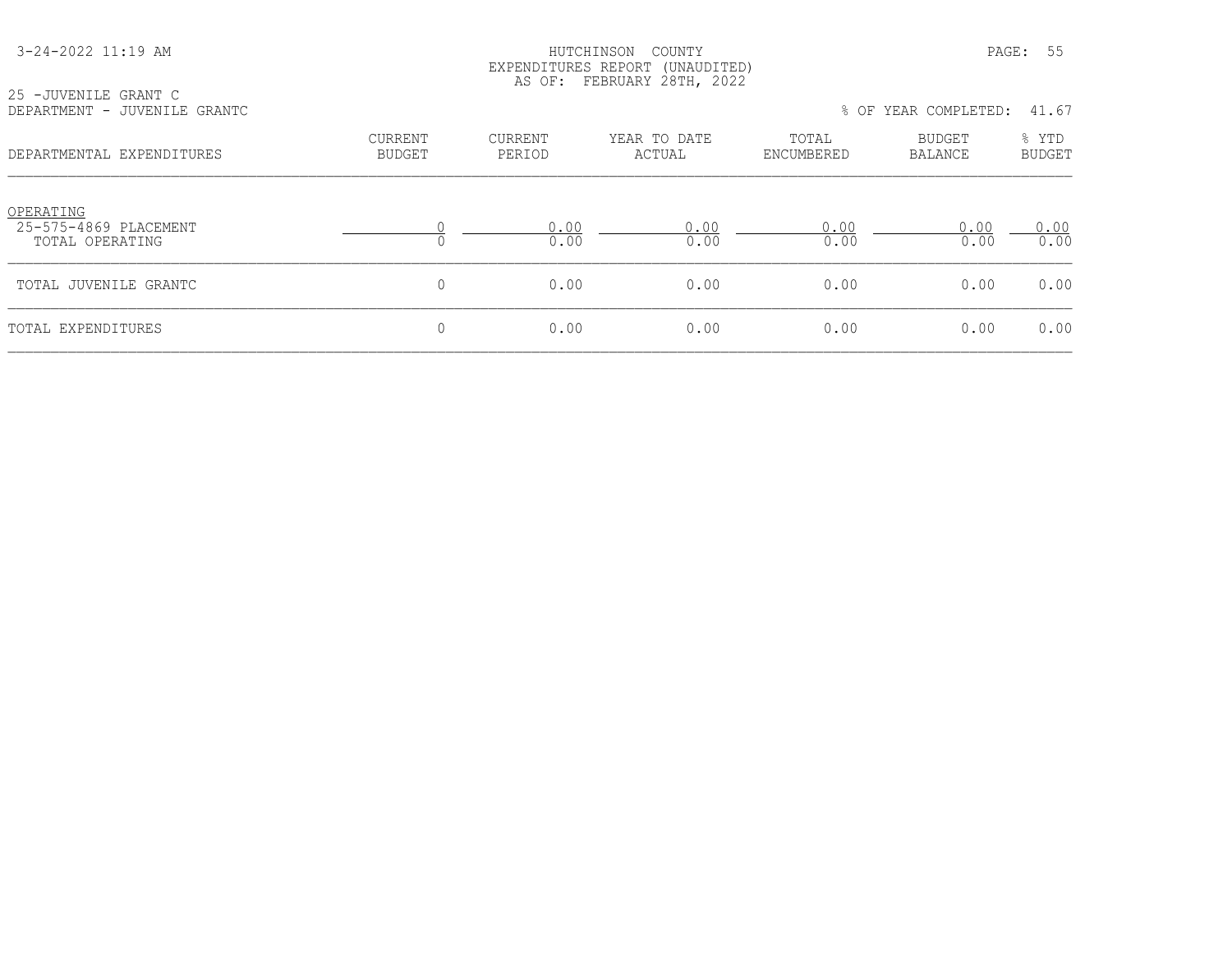HUTCHINSON COUNTY
EXPENDITURES REPORT (UNAUDITED)
AS OF: FEBRUARY 28TH, 2022

25 -JUVENILE GRANT C
DEPARTMENT - JUVENILE GRANTC

% OF YEAR COMPLETED: 41.67

| DEPARTMENTAL EXPENDITURES | CURRENT BUDGET | CURRENT PERIOD | YEAR TO DATE ACTUAL | TOTAL ENCUMBERED | BUDGET BALANCE | % YTD BUDGET |
|---|---|---|---|---|---|---|
| OPERATING | | | | | | |
| 25-575-4869 PLACEMENT | 0 | 0.00 | 0.00 | 0.00 | 0.00 | 0.00 |
| TOTAL OPERATING | 0 | 0.00 | 0.00 | 0.00 | 0.00 | 0.00 |
| TOTAL JUVENILE GRANTC | 0 | 0.00 | 0.00 | 0.00 | 0.00 | 0.00 |
| TOTAL EXPENDITURES | 0 | 0.00 | 0.00 | 0.00 | 0.00 | 0.00 |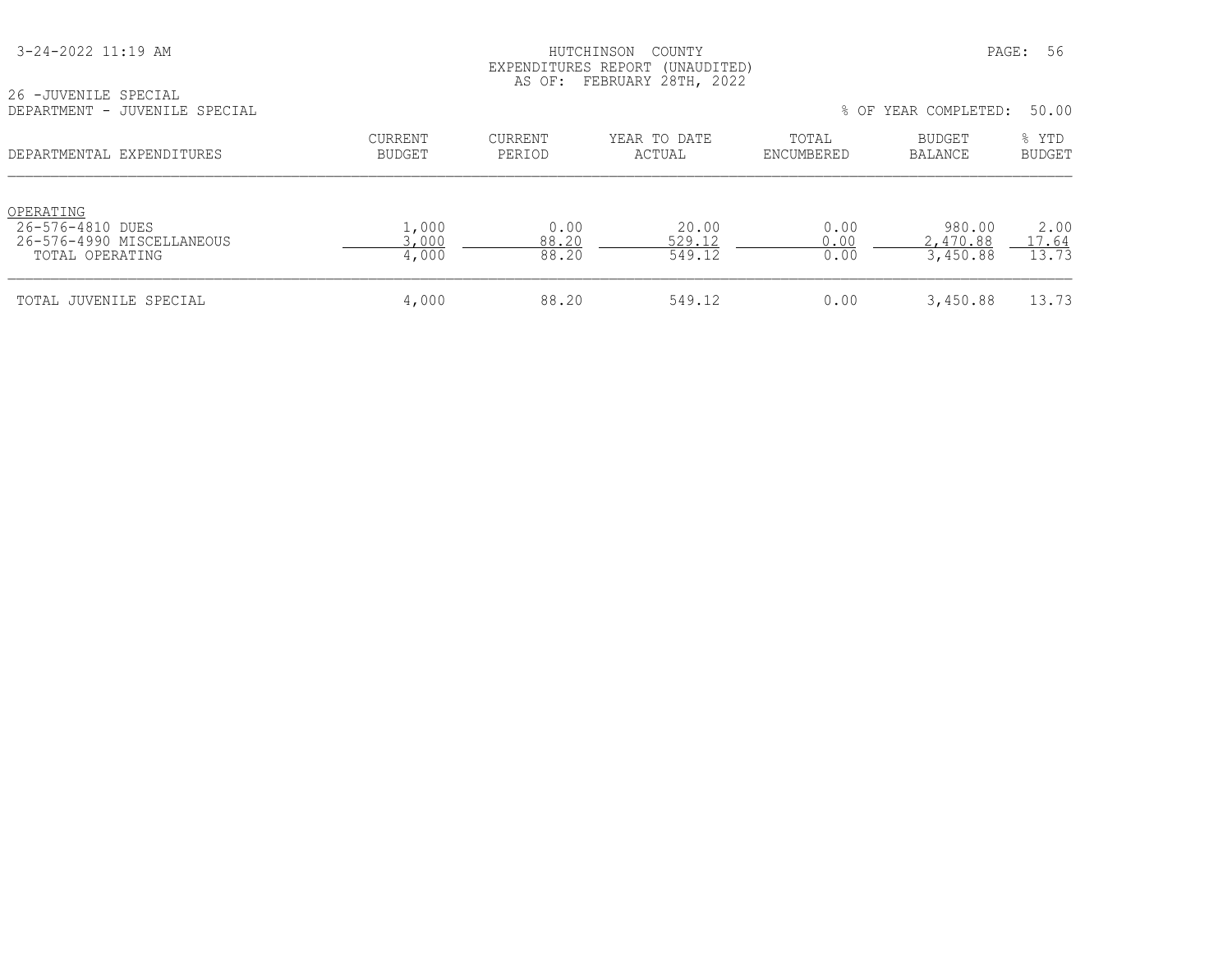HUTCHINSON COUNTY
EXPENDITURES REPORT (UNAUDITED)
AS OF: FEBRUARY 28TH, 2022

26 -JUVENILE SPECIAL
DEPARTMENT - JUVENILE SPECIAL

% OF YEAR COMPLETED: 50.00

| DEPARTMENTAL EXPENDITURES | CURRENT BUDGET | CURRENT PERIOD | YEAR TO DATE ACTUAL | TOTAL ENCUMBERED | BUDGET BALANCE | % YTD BUDGET |
|---|---|---|---|---|---|---|
| OPERATING | | | | | | |
| 26-576-4810 DUES | 1,000 | 0.00 | 20.00 | 0.00 | 980.00 | 2.00 |
| 26-576-4990 MISCELLANEOUS | 3,000 | 88.20 | 529.12 | 0.00 | 2,470.88 | 17.64 |
| TOTAL OPERATING | 4,000 | 88.20 | 549.12 | 0.00 | 3,450.88 | 13.73 |
| TOTAL JUVENILE SPECIAL | 4,000 | 88.20 | 549.12 | 0.00 | 3,450.88 | 13.73 |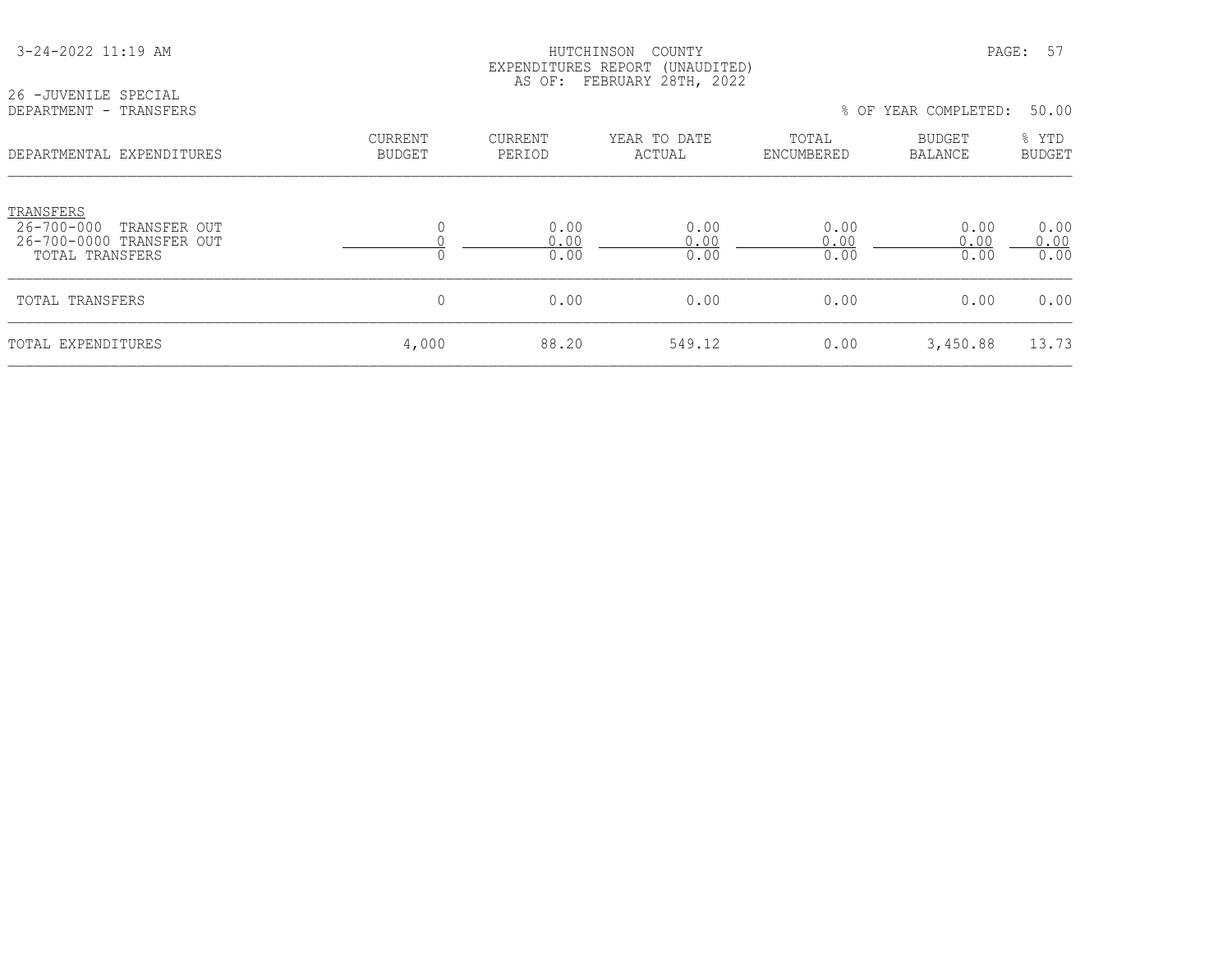HUTCHINSON COUNTY
EXPENDITURES REPORT (UNAUDITED)
AS OF: FEBRUARY 28TH, 2022

26 -JUVENILE SPECIAL
DEPARTMENT - TRANSFERS

% OF YEAR COMPLETED: 50.00

| DEPARTMENTAL EXPENDITURES | CURRENT BUDGET | CURRENT PERIOD | YEAR TO DATE ACTUAL | TOTAL ENCUMBERED | BUDGET BALANCE | % YTD BUDGET |
|---|---|---|---|---|---|---|
| TRANSFERS | | | | | | |
| 26-700-000 TRANSFER OUT | 0 | 0.00 | 0.00 | 0.00 | 0.00 | 0.00 |
| 26-700-0000 TRANSFER OUT | 0 | 0.00 | 0.00 | 0.00 | 0.00 | 0.00 |
| TOTAL TRANSFERS | 0 | 0.00 | 0.00 | 0.00 | 0.00 | 0.00 |
| TOTAL TRANSFERS | 0 | 0.00 | 0.00 | 0.00 | 0.00 | 0.00 |
| TOTAL EXPENDITURES | 4,000 | 88.20 | 549.12 | 0.00 | 3,450.88 | 13.73 |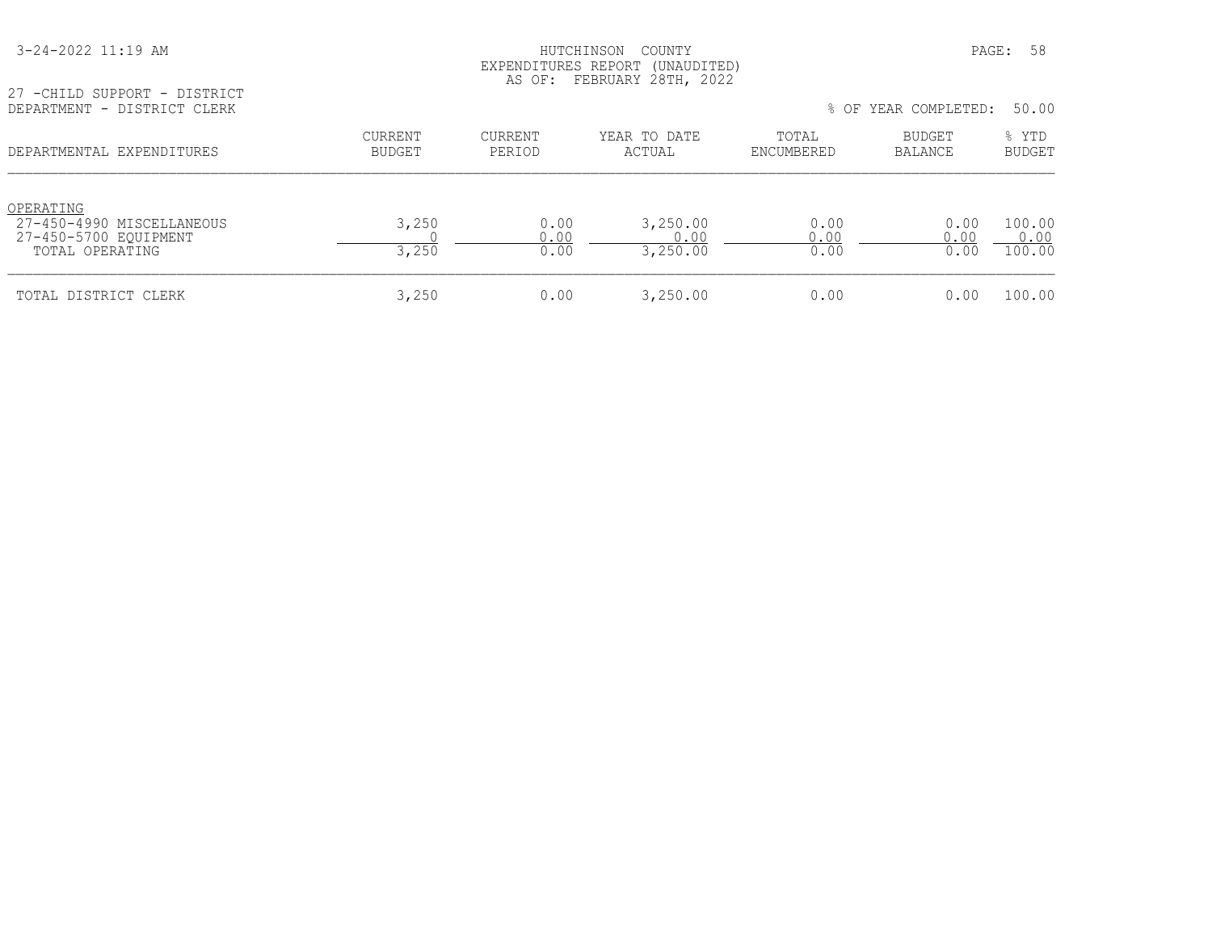HUTCHINSON COUNTY
EXPENDITURES REPORT (UNAUDITED)
AS OF: FEBRUARY 28TH, 2022

27 -CHILD SUPPORT - DISTRICT
DEPARTMENT - DISTRICT CLERK

% OF YEAR COMPLETED: 50.00

| DEPARTMENTAL EXPENDITURES | CURRENT BUDGET | CURRENT PERIOD | YEAR TO DATE ACTUAL | TOTAL ENCUMBERED | BUDGET BALANCE | % YTD BUDGET |
|---|---|---|---|---|---|---|
| OPERATING | | | | | | |
| 27-450-4990 MISCELLANEOUS | 3,250 | 0.00 | 3,250.00 | 0.00 | 0.00 | 100.00 |
| 27-450-5700 EQUIPMENT | 0 | 0.00 | 0.00 | 0.00 | 0.00 | 0.00 |
| TOTAL OPERATING | 3,250 | 0.00 | 3,250.00 | 0.00 | 0.00 | 100.00 |
| TOTAL DISTRICT CLERK | 3,250 | 0.00 | 3,250.00 | 0.00 | 0.00 | 100.00 |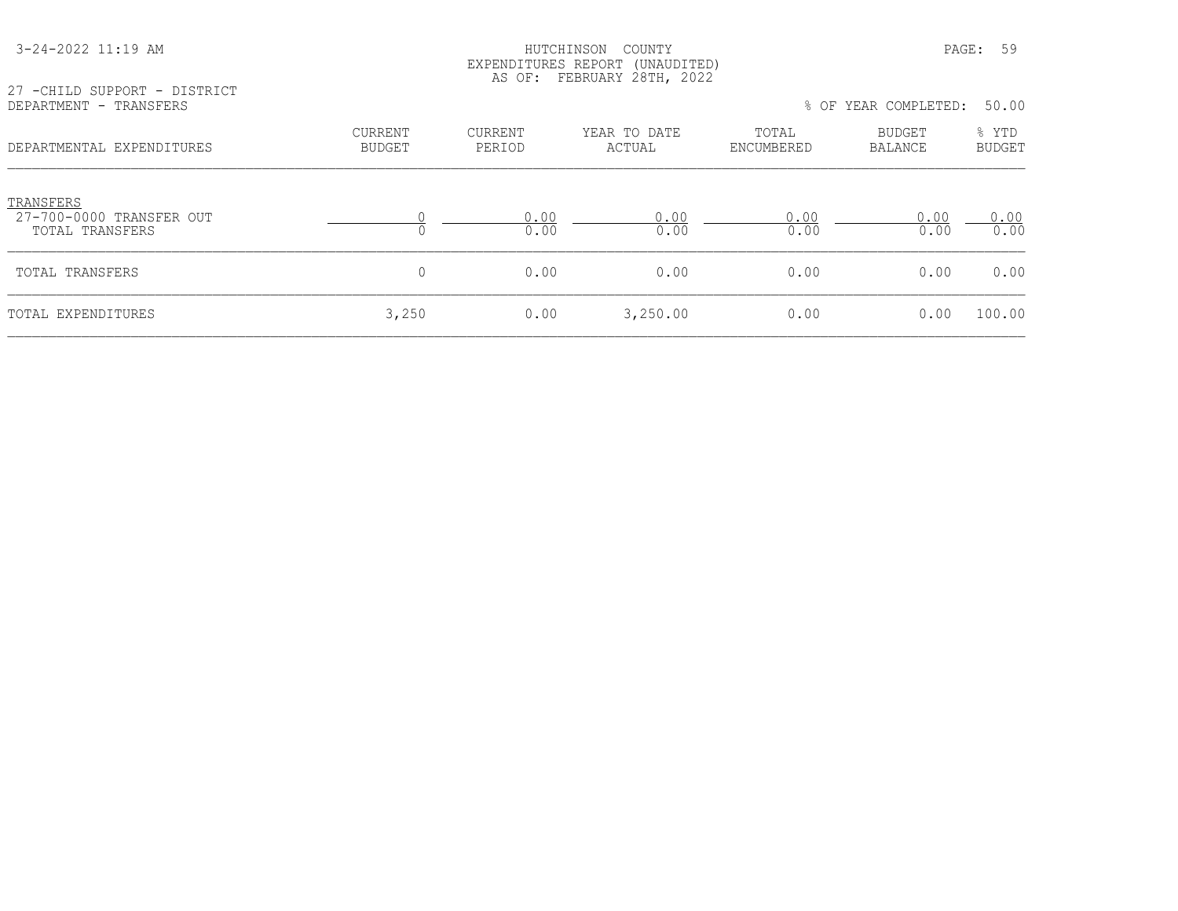HUTCHINSON COUNTY
EXPENDITURES REPORT (UNAUDITED)
AS OF: FEBRUARY 28TH, 2022

27 -CHILD SUPPORT - DISTRICT
DEPARTMENT - TRANSFERS

% OF YEAR COMPLETED: 50.00

| DEPARTMENTAL EXPENDITURES | CURRENT BUDGET | CURRENT PERIOD | YEAR TO DATE ACTUAL | TOTAL ENCUMBERED | BUDGET BALANCE | % YTD BUDGET |
|---|---|---|---|---|---|---|
| TRANSFERS | | | | | | |
| 27-700-0000 TRANSFER OUT | 0 | 0.00 | 0.00 | 0.00 | 0.00 | 0.00 |
| TOTAL TRANSFERS | 0 | 0.00 | 0.00 | 0.00 | 0.00 | 0.00 |
| TOTAL TRANSFERS | 0 | 0.00 | 0.00 | 0.00 | 0.00 | 0.00 |
| TOTAL EXPENDITURES | 3,250 | 0.00 | 3,250.00 | 0.00 | 0.00 | 100.00 |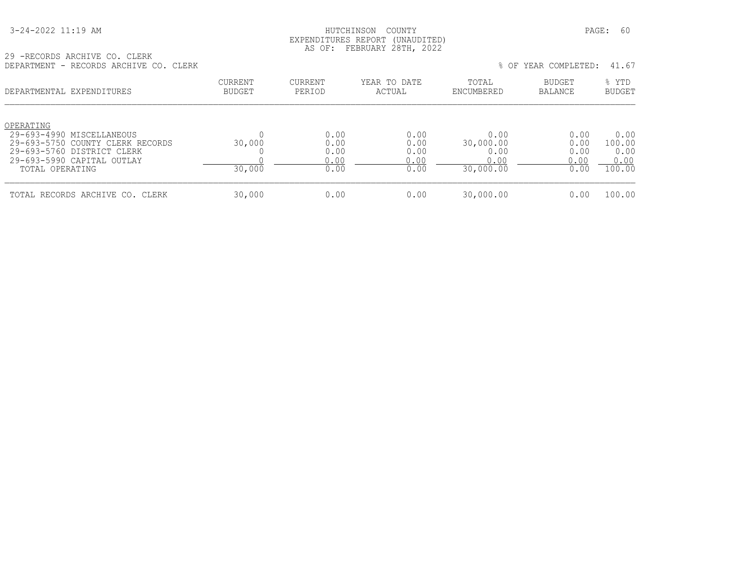HUTCHINSON COUNTY
EXPENDITURES REPORT (UNAUDITED)
AS OF: FEBRUARY 28TH, 2022

29 -RECORDS ARCHIVE CO. CLERK
DEPARTMENT - RECORDS ARCHIVE CO. CLERK

% OF YEAR COMPLETED: 41.67

| DEPARTMENTAL EXPENDITURES | CURRENT BUDGET | CURRENT PERIOD | YEAR TO DATE ACTUAL | TOTAL ENCUMBERED | BUDGET BALANCE | % YTD BUDGET |
|---|---|---|---|---|---|---|
| OPERATING | | | | | | |
| 29-693-4990 MISCELLANEOUS | 0 | 0.00 | 0.00 | 0.00 | 0.00 | 0.00 |
| 29-693-5750 COUNTY CLERK RECORDS | 30,000 | 0.00 | 0.00 | 30,000.00 | 0.00 | 100.00 |
| 29-693-5760 DISTRICT CLERK | 0 | 0.00 | 0.00 | 0.00 | 0.00 | 0.00 |
| 29-693-5990 CAPITAL OUTLAY | 0 | 0.00 | 0.00 | 0.00 | 0.00 | 0.00 |
| TOTAL OPERATING | 30,000 | 0.00 | 0.00 | 30,000.00 | 0.00 | 100.00 |
| TOTAL RECORDS ARCHIVE CO. CLERK | 30,000 | 0.00 | 0.00 | 30,000.00 | 0.00 | 100.00 |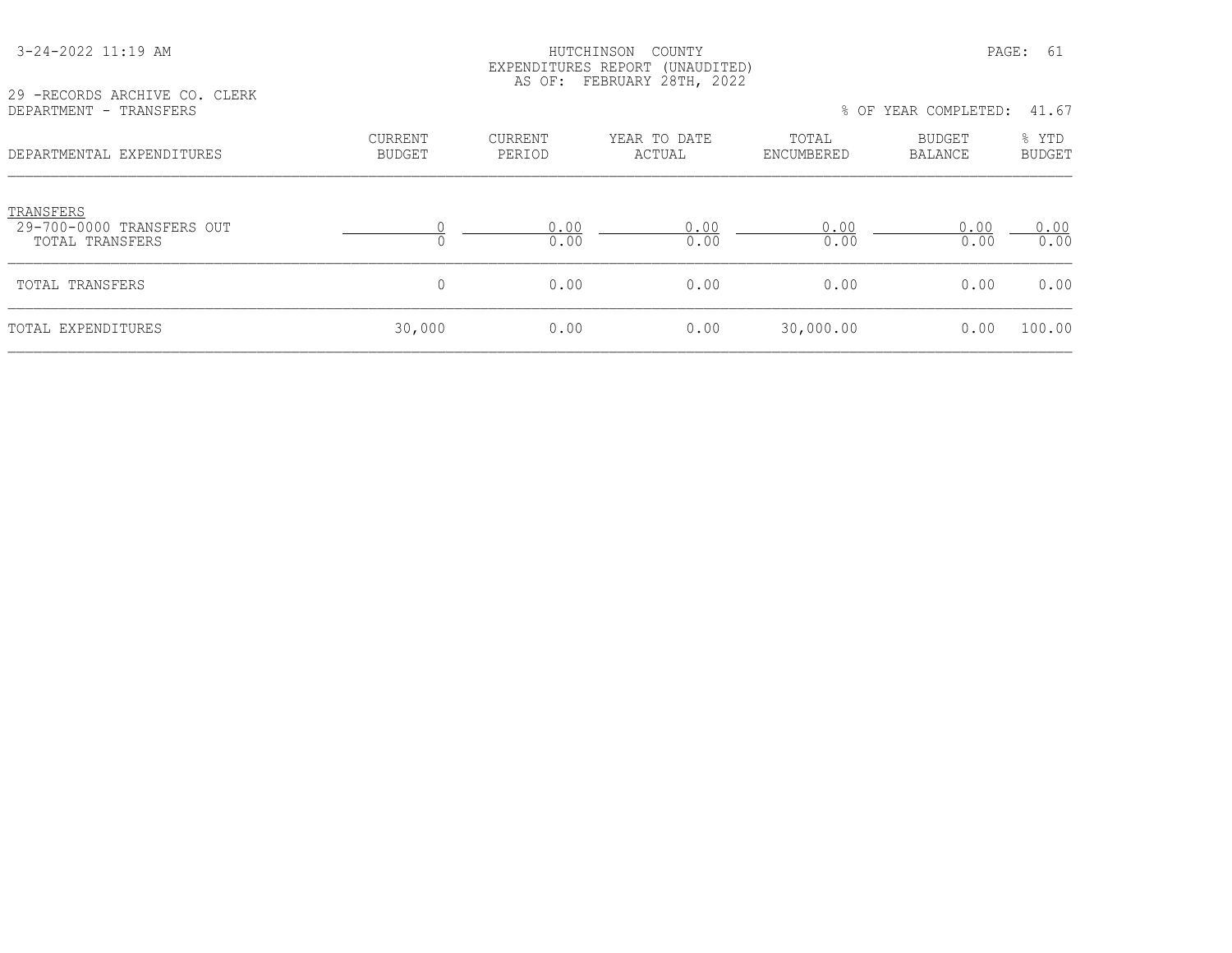HUTCHINSON COUNTY
EXPENDITURES REPORT (UNAUDITED)
AS OF: FEBRUARY 28TH, 2022

29 -RECORDS ARCHIVE CO. CLERK
DEPARTMENT - TRANSFERS

% OF YEAR COMPLETED: 41.67

| DEPARTMENTAL EXPENDITURES | CURRENT BUDGET | CURRENT PERIOD | YEAR TO DATE ACTUAL | TOTAL ENCUMBERED | BUDGET BALANCE | % YTD BUDGET |
|---|---|---|---|---|---|---|
| TRANSFERS | | | | | | |
| 29-700-0000 TRANSFERS OUT | 0 | 0.00 | 0.00 | 0.00 | 0.00 | 0.00 |
| TOTAL TRANSFERS | 0 | 0.00 | 0.00 | 0.00 | 0.00 | 0.00 |
| TOTAL TRANSFERS | 0 | 0.00 | 0.00 | 0.00 | 0.00 | 0.00 |
| TOTAL EXPENDITURES | 30,000 | 0.00 | 0.00 | 30,000.00 | 0.00 | 100.00 |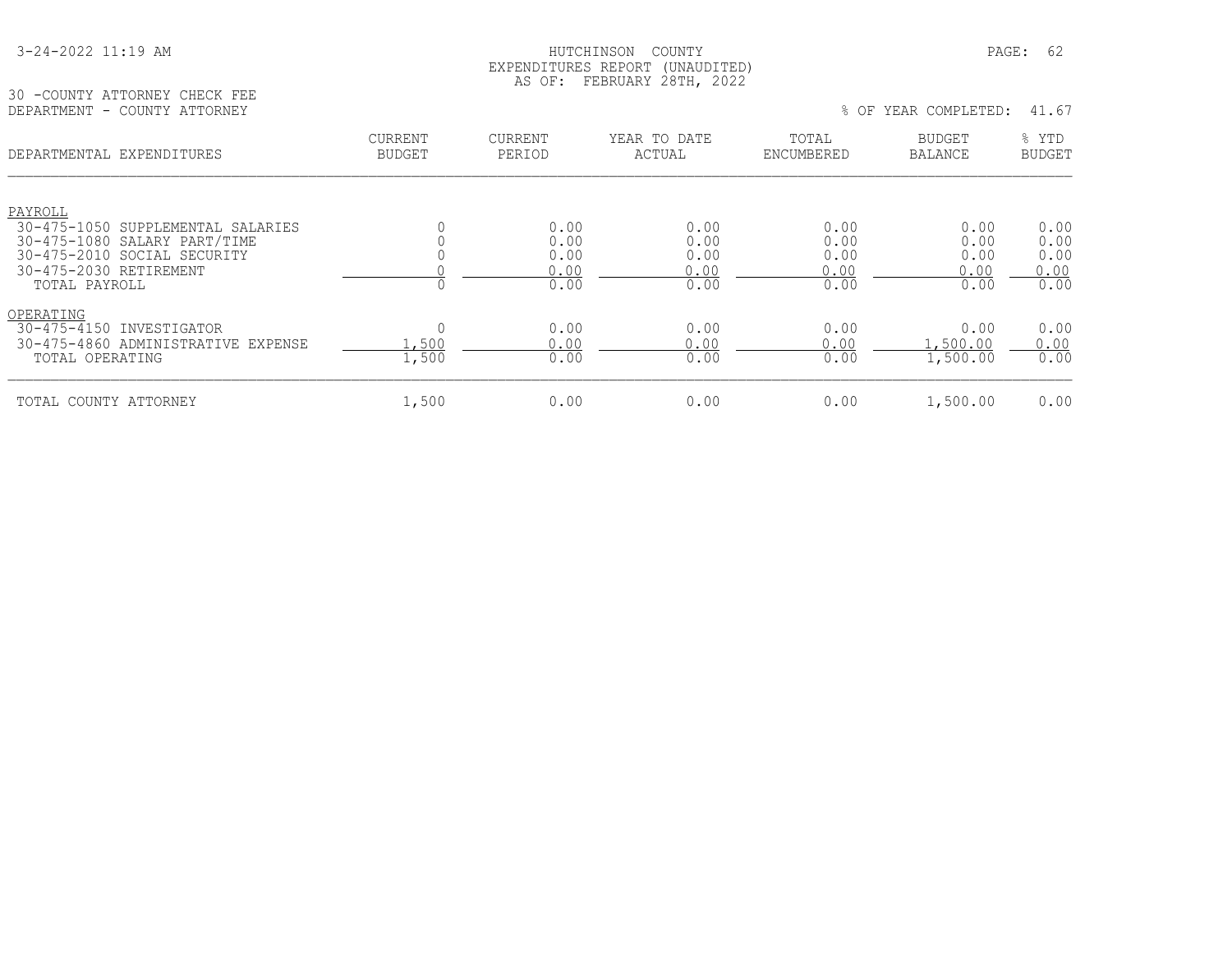HUTCHINSON COUNTY
EXPENDITURES REPORT (UNAUDITED)
AS OF: FEBRUARY 28TH, 2022

30 -COUNTY ATTORNEY CHECK FEE
DEPARTMENT - COUNTY ATTORNEY

% OF YEAR COMPLETED: 41.67

| DEPARTMENTAL EXPENDITURES | CURRENT BUDGET | CURRENT PERIOD | YEAR TO DATE ACTUAL | TOTAL ENCUMBERED | BUDGET BALANCE | % YTD BUDGET |
|---|---|---|---|---|---|---|
| PAYROLL | | | | | | |
| 30-475-1050 SUPPLEMENTAL SALARIES | 0 | 0.00 | 0.00 | 0.00 | 0.00 | 0.00 |
| 30-475-1080 SALARY PART/TIME | 0 | 0.00 | 0.00 | 0.00 | 0.00 | 0.00 |
| 30-475-2010 SOCIAL SECURITY | 0 | 0.00 | 0.00 | 0.00 | 0.00 | 0.00 |
| 30-475-2030 RETIREMENT | 0 | 0.00 | 0.00 | 0.00 | 0.00 | 0.00 |
| TOTAL PAYROLL | 0 | 0.00 | 0.00 | 0.00 | 0.00 | 0.00 |
| OPERATING | | | | | | |
| 30-475-4150 INVESTIGATOR | 0 | 0.00 | 0.00 | 0.00 | 0.00 | 0.00 |
| 30-475-4860 ADMINISTRATIVE EXPENSE | 1,500 | 0.00 | 0.00 | 0.00 | 1,500.00 | 0.00 |
| TOTAL OPERATING | 1,500 | 0.00 | 0.00 | 0.00 | 1,500.00 | 0.00 |
| TOTAL COUNTY ATTORNEY | 1,500 | 0.00 | 0.00 | 0.00 | 1,500.00 | 0.00 |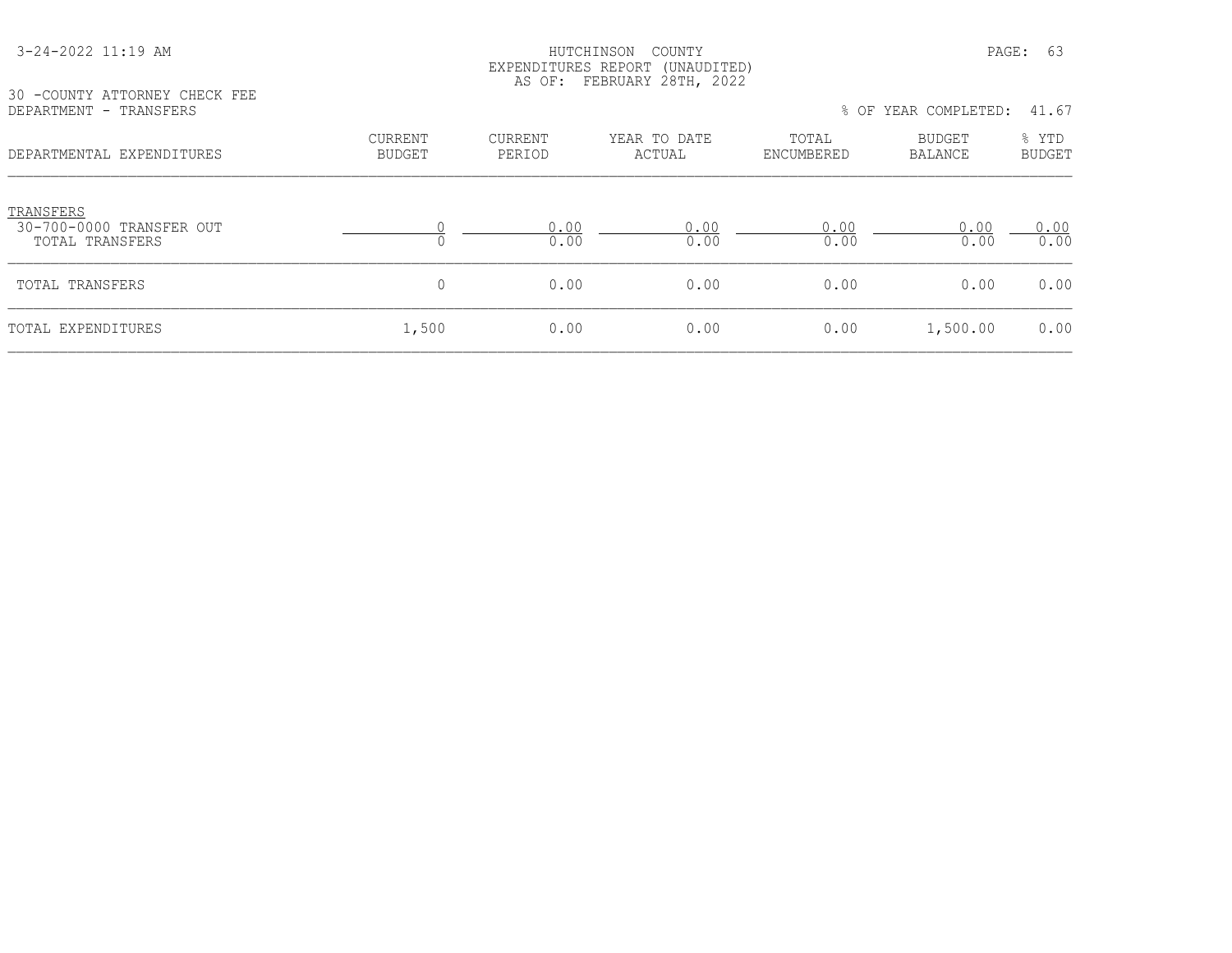HUTCHINSON COUNTY
EXPENDITURES REPORT (UNAUDITED)
AS OF: FEBRUARY 28TH, 2022

30 -COUNTY ATTORNEY CHECK FEE
DEPARTMENT - TRANSFERS

% OF YEAR COMPLETED: 41.67

| DEPARTMENTAL EXPENDITURES | CURRENT BUDGET | CURRENT PERIOD | YEAR TO DATE ACTUAL | TOTAL ENCUMBERED | BUDGET BALANCE | % YTD BUDGET |
|---|---|---|---|---|---|---|
| TRANSFERS | | | | | | |
| 30-700-0000 TRANSFER OUT | 0 | 0.00 | 0.00 | 0.00 | 0.00 | 0.00 |
| TOTAL TRANSFERS | 0 | 0.00 | 0.00 | 0.00 | 0.00 | 0.00 |
| TOTAL TRANSFERS | 0 | 0.00 | 0.00 | 0.00 | 0.00 | 0.00 |
| TOTAL EXPENDITURES | 1,500 | 0.00 | 0.00 | 0.00 | 1,500.00 | 0.00 |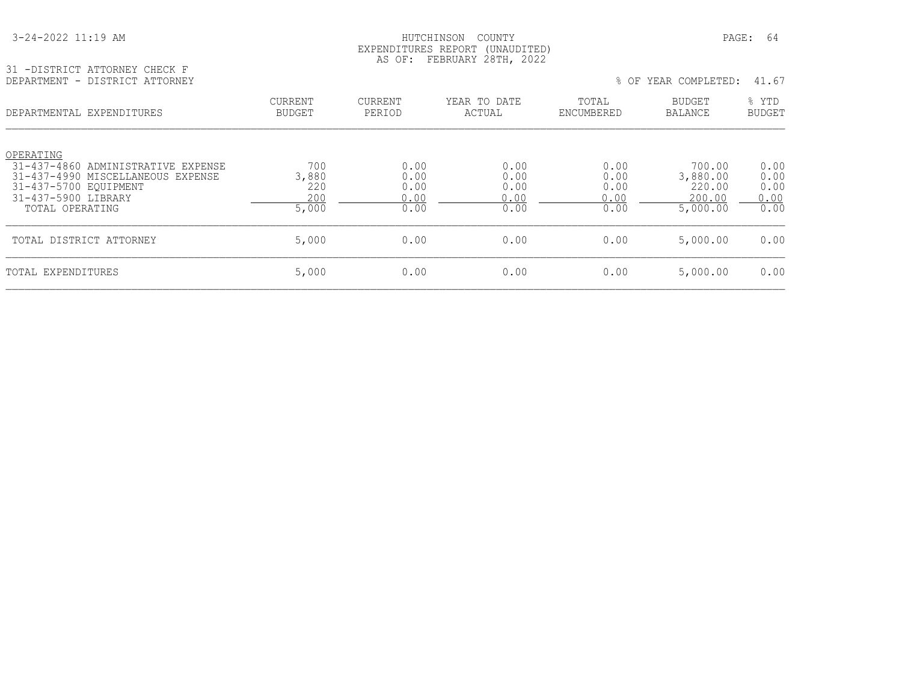HUTCHINSON COUNTY
EXPENDITURES REPORT (UNAUDITED)
AS OF: FEBRUARY 28TH, 2022

31 -DISTRICT ATTORNEY CHECK F
DEPARTMENT - DISTRICT ATTORNEY

% OF YEAR COMPLETED: 41.67

| DEPARTMENTAL EXPENDITURES | CURRENT BUDGET | CURRENT PERIOD | YEAR TO DATE ACTUAL | TOTAL ENCUMBERED | BUDGET BALANCE | % YTD BUDGET |
|---|---|---|---|---|---|---|
| OPERATING | | | | | | |
| 31-437-4860 ADMINISTRATIVE EXPENSE | 700 | 0.00 | 0.00 | 0.00 | 700.00 | 0.00 |
| 31-437-4990 MISCELLANEOUS EXPENSE | 3,880 | 0.00 | 0.00 | 0.00 | 3,880.00 | 0.00 |
| 31-437-5700 EQUIPMENT | 220 | 0.00 | 0.00 | 0.00 | 220.00 | 0.00 |
| 31-437-5900 LIBRARY | 200 | 0.00 | 0.00 | 0.00 | 200.00 | 0.00 |
| TOTAL OPERATING | 5,000 | 0.00 | 0.00 | 0.00 | 5,000.00 | 0.00 |
| TOTAL DISTRICT ATTORNEY | 5,000 | 0.00 | 0.00 | 0.00 | 5,000.00 | 0.00 |
| TOTAL EXPENDITURES | 5,000 | 0.00 | 0.00 | 0.00 | 5,000.00 | 0.00 |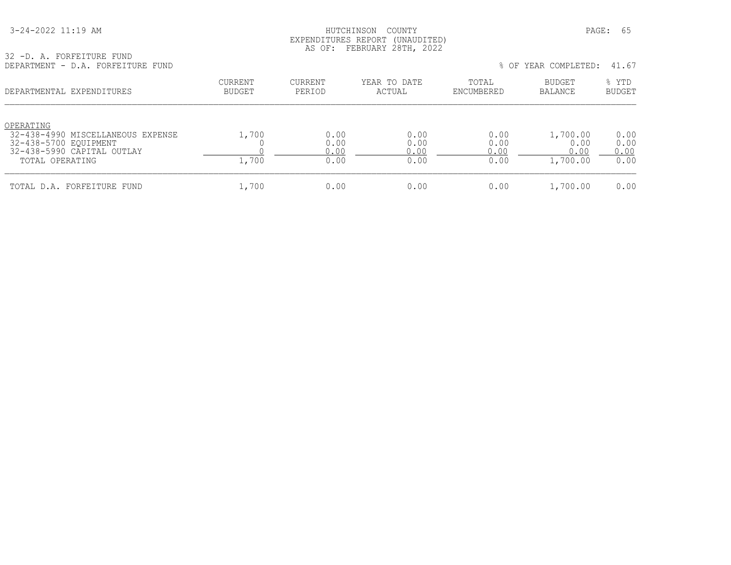HUTCHINSON COUNTY
EXPENDITURES REPORT (UNAUDITED)
AS OF: FEBRUARY 28TH, 2022

32 -D. A. FORFEITURE FUND
DEPARTMENT - D.A. FORFEITURE FUND

% OF YEAR COMPLETED: 41.67

| DEPARTMENTAL EXPENDITURES | CURRENT BUDGET | CURRENT PERIOD | YEAR TO DATE ACTUAL | TOTAL ENCUMBERED | BUDGET BALANCE | % YTD BUDGET |
|---|---|---|---|---|---|---|
| OPERATING | | | | | | |
| 32-438-4990 MISCELLANEOUS EXPENSE | 1,700 | 0.00 | 0.00 | 0.00 | 1,700.00 | 0.00 |
| 32-438-5700 EQUIPMENT | 0 | 0.00 | 0.00 | 0.00 | 0.00 | 0.00 |
| 32-438-5990 CAPITAL OUTLAY | 0 | 0.00 | 0.00 | 0.00 | 0.00 | 0.00 |
| TOTAL OPERATING | 1,700 | 0.00 | 0.00 | 0.00 | 1,700.00 | 0.00 |
| TOTAL D.A. FORFEITURE FUND | 1,700 | 0.00 | 0.00 | 0.00 | 1,700.00 | 0.00 |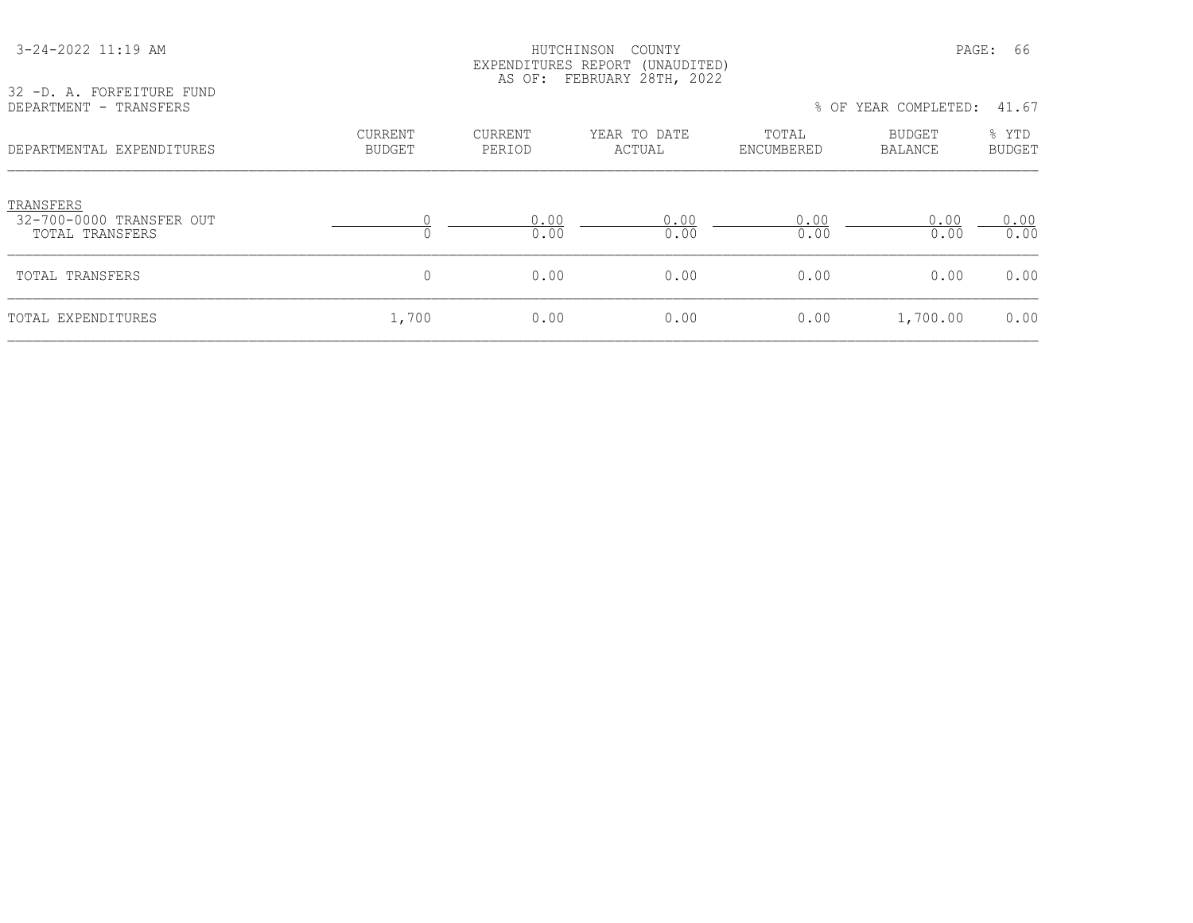HUTCHINSON COUNTY
EXPENDITURES REPORT (UNAUDITED)
AS OF: FEBRUARY 28TH, 2022

32 -D. A. FORFEITURE FUND
DEPARTMENT - TRANSFERS

% OF YEAR COMPLETED: 41.67

| DEPARTMENTAL EXPENDITURES | CURRENT BUDGET | CURRENT PERIOD | YEAR TO DATE ACTUAL | TOTAL ENCUMBERED | BUDGET BALANCE | % YTD BUDGET |
|---|---|---|---|---|---|---|
| TRANSFERS | | | | | | |
| 32-700-0000 TRANSFER OUT | 0 | 0.00 | 0.00 | 0.00 | 0.00 | 0.00 |
| TOTAL TRANSFERS | 0 | 0.00 | 0.00 | 0.00 | 0.00 | 0.00 |
| TOTAL TRANSFERS | 0 | 0.00 | 0.00 | 0.00 | 0.00 | 0.00 |
| TOTAL EXPENDITURES | 1,700 | 0.00 | 0.00 | 0.00 | 1,700.00 | 0.00 |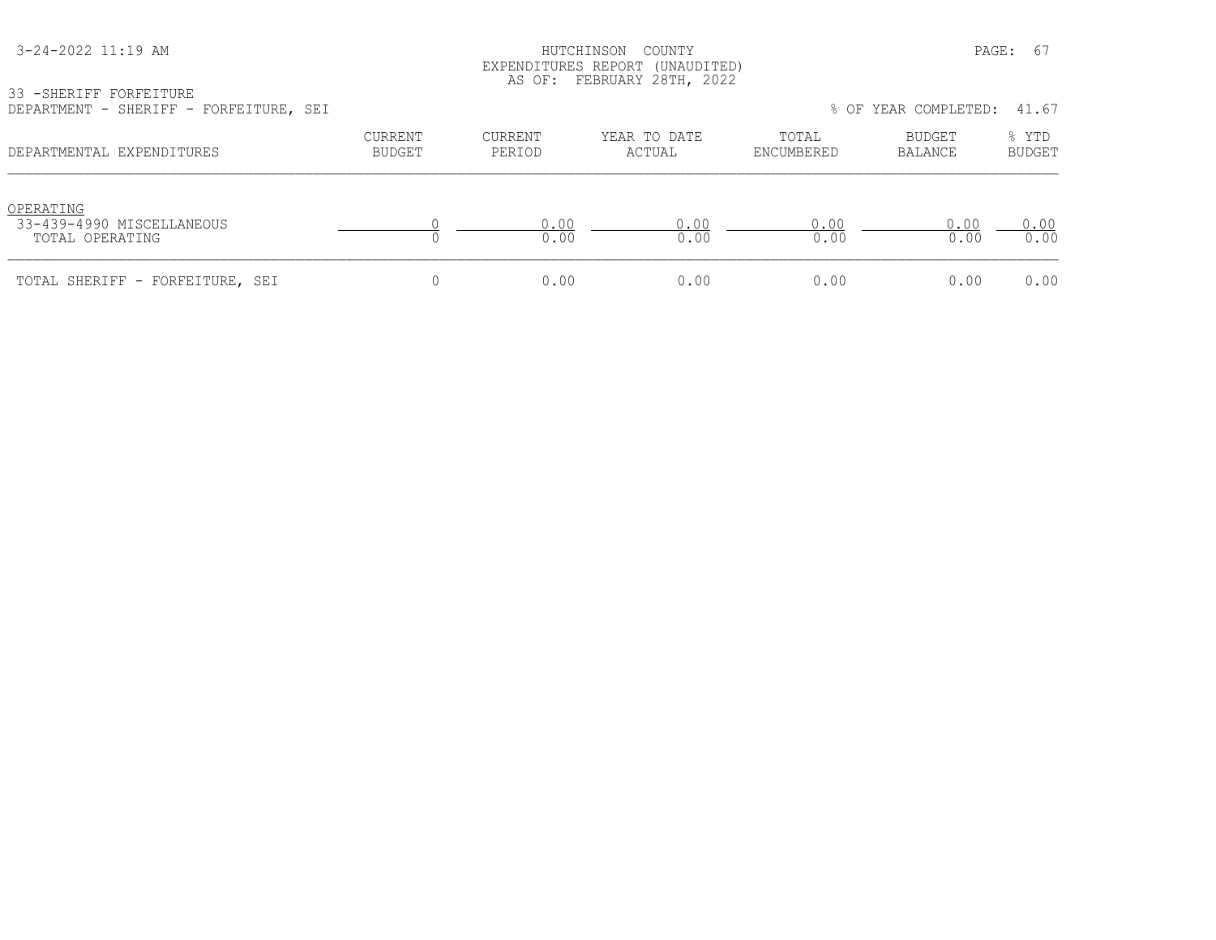33 -SHERIFF FORFEITURE
DEPARTMENT - SHERIFF - FORFEITURE, SEI

% OF YEAR COMPLETED: 41.67

| DEPARTMENTAL EXPENDITURES | CURRENT BUDGET | CURRENT PERIOD | YEAR TO DATE ACTUAL | TOTAL ENCUMBERED | BUDGET BALANCE | % YTD BUDGET |
|---|---|---|---|---|---|---|
| OPERATING | | | | | | |
| 33-439-4990 MISCELLANEOUS | 0 | 0.00 | 0.00 | 0.00 | 0.00 | 0.00 |
| TOTAL OPERATING | 0 | 0.00 | 0.00 | 0.00 | 0.00 | 0.00 |
| TOTAL SHERIFF - FORFEITURE, SEI | 0 | 0.00 | 0.00 | 0.00 | 0.00 | 0.00 |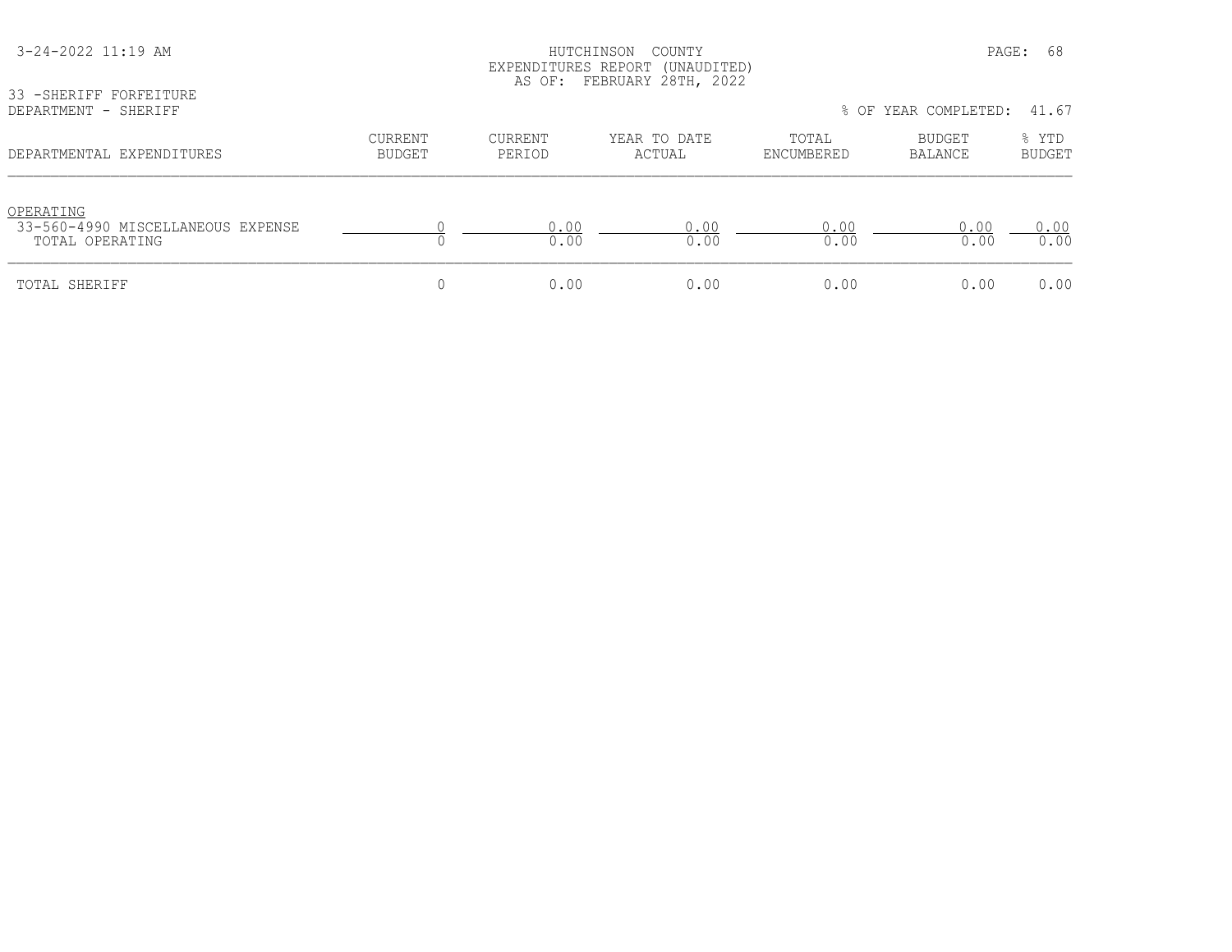HUTCHINSON COUNTY
EXPENDITURES REPORT (UNAUDITED)
AS OF: FEBRUARY 28TH, 2022

33 -SHERIFF FORFEITURE
DEPARTMENT - SHERIFF

% OF YEAR COMPLETED: 41.67

| DEPARTMENTAL EXPENDITURES | CURRENT BUDGET | CURRENT PERIOD | YEAR TO DATE ACTUAL | TOTAL ENCUMBERED | BUDGET BALANCE | % YTD BUDGET |
|---|---|---|---|---|---|---|
| OPERATING | | | | | | |
| 33-560-4990 MISCELLANEOUS EXPENSE | 0 | 0.00 | 0.00 | 0.00 | 0.00 | 0.00 |
| TOTAL OPERATING | 0 | 0.00 | 0.00 | 0.00 | 0.00 | 0.00 |
| TOTAL SHERIFF | 0 | 0.00 | 0.00 | 0.00 | 0.00 | 0.00 |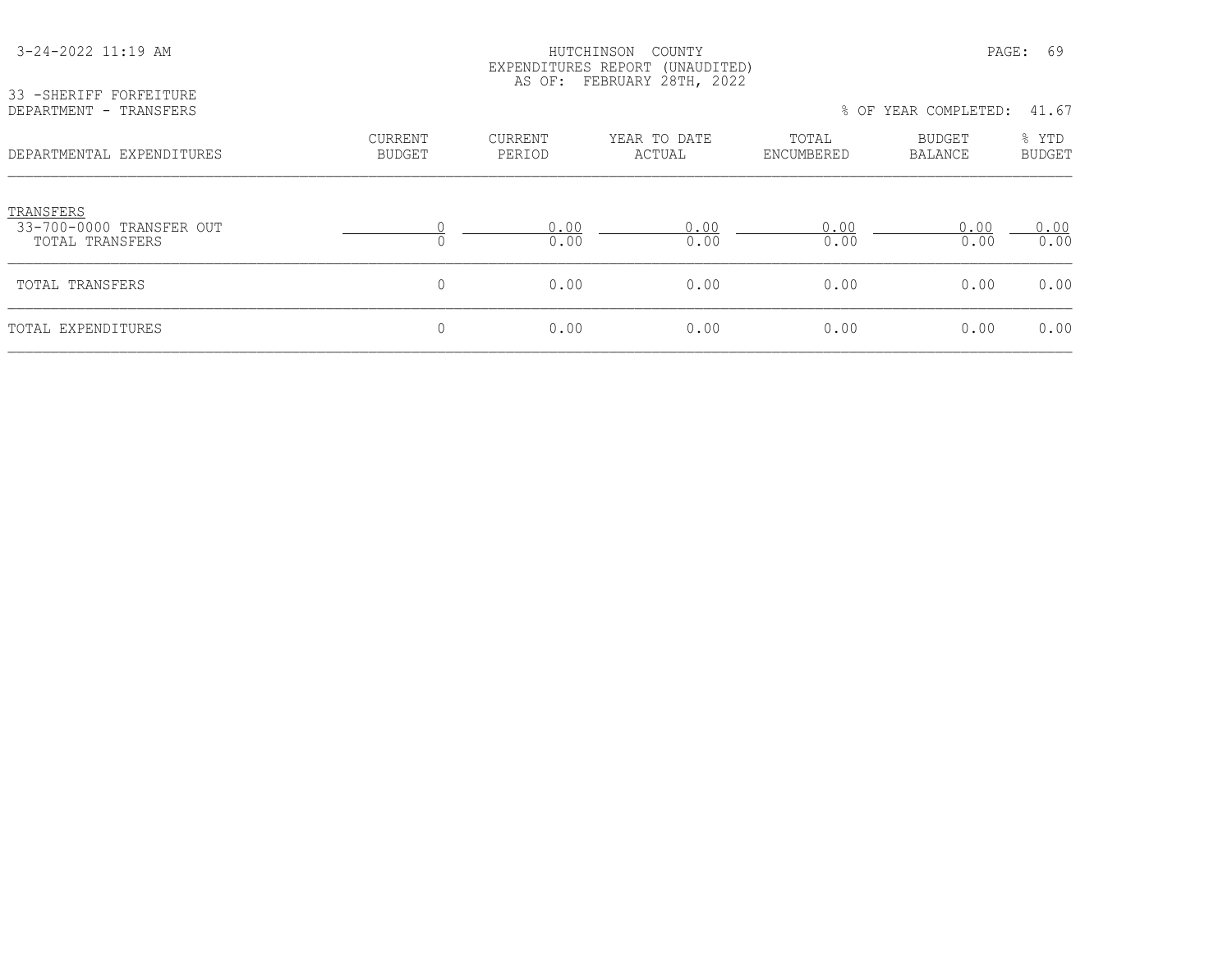33 -SHERIFF FORFEITURE
DEPARTMENT - TRANSFERS

% OF YEAR COMPLETED: 41.67

| DEPARTMENTAL EXPENDITURES | CURRENT BUDGET | CURRENT PERIOD | YEAR TO DATE ACTUAL | TOTAL ENCUMBERED | BUDGET BALANCE | % YTD BUDGET |
|---|---|---|---|---|---|---|
| TRANSFERS | | | | | | |
| 33-700-0000 TRANSFER OUT | 0 | 0.00 | 0.00 | 0.00 | 0.00 | 0.00 |
| TOTAL TRANSFERS | 0 | 0.00 | 0.00 | 0.00 | 0.00 | 0.00 |
| TOTAL TRANSFERS | 0 | 0.00 | 0.00 | 0.00 | 0.00 | 0.00 |
| TOTAL EXPENDITURES | 0 | 0.00 | 0.00 | 0.00 | 0.00 | 0.00 |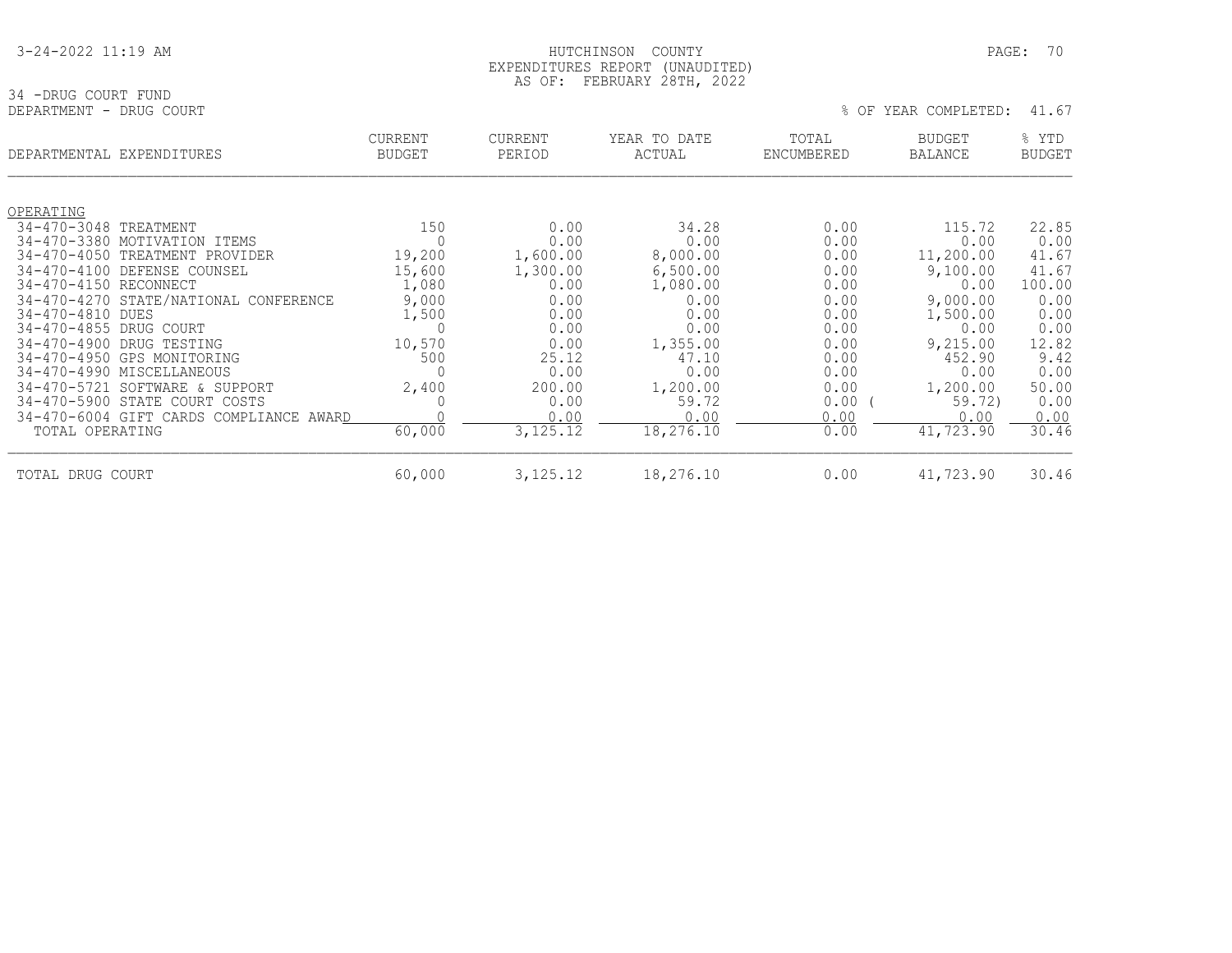HUTCHINSON COUNTY
EXPENDITURES REPORT (UNAUDITED)
AS OF: FEBRUARY 28TH, 2022

34 -DRUG COURT FUND
DEPARTMENT - DRUG COURT

% OF YEAR COMPLETED: 41.67

| DEPARTMENTAL EXPENDITURES | CURRENT BUDGET | CURRENT PERIOD | YEAR TO DATE ACTUAL | TOTAL ENCUMBERED | BUDGET BALANCE | % YTD BUDGET |
|---|---|---|---|---|---|---|
| OPERATING | | | | | | |
| 34-470-3048 TREATMENT | 150 | 0.00 | 34.28 | 0.00 | 115.72 | 22.85 |
| 34-470-3380 MOTIVATION ITEMS | 0 | 0.00 | 0.00 | 0.00 | 0.00 | 0.00 |
| 34-470-4050 TREATMENT PROVIDER | 19,200 | 1,600.00 | 8,000.00 | 0.00 | 11,200.00 | 41.67 |
| 34-470-4100 DEFENSE COUNSEL | 15,600 | 1,300.00 | 6,500.00 | 0.00 | 9,100.00 | 41.67 |
| 34-470-4150 RECONNECT | 1,080 | 0.00 | 1,080.00 | 0.00 | 0.00 | 100.00 |
| 34-470-4270 STATE/NATIONAL CONFERENCE | 9,000 | 0.00 | 0.00 | 0.00 | 9,000.00 | 0.00 |
| 34-470-4810 DUES | 1,500 | 0.00 | 0.00 | 0.00 | 1,500.00 | 0.00 |
| 34-470-4855 DRUG COURT | 0 | 0.00 | 0.00 | 0.00 | 0.00 | 0.00 |
| 34-470-4900 DRUG TESTING | 10,570 | 0.00 | 1,355.00 | 0.00 | 9,215.00 | 12.82 |
| 34-470-4950 GPS MONITORING | 500 | 25.12 | 47.10 | 0.00 | 452.90 | 9.42 |
| 34-470-4990 MISCELLANEOUS | 0 | 0.00 | 0.00 | 0.00 | 0.00 | 0.00 |
| 34-470-5721 SOFTWARE & SUPPORT | 2,400 | 200.00 | 1,200.00 | 0.00 | 1,200.00 | 50.00 |
| 34-470-5900 STATE COURT COSTS | 0 | 0.00 | 59.72 | 0.00 | ( 59.72) | 0.00 |
| 34-470-6004 GIFT CARDS COMPLIANCE AWARD | 0 | 0.00 | 0.00 | 0.00 | 0.00 | 0.00 |
| TOTAL OPERATING | 60,000 | 3,125.12 | 18,276.10 | 0.00 | 41,723.90 | 30.46 |
| TOTAL DRUG COURT | 60,000 | 3,125.12 | 18,276.10 | 0.00 | 41,723.90 | 30.46 |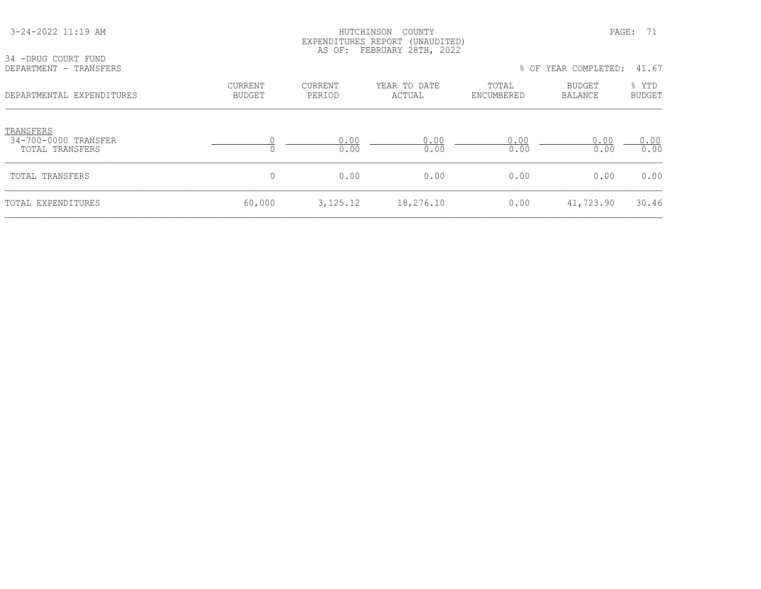HUTCHINSON COUNTY
EXPENDITURES REPORT (UNAUDITED)
AS OF: FEBRUARY 28TH, 2022

34 -DRUG COURT FUND
DEPARTMENT - TRANSFERS

% OF YEAR COMPLETED: 41.67

| DEPARTMENTAL EXPENDITURES | CURRENT BUDGET | CURRENT PERIOD | YEAR TO DATE ACTUAL | TOTAL ENCUMBERED | BUDGET BALANCE | % YTD BUDGET |
|---|---|---|---|---|---|---|
| TRANSFERS | | | | | | |
| 34-700-0000 TRANSFER | 0 | 0.00 | 0.00 | 0.00 | 0.00 | 0.00 |
| TOTAL TRANSFERS | 0 | 0.00 | 0.00 | 0.00 | 0.00 | 0.00 |
| TOTAL TRANSFERS | 0 | 0.00 | 0.00 | 0.00 | 0.00 | 0.00 |
| TOTAL EXPENDITURES | 60,000 | 3,125.12 | 18,276.10 | 0.00 | 41,723.90 | 30.46 |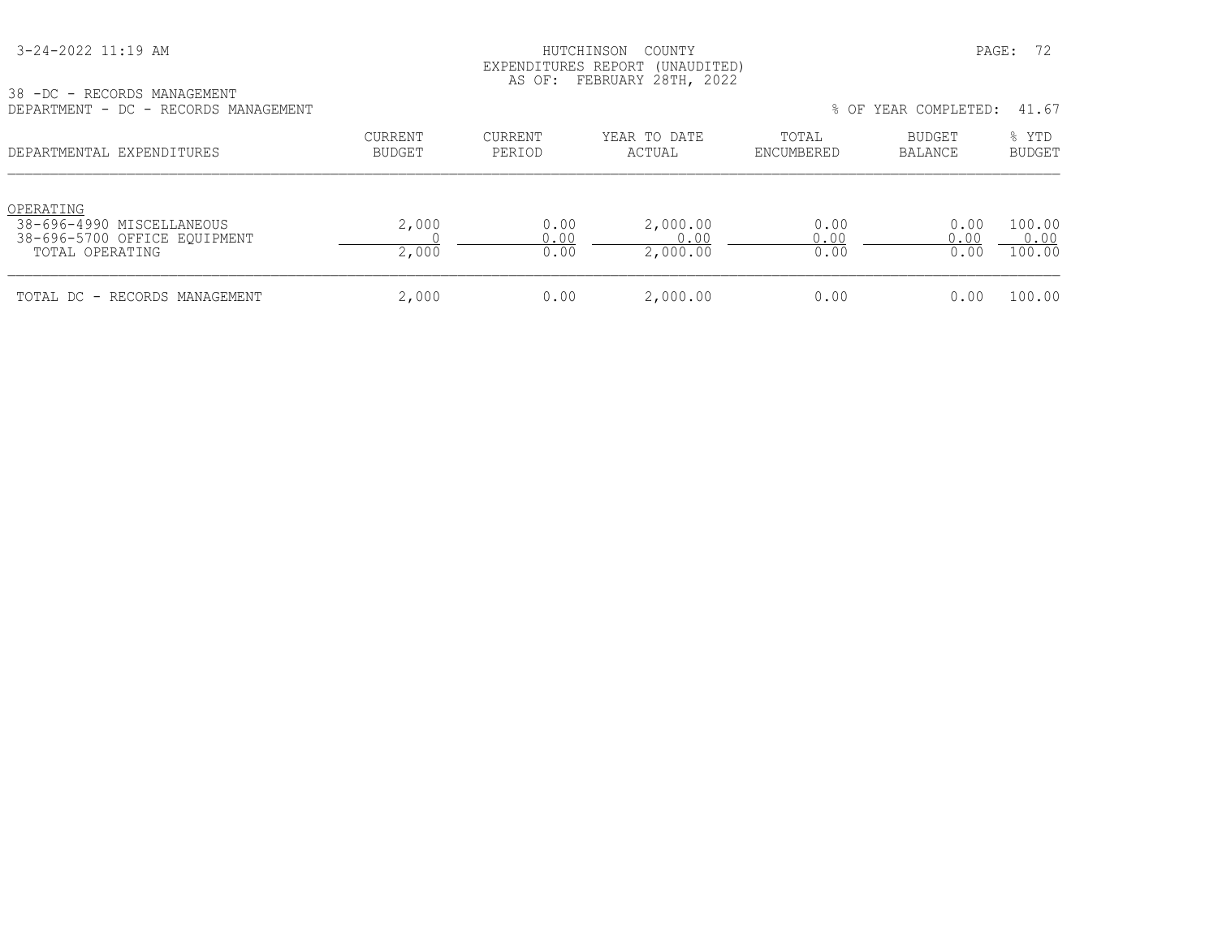HUTCHINSON COUNTY
EXPENDITURES REPORT (UNAUDITED)
AS OF: FEBRUARY 28TH, 2022

38 -DC - RECORDS MANAGEMENT
DEPARTMENT - DC - RECORDS MANAGEMENT

% OF YEAR COMPLETED: 41.67

| DEPARTMENTAL EXPENDITURES | CURRENT BUDGET | CURRENT PERIOD | YEAR TO DATE ACTUAL | TOTAL ENCUMBERED | BUDGET BALANCE | % YTD BUDGET |
|---|---|---|---|---|---|---|
| OPERATING | | | | | | |
| 38-696-4990 MISCELLANEOUS | 2,000 | 0.00 | 2,000.00 | 0.00 | 0.00 | 100.00 |
| 38-696-5700 OFFICE EQUIPMENT | 0 | 0.00 | 0.00 | 0.00 | 0.00 | 0.00 |
| TOTAL OPERATING | 2,000 | 0.00 | 2,000.00 | 0.00 | 0.00 | 100.00 |
| TOTAL DC - RECORDS MANAGEMENT | 2,000 | 0.00 | 2,000.00 | 0.00 | 0.00 | 100.00 |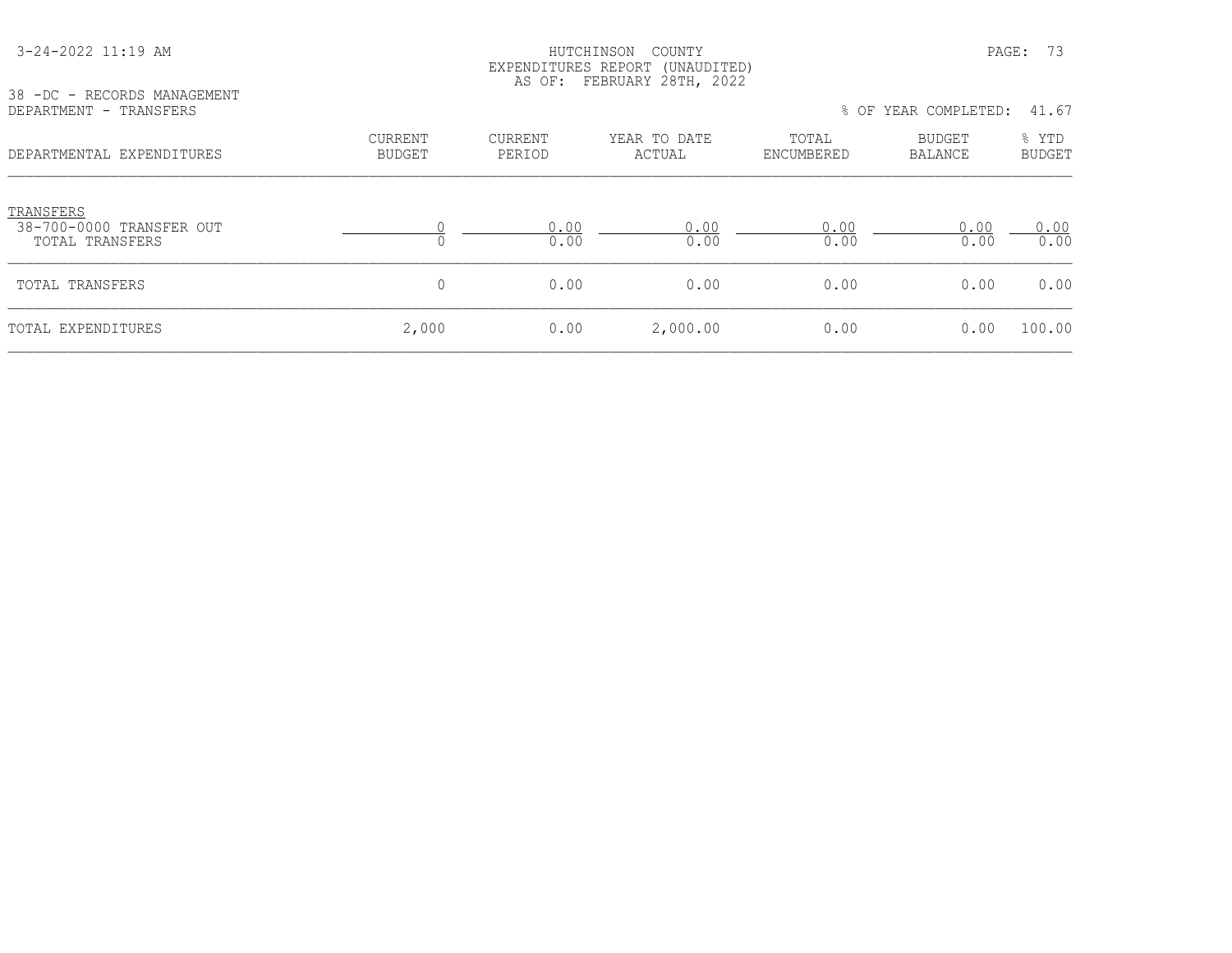3-24-2022 11:19 AM

HUTCHINSON COUNTY
EXPENDITURES REPORT (UNAUDITED)
AS OF: FEBRUARY 28TH, 2022

38 -DC - RECORDS MANAGEMENT
DEPARTMENT - TRANSFERS

% OF YEAR COMPLETED: 41.67

| DEPARTMENTAL EXPENDITURES | CURRENT BUDGET | CURRENT PERIOD | YEAR TO DATE ACTUAL | TOTAL ENCUMBERED | BUDGET BALANCE | % YTD BUDGET |
|---|---|---|---|---|---|---|
| TRANSFERS | | | | | | |
| 38-700-0000 TRANSFER OUT | 0 | 0.00 | 0.00 | 0.00 | 0.00 | 0.00 |
| TOTAL TRANSFERS | 0 | 0.00 | 0.00 | 0.00 | 0.00 | 0.00 |
| TOTAL TRANSFERS | 0 | 0.00 | 0.00 | 0.00 | 0.00 | 0.00 |
| TOTAL EXPENDITURES | 2,000 | 0.00 | 2,000.00 | 0.00 | 0.00 | 100.00 |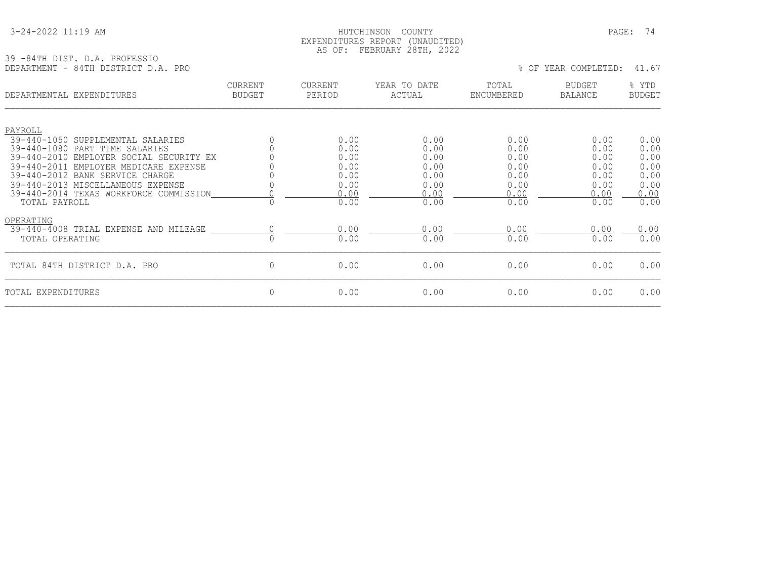HUTCHINSON COUNTY
EXPENDITURES REPORT (UNAUDITED)
AS OF: FEBRUARY 28TH, 2022

3-24-2022 11:19 AM

39 -84TH DIST. D.A. PROFESSIO
DEPARTMENT - 84TH DISTRICT D.A. PRO

% OF YEAR COMPLETED: 41.67

| DEPARTMENTAL EXPENDITURES | CURRENT BUDGET | CURRENT PERIOD | YEAR TO DATE ACTUAL | TOTAL ENCUMBERED | BUDGET BALANCE | % YTD BUDGET |
|---|---|---|---|---|---|---|
| PAYROLL | | | | | | |
| 39-440-1050 SUPPLEMENTAL SALARIES | 0 | 0.00 | 0.00 | 0.00 | 0.00 | 0.00 |
| 39-440-1080 PART TIME SALARIES | 0 | 0.00 | 0.00 | 0.00 | 0.00 | 0.00 |
| 39-440-2010 EMPLOYER SOCIAL SECURITY EX | 0 | 0.00 | 0.00 | 0.00 | 0.00 | 0.00 |
| 39-440-2011 EMPLOYER MEDICARE EXPENSE | 0 | 0.00 | 0.00 | 0.00 | 0.00 | 0.00 |
| 39-440-2012 BANK SERVICE CHARGE | 0 | 0.00 | 0.00 | 0.00 | 0.00 | 0.00 |
| 39-440-2013 MISCELLANEOUS EXPENSE | 0 | 0.00 | 0.00 | 0.00 | 0.00 | 0.00 |
| 39-440-2014 TEXAS WORKFORCE COMMISSION | 0 | 0.00 | 0.00 | 0.00 | 0.00 | 0.00 |
| TOTAL PAYROLL | 0 | 0.00 | 0.00 | 0.00 | 0.00 | 0.00 |
| OPERATING | | | | | | |
| 39-440-4008 TRIAL EXPENSE AND MILEAGE | 0 | 0.00 | 0.00 | 0.00 | 0.00 | 0.00 |
| TOTAL OPERATING | 0 | 0.00 | 0.00 | 0.00 | 0.00 | 0.00 |
| TOTAL 84TH DISTRICT D.A. PRO | 0 | 0.00 | 0.00 | 0.00 | 0.00 | 0.00 |
| TOTAL EXPENDITURES | 0 | 0.00 | 0.00 | 0.00 | 0.00 | 0.00 |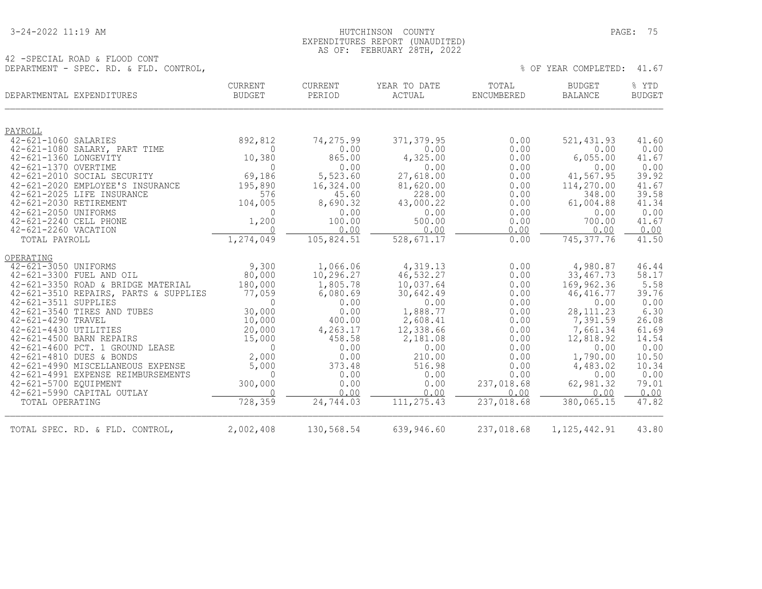HUTCHINSON COUNTY
EXPENDITURES REPORT (UNAUDITED)
AS OF: FEBRUARY 28TH, 2022

42 -SPECIAL ROAD & FLOOD CONT
DEPARTMENT - SPEC. RD. & FLD. CONTROL,

% OF YEAR COMPLETED: 41.67

| DEPARTMENTAL EXPENDITURES | CURRENT BUDGET | CURRENT PERIOD | YEAR TO DATE ACTUAL | TOTAL ENCUMBERED | BUDGET BALANCE | % YTD BUDGET |
|---|---|---|---|---|---|---|
| **PAYROLL** | | | | | | |
| 42-621-1060 SALARIES | 892,812 | 74,275.99 | 371,379.95 | 0.00 | 521,431.93 | 41.60 |
| 42-621-1080 SALARY, PART TIME | 0 | 0.00 | 0.00 | 0.00 | 0.00 | 0.00 |
| 42-621-1360 LONGEVITY | 10,380 | 865.00 | 4,325.00 | 0.00 | 6,055.00 | 41.67 |
| 42-621-1370 OVERTIME | 0 | 0.00 | 0.00 | 0.00 | 0.00 | 0.00 |
| 42-621-2010 SOCIAL SECURITY | 69,186 | 5,523.60 | 27,618.00 | 0.00 | 41,567.95 | 39.92 |
| 42-621-2020 EMPLOYEE'S INSURANCE | 195,890 | 16,324.00 | 81,620.00 | 0.00 | 114,270.00 | 41.67 |
| 42-621-2025 LIFE INSURANCE | 576 | 45.60 | 228.00 | 0.00 | 348.00 | 39.58 |
| 42-621-2030 RETIREMENT | 104,005 | 8,690.32 | 43,000.22 | 0.00 | 61,004.88 | 41.34 |
| 42-621-2050 UNIFORMS | 0 | 0.00 | 0.00 | 0.00 | 0.00 | 0.00 |
| 42-621-2240 CELL PHONE | 1,200 | 100.00 | 500.00 | 0.00 | 700.00 | 41.67 |
| 42-621-2260 VACATION | 0 | 0.00 | 0.00 | 0.00 | 0.00 | 0.00 |
| TOTAL PAYROLL | 1,274,049 | 105,824.51 | 528,671.17 | 0.00 | 745,377.76 | 41.50 |
| **OPERATING** | | | | | | |
| 42-621-3050 UNIFORMS | 9,300 | 1,066.06 | 4,319.13 | 0.00 | 4,980.87 | 46.44 |
| 42-621-3300 FUEL AND OIL | 80,000 | 10,296.27 | 46,532.27 | 0.00 | 33,467.73 | 58.17 |
| 42-621-3350 ROAD & BRIDGE MATERIAL | 180,000 | 1,805.78 | 10,037.64 | 0.00 | 169,962.36 | 5.58 |
| 42-621-3510 REPAIRS, PARTS & SUPPLIES | 77,059 | 6,080.69 | 30,642.49 | 0.00 | 46,416.77 | 39.76 |
| 42-621-3511 SUPPLIES | 0 | 0.00 | 0.00 | 0.00 | 0.00 | 0.00 |
| 42-621-3540 TIRES AND TUBES | 30,000 | 0.00 | 1,888.77 | 0.00 | 28,111.23 | 6.30 |
| 42-621-4290 TRAVEL | 10,000 | 400.00 | 2,608.41 | 0.00 | 7,391.59 | 26.08 |
| 42-621-4430 UTILITIES | 20,000 | 4,263.17 | 12,338.66 | 0.00 | 7,661.34 | 61.69 |
| 42-621-4500 BARN REPAIRS | 15,000 | 458.58 | 2,181.08 | 0.00 | 12,818.92 | 14.54 |
| 42-621-4600 PCT. 1 GROUND LEASE | 0 | 0.00 | 0.00 | 0.00 | 0.00 | 0.00 |
| 42-621-4810 DUES & BONDS | 2,000 | 0.00 | 210.00 | 0.00 | 1,790.00 | 10.50 |
| 42-621-4990 MISCELLANEOUS EXPENSE | 5,000 | 373.48 | 516.98 | 0.00 | 4,483.02 | 10.34 |
| 42-621-4991 EXPENSE REIMBURSEMENTS | 0 | 0.00 | 0.00 | 0.00 | 0.00 | 0.00 |
| 42-621-5700 EQUIPMENT | 300,000 | 0.00 | 0.00 | 237,018.68 | 62,981.32 | 79.01 |
| 42-621-5990 CAPITAL OUTLAY | 0 | 0.00 | 0.00 | 0.00 | 0.00 | 0.00 |
| TOTAL OPERATING | 728,359 | 24,744.03 | 111,275.43 | 237,018.68 | 380,065.15 | 47.82 |
| TOTAL SPEC. RD. & FLD. CONTROL, | 2,002,408 | 130,568.54 | 639,946.60 | 237,018.68 | 1,125,442.91 | 43.80 |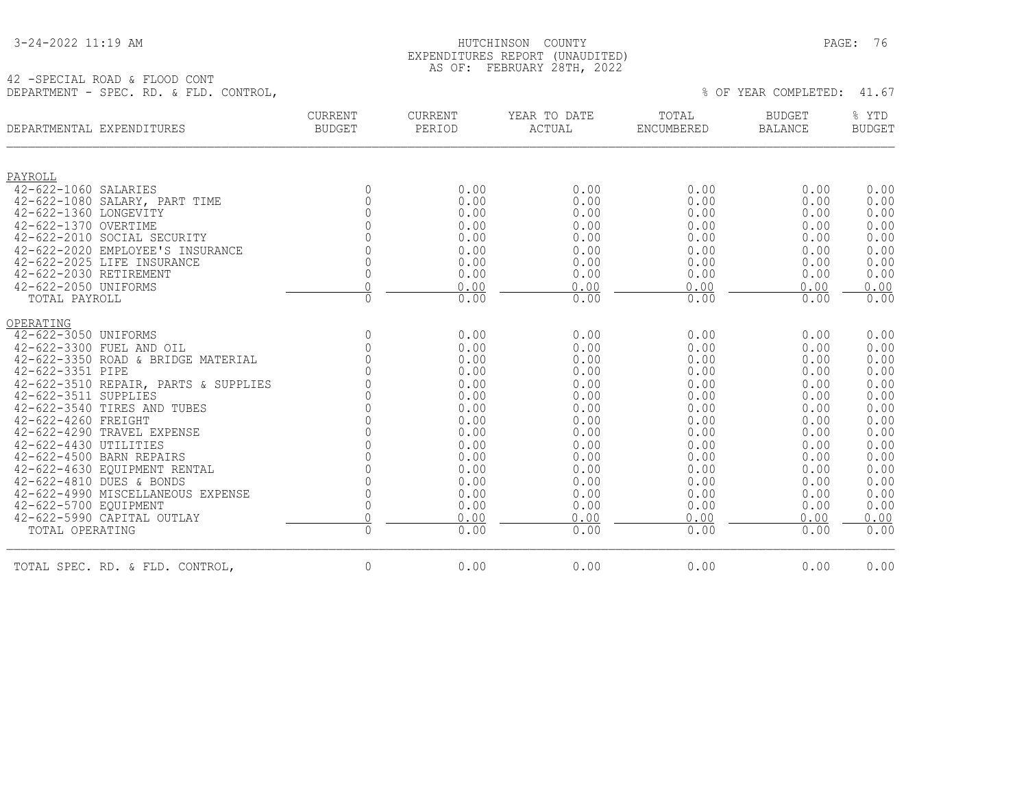HUTCHINSON COUNTY
EXPENDITURES REPORT (UNAUDITED)
AS OF: FEBRUARY 28TH, 2022

42 -SPECIAL ROAD & FLOOD CONT
DEPARTMENT - SPEC. RD. & FLD. CONTROL,

% OF YEAR COMPLETED: 41.67

| DEPARTMENTAL EXPENDITURES | CURRENT BUDGET | CURRENT PERIOD | YEAR TO DATE ACTUAL | TOTAL ENCUMBERED | BUDGET BALANCE | % YTD BUDGET |
|---|---|---|---|---|---|---|
| PAYROLL | | | | | | |
| 42-622-1060 SALARIES | 0 | 0.00 | 0.00 | 0.00 | 0.00 | 0.00 |
| 42-622-1080 SALARY, PART TIME | 0 | 0.00 | 0.00 | 0.00 | 0.00 | 0.00 |
| 42-622-1360 LONGEVITY | 0 | 0.00 | 0.00 | 0.00 | 0.00 | 0.00 |
| 42-622-1370 OVERTIME | 0 | 0.00 | 0.00 | 0.00 | 0.00 | 0.00 |
| 42-622-2010 SOCIAL SECURITY | 0 | 0.00 | 0.00 | 0.00 | 0.00 | 0.00 |
| 42-622-2020 EMPLOYEE'S INSURANCE | 0 | 0.00 | 0.00 | 0.00 | 0.00 | 0.00 |
| 42-622-2025 LIFE INSURANCE | 0 | 0.00 | 0.00 | 0.00 | 0.00 | 0.00 |
| 42-622-2030 RETIREMENT | 0 | 0.00 | 0.00 | 0.00 | 0.00 | 0.00 |
| 42-622-2050 UNIFORMS | 0 | 0.00 | 0.00 | 0.00 | 0.00 | 0.00 |
| TOTAL PAYROLL | 0 | 0.00 | 0.00 | 0.00 | 0.00 | 0.00 |
| OPERATING | | | | | | |
| 42-622-3050 UNIFORMS | 0 | 0.00 | 0.00 | 0.00 | 0.00 | 0.00 |
| 42-622-3300 FUEL AND OIL | 0 | 0.00 | 0.00 | 0.00 | 0.00 | 0.00 |
| 42-622-3350 ROAD & BRIDGE MATERIAL | 0 | 0.00 | 0.00 | 0.00 | 0.00 | 0.00 |
| 42-622-3351 PIPE | 0 | 0.00 | 0.00 | 0.00 | 0.00 | 0.00 |
| 42-622-3510 REPAIR, PARTS & SUPPLIES | 0 | 0.00 | 0.00 | 0.00 | 0.00 | 0.00 |
| 42-622-3511 SUPPLIES | 0 | 0.00 | 0.00 | 0.00 | 0.00 | 0.00 |
| 42-622-3540 TIRES AND TUBES | 0 | 0.00 | 0.00 | 0.00 | 0.00 | 0.00 |
| 42-622-4260 FREIGHT | 0 | 0.00 | 0.00 | 0.00 | 0.00 | 0.00 |
| 42-622-4290 TRAVEL EXPENSE | 0 | 0.00 | 0.00 | 0.00 | 0.00 | 0.00 |
| 42-622-4430 UTILITIES | 0 | 0.00 | 0.00 | 0.00 | 0.00 | 0.00 |
| 42-622-4500 BARN REPAIRS | 0 | 0.00 | 0.00 | 0.00 | 0.00 | 0.00 |
| 42-622-4630 EQUIPMENT RENTAL | 0 | 0.00 | 0.00 | 0.00 | 0.00 | 0.00 |
| 42-622-4810 DUES & BONDS | 0 | 0.00 | 0.00 | 0.00 | 0.00 | 0.00 |
| 42-622-4990 MISCELLANEOUS EXPENSE | 0 | 0.00 | 0.00 | 0.00 | 0.00 | 0.00 |
| 42-622-5700 EQUIPMENT | 0 | 0.00 | 0.00 | 0.00 | 0.00 | 0.00 |
| 42-622-5990 CAPITAL OUTLAY | 0 | 0.00 | 0.00 | 0.00 | 0.00 | 0.00 |
| TOTAL OPERATING | 0 | 0.00 | 0.00 | 0.00 | 0.00 | 0.00 |
| TOTAL SPEC. RD. & FLD. CONTROL, | 0 | 0.00 | 0.00 | 0.00 | 0.00 | 0.00 |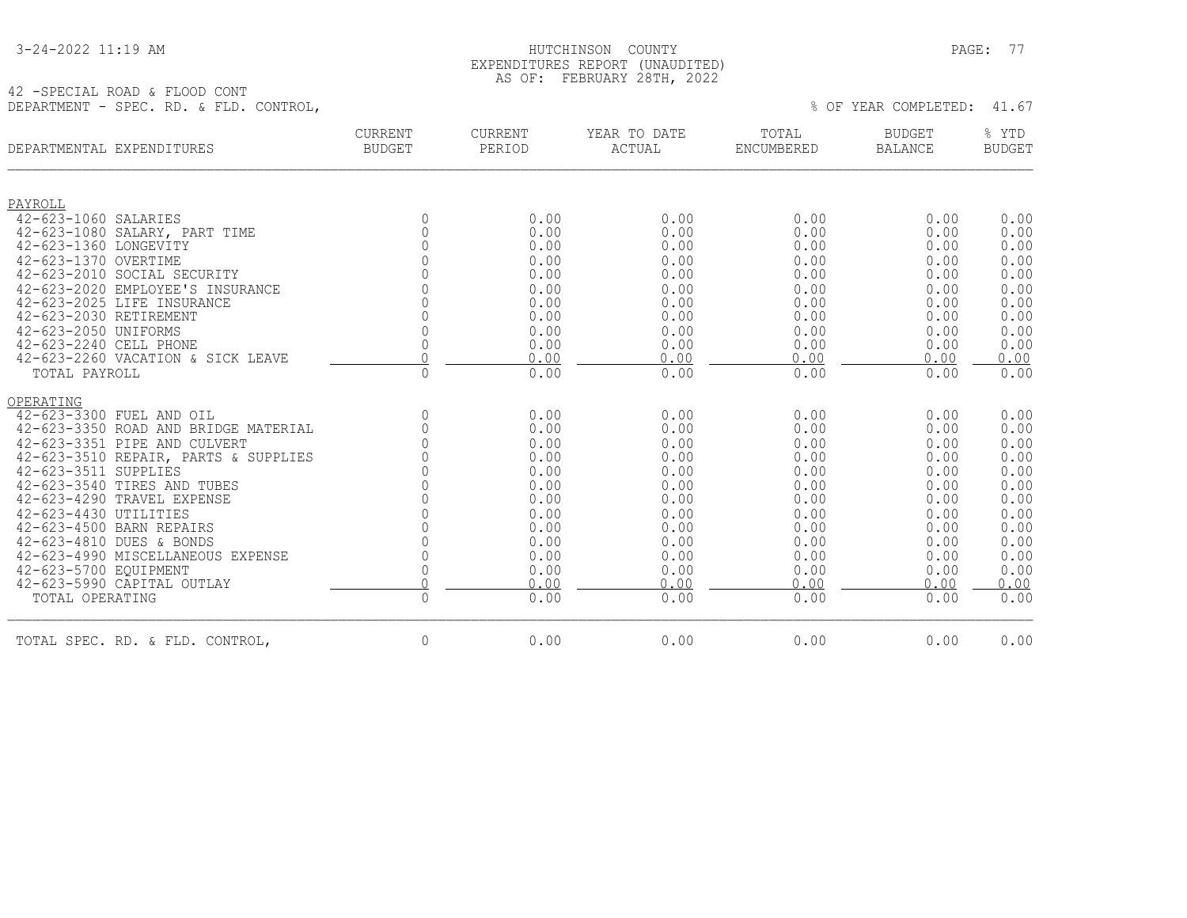3-24-2022 11:19 AM

HUTCHINSON COUNTY
EXPENDITURES REPORT (UNAUDITED)
AS OF: FEBRUARY 28TH, 2022

42 -SPECIAL ROAD & FLOOD CONT
DEPARTMENT - SPEC. RD. & FLD. CONTROL,

% OF YEAR COMPLETED: 41.67

| DEPARTMENTAL EXPENDITURES | CURRENT BUDGET | CURRENT PERIOD | YEAR TO DATE ACTUAL | TOTAL ENCUMBERED | BUDGET BALANCE | % YTD BUDGET |
|---|---|---|---|---|---|---|
| PAYROLL | | | | | | |
| 42-623-1060 SALARIES | 0 | 0.00 | 0.00 | 0.00 | 0.00 | 0.00 |
| 42-623-1080 SALARY, PART TIME | 0 | 0.00 | 0.00 | 0.00 | 0.00 | 0.00 |
| 42-623-1360 LONGEVITY | 0 | 0.00 | 0.00 | 0.00 | 0.00 | 0.00 |
| 42-623-1370 OVERTIME | 0 | 0.00 | 0.00 | 0.00 | 0.00 | 0.00 |
| 42-623-2010 SOCIAL SECURITY | 0 | 0.00 | 0.00 | 0.00 | 0.00 | 0.00 |
| 42-623-2020 EMPLOYEE'S INSURANCE | 0 | 0.00 | 0.00 | 0.00 | 0.00 | 0.00 |
| 42-623-2025 LIFE INSURANCE | 0 | 0.00 | 0.00 | 0.00 | 0.00 | 0.00 |
| 42-623-2030 RETIREMENT | 0 | 0.00 | 0.00 | 0.00 | 0.00 | 0.00 |
| 42-623-2050 UNIFORMS | 0 | 0.00 | 0.00 | 0.00 | 0.00 | 0.00 |
| 42-623-2240 CELL PHONE | 0 | 0.00 | 0.00 | 0.00 | 0.00 | 0.00 |
| 42-623-2260 VACATION & SICK LEAVE | 0 | 0.00 | 0.00 | 0.00 | 0.00 | 0.00 |
| TOTAL PAYROLL | 0 | 0.00 | 0.00 | 0.00 | 0.00 | 0.00 |
| OPERATING | | | | | | |
| 42-623-3300 FUEL AND OIL | 0 | 0.00 | 0.00 | 0.00 | 0.00 | 0.00 |
| 42-623-3350 ROAD AND BRIDGE MATERIAL | 0 | 0.00 | 0.00 | 0.00 | 0.00 | 0.00 |
| 42-623-3351 PIPE AND CULVERT | 0 | 0.00 | 0.00 | 0.00 | 0.00 | 0.00 |
| 42-623-3510 REPAIR, PARTS & SUPPLIES | 0 | 0.00 | 0.00 | 0.00 | 0.00 | 0.00 |
| 42-623-3511 SUPPLIES | 0 | 0.00 | 0.00 | 0.00 | 0.00 | 0.00 |
| 42-623-3540 TIRES AND TUBES | 0 | 0.00 | 0.00 | 0.00 | 0.00 | 0.00 |
| 42-623-4290 TRAVEL EXPENSE | 0 | 0.00 | 0.00 | 0.00 | 0.00 | 0.00 |
| 42-623-4430 UTILITIES | 0 | 0.00 | 0.00 | 0.00 | 0.00 | 0.00 |
| 42-623-4500 BARN REPAIRS | 0 | 0.00 | 0.00 | 0.00 | 0.00 | 0.00 |
| 42-623-4810 DUES & BONDS | 0 | 0.00 | 0.00 | 0.00 | 0.00 | 0.00 |
| 42-623-4990 MISCELLANEOUS EXPENSE | 0 | 0.00 | 0.00 | 0.00 | 0.00 | 0.00 |
| 42-623-5700 EQUIPMENT | 0 | 0.00 | 0.00 | 0.00 | 0.00 | 0.00 |
| 42-623-5990 CAPITAL OUTLAY | 0 | 0.00 | 0.00 | 0.00 | 0.00 | 0.00 |
| TOTAL OPERATING | 0 | 0.00 | 0.00 | 0.00 | 0.00 | 0.00 |
| TOTAL SPEC. RD. & FLD. CONTROL, | 0 | 0.00 | 0.00 | 0.00 | 0.00 | 0.00 |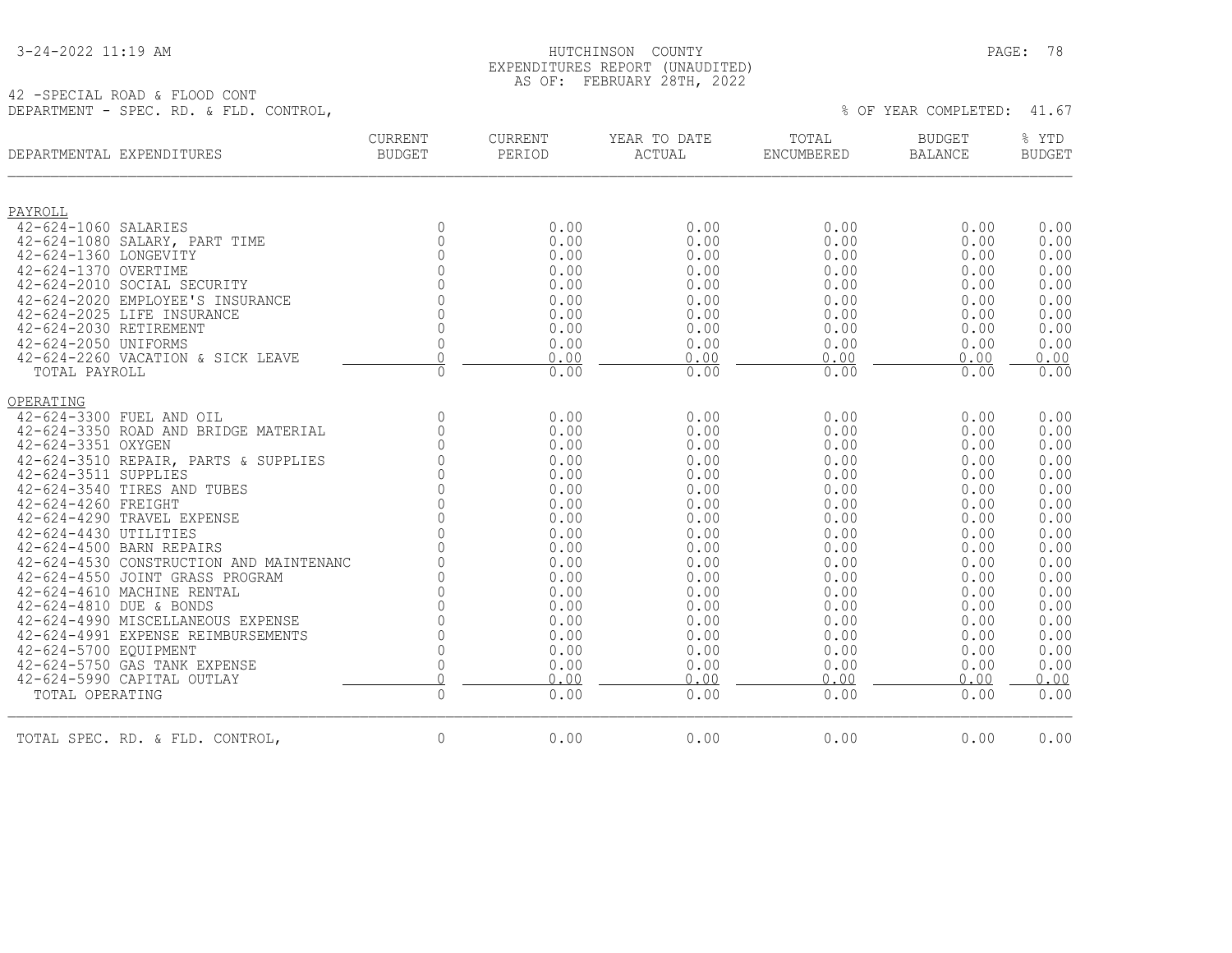HUTCHINSON COUNTY
EXPENDITURES REPORT (UNAUDITED)
AS OF: FEBRUARY 28TH, 2022

42 -SPECIAL ROAD & FLOOD CONT
DEPARTMENT - SPEC. RD. & FLD. CONTROL,

% OF YEAR COMPLETED: 41.67

| DEPARTMENTAL EXPENDITURES | CURRENT BUDGET | CURRENT PERIOD | YEAR TO DATE ACTUAL | TOTAL ENCUMBERED | BUDGET BALANCE | % YTD BUDGET |
|---|---|---|---|---|---|---|
| **PAYROLL** | | | | | | |
| 42-624-1060 SALARIES | 0 | 0.00 | 0.00 | 0.00 | 0.00 | 0.00 |
| 42-624-1080 SALARY, PART TIME | 0 | 0.00 | 0.00 | 0.00 | 0.00 | 0.00 |
| 42-624-1360 LONGEVITY | 0 | 0.00 | 0.00 | 0.00 | 0.00 | 0.00 |
| 42-624-1370 OVERTIME | 0 | 0.00 | 0.00 | 0.00 | 0.00 | 0.00 |
| 42-624-2010 SOCIAL SECURITY | 0 | 0.00 | 0.00 | 0.00 | 0.00 | 0.00 |
| 42-624-2020 EMPLOYEE'S INSURANCE | 0 | 0.00 | 0.00 | 0.00 | 0.00 | 0.00 |
| 42-624-2025 LIFE INSURANCE | 0 | 0.00 | 0.00 | 0.00 | 0.00 | 0.00 |
| 42-624-2030 RETIREMENT | 0 | 0.00 | 0.00 | 0.00 | 0.00 | 0.00 |
| 42-624-2050 UNIFORMS | 0 | 0.00 | 0.00 | 0.00 | 0.00 | 0.00 |
| 42-624-2260 VACATION & SICK LEAVE | 0 | 0.00 | 0.00 | 0.00 | 0.00 | 0.00 |
| TOTAL PAYROLL | 0 | 0.00 | 0.00 | 0.00 | 0.00 | 0.00 |
| **OPERATING** | | | | | | |
| 42-624-3300 FUEL AND OIL | 0 | 0.00 | 0.00 | 0.00 | 0.00 | 0.00 |
| 42-624-3350 ROAD AND BRIDGE MATERIAL | 0 | 0.00 | 0.00 | 0.00 | 0.00 | 0.00 |
| 42-624-3351 OXYGEN | 0 | 0.00 | 0.00 | 0.00 | 0.00 | 0.00 |
| 42-624-3510 REPAIR, PARTS & SUPPLIES | 0 | 0.00 | 0.00 | 0.00 | 0.00 | 0.00 |
| 42-624-3511 SUPPLIES | 0 | 0.00 | 0.00 | 0.00 | 0.00 | 0.00 |
| 42-624-3540 TIRES AND TUBES | 0 | 0.00 | 0.00 | 0.00 | 0.00 | 0.00 |
| 42-624-4260 FREIGHT | 0 | 0.00 | 0.00 | 0.00 | 0.00 | 0.00 |
| 42-624-4290 TRAVEL EXPENSE | 0 | 0.00 | 0.00 | 0.00 | 0.00 | 0.00 |
| 42-624-4430 UTILITIES | 0 | 0.00 | 0.00 | 0.00 | 0.00 | 0.00 |
| 42-624-4500 BARN REPAIRS | 0 | 0.00 | 0.00 | 0.00 | 0.00 | 0.00 |
| 42-624-4530 CONSTRUCTION AND MAINTENANC | 0 | 0.00 | 0.00 | 0.00 | 0.00 | 0.00 |
| 42-624-4550 JOINT GRASS PROGRAM | 0 | 0.00 | 0.00 | 0.00 | 0.00 | 0.00 |
| 42-624-4610 MACHINE RENTAL | 0 | 0.00 | 0.00 | 0.00 | 0.00 | 0.00 |
| 42-624-4810 DUE & BONDS | 0 | 0.00 | 0.00 | 0.00 | 0.00 | 0.00 |
| 42-624-4990 MISCELLANEOUS EXPENSE | 0 | 0.00 | 0.00 | 0.00 | 0.00 | 0.00 |
| 42-624-4991 EXPENSE REIMBURSEMENTS | 0 | 0.00 | 0.00 | 0.00 | 0.00 | 0.00 |
| 42-624-5700 EQUIPMENT | 0 | 0.00 | 0.00 | 0.00 | 0.00 | 0.00 |
| 42-624-5750 GAS TANK EXPENSE | 0 | 0.00 | 0.00 | 0.00 | 0.00 | 0.00 |
| 42-624-5990 CAPITAL OUTLAY | 0 | 0.00 | 0.00 | 0.00 | 0.00 | 0.00 |
| TOTAL OPERATING | 0 | 0.00 | 0.00 | 0.00 | 0.00 | 0.00 |
| TOTAL SPEC. RD. & FLD. CONTROL, | 0 | 0.00 | 0.00 | 0.00 | 0.00 | 0.00 |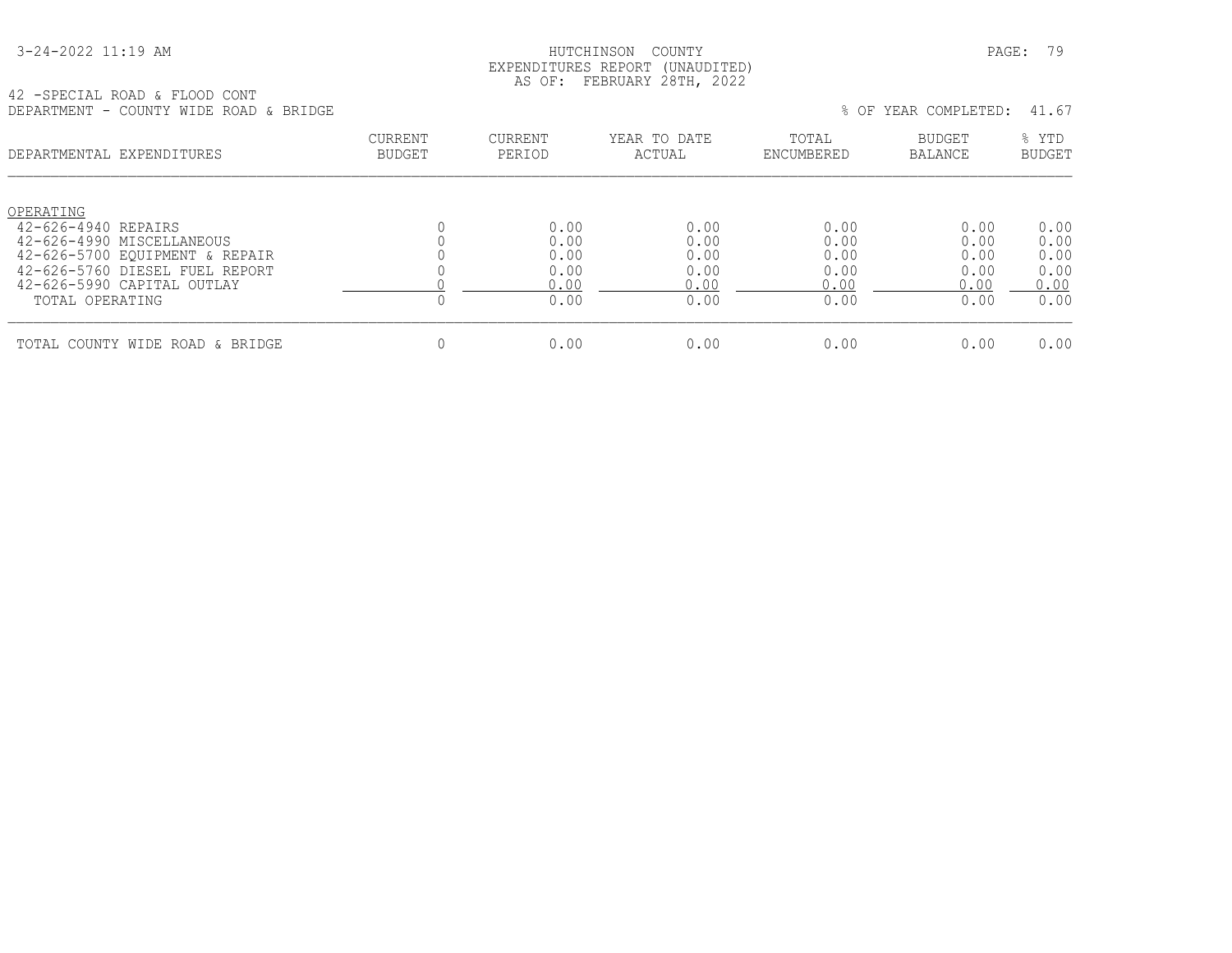HUTCHINSON COUNTY
EXPENDITURES REPORT (UNAUDITED)
AS OF: FEBRUARY 28TH, 2022

42 -SPECIAL ROAD & FLOOD CONT
DEPARTMENT - COUNTY WIDE ROAD & BRIDGE

% OF YEAR COMPLETED: 41.67

| DEPARTMENTAL EXPENDITURES | CURRENT BUDGET | CURRENT PERIOD | YEAR TO DATE ACTUAL | TOTAL ENCUMBERED | BUDGET BALANCE | % YTD BUDGET |
|---|---|---|---|---|---|---|
| OPERATING | | | | | | |
| 42-626-4940 REPAIRS | 0 | 0.00 | 0.00 | 0.00 | 0.00 | 0.00 |
| 42-626-4990 MISCELLANEOUS | 0 | 0.00 | 0.00 | 0.00 | 0.00 | 0.00 |
| 42-626-5700 EQUIPMENT & REPAIR | 0 | 0.00 | 0.00 | 0.00 | 0.00 | 0.00 |
| 42-626-5760 DIESEL FUEL REPORT | 0 | 0.00 | 0.00 | 0.00 | 0.00 | 0.00 |
| 42-626-5990 CAPITAL OUTLAY | 0 | 0.00 | 0.00 | 0.00 | 0.00 | 0.00 |
| TOTAL OPERATING | 0 | 0.00 | 0.00 | 0.00 | 0.00 | 0.00 |
| TOTAL COUNTY WIDE ROAD & BRIDGE | 0 | 0.00 | 0.00 | 0.00 | 0.00 | 0.00 |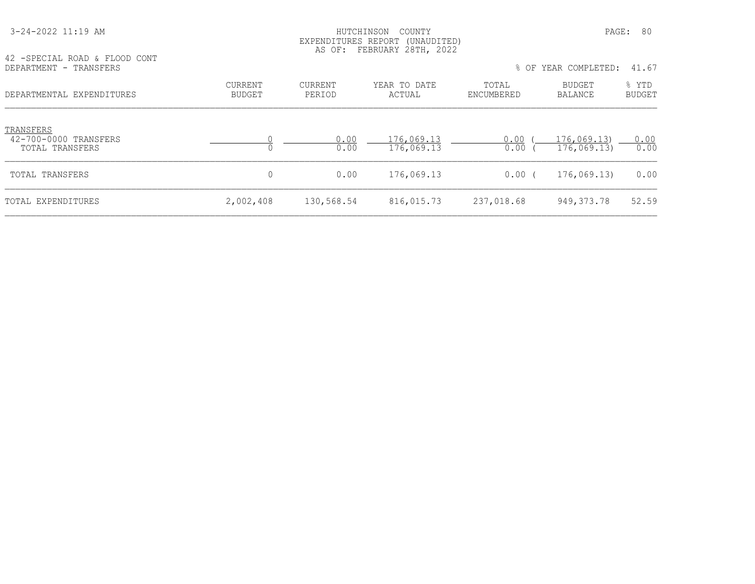42 -SPECIAL ROAD & FLOOD CONT
DEPARTMENT - TRANSFERS

HUTCHINSON COUNTY
EXPENDITURES REPORT (UNAUDITED)
AS OF: FEBRUARY 28TH, 2022

% OF YEAR COMPLETED: 41.67

| DEPARTMENTAL EXPENDITURES | CURRENT BUDGET | CURRENT PERIOD | YEAR TO DATE ACTUAL | TOTAL ENCUMBERED | BUDGET BALANCE | % YTD BUDGET |
|---|---|---|---|---|---|---|
| TRANSFERS | | | | | | |
| 42-700-0000 TRANSFERS | 0 | 0.00 | 176,069.13 | 0.00 | (176,069.13) | 0.00 |
| TOTAL TRANSFERS | 0 | 0.00 | 176,069.13 | 0.00 | (176,069.13) | 0.00 |
| TOTAL TRANSFERS | 0 | 0.00 | 176,069.13 | 0.00 | (176,069.13) | 0.00 |
| TOTAL EXPENDITURES | 2,002,408 | 130,568.54 | 816,015.73 | 237,018.68 | 949,373.78 | 52.59 |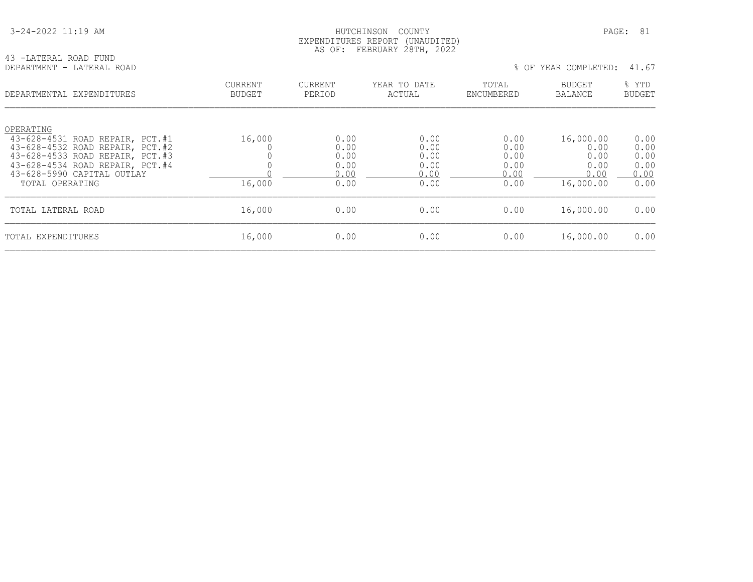HUTCHINSON COUNTY
EXPENDITURES REPORT (UNAUDITED)
AS OF: FEBRUARY 28TH, 2022

43 -LATERAL ROAD FUND
DEPARTMENT - LATERAL ROAD

% OF YEAR COMPLETED: 41.67

| DEPARTMENTAL EXPENDITURES | CURRENT BUDGET | CURRENT PERIOD | YEAR TO DATE ACTUAL | TOTAL ENCUMBERED | BUDGET BALANCE | % YTD BUDGET |
|---|---|---|---|---|---|---|
| OPERATING | | | | | | |
| 43-628-4531 ROAD REPAIR, PCT.#1 | 16,000 | 0.00 | 0.00 | 0.00 | 16,000.00 | 0.00 |
| 43-628-4532 ROAD REPAIR, PCT.#2 | 0 | 0.00 | 0.00 | 0.00 | 0.00 | 0.00 |
| 43-628-4533 ROAD REPAIR, PCT.#3 | 0 | 0.00 | 0.00 | 0.00 | 0.00 | 0.00 |
| 43-628-4534 ROAD REPAIR, PCT.#4 | 0 | 0.00 | 0.00 | 0.00 | 0.00 | 0.00 |
| 43-628-5990 CAPITAL OUTLAY | 0 | 0.00 | 0.00 | 0.00 | 0.00 | 0.00 |
| TOTAL OPERATING | 16,000 | 0.00 | 0.00 | 0.00 | 16,000.00 | 0.00 |
| TOTAL LATERAL ROAD | 16,000 | 0.00 | 0.00 | 0.00 | 16,000.00 | 0.00 |
| TOTAL EXPENDITURES | 16,000 | 0.00 | 0.00 | 0.00 | 16,000.00 | 0.00 |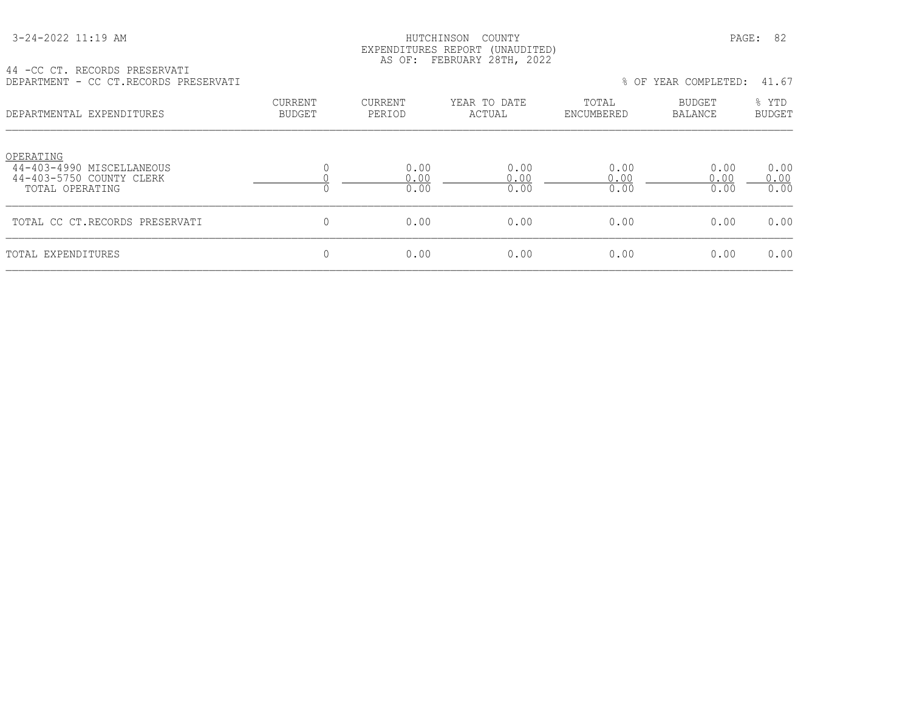44 -CC CT. RECORDS PRESERVATI
DEPARTMENT - CC CT.RECORDS PRESERVATI

% OF YEAR COMPLETED: 41.67

HUTCHINSON COUNTY
EXPENDITURES REPORT (UNAUDITED)
AS OF: FEBRUARY 28TH, 2022

3-24-2022 11:19 AM

| DEPARTMENTAL EXPENDITURES | CURRENT BUDGET | CURRENT PERIOD | YEAR TO DATE ACTUAL | TOTAL ENCUMBERED | BUDGET BALANCE | % YTD BUDGET |
|---|---|---|---|---|---|---|
| OPERATING | | | | | | |
| 44-403-4990 MISCELLANEOUS | 0 | 0.00 | 0.00 | 0.00 | 0.00 | 0.00 |
| 44-403-5750 COUNTY CLERK | 0 | 0.00 | 0.00 | 0.00 | 0.00 | 0.00 |
| TOTAL OPERATING | 0 | 0.00 | 0.00 | 0.00 | 0.00 | 0.00 |
| TOTAL CC CT.RECORDS PRESERVATI | 0 | 0.00 | 0.00 | 0.00 | 0.00 | 0.00 |
| TOTAL EXPENDITURES | 0 | 0.00 | 0.00 | 0.00 | 0.00 | 0.00 |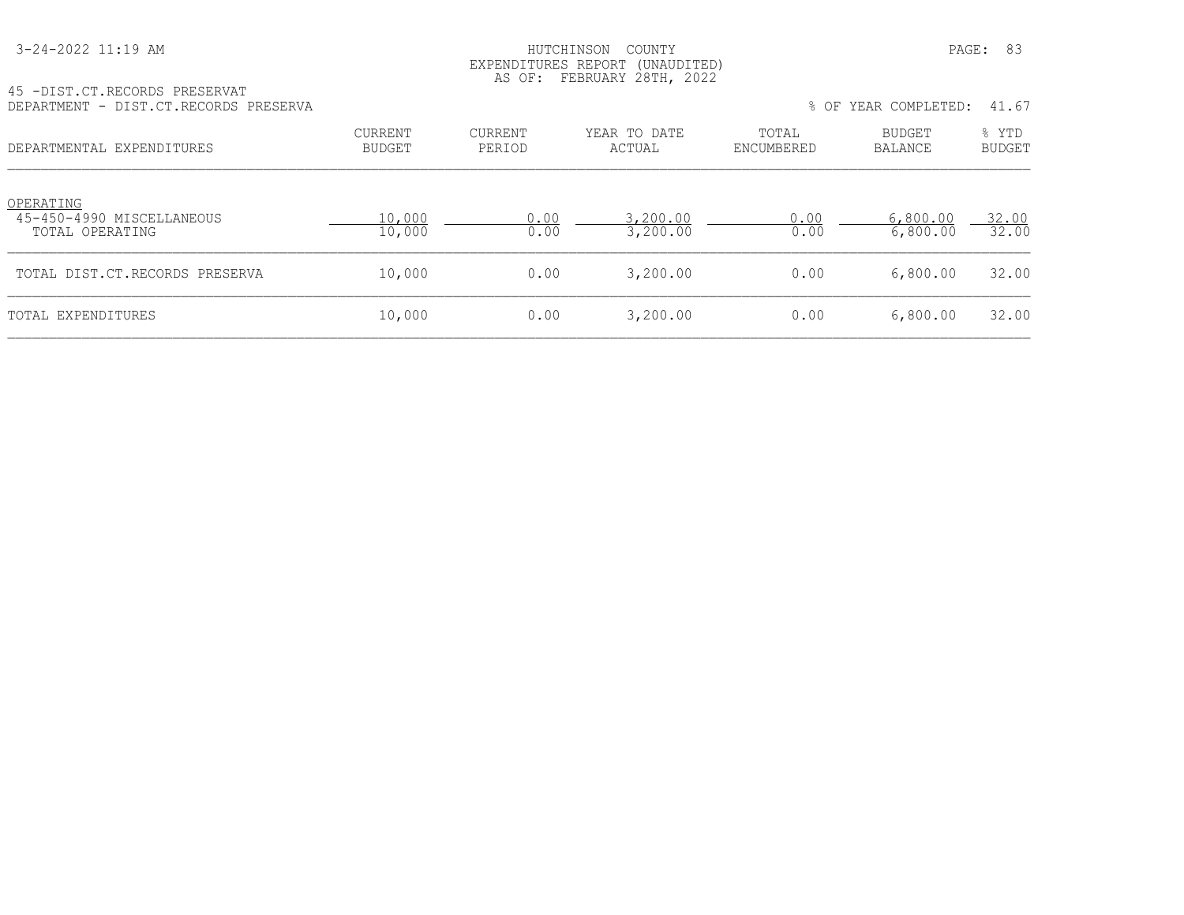HUTCHINSON COUNTY
EXPENDITURES REPORT (UNAUDITED)
AS OF: FEBRUARY 28TH, 2022

45 -DIST.CT.RECORDS PRESERVAT
DEPARTMENT - DIST.CT.RECORDS PRESERVA

% OF YEAR COMPLETED: 41.67

| DEPARTMENTAL EXPENDITURES | CURRENT BUDGET | CURRENT PERIOD | YEAR TO DATE ACTUAL | TOTAL ENCUMBERED | BUDGET BALANCE | % YTD BUDGET |
|---|---|---|---|---|---|---|
| OPERATING | | | | | | |
| 45-450-4990 MISCELLANEOUS | 10,000 | 0.00 | 3,200.00 | 0.00 | 6,800.00 | 32.00 |
| TOTAL OPERATING | 10,000 | 0.00 | 3,200.00 | 0.00 | 6,800.00 | 32.00 |
| TOTAL DIST.CT.RECORDS PRESERVA | 10,000 | 0.00 | 3,200.00 | 0.00 | 6,800.00 | 32.00 |
| TOTAL EXPENDITURES | 10,000 | 0.00 | 3,200.00 | 0.00 | 6,800.00 | 32.00 |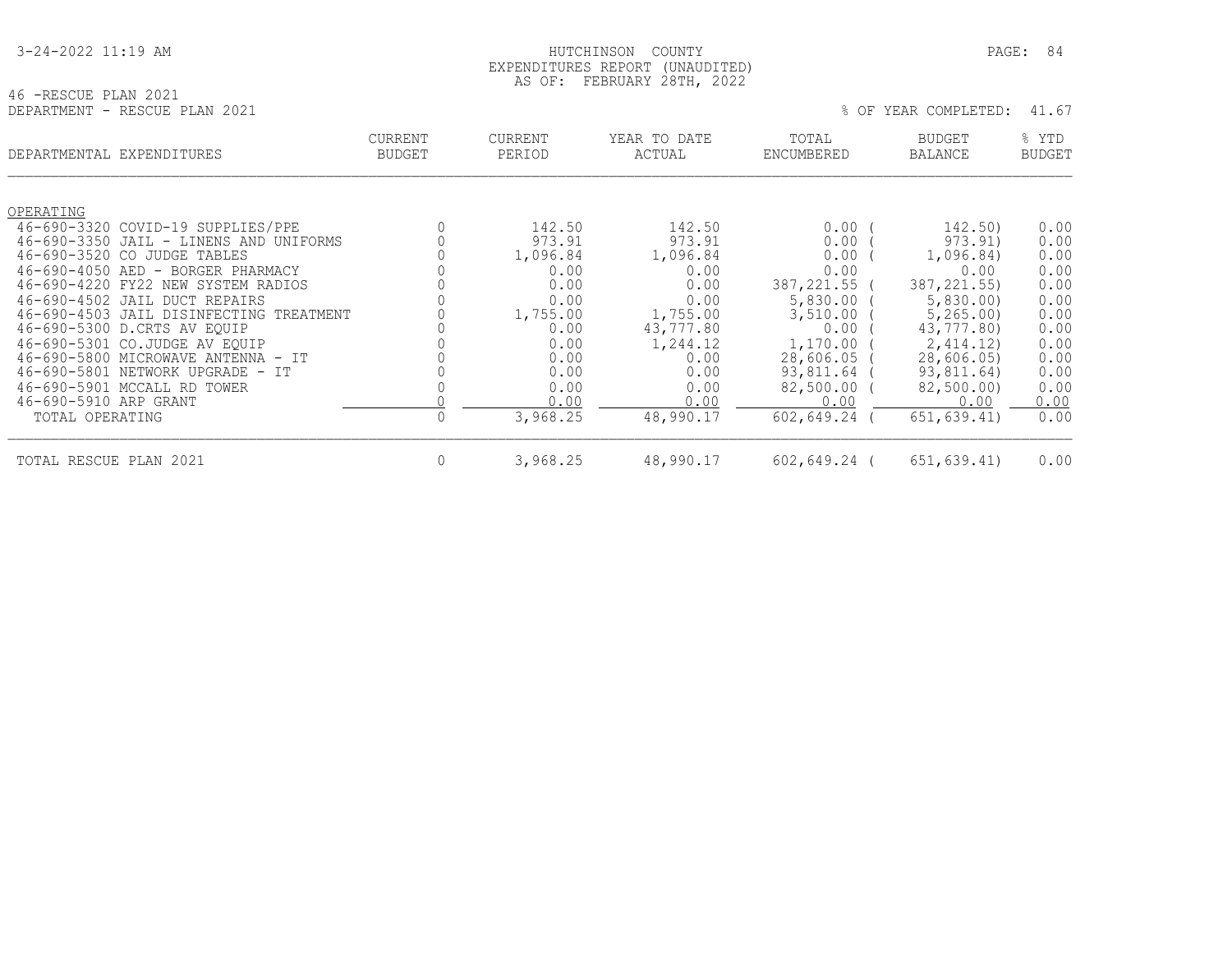3-24-2022 11:19 AM

HUTCHINSON COUNTY
EXPENDITURES REPORT (UNAUDITED)
AS OF: FEBRUARY 28TH, 2022

46 -RESCUE PLAN 2021
DEPARTMENT - RESCUE PLAN 2021

% OF YEAR COMPLETED: 41.67

| DEPARTMENTAL EXPENDITURES | CURRENT BUDGET | CURRENT PERIOD | YEAR TO DATE ACTUAL | TOTAL ENCUMBERED | BUDGET BALANCE | % YTD BUDGET |
|---|---|---|---|---|---|---|
| OPERATING | | | | | | |
| 46-690-3320 COVID-19 SUPPLIES/PPE | 0 | 142.50 | 142.50 | 0.00 | ( 142.50) | 0.00 |
| 46-690-3350 JAIL - LINENS AND UNIFORMS | 0 | 973.91 | 973.91 | 0.00 | ( 973.91) | 0.00 |
| 46-690-3520 CO JUDGE TABLES | 0 | 1,096.84 | 1,096.84 | 0.00 | ( 1,096.84) | 0.00 |
| 46-690-4050 AED - BORGER PHARMACY | 0 | 0.00 | 0.00 | 0.00 | 0.00 | 0.00 |
| 46-690-4220 FY22 NEW SYSTEM RADIOS | 0 | 0.00 | 0.00 | 387,221.55 | ( 387,221.55) | 0.00 |
| 46-690-4502 JAIL DUCT REPAIRS | 0 | 0.00 | 0.00 | 5,830.00 | ( 5,830.00) | 0.00 |
| 46-690-4503 JAIL DISINFECTING TREATMENT | 0 | 1,755.00 | 1,755.00 | 3,510.00 | ( 5,265.00) | 0.00 |
| 46-690-5300 D.CRTS AV EQUIP | 0 | 0.00 | 43,777.80 | 0.00 | ( 43,777.80) | 0.00 |
| 46-690-5301 CO.JUDGE AV EQUIP | 0 | 0.00 | 1,244.12 | 1,170.00 | ( 2,414.12) | 0.00 |
| 46-690-5800 MICROWAVE ANTENNA - IT | 0 | 0.00 | 0.00 | 28,606.05 | ( 28,606.05) | 0.00 |
| 46-690-5801 NETWORK UPGRADE - IT | 0 | 0.00 | 0.00 | 93,811.64 | ( 93,811.64) | 0.00 |
| 46-690-5901 MCCALL RD TOWER | 0 | 0.00 | 0.00 | 82,500.00 | ( 82,500.00) | 0.00 |
| 46-690-5910 ARP GRANT | 0 | 0.00 | 0.00 | 0.00 | 0.00 | 0.00 |
| TOTAL OPERATING | 0 | 3,968.25 | 48,990.17 | 602,649.24 | ( 651,639.41) | 0.00 |
| TOTAL RESCUE PLAN 2021 | 0 | 3,968.25 | 48,990.17 | 602,649.24 | ( 651,639.41) | 0.00 |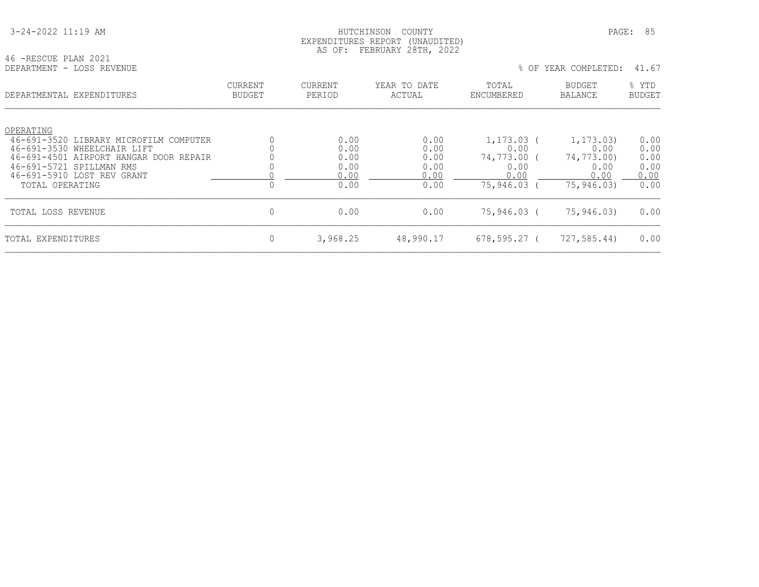HUTCHINSON COUNTY
EXPENDITURES REPORT (UNAUDITED)
AS OF: FEBRUARY 28TH, 2022

46 -RESCUE PLAN 2021
DEPARTMENT - LOSS REVENUE

% OF YEAR COMPLETED: 41.67

| DEPARTMENTAL EXPENDITURES | CURRENT BUDGET | CURRENT PERIOD | YEAR TO DATE ACTUAL | TOTAL ENCUMBERED | BUDGET BALANCE | % YTD BUDGET |
|---|---|---|---|---|---|---|
| OPERATING | | | | | | |
| 46-691-3520 LIBRARY MICROFILM COMPUTER | 0 | 0.00 | 0.00 | 1,173.03 | ( 1,173.03) | 0.00 |
| 46-691-3530 WHEELCHAIR LIFT | 0 | 0.00 | 0.00 | 0.00 | 0.00 | 0.00 |
| 46-691-4501 AIRPORT HANGAR DOOR REPAIR | 0 | 0.00 | 0.00 | 74,773.00 | ( 74,773.00) | 0.00 |
| 46-691-5721 SPILLMAN RMS | 0 | 0.00 | 0.00 | 0.00 | 0.00 | 0.00 |
| 46-691-5910 LOST REV GRANT | 0 | 0.00 | 0.00 | 0.00 | 0.00 | 0.00 |
| TOTAL OPERATING | 0 | 0.00 | 0.00 | 75,946.03 | ( 75,946.03) | 0.00 |
| TOTAL LOSS REVENUE | 0 | 0.00 | 0.00 | 75,946.03 | ( 75,946.03) | 0.00 |
| TOTAL EXPENDITURES | 0 | 3,968.25 | 48,990.17 | 678,595.27 | ( 727,585.44) | 0.00 |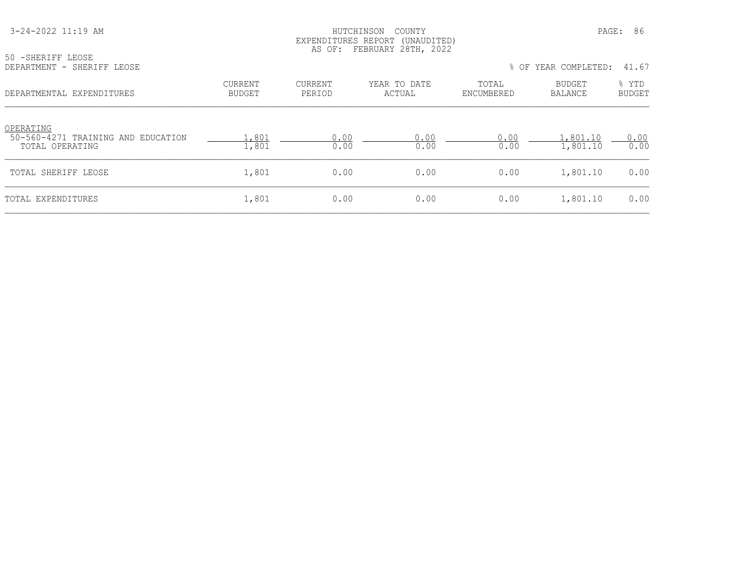HUTCHINSON COUNTY
EXPENDITURES REPORT (UNAUDITED)
AS OF: FEBRUARY 28TH, 2022

50 -SHERIFF LEOSE
DEPARTMENT - SHERIFF LEOSE

% OF YEAR COMPLETED: 41.67

| DEPARTMENTAL EXPENDITURES | CURRENT BUDGET | CURRENT PERIOD | YEAR TO DATE ACTUAL | TOTAL ENCUMBERED | BUDGET BALANCE | % YTD BUDGET |
|---|---|---|---|---|---|---|
| OPERATING | | | | | | |
| 50-560-4271 TRAINING AND EDUCATION | 1,801 | 0.00 | 0.00 | 0.00 | 1,801.10 | 0.00 |
| TOTAL OPERATING | 1,801 | 0.00 | 0.00 | 0.00 | 1,801.10 | 0.00 |
| TOTAL SHERIFF LEOSE | 1,801 | 0.00 | 0.00 | 0.00 | 1,801.10 | 0.00 |
| TOTAL EXPENDITURES | 1,801 | 0.00 | 0.00 | 0.00 | 1,801.10 | 0.00 |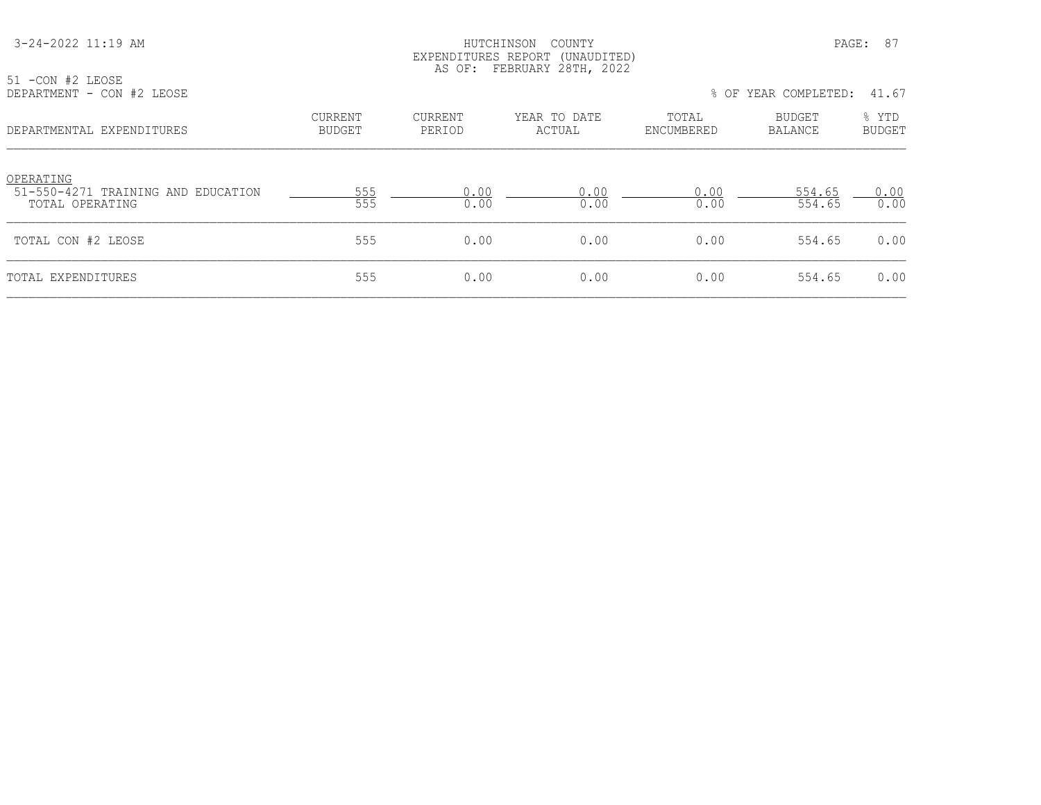HUTCHINSON COUNTY
EXPENDITURES REPORT (UNAUDITED)
AS OF: FEBRUARY 28TH, 2022

51 -CON #2 LEOSE
DEPARTMENT - CON #2 LEOSE

% OF YEAR COMPLETED: 41.67

| DEPARTMENTAL EXPENDITURES | CURRENT BUDGET | CURRENT PERIOD | YEAR TO DATE ACTUAL | TOTAL ENCUMBERED | BUDGET BALANCE | % YTD BUDGET |
|---|---|---|---|---|---|---|
| OPERATING | | | | | | |
| 51-550-4271 TRAINING AND EDUCATION | 555 | 0.00 | 0.00 | 0.00 | 554.65 | 0.00 |
| TOTAL OPERATING | 555 | 0.00 | 0.00 | 0.00 | 554.65 | 0.00 |
| TOTAL CON #2 LEOSE | 555 | 0.00 | 0.00 | 0.00 | 554.65 | 0.00 |
| TOTAL EXPENDITURES | 555 | 0.00 | 0.00 | 0.00 | 554.65 | 0.00 |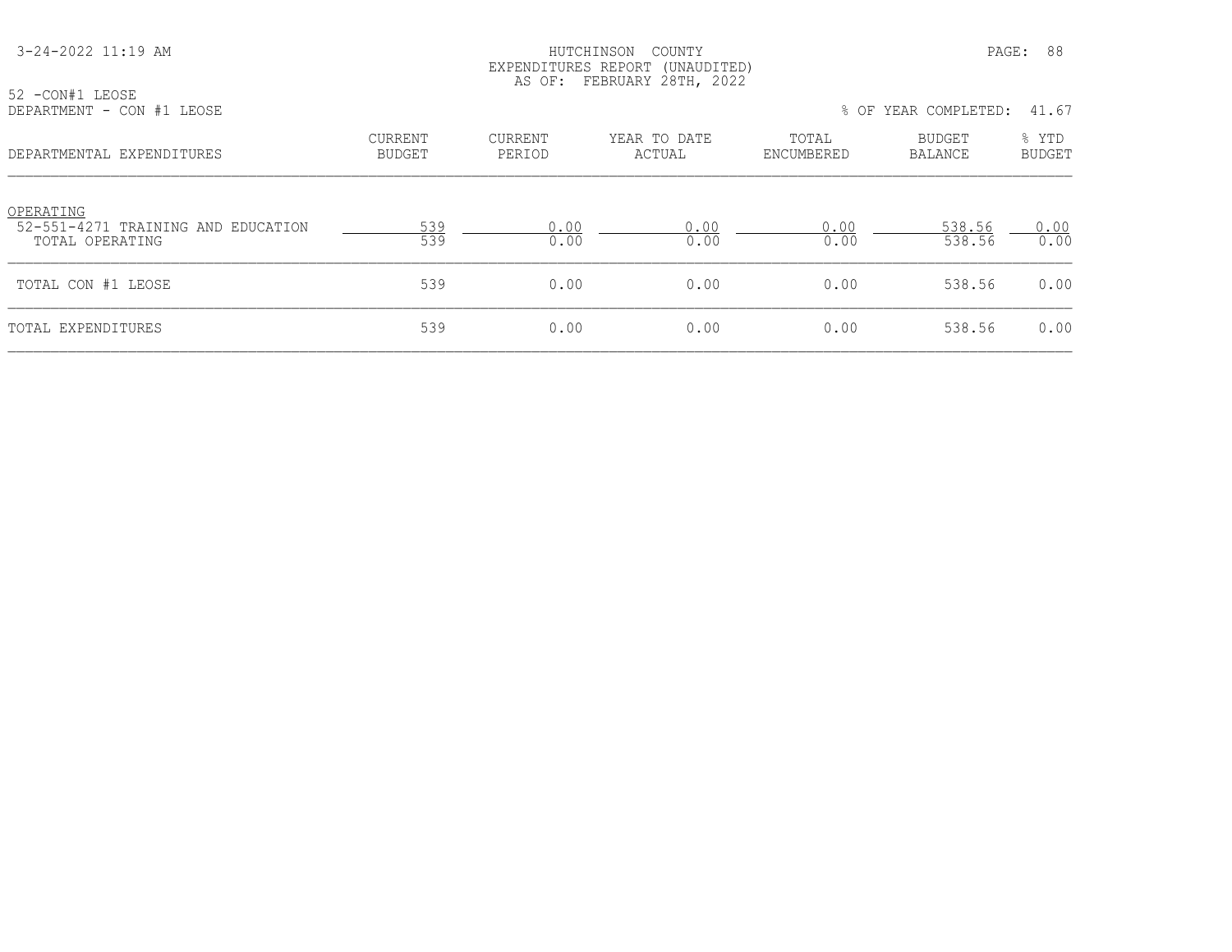HUTCHINSON COUNTY
EXPENDITURES REPORT (UNAUDITED)
AS OF: FEBRUARY 28TH, 2022

52 -CON#1 LEOSE
DEPARTMENT - CON #1 LEOSE

% OF YEAR COMPLETED: 41.67

| DEPARTMENTAL EXPENDITURES | CURRENT BUDGET | CURRENT PERIOD | YEAR TO DATE ACTUAL | TOTAL ENCUMBERED | BUDGET BALANCE | % YTD BUDGET |
|---|---|---|---|---|---|---|
| OPERATING | | | | | | |
| 52-551-4271 TRAINING AND EDUCATION | 539 | 0.00 | 0.00 | 0.00 | 538.56 | 0.00 |
| TOTAL OPERATING | 539 | 0.00 | 0.00 | 0.00 | 538.56 | 0.00 |
| TOTAL CON #1 LEOSE | 539 | 0.00 | 0.00 | 0.00 | 538.56 | 0.00 |
| TOTAL EXPENDITURES | 539 | 0.00 | 0.00 | 0.00 | 538.56 | 0.00 |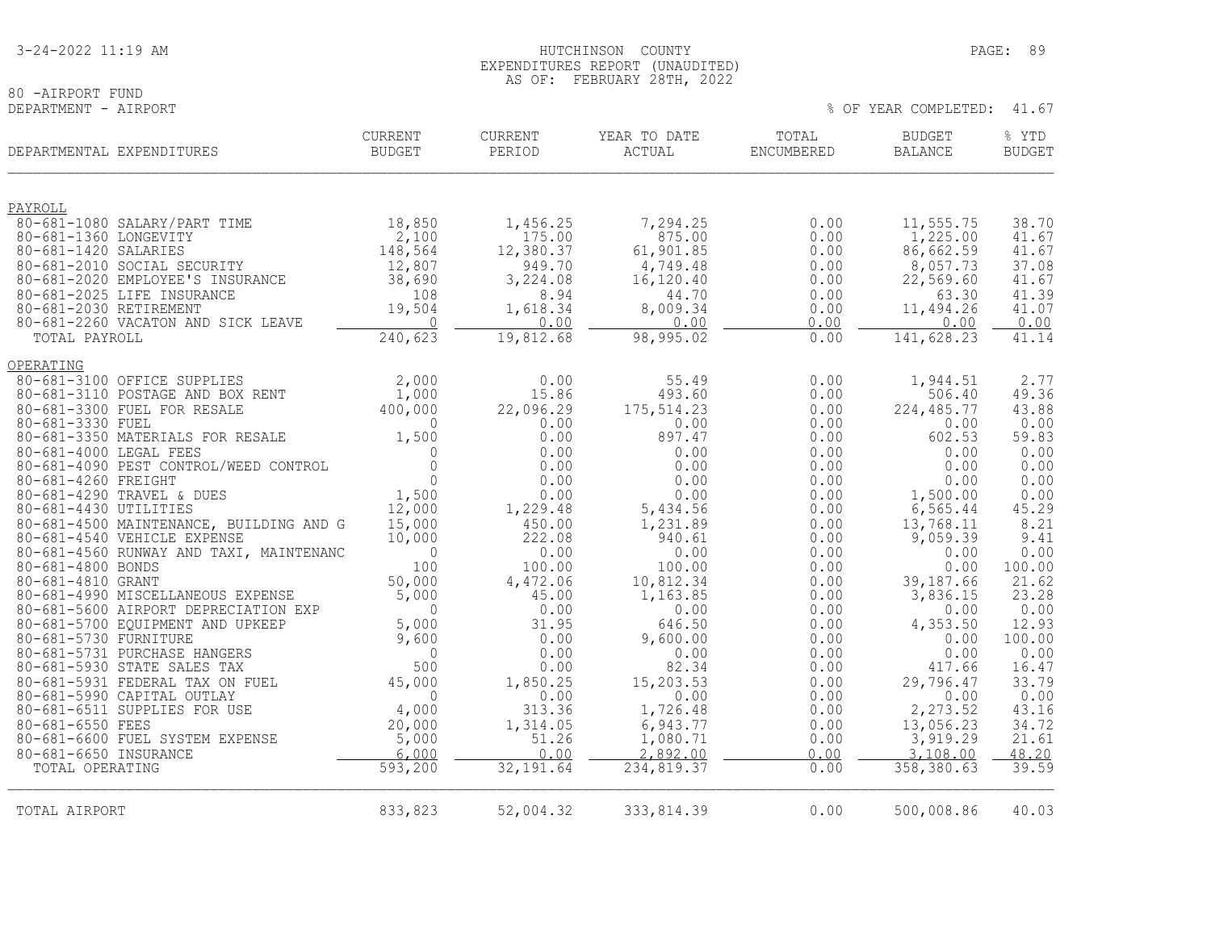HUTCHINSON COUNTY
EXPENDITURES REPORT (UNAUDITED)
AS OF: FEBRUARY 28TH, 2022

80 -AIRPORT FUND
DEPARTMENT - AIRPORT

% OF YEAR COMPLETED: 41.67

| DEPARTMENTAL EXPENDITURES | CURRENT BUDGET | CURRENT PERIOD | YEAR TO DATE ACTUAL | TOTAL ENCUMBERED | BUDGET BALANCE | % YTD BUDGET |
|---|---|---|---|---|---|---|
| PAYROLL | | | | | | |
| 80-681-1080 SALARY/PART TIME | 18,850 | 1,456.25 | 7,294.25 | 0.00 | 11,555.75 | 38.70 |
| 80-681-1360 LONGEVITY | 2,100 | 175.00 | 875.00 | 0.00 | 1,225.00 | 41.67 |
| 80-681-1420 SALARIES | 148,564 | 12,380.37 | 61,901.85 | 0.00 | 86,662.59 | 41.67 |
| 80-681-2010 SOCIAL SECURITY | 12,807 | 949.70 | 4,749.48 | 0.00 | 8,057.73 | 37.08 |
| 80-681-2020 EMPLOYEE'S INSURANCE | 38,690 | 3,224.08 | 16,120.40 | 0.00 | 22,569.60 | 41.67 |
| 80-681-2025 LIFE INSURANCE | 108 | 8.94 | 44.70 | 0.00 | 63.30 | 41.39 |
| 80-681-2030 RETIREMENT | 19,504 | 1,618.34 | 8,009.34 | 0.00 | 11,494.26 | 41.07 |
| 80-681-2260 VACATON AND SICK LEAVE | 0 | 0.00 | 0.00 | 0.00 | 0.00 | 0.00 |
| TOTAL PAYROLL | 240,623 | 19,812.68 | 98,995.02 | 0.00 | 141,628.23 | 41.14 |
| OPERATING | | | | | | |
| 80-681-3100 OFFICE SUPPLIES | 2,000 | 0.00 | 55.49 | 0.00 | 1,944.51 | 2.77 |
| 80-681-3110 POSTAGE AND BOX RENT | 1,000 | 15.86 | 493.60 | 0.00 | 506.40 | 49.36 |
| 80-681-3300 FUEL FOR RESALE | 400,000 | 22,096.29 | 175,514.23 | 0.00 | 224,485.77 | 43.88 |
| 80-681-3330 FUEL | 0 | 0.00 | 0.00 | 0.00 | 0.00 | 0.00 |
| 80-681-3350 MATERIALS FOR RESALE | 1,500 | 0.00 | 897.47 | 0.00 | 602.53 | 59.83 |
| 80-681-4000 LEGAL FEES | 0 | 0.00 | 0.00 | 0.00 | 0.00 | 0.00 |
| 80-681-4090 PEST CONTROL/WEED CONTROL | 0 | 0.00 | 0.00 | 0.00 | 0.00 | 0.00 |
| 80-681-4260 FREIGHT | 0 | 0.00 | 0.00 | 0.00 | 0.00 | 0.00 |
| 80-681-4290 TRAVEL & DUES | 1,500 | 0.00 | 0.00 | 0.00 | 1,500.00 | 0.00 |
| 80-681-4430 UTILITIES | 12,000 | 1,229.48 | 5,434.56 | 0.00 | 6,565.44 | 45.29 |
| 80-681-4500 MAINTENANCE, BUILDING AND G | 15,000 | 450.00 | 1,231.89 | 0.00 | 13,768.11 | 8.21 |
| 80-681-4540 VEHICLE EXPENSE | 10,000 | 222.08 | 940.61 | 0.00 | 9,059.39 | 9.41 |
| 80-681-4560 RUNWAY AND TAXI, MAINTENANC | 0 | 0.00 | 0.00 | 0.00 | 0.00 | 0.00 |
| 80-681-4800 BONDS | 100 | 100.00 | 100.00 | 0.00 | 0.00 | 100.00 |
| 80-681-4810 GRANT | 50,000 | 4,472.06 | 10,812.34 | 0.00 | 39,187.66 | 21.62 |
| 80-681-4990 MISCELLANEOUS EXPENSE | 5,000 | 45.00 | 1,163.85 | 0.00 | 3,836.15 | 23.28 |
| 80-681-5600 AIRPORT DEPRECIATION EXP | 0 | 0.00 | 0.00 | 0.00 | 0.00 | 0.00 |
| 80-681-5700 EQUIPMENT AND UPKEEP | 5,000 | 31.95 | 646.50 | 0.00 | 4,353.50 | 12.93 |
| 80-681-5730 FURNITURE | 9,600 | 0.00 | 9,600.00 | 0.00 | 0.00 | 100.00 |
| 80-681-5731 PURCHASE HANGERS | 0 | 0.00 | 0.00 | 0.00 | 0.00 | 0.00 |
| 80-681-5930 STATE SALES TAX | 500 | 0.00 | 82.34 | 0.00 | 417.66 | 16.47 |
| 80-681-5931 FEDERAL TAX ON FUEL | 45,000 | 1,850.25 | 15,203.53 | 0.00 | 29,796.47 | 33.79 |
| 80-681-5990 CAPITAL OUTLAY | 0 | 0.00 | 0.00 | 0.00 | 0.00 | 0.00 |
| 80-681-6511 SUPPLIES FOR USE | 4,000 | 313.36 | 1,726.48 | 0.00 | 2,273.52 | 43.16 |
| 80-681-6550 FEES | 20,000 | 1,314.05 | 6,943.77 | 0.00 | 13,056.23 | 34.72 |
| 80-681-6600 FUEL SYSTEM EXPENSE | 5,000 | 51.26 | 1,080.71 | 0.00 | 3,919.29 | 21.61 |
| 80-681-6650 INSURANCE | 6,000 | 0.00 | 2,892.00 | 0.00 | 3,108.00 | 48.20 |
| TOTAL OPERATING | 593,200 | 32,191.64 | 234,819.37 | 0.00 | 358,380.63 | 39.59 |
| TOTAL AIRPORT | 833,823 | 52,004.32 | 333,814.39 | 0.00 | 500,008.86 | 40.03 |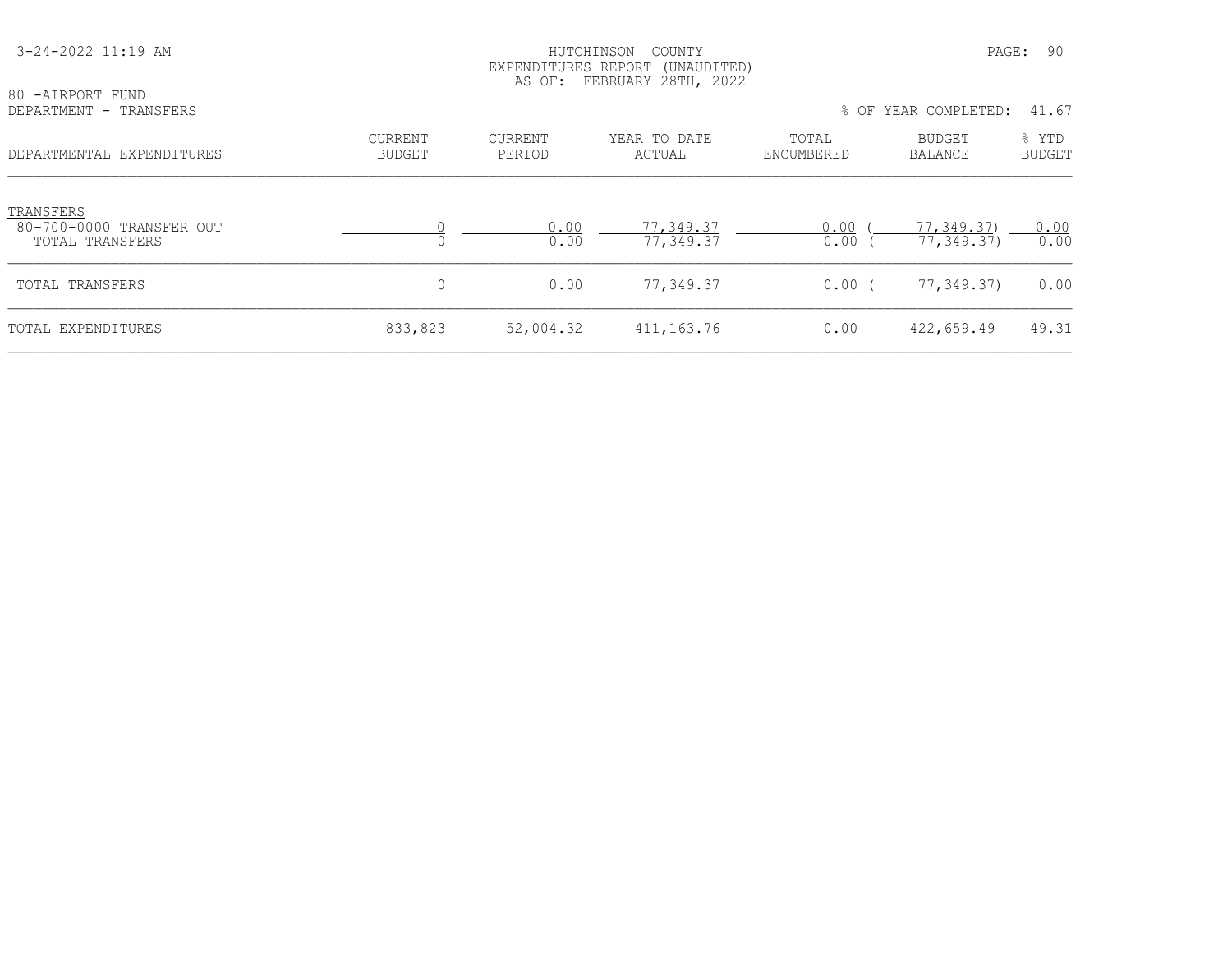HUTCHINSON COUNTY
EXPENDITURES REPORT (UNAUDITED)
AS OF: FEBRUARY 28TH, 2022

80 -AIRPORT FUND
DEPARTMENT - TRANSFERS

% OF YEAR COMPLETED: 41.67

| DEPARTMENTAL EXPENDITURES | CURRENT BUDGET | CURRENT PERIOD | YEAR TO DATE ACTUAL | TOTAL ENCUMBERED | BUDGET BALANCE | % YTD BUDGET |
|---|---|---|---|---|---|---|
| TRANSFERS | | | | | | |
| 80-700-0000 TRANSFER OUT | 0 | 0.00 | 77,349.37 | 0.00 | ( 77,349.37) | 0.00 |
| TOTAL TRANSFERS | 0 | 0.00 | 77,349.37 | 0.00 | ( 77,349.37) | 0.00 |
| TOTAL TRANSFERS | 0 | 0.00 | 77,349.37 | 0.00 | ( 77,349.37) | 0.00 |
| TOTAL EXPENDITURES | 833,823 | 52,004.32 | 411,163.76 | 0.00 | 422,659.49 | 49.31 |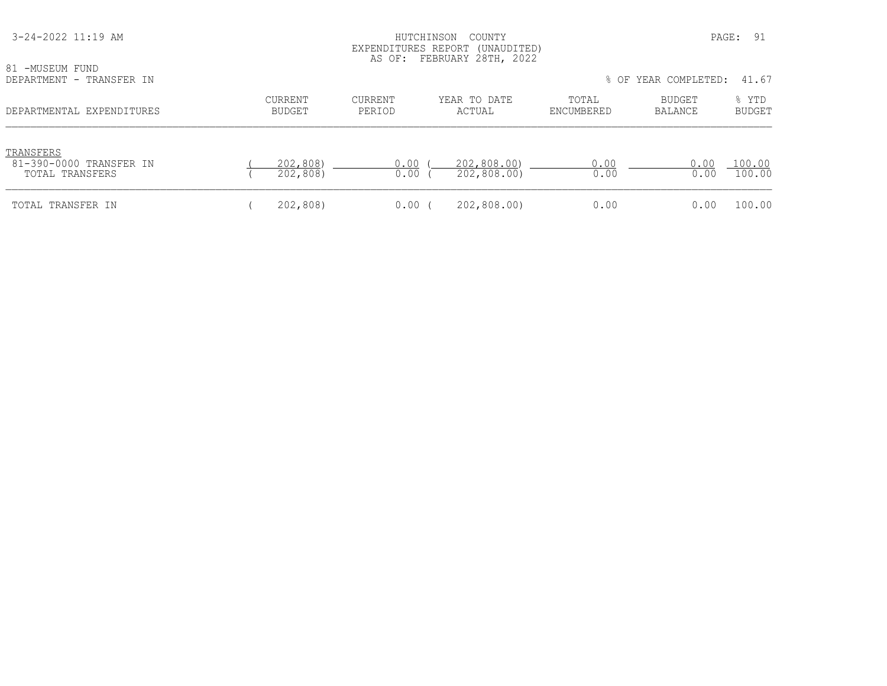HUTCHINSON COUNTY
EXPENDITURES REPORT (UNAUDITED)
AS OF: FEBRUARY 28TH, 2022

81 -MUSEUM FUND
DEPARTMENT - TRANSFER IN

% OF YEAR COMPLETED: 41.67

| DEPARTMENTAL EXPENDITURES | CURRENT BUDGET | CURRENT PERIOD | YEAR TO DATE ACTUAL | TOTAL ENCUMBERED | BUDGET BALANCE | % YTD BUDGET |
|---|---|---|---|---|---|---|
| TRANSFERS | | | | | | |
| 81-390-0000 TRANSFER IN | ( 202,808) | 0.00 | ( 202,808.00) | 0.00 | 0.00 | 100.00 |
| TOTAL TRANSFERS | ( 202,808) | 0.00 | ( 202,808.00) | 0.00 | 0.00 | 100.00 |
| TOTAL TRANSFER IN | ( 202,808) | 0.00 | ( 202,808.00) | 0.00 | 0.00 | 100.00 |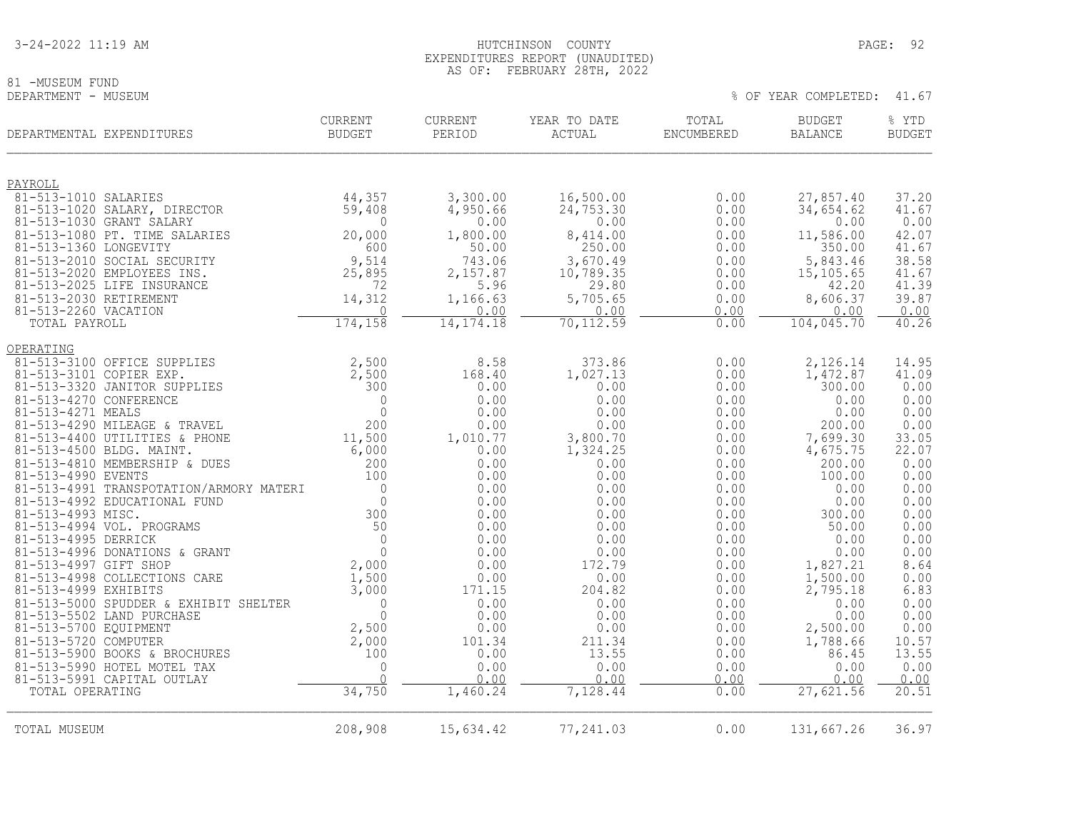HUTCHINSON COUNTY
EXPENDITURES REPORT (UNAUDITED)
AS OF: FEBRUARY 28TH, 2022

81 -MUSEUM FUND
DEPARTMENT - MUSEUM

% OF YEAR COMPLETED: 41.67

| DEPARTMENTAL EXPENDITURES | CURRENT BUDGET | CURRENT PERIOD | YEAR TO DATE ACTUAL | TOTAL ENCUMBERED | BUDGET BALANCE | % YTD BUDGET |
|---|---|---|---|---|---|---|
| PAYROLL | | | | | | |
| 81-513-1010 SALARIES | 44,357 | 3,300.00 | 16,500.00 | 0.00 | 27,857.40 | 37.20 |
| 81-513-1020 SALARY, DIRECTOR | 59,408 | 4,950.66 | 24,753.30 | 0.00 | 34,654.62 | 41.67 |
| 81-513-1030 GRANT SALARY | 0 | 0.00 | 0.00 | 0.00 | 0.00 | 0.00 |
| 81-513-1080 PT. TIME SALARIES | 20,000 | 1,800.00 | 8,414.00 | 0.00 | 11,586.00 | 42.07 |
| 81-513-1360 LONGEVITY | 600 | 50.00 | 250.00 | 0.00 | 350.00 | 41.67 |
| 81-513-2010 SOCIAL SECURITY | 9,514 | 743.06 | 3,670.49 | 0.00 | 5,843.46 | 38.58 |
| 81-513-2020 EMPLOYEES INS. | 25,895 | 2,157.87 | 10,789.35 | 0.00 | 15,105.65 | 41.67 |
| 81-513-2025 LIFE INSURANCE | 72 | 5.96 | 29.80 | 0.00 | 42.20 | 41.39 |
| 81-513-2030 RETIREMENT | 14,312 | 1,166.63 | 5,705.65 | 0.00 | 8,606.37 | 39.87 |
| 81-513-2260 VACATION | 0 | 0.00 | 0.00 | 0.00 | 0.00 | 0.00 |
| TOTAL PAYROLL | 174,158 | 14,174.18 | 70,112.59 | 0.00 | 104,045.70 | 40.26 |
| OPERATING | | | | | | |
| 81-513-3100 OFFICE SUPPLIES | 2,500 | 8.58 | 373.86 | 0.00 | 2,126.14 | 14.95 |
| 81-513-3101 COPIER EXP. | 2,500 | 168.40 | 1,027.13 | 0.00 | 1,472.87 | 41.09 |
| 81-513-3320 JANITOR SUPPLIES | 300 | 0.00 | 0.00 | 0.00 | 300.00 | 0.00 |
| 81-513-4270 CONFERENCE | 0 | 0.00 | 0.00 | 0.00 | 0.00 | 0.00 |
| 81-513-4271 MEALS | 0 | 0.00 | 0.00 | 0.00 | 0.00 | 0.00 |
| 81-513-4290 MILEAGE & TRAVEL | 200 | 0.00 | 0.00 | 0.00 | 200.00 | 0.00 |
| 81-513-4400 UTILITIES & PHONE | 11,500 | 1,010.77 | 3,800.70 | 0.00 | 7,699.30 | 33.05 |
| 81-513-4500 BLDG. MAINT. | 6,000 | 0.00 | 1,324.25 | 0.00 | 4,675.75 | 22.07 |
| 81-513-4810 MEMBERSHIP & DUES | 200 | 0.00 | 0.00 | 0.00 | 200.00 | 0.00 |
| 81-513-4990 EVENTS | 100 | 0.00 | 0.00 | 0.00 | 100.00 | 0.00 |
| 81-513-4991 TRANSPOTATION/ARMORY MATERI | 0 | 0.00 | 0.00 | 0.00 | 0.00 | 0.00 |
| 81-513-4992 EDUCATIONAL FUND | 0 | 0.00 | 0.00 | 0.00 | 0.00 | 0.00 |
| 81-513-4993 MISC. | 300 | 0.00 | 0.00 | 0.00 | 300.00 | 0.00 |
| 81-513-4994 VOL. PROGRAMS | 50 | 0.00 | 0.00 | 0.00 | 50.00 | 0.00 |
| 81-513-4995 DERRICK | 0 | 0.00 | 0.00 | 0.00 | 0.00 | 0.00 |
| 81-513-4996 DONATIONS & GRANT | 0 | 0.00 | 0.00 | 0.00 | 0.00 | 0.00 |
| 81-513-4997 GIFT SHOP | 2,000 | 0.00 | 172.79 | 0.00 | 1,827.21 | 8.64 |
| 81-513-4998 COLLECTIONS CARE | 1,500 | 0.00 | 0.00 | 0.00 | 1,500.00 | 0.00 |
| 81-513-4999 EXHIBITS | 3,000 | 171.15 | 204.82 | 0.00 | 2,795.18 | 6.83 |
| 81-513-5000 SPUDDER & EXHIBIT SHELTER | 0 | 0.00 | 0.00 | 0.00 | 0.00 | 0.00 |
| 81-513-5502 LAND PURCHASE | 0 | 0.00 | 0.00 | 0.00 | 0.00 | 0.00 |
| 81-513-5700 EQUIPMENT | 2,500 | 0.00 | 0.00 | 0.00 | 2,500.00 | 0.00 |
| 81-513-5720 COMPUTER | 2,000 | 101.34 | 211.34 | 0.00 | 1,788.66 | 10.57 |
| 81-513-5900 BOOKS & BROCHURES | 100 | 0.00 | 13.55 | 0.00 | 86.45 | 13.55 |
| 81-513-5990 HOTEL MOTEL TAX | 0 | 0.00 | 0.00 | 0.00 | 0.00 | 0.00 |
| 81-513-5991 CAPITAL OUTLAY | 0 | 0.00 | 0.00 | 0.00 | 0.00 | 0.00 |
| TOTAL OPERATING | 34,750 | 1,460.24 | 7,128.44 | 0.00 | 27,621.56 | 20.51 |
| TOTAL MUSEUM | 208,908 | 15,634.42 | 77,241.03 | 0.00 | 131,667.26 | 36.97 |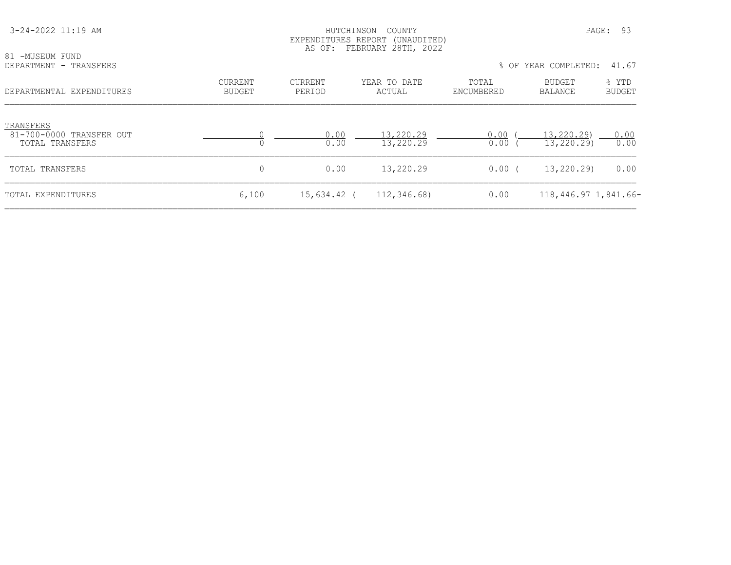HUTCHINSON COUNTY
EXPENDITURES REPORT (UNAUDITED)
AS OF: FEBRUARY 28TH, 2022

81 -MUSEUM FUND
DEPARTMENT - TRANSFERS

% OF YEAR COMPLETED: 41.67

| DEPARTMENTAL EXPENDITURES | CURRENT BUDGET | CURRENT PERIOD | YEAR TO DATE ACTUAL | TOTAL ENCUMBERED | BUDGET BALANCE | % YTD BUDGET |
|---|---|---|---|---|---|---|
| TRANSFERS | | | | | | |
| 81-700-0000 TRANSFER OUT | 0 | 0.00 | 13,220.29 | 0.00 | ( 13,220.29) | 0.00 |
| TOTAL TRANSFERS | 0 | 0.00 | 13,220.29 | 0.00 | ( 13,220.29) | 0.00 |
| TOTAL TRANSFERS | 0 | 0.00 | 13,220.29 | 0.00 | ( 13,220.29) | 0.00 |
| TOTAL EXPENDITURES | 6,100 | 15,634.42 | ( 112,346.68) | 0.00 | 118,446.97 | 1,841.66- |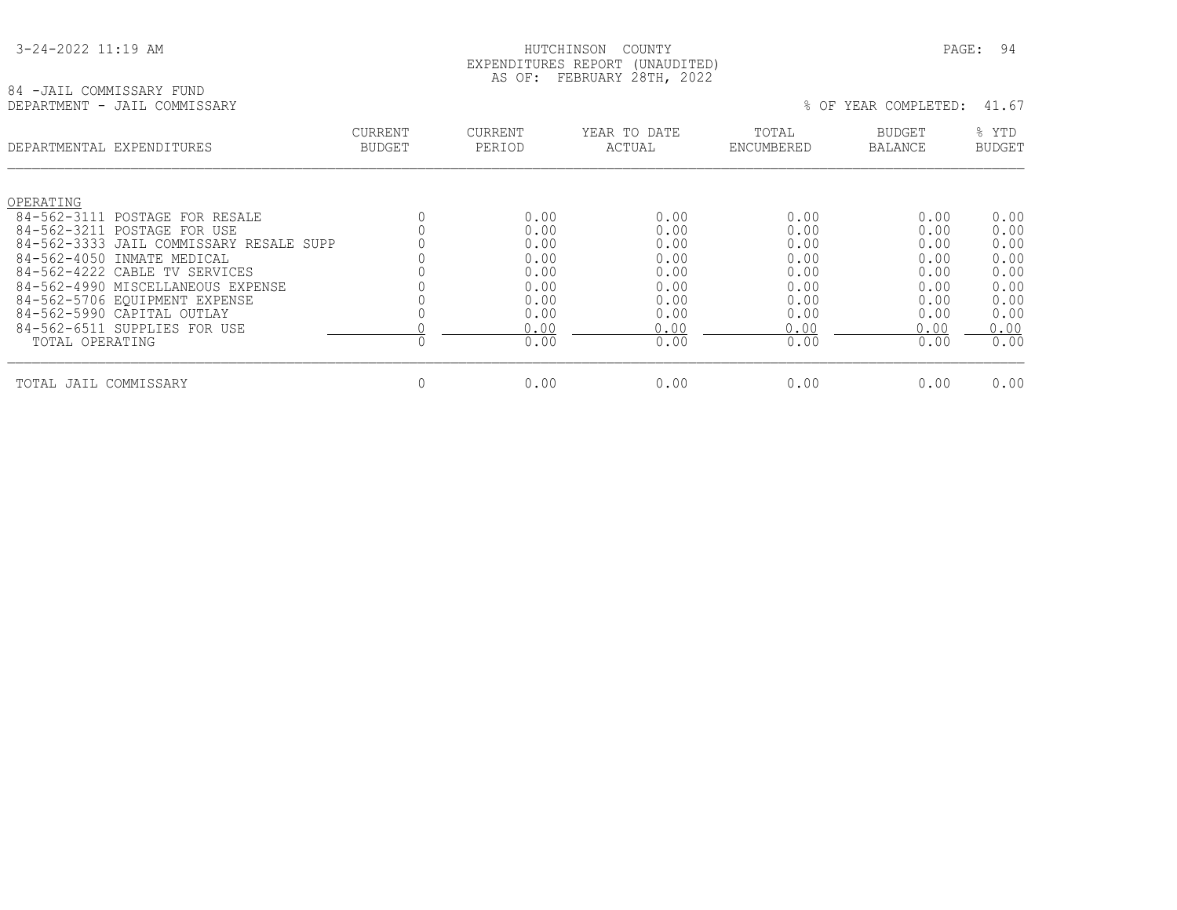HUTCHINSON COUNTY
EXPENDITURES REPORT (UNAUDITED)
AS OF: FEBRUARY 28TH, 2022

84 -JAIL COMMISSARY FUND
DEPARTMENT - JAIL COMMISSARY

% OF YEAR COMPLETED: 41.67

| DEPARTMENTAL EXPENDITURES | CURRENT BUDGET | CURRENT PERIOD | YEAR TO DATE ACTUAL | TOTAL ENCUMBERED | BUDGET BALANCE | % YTD BUDGET |
|---|---|---|---|---|---|---|
| OPERATING | | | | | | |
| 84-562-3111 POSTAGE FOR RESALE | 0 | 0.00 | 0.00 | 0.00 | 0.00 | 0.00 |
| 84-562-3211 POSTAGE FOR USE | 0 | 0.00 | 0.00 | 0.00 | 0.00 | 0.00 |
| 84-562-3333 JAIL COMMISSARY RESALE SUPP | 0 | 0.00 | 0.00 | 0.00 | 0.00 | 0.00 |
| 84-562-4050 INMATE MEDICAL | 0 | 0.00 | 0.00 | 0.00 | 0.00 | 0.00 |
| 84-562-4222 CABLE TV SERVICES | 0 | 0.00 | 0.00 | 0.00 | 0.00 | 0.00 |
| 84-562-4990 MISCELLANEOUS EXPENSE | 0 | 0.00 | 0.00 | 0.00 | 0.00 | 0.00 |
| 84-562-5706 EQUIPMENT EXPENSE | 0 | 0.00 | 0.00 | 0.00 | 0.00 | 0.00 |
| 84-562-5990 CAPITAL OUTLAY | 0 | 0.00 | 0.00 | 0.00 | 0.00 | 0.00 |
| 84-562-6511 SUPPLIES FOR USE | 0 | 0.00 | 0.00 | 0.00 | 0.00 | 0.00 |
| TOTAL OPERATING | 0 | 0.00 | 0.00 | 0.00 | 0.00 | 0.00 |
| TOTAL JAIL COMMISSARY | 0 | 0.00 | 0.00 | 0.00 | 0.00 | 0.00 |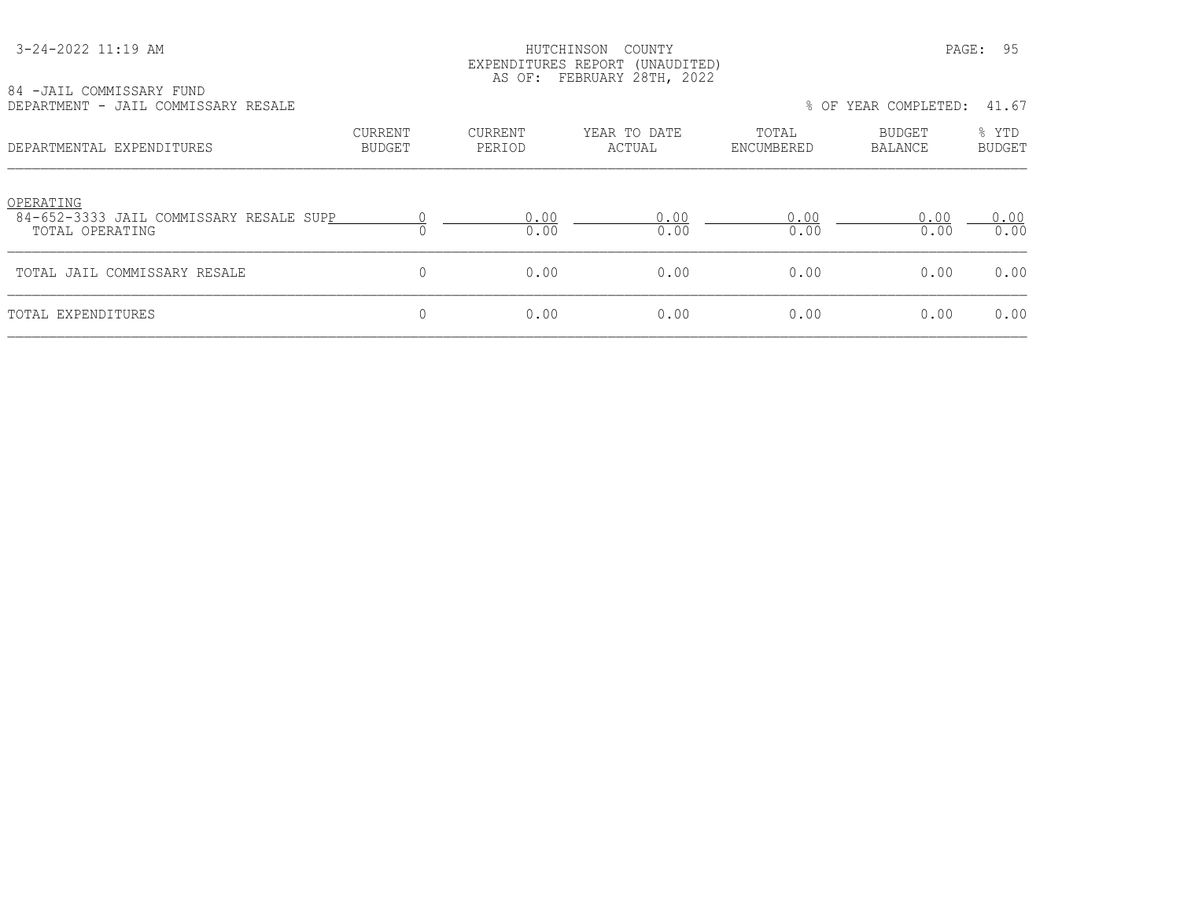HUTCHINSON COUNTY
EXPENDITURES REPORT (UNAUDITED)
AS OF: FEBRUARY 28TH, 2022

84 -JAIL COMMISSARY FUND
DEPARTMENT - JAIL COMMISSARY RESALE

% OF YEAR COMPLETED: 41.67

| DEPARTMENTAL EXPENDITURES | CURRENT BUDGET | CURRENT PERIOD | YEAR TO DATE ACTUAL | TOTAL ENCUMBERED | BUDGET BALANCE | % YTD BUDGET |
|---|---|---|---|---|---|---|
| OPERATING | | | | | | |
| 84-652-3333 JAIL COMMISSARY RESALE SUPP | 0 | 0.00 | 0.00 | 0.00 | 0.00 | 0.00 |
| TOTAL OPERATING | 0 | 0.00 | 0.00 | 0.00 | 0.00 | 0.00 |
| TOTAL JAIL COMMISSARY RESALE | 0 | 0.00 | 0.00 | 0.00 | 0.00 | 0.00 |
| TOTAL EXPENDITURES | 0 | 0.00 | 0.00 | 0.00 | 0.00 | 0.00 |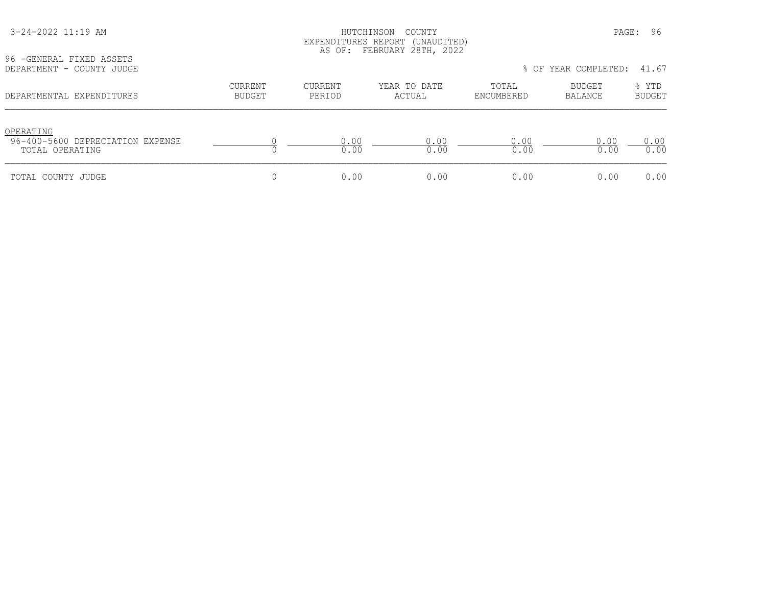HUTCHINSON COUNTY
EXPENDITURES REPORT (UNAUDITED)
AS OF: FEBRUARY 28TH, 2022

96 -GENERAL FIXED ASSETS
DEPARTMENT - COUNTY JUDGE

% OF YEAR COMPLETED: 41.67

| DEPARTMENTAL EXPENDITURES | CURRENT BUDGET | CURRENT PERIOD | YEAR TO DATE ACTUAL | TOTAL ENCUMBERED | BUDGET BALANCE | % YTD BUDGET |
|---|---|---|---|---|---|---|
| OPERATING | | | | | | |
| 96-400-5600 DEPRECIATION EXPENSE | 0 | 0.00 | 0.00 | 0.00 | 0.00 | 0.00 |
| TOTAL OPERATING | 0 | 0.00 | 0.00 | 0.00 | 0.00 | 0.00 |
| TOTAL COUNTY JUDGE | 0 | 0.00 | 0.00 | 0.00 | 0.00 | 0.00 |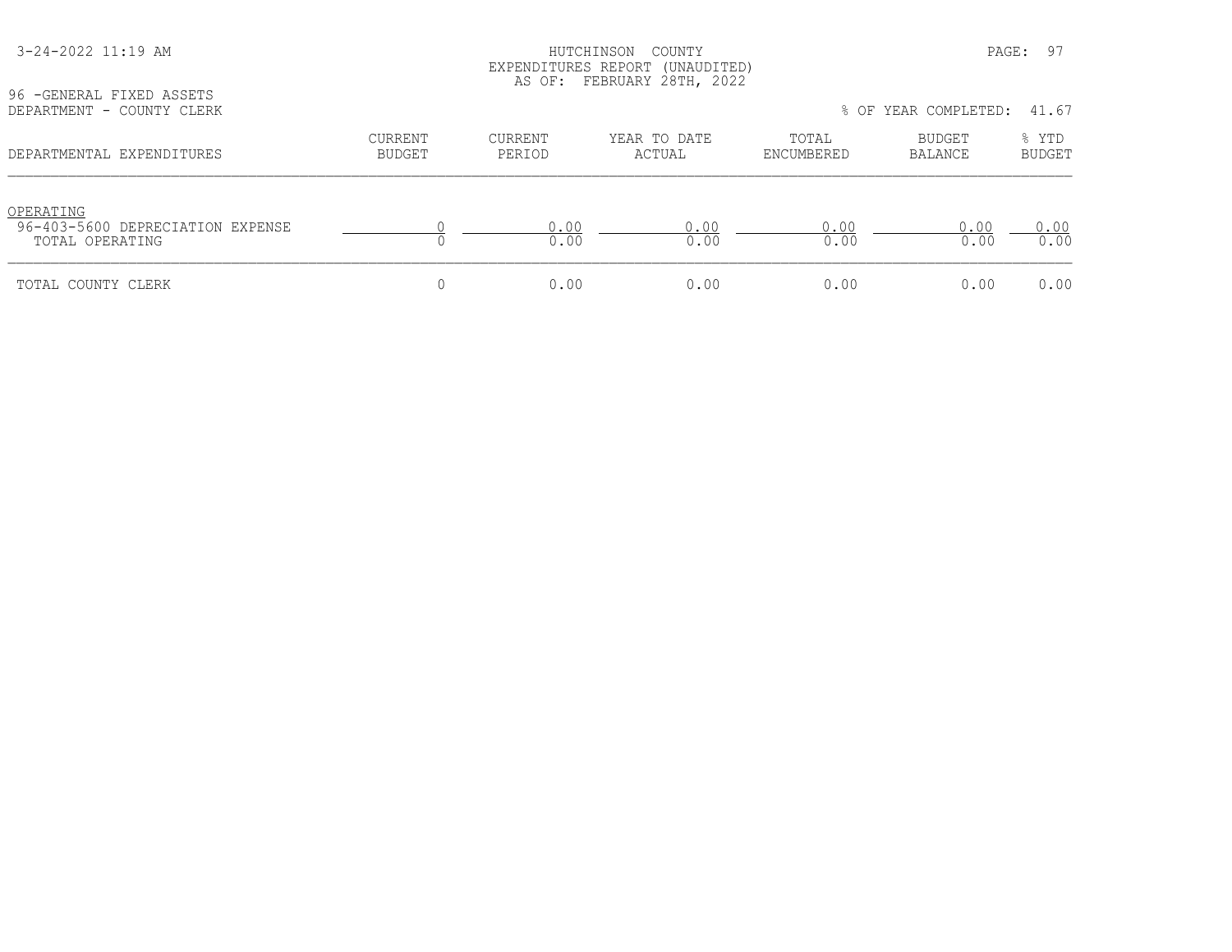HUTCHINSON COUNTY
EXPENDITURES REPORT (UNAUDITED)
AS OF: FEBRUARY 28TH, 2022

96 -GENERAL FIXED ASSETS
DEPARTMENT - COUNTY CLERK

% OF YEAR COMPLETED: 41.67

| DEPARTMENTAL EXPENDITURES | CURRENT BUDGET | CURRENT PERIOD | YEAR TO DATE ACTUAL | TOTAL ENCUMBERED | BUDGET BALANCE | % YTD BUDGET |
|---|---|---|---|---|---|---|
| OPERATING | | | | | | |
| 96-403-5600 DEPRECIATION EXPENSE | 0 | 0.00 | 0.00 | 0.00 | 0.00 | 0.00 |
| TOTAL OPERATING | 0 | 0.00 | 0.00 | 0.00 | 0.00 | 0.00 |
| TOTAL COUNTY CLERK | 0 | 0.00 | 0.00 | 0.00 | 0.00 | 0.00 |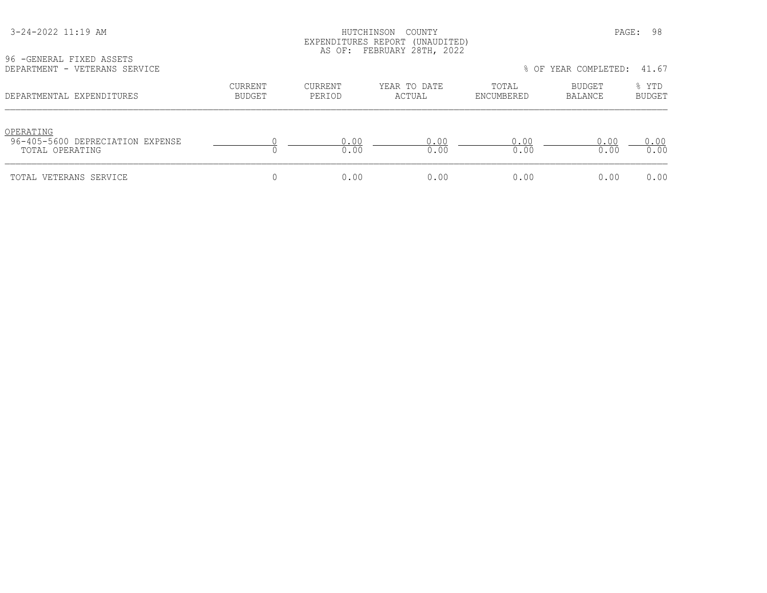HUTCHINSON COUNTY
EXPENDITURES REPORT (UNAUDITED)
AS OF: FEBRUARY 28TH, 2022

96 -GENERAL FIXED ASSETS
DEPARTMENT - VETERANS SERVICE

% OF YEAR COMPLETED: 41.67

| DEPARTMENTAL EXPENDITURES | CURRENT BUDGET | CURRENT PERIOD | YEAR TO DATE ACTUAL | TOTAL ENCUMBERED | BUDGET BALANCE | % YTD BUDGET |
|---|---|---|---|---|---|---|
| OPERATING | | | | | | |
| 96-405-5600 DEPRECIATION EXPENSE | 0 | 0.00 | 0.00 | 0.00 | 0.00 | 0.00 |
| TOTAL OPERATING | 0 | 0.00 | 0.00 | 0.00 | 0.00 | 0.00 |
| TOTAL VETERANS SERVICE | 0 | 0.00 | 0.00 | 0.00 | 0.00 | 0.00 |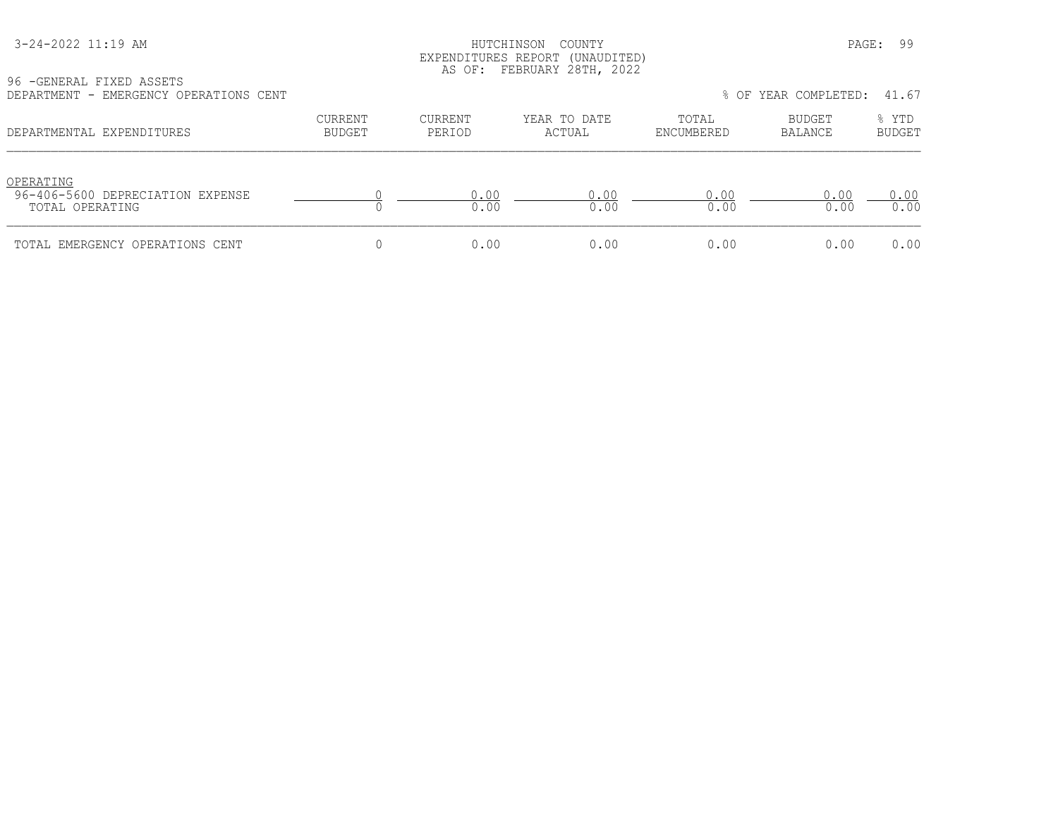HUTCHINSON COUNTY
EXPENDITURES REPORT (UNAUDITED)
AS OF: FEBRUARY 28TH, 2022

96 -GENERAL FIXED ASSETS
DEPARTMENT - EMERGENCY OPERATIONS CENT

% OF YEAR COMPLETED: 41.67

| DEPARTMENTAL EXPENDITURES | CURRENT BUDGET | CURRENT PERIOD | YEAR TO DATE ACTUAL | TOTAL ENCUMBERED | BUDGET BALANCE | % YTD BUDGET |
|---|---|---|---|---|---|---|
| OPERATING | | | | | | |
| 96-406-5600 DEPRECIATION EXPENSE | 0 | 0.00 | 0.00 | 0.00 | 0.00 | 0.00 |
| TOTAL OPERATING | 0 | 0.00 | 0.00 | 0.00 | 0.00 | 0.00 |
| TOTAL EMERGENCY OPERATIONS CENT | 0 | 0.00 | 0.00 | 0.00 | 0.00 | 0.00 |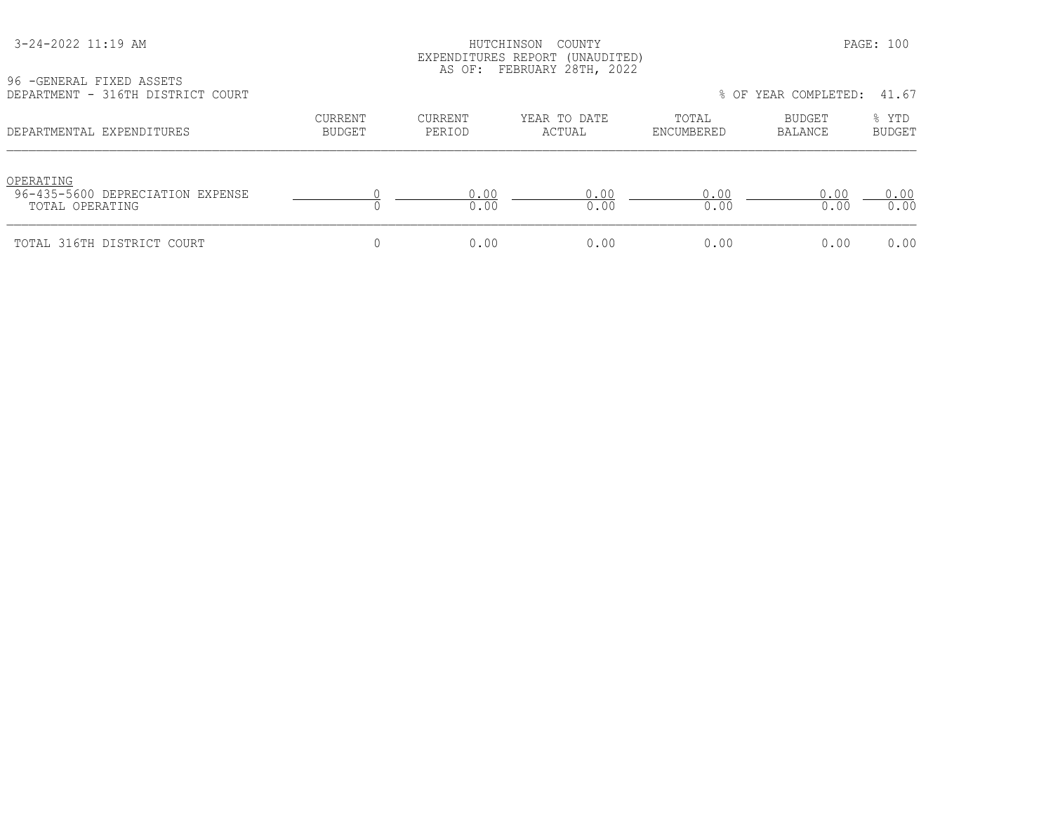HUTCHINSON COUNTY
EXPENDITURES REPORT (UNAUDITED)
AS OF: FEBRUARY 28TH, 2022

96 -GENERAL FIXED ASSETS
DEPARTMENT - 316TH DISTRICT COURT

% OF YEAR COMPLETED: 41.67

| DEPARTMENTAL EXPENDITURES | CURRENT BUDGET | CURRENT PERIOD | YEAR TO DATE ACTUAL | TOTAL ENCUMBERED | BUDGET BALANCE | % YTD BUDGET |
|---|---|---|---|---|---|---|
| OPERATING | | | | | | |
| 96-435-5600 DEPRECIATION EXPENSE | 0 | 0.00 | 0.00 | 0.00 | 0.00 | 0.00 |
| TOTAL OPERATING | 0 | 0.00 | 0.00 | 0.00 | 0.00 | 0.00 |
| TOTAL 316TH DISTRICT COURT | 0 | 0.00 | 0.00 | 0.00 | 0.00 | 0.00 |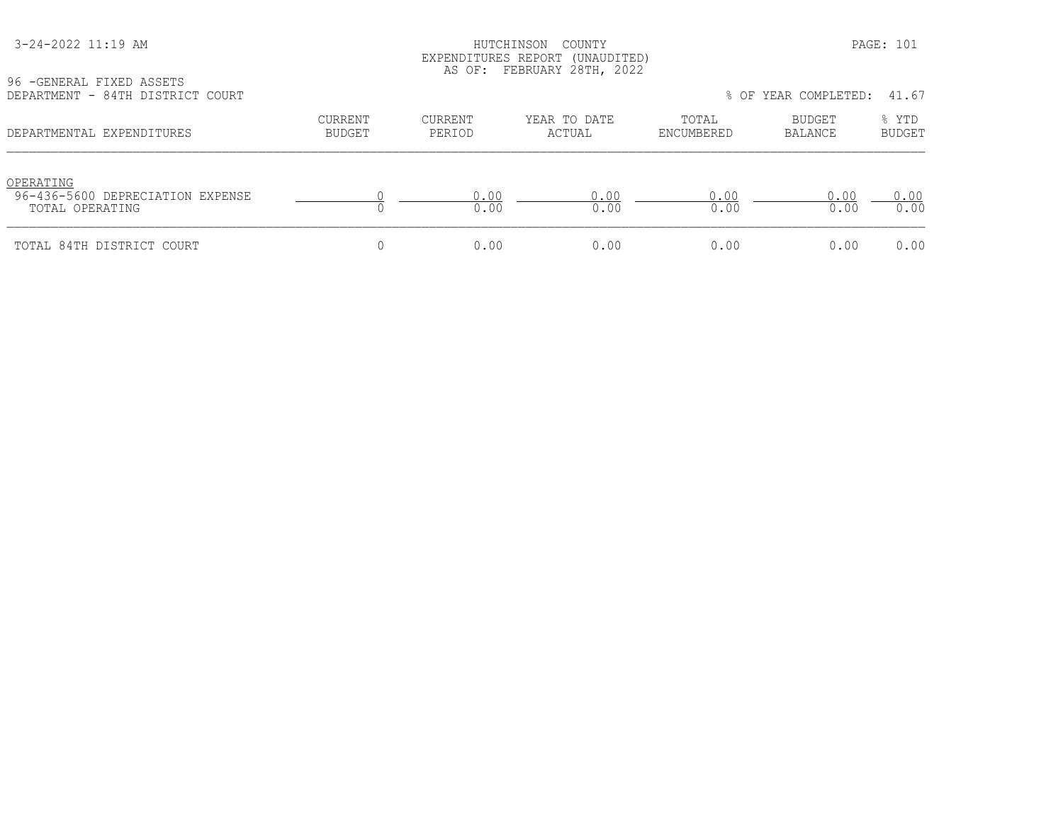HUTCHINSON COUNTY
EXPENDITURES REPORT (UNAUDITED)
AS OF: FEBRUARY 28TH, 2022

96 -GENERAL FIXED ASSETS
DEPARTMENT - 84TH DISTRICT COURT

% OF YEAR COMPLETED: 41.67

| DEPARTMENTAL EXPENDITURES | CURRENT BUDGET | CURRENT PERIOD | YEAR TO DATE ACTUAL | TOTAL ENCUMBERED | BUDGET BALANCE | % YTD BUDGET |
|---|---|---|---|---|---|---|
| OPERATING | | | | | | |
| 96-436-5600 DEPRECIATION EXPENSE | 0 | 0.00 | 0.00 | 0.00 | 0.00 | 0.00 |
| TOTAL OPERATING | 0 | 0.00 | 0.00 | 0.00 | 0.00 | 0.00 |
| TOTAL 84TH DISTRICT COURT | 0 | 0.00 | 0.00 | 0.00 | 0.00 | 0.00 |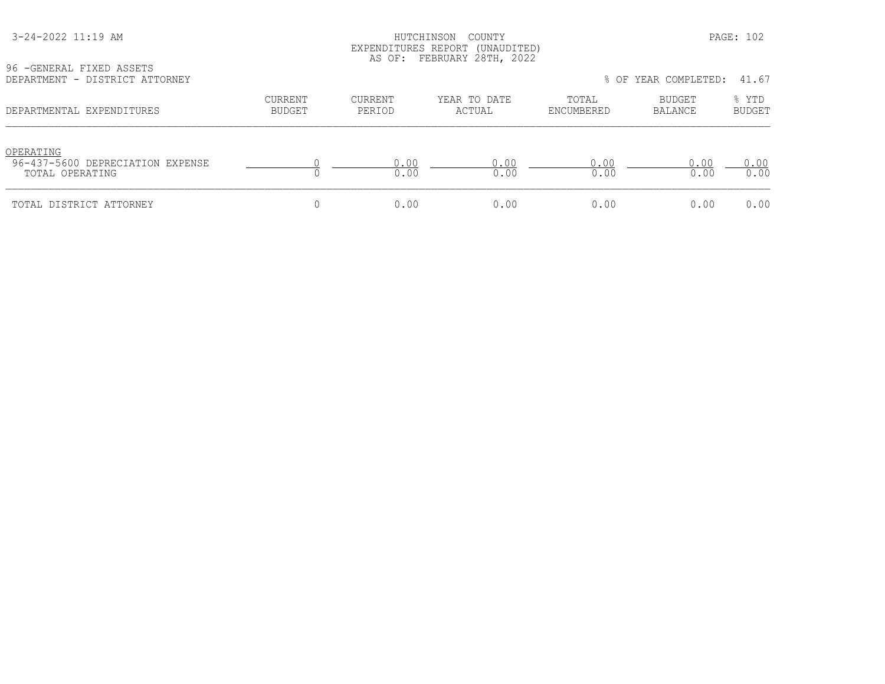HUTCHINSON COUNTY
EXPENDITURES REPORT (UNAUDITED)
AS OF: FEBRUARY 28TH, 2022

96 -GENERAL FIXED ASSETS
DEPARTMENT - DISTRICT ATTORNEY

% OF YEAR COMPLETED: 41.67

| DEPARTMENTAL EXPENDITURES | CURRENT BUDGET | CURRENT PERIOD | YEAR TO DATE ACTUAL | TOTAL ENCUMBERED | BUDGET BALANCE | % YTD BUDGET |
|---|---|---|---|---|---|---|
| OPERATING | | | | | | |
| 96-437-5600 DEPRECIATION EXPENSE | 0 | 0.00 | 0.00 | 0.00 | 0.00 | 0.00 |
| TOTAL OPERATING | 0 | 0.00 | 0.00 | 0.00 | 0.00 | 0.00 |
| TOTAL DISTRICT ATTORNEY | 0 | 0.00 | 0.00 | 0.00 | 0.00 | 0.00 |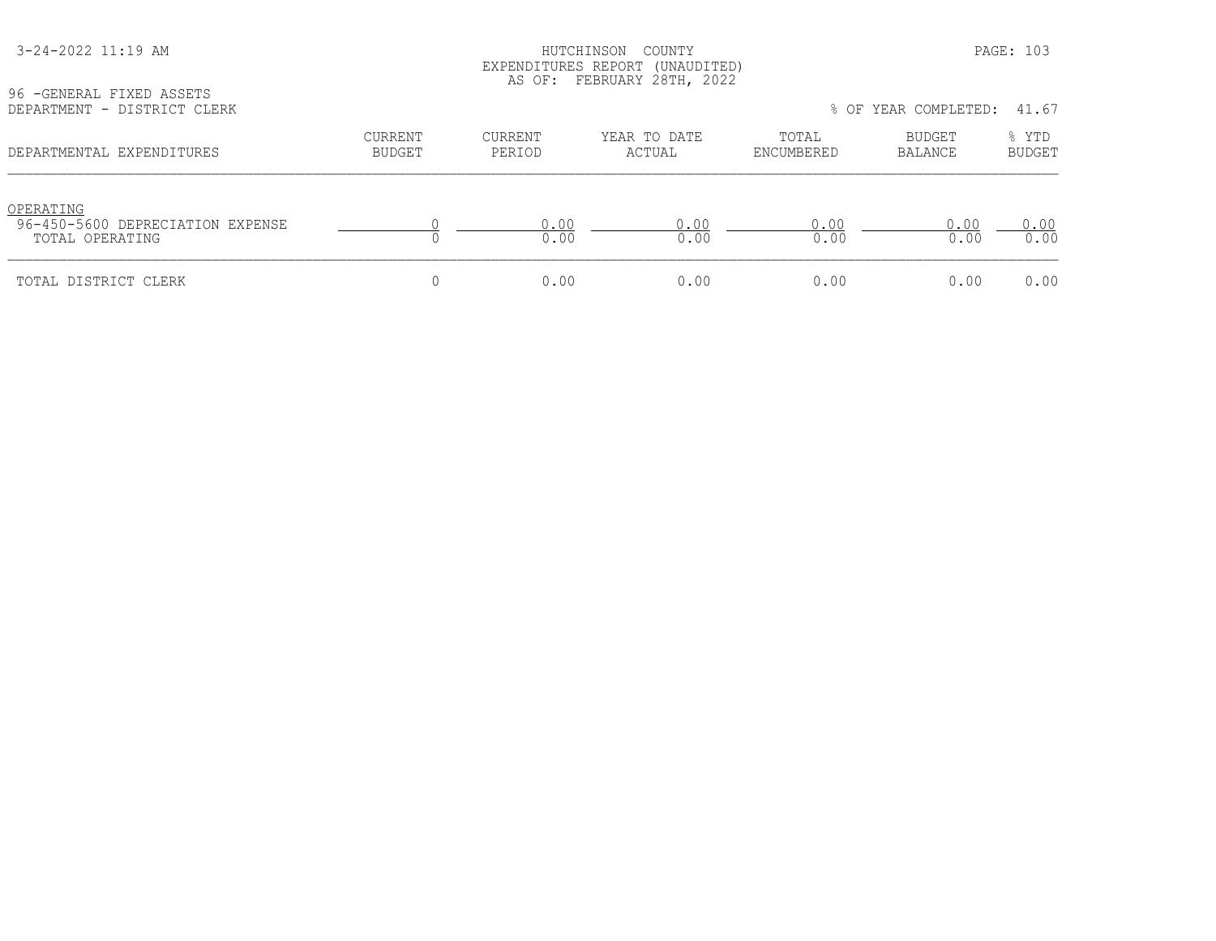3-24-2022 11:19 AM

HUTCHINSON COUNTY
EXPENDITURES REPORT (UNAUDITED)
AS OF: FEBRUARY 28TH, 2022

96 -GENERAL FIXED ASSETS
DEPARTMENT - DISTRICT CLERK

% OF YEAR COMPLETED: 41.67

| DEPARTMENTAL EXPENDITURES | CURRENT BUDGET | CURRENT PERIOD | YEAR TO DATE ACTUAL | TOTAL ENCUMBERED | BUDGET BALANCE | % YTD BUDGET |
|---|---|---|---|---|---|---|
| OPERATING | | | | | | |
| 96-450-5600 DEPRECIATION EXPENSE | 0 | 0.00 | 0.00 | 0.00 | 0.00 | 0.00 |
| TOTAL OPERATING | 0 | 0.00 | 0.00 | 0.00 | 0.00 | 0.00 |
| TOTAL DISTRICT CLERK | 0 | 0.00 | 0.00 | 0.00 | 0.00 | 0.00 |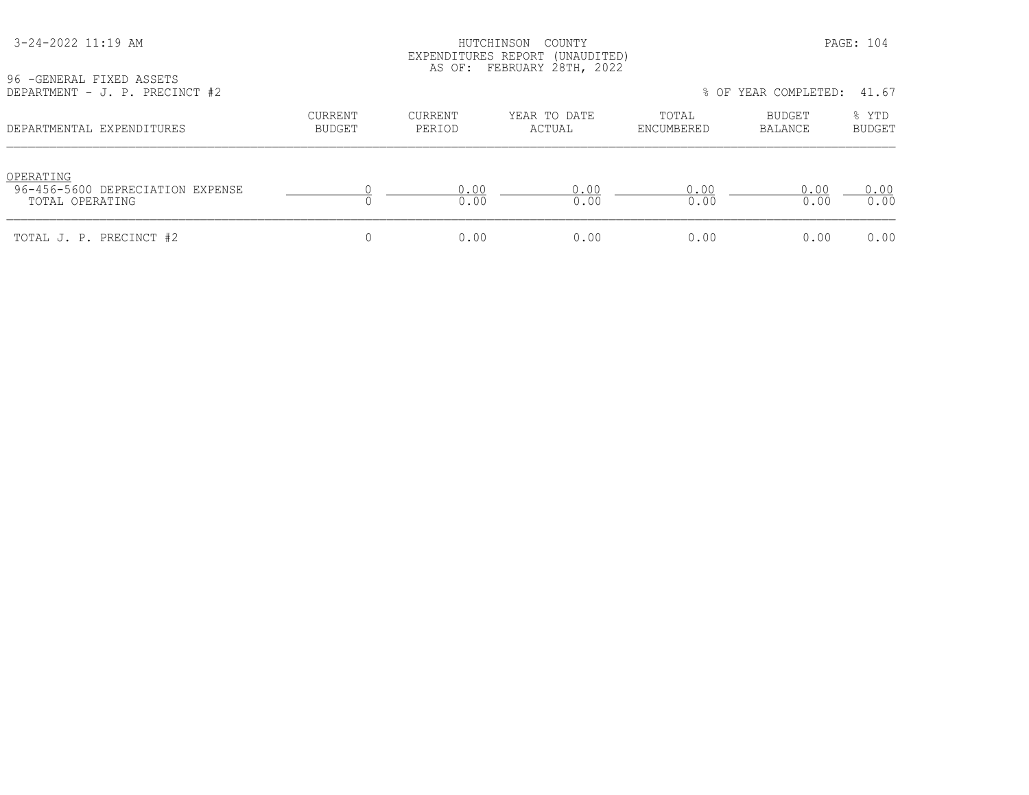HUTCHINSON COUNTY
EXPENDITURES REPORT (UNAUDITED)
AS OF: FEBRUARY 28TH, 2022

96 -GENERAL FIXED ASSETS
DEPARTMENT - J. P. PRECINCT #2

% OF YEAR COMPLETED: 41.67

| DEPARTMENTAL EXPENDITURES | CURRENT BUDGET | CURRENT PERIOD | YEAR TO DATE ACTUAL | TOTAL ENCUMBERED | BUDGET BALANCE | % YTD BUDGET |
|---|---|---|---|---|---|---|
| OPERATING | | | | | | |
| 96-456-5600 DEPRECIATION EXPENSE | 0 | 0.00 | 0.00 | 0.00 | 0.00 | 0.00 |
| TOTAL OPERATING | 0 | 0.00 | 0.00 | 0.00 | 0.00 | 0.00 |
| TOTAL J. P. PRECINCT #2 | 0 | 0.00 | 0.00 | 0.00 | 0.00 | 0.00 |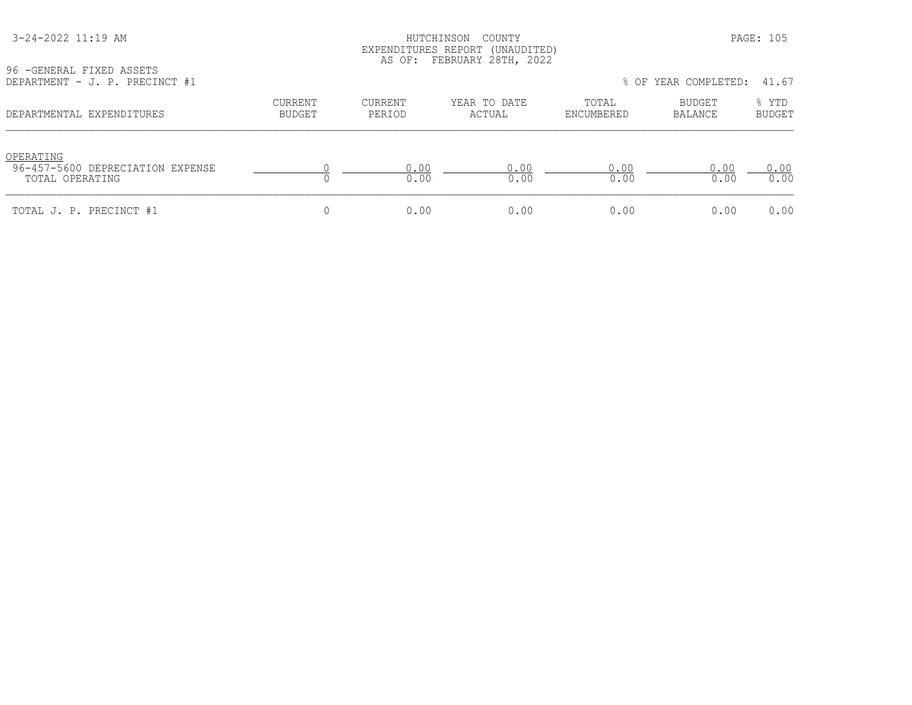HUTCHINSON COUNTY
EXPENDITURES REPORT (UNAUDITED)
AS OF: FEBRUARY 28TH, 2022

96 -GENERAL FIXED ASSETS
DEPARTMENT - J. P. PRECINCT #1

% OF YEAR COMPLETED: 41.67

| DEPARTMENTAL EXPENDITURES | CURRENT BUDGET | CURRENT PERIOD | YEAR TO DATE ACTUAL | TOTAL ENCUMBERED | BUDGET BALANCE | % YTD BUDGET |
|---|---|---|---|---|---|---|
| OPERATING | | | | | | |
| 96-457-5600 DEPRECIATION EXPENSE | 0 | 0.00 | 0.00 | 0.00 | 0.00 | 0.00 |
| TOTAL OPERATING | 0 | 0.00 | 0.00 | 0.00 | 0.00 | 0.00 |
| TOTAL J. P. PRECINCT #1 | 0 | 0.00 | 0.00 | 0.00 | 0.00 | 0.00 |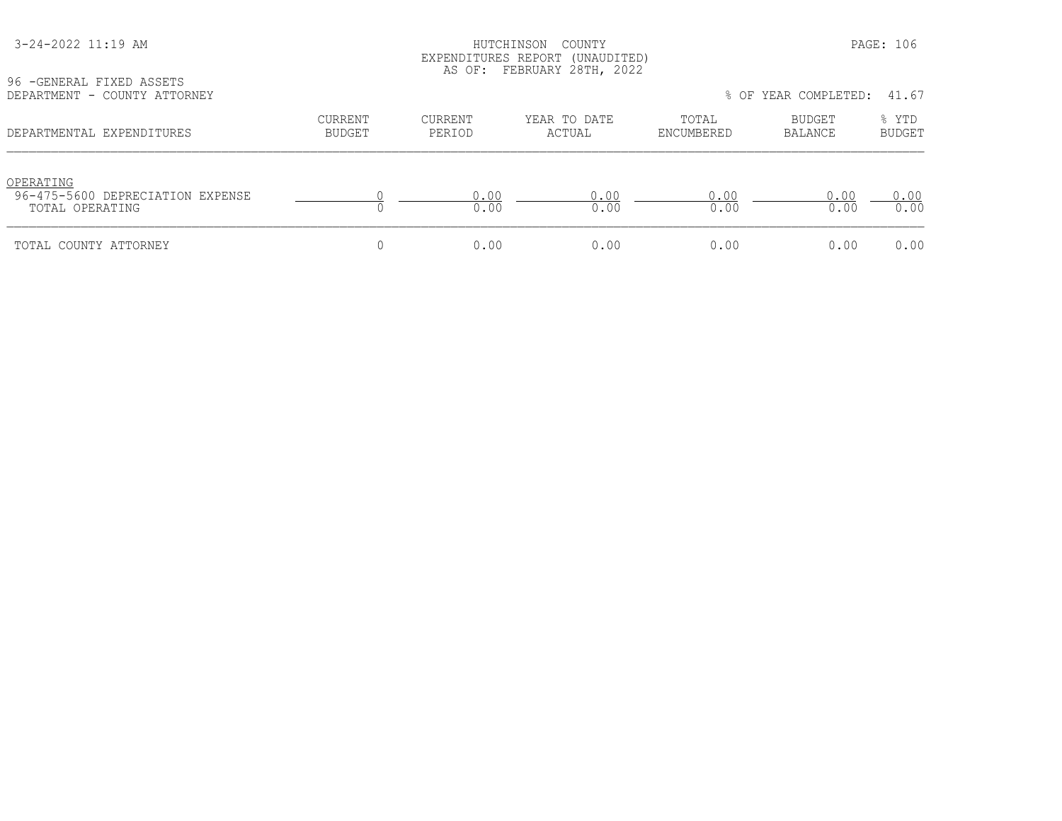HUTCHINSON COUNTY
EXPENDITURES REPORT (UNAUDITED)
AS OF: FEBRUARY 28TH, 2022

96 -GENERAL FIXED ASSETS
DEPARTMENT - COUNTY ATTORNEY

% OF YEAR COMPLETED: 41.67

| DEPARTMENTAL EXPENDITURES | CURRENT BUDGET | CURRENT PERIOD | YEAR TO DATE ACTUAL | TOTAL ENCUMBERED | BUDGET BALANCE | % YTD BUDGET |
|---|---|---|---|---|---|---|
| OPERATING | | | | | | |
| 96-475-5600 DEPRECIATION EXPENSE | 0 | 0.00 | 0.00 | 0.00 | 0.00 | 0.00 |
| TOTAL OPERATING | 0 | 0.00 | 0.00 | 0.00 | 0.00 | 0.00 |
| TOTAL COUNTY ATTORNEY | 0 | 0.00 | 0.00 | 0.00 | 0.00 | 0.00 |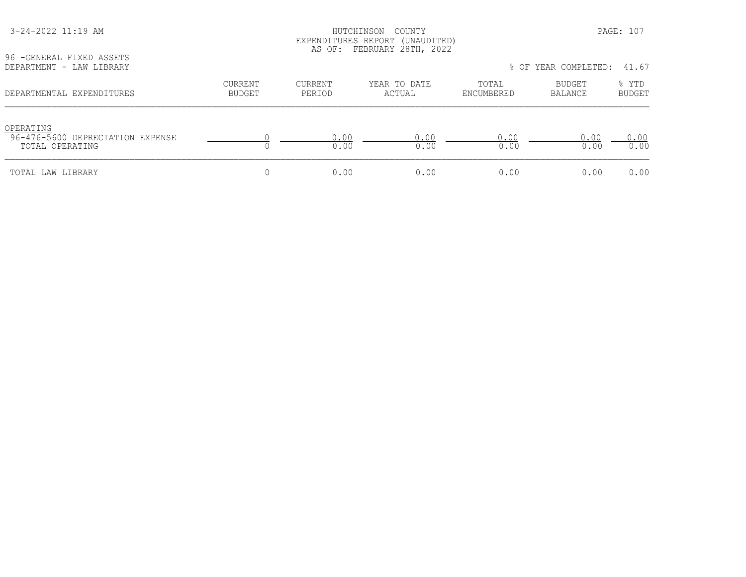HUTCHINSON COUNTY
EXPENDITURES REPORT (UNAUDITED)
AS OF: FEBRUARY 28TH, 2022

3-24-2022 11:19 AM

96 -GENERAL FIXED ASSETS
DEPARTMENT - LAW LIBRARY

% OF YEAR COMPLETED: 41.67

| DEPARTMENTAL EXPENDITURES | CURRENT BUDGET | CURRENT PERIOD | YEAR TO DATE ACTUAL | TOTAL ENCUMBERED | BUDGET BALANCE | % YTD BUDGET |
|---|---|---|---|---|---|---|
| OPERATING | | | | | | |
| 96-476-5600 DEPRECIATION EXPENSE | 0 | 0.00 | 0.00 | 0.00 | 0.00 | 0.00 |
| TOTAL OPERATING | 0 | 0.00 | 0.00 | 0.00 | 0.00 | 0.00 |
| TOTAL LAW LIBRARY | 0 | 0.00 | 0.00 | 0.00 | 0.00 | 0.00 |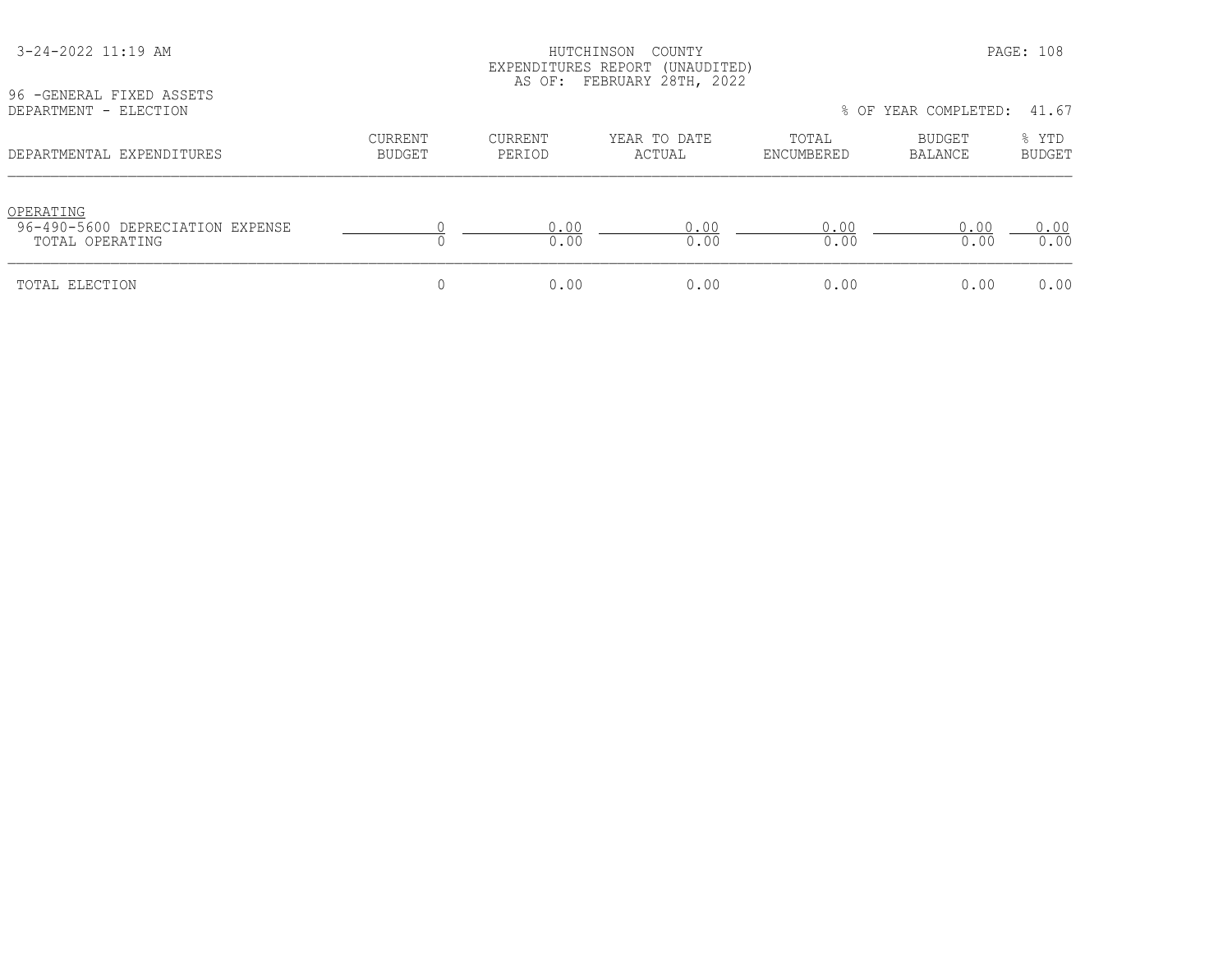HUTCHINSON COUNTY
EXPENDITURES REPORT (UNAUDITED)
AS OF: FEBRUARY 28TH, 2022

96 -GENERAL FIXED ASSETS
DEPARTMENT - ELECTION

% OF YEAR COMPLETED: 41.67

| DEPARTMENTAL EXPENDITURES | CURRENT BUDGET | CURRENT PERIOD | YEAR TO DATE ACTUAL | TOTAL ENCUMBERED | BUDGET BALANCE | % YTD BUDGET |
|---|---|---|---|---|---|---|
| OPERATING | | | | | | |
| 96-490-5600 DEPRECIATION EXPENSE | 0 | 0.00 | 0.00 | 0.00 | 0.00 | 0.00 |
| TOTAL OPERATING | 0 | 0.00 | 0.00 | 0.00 | 0.00 | 0.00 |
| TOTAL ELECTION | 0 | 0.00 | 0.00 | 0.00 | 0.00 | 0.00 |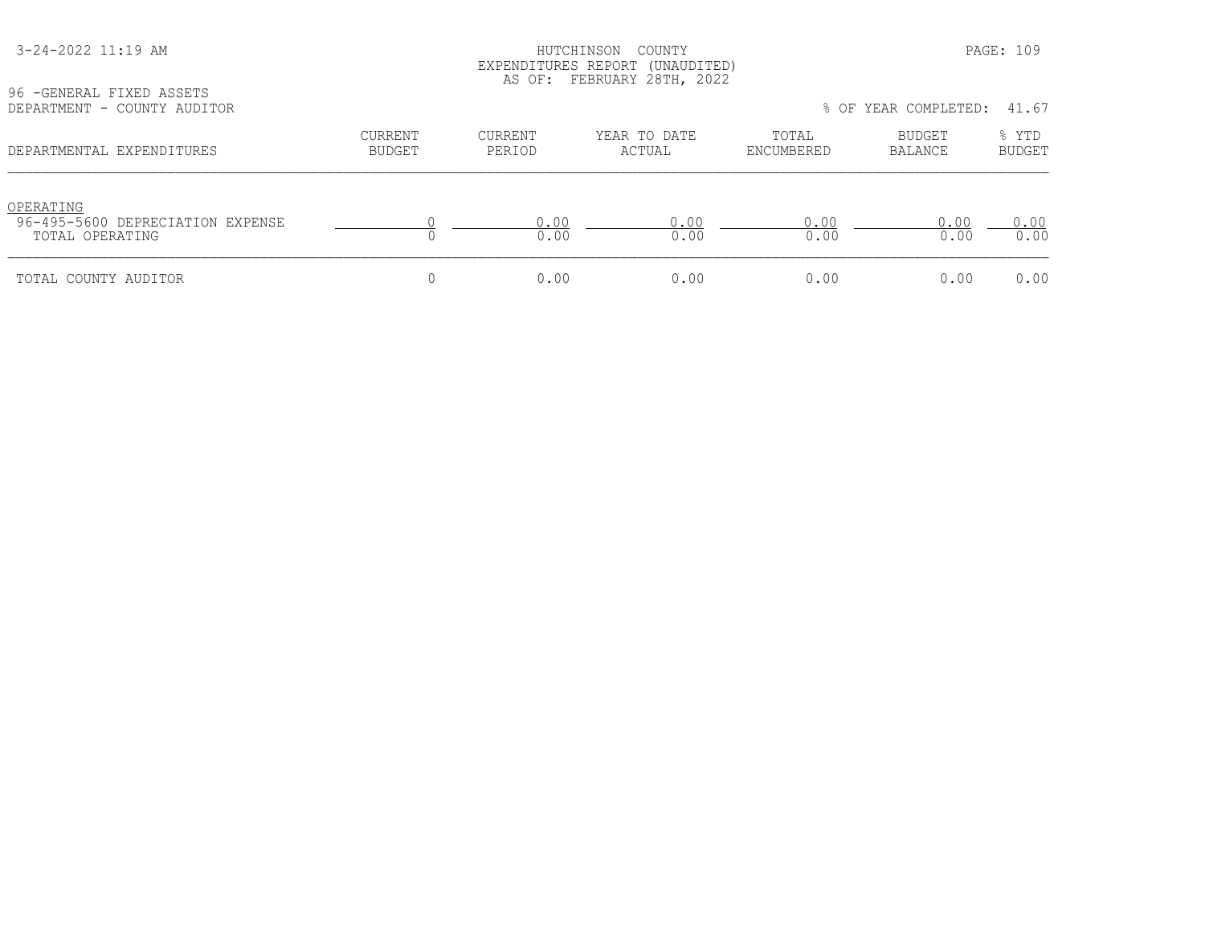HUTCHINSON COUNTY
EXPENDITURES REPORT (UNAUDITED)
AS OF: FEBRUARY 28TH, 2022

96 -GENERAL FIXED ASSETS
DEPARTMENT - COUNTY AUDITOR

% OF YEAR COMPLETED: 41.67

| DEPARTMENTAL EXPENDITURES | CURRENT BUDGET | CURRENT PERIOD | YEAR TO DATE ACTUAL | TOTAL ENCUMBERED | BUDGET BALANCE | % YTD BUDGET |
|---|---|---|---|---|---|---|
| OPERATING | | | | | | |
| 96-495-5600 DEPRECIATION EXPENSE | 0 | 0.00 | 0.00 | 0.00 | 0.00 | 0.00 |
| TOTAL OPERATING | 0 | 0.00 | 0.00 | 0.00 | 0.00 | 0.00 |
| TOTAL COUNTY AUDITOR | 0 | 0.00 | 0.00 | 0.00 | 0.00 | 0.00 |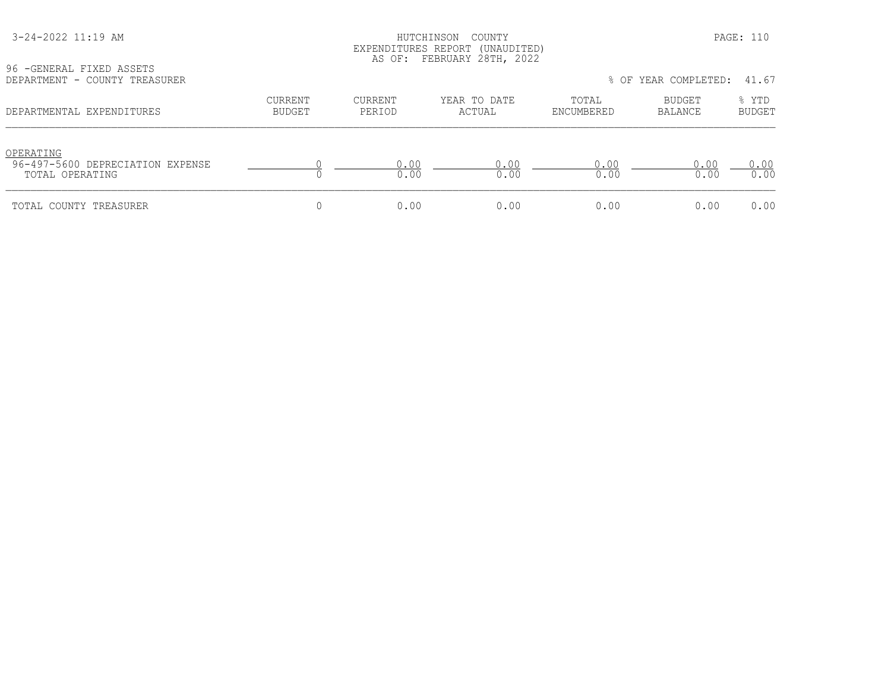HUTCHINSON COUNTY
EXPENDITURES REPORT (UNAUDITED)
AS OF: FEBRUARY 28TH, 2022

96 -GENERAL FIXED ASSETS
DEPARTMENT - COUNTY TREASURER

% OF YEAR COMPLETED: 41.67

| DEPARTMENTAL EXPENDITURES | CURRENT BUDGET | CURRENT PERIOD | YEAR TO DATE ACTUAL | TOTAL ENCUMBERED | BUDGET BALANCE | % YTD BUDGET |
|---|---|---|---|---|---|---|
| OPERATING | | | | | | |
| 96-497-5600 DEPRECIATION EXPENSE | 0 | 0.00 | 0.00 | 0.00 | 0.00 | 0.00 |
| TOTAL OPERATING | 0 | 0.00 | 0.00 | 0.00 | 0.00 | 0.00 |
| TOTAL COUNTY TREASURER | 0 | 0.00 | 0.00 | 0.00 | 0.00 | 0.00 |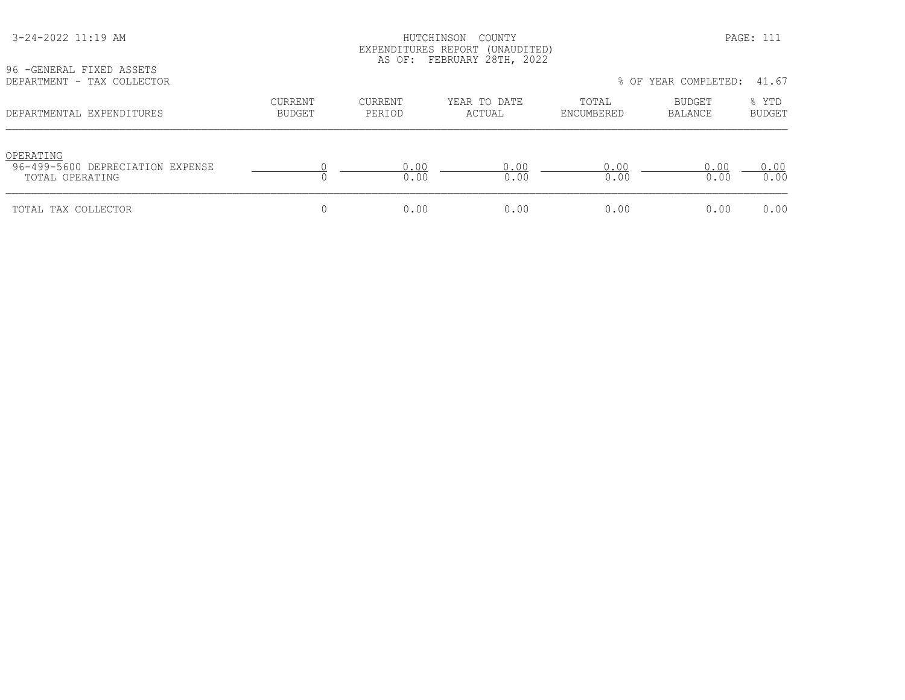HUTCHINSON COUNTY
EXPENDITURES REPORT (UNAUDITED)
AS OF: FEBRUARY 28TH, 2022

96 -GENERAL FIXED ASSETS
DEPARTMENT - TAX COLLECTOR

% OF YEAR COMPLETED: 41.67

| DEPARTMENTAL EXPENDITURES | CURRENT BUDGET | CURRENT PERIOD | YEAR TO DATE ACTUAL | TOTAL ENCUMBERED | BUDGET BALANCE | % YTD BUDGET |
|---|---|---|---|---|---|---|
| OPERATING | | | | | | |
| 96-499-5600 DEPRECIATION EXPENSE | 0 | 0.00 | 0.00 | 0.00 | 0.00 | 0.00 |
| TOTAL OPERATING | 0 | 0.00 | 0.00 | 0.00 | 0.00 | 0.00 |
| TOTAL TAX COLLECTOR | 0 | 0.00 | 0.00 | 0.00 | 0.00 | 0.00 |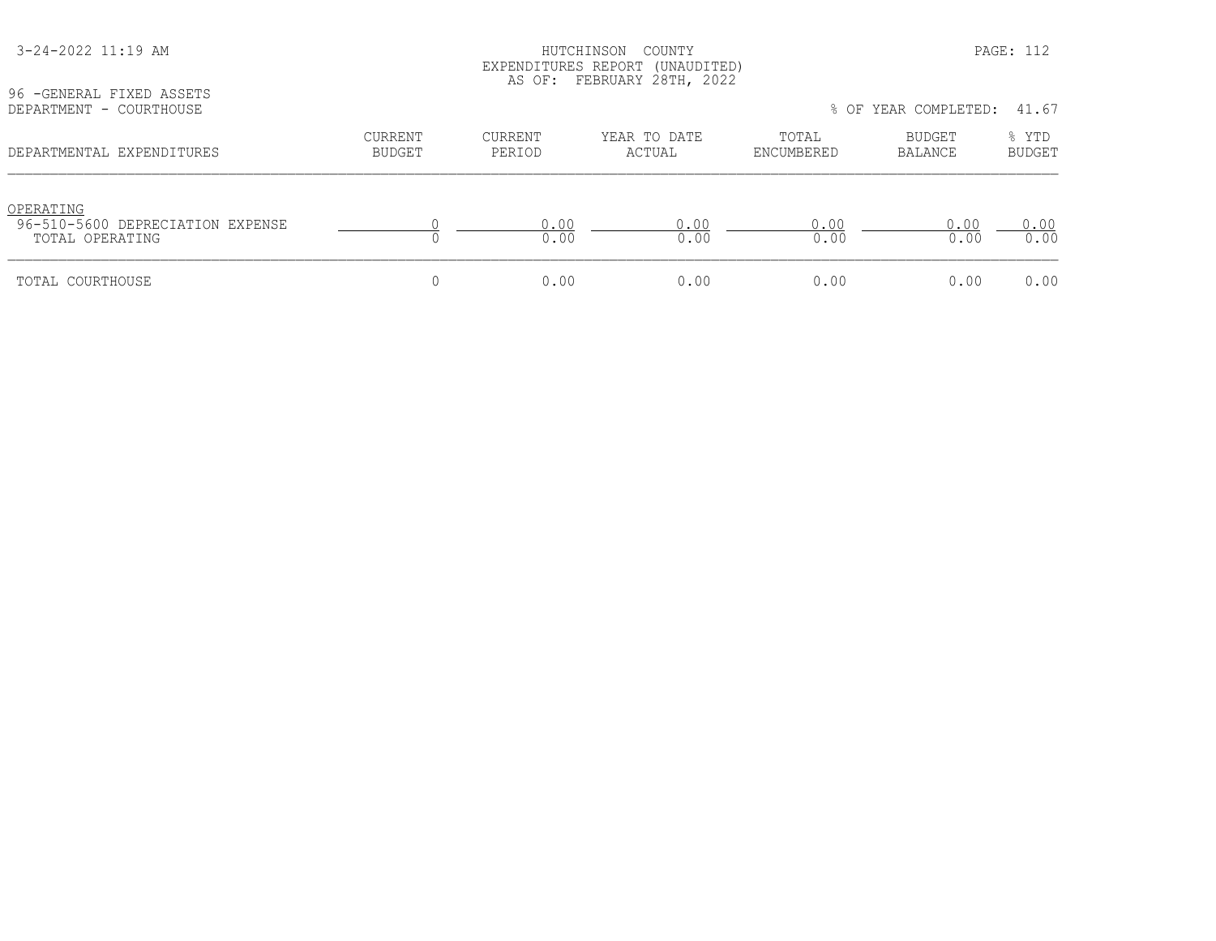HUTCHINSON COUNTY
EXPENDITURES REPORT (UNAUDITED)
AS OF: FEBRUARY 28TH, 2022

96 -GENERAL FIXED ASSETS
DEPARTMENT - COURTHOUSE

% OF YEAR COMPLETED: 41.67

| DEPARTMENTAL EXPENDITURES | CURRENT BUDGET | CURRENT PERIOD | YEAR TO DATE ACTUAL | TOTAL ENCUMBERED | BUDGET BALANCE | % YTD BUDGET |
|---|---|---|---|---|---|---|
| OPERATING | | | | | | |
| 96-510-5600 DEPRECIATION EXPENSE | 0 | 0.00 | 0.00 | 0.00 | 0.00 | 0.00 |
| TOTAL OPERATING | 0 | 0.00 | 0.00 | 0.00 | 0.00 | 0.00 |
| TOTAL COURTHOUSE | 0 | 0.00 | 0.00 | 0.00 | 0.00 | 0.00 |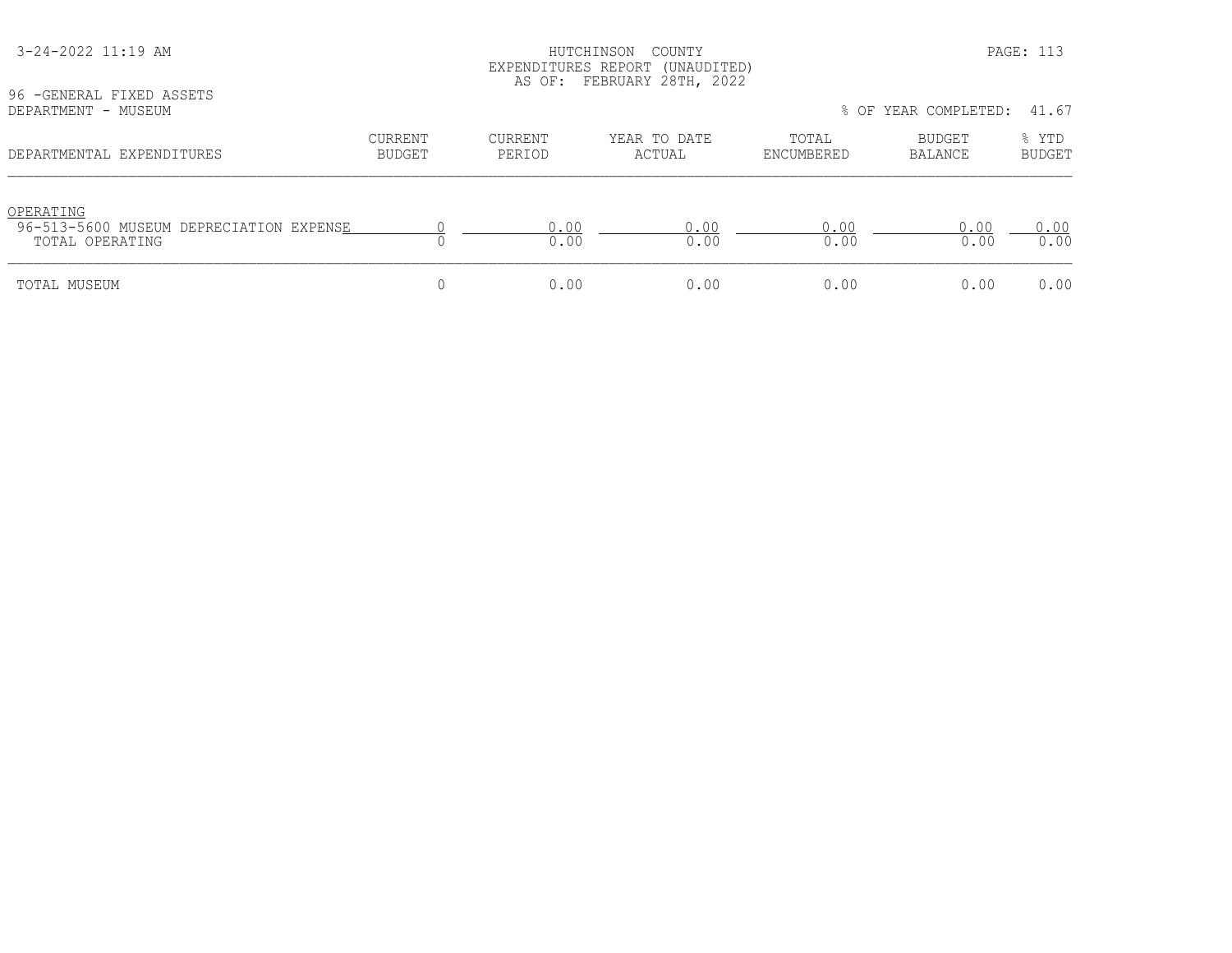HUTCHINSON COUNTY
EXPENDITURES REPORT (UNAUDITED)
AS OF: FEBRUARY 28TH, 2022

96 -GENERAL FIXED ASSETS
DEPARTMENT - MUSEUM

% OF YEAR COMPLETED: 41.67

| DEPARTMENTAL EXPENDITURES | CURRENT BUDGET | CURRENT PERIOD | YEAR TO DATE ACTUAL | TOTAL ENCUMBERED | BUDGET BALANCE | % YTD BUDGET |
|---|---|---|---|---|---|---|
| OPERATING | | | | | | |
| 96-513-5600 MUSEUM DEPRECIATION EXPENSE | 0 | 0.00 | 0.00 | 0.00 | 0.00 | 0.00 |
| TOTAL OPERATING | 0 | 0.00 | 0.00 | 0.00 | 0.00 | 0.00 |
| TOTAL MUSEUM | 0 | 0.00 | 0.00 | 0.00 | 0.00 | 0.00 |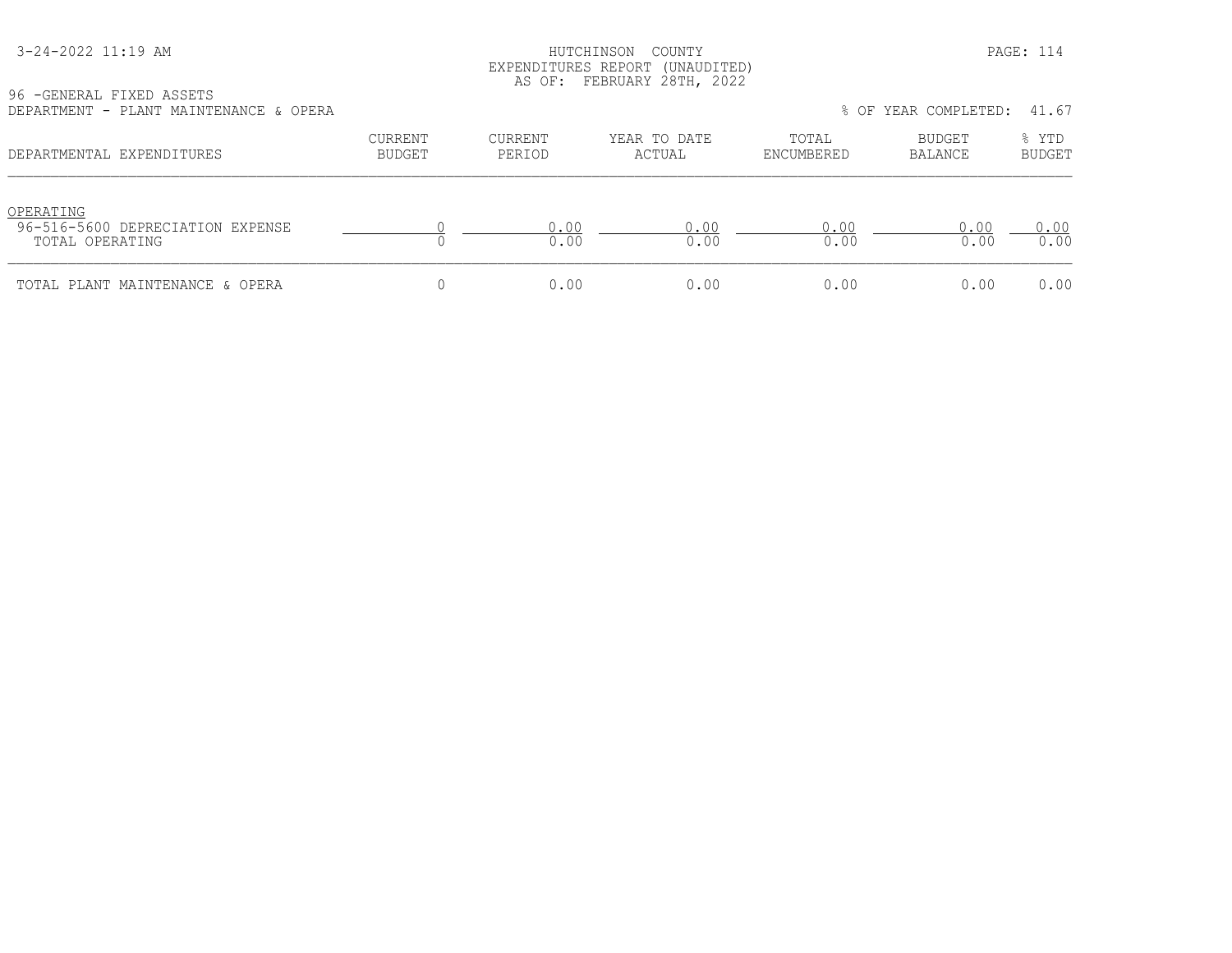HUTCHINSON COUNTY
EXPENDITURES REPORT (UNAUDITED)
AS OF: FEBRUARY 28TH, 2022

3-24-2022 11:19 AM

96 -GENERAL FIXED ASSETS
DEPARTMENT - PLANT MAINTENANCE & OPERA

% OF YEAR COMPLETED: 41.67

| DEPARTMENTAL EXPENDITURES | CURRENT BUDGET | CURRENT PERIOD | YEAR TO DATE ACTUAL | TOTAL ENCUMBERED | BUDGET BALANCE | % YTD BUDGET |
|---|---|---|---|---|---|---|
| OPERATING | | | | | | |
| 96-516-5600 DEPRECIATION EXPENSE | 0 | 0.00 | 0.00 | 0.00 | 0.00 | 0.00 |
| TOTAL OPERATING | 0 | 0.00 | 0.00 | 0.00 | 0.00 | 0.00 |
| TOTAL PLANT MAINTENANCE & OPERA | 0 | 0.00 | 0.00 | 0.00 | 0.00 | 0.00 |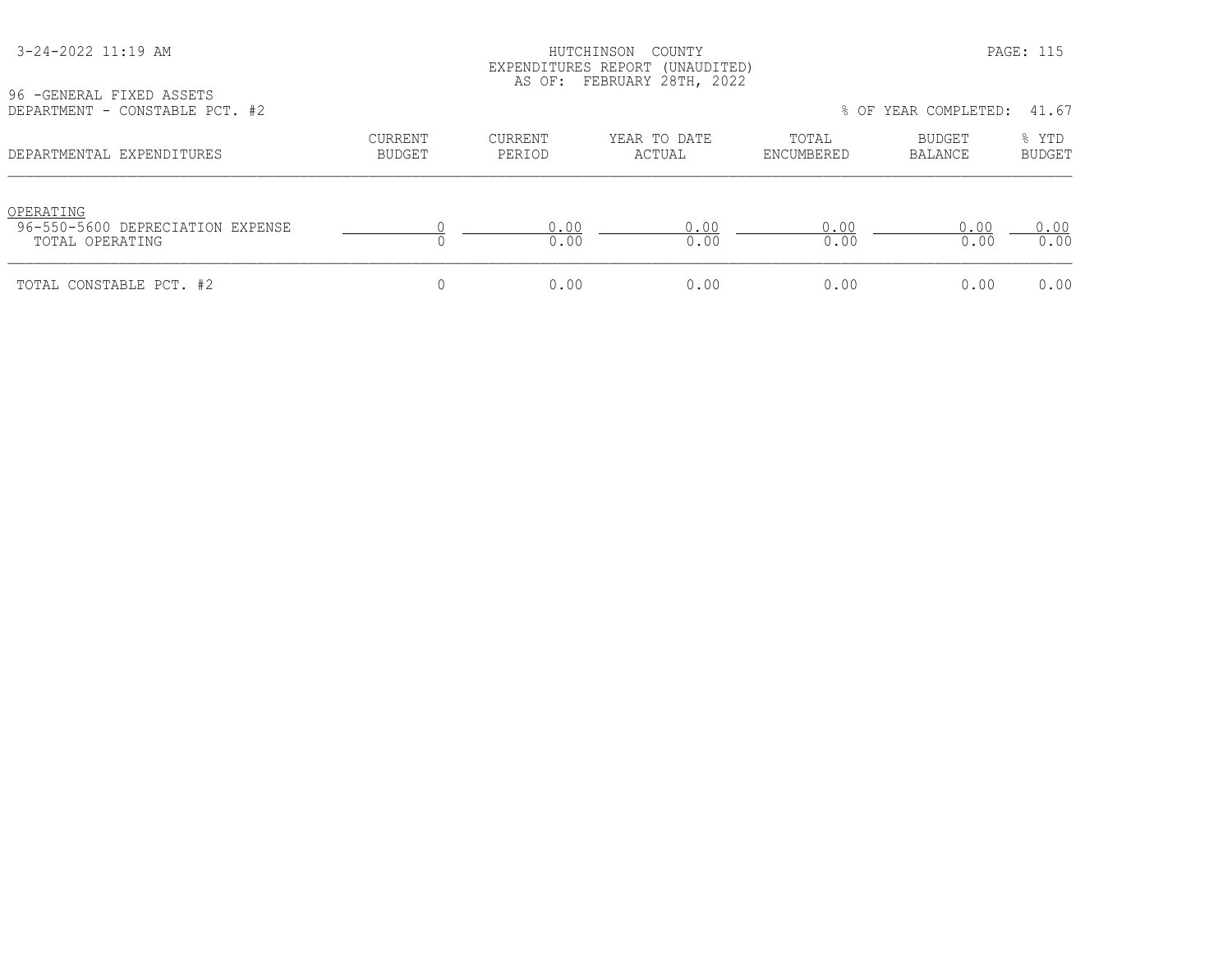HUTCHINSON COUNTY
EXPENDITURES REPORT (UNAUDITED)
AS OF: FEBRUARY 28TH, 2022

96 -GENERAL FIXED ASSETS
DEPARTMENT - CONSTABLE PCT. #2

% OF YEAR COMPLETED: 41.67

| DEPARTMENTAL EXPENDITURES | CURRENT BUDGET | CURRENT PERIOD | YEAR TO DATE ACTUAL | TOTAL ENCUMBERED | BUDGET BALANCE | % YTD BUDGET |
|---|---|---|---|---|---|---|
| OPERATING | | | | | | |
| 96-550-5600 DEPRECIATION EXPENSE | 0 | 0.00 | 0.00 | 0.00 | 0.00 | 0.00 |
| TOTAL OPERATING | 0 | 0.00 | 0.00 | 0.00 | 0.00 | 0.00 |
| TOTAL CONSTABLE PCT. #2 | 0 | 0.00 | 0.00 | 0.00 | 0.00 | 0.00 |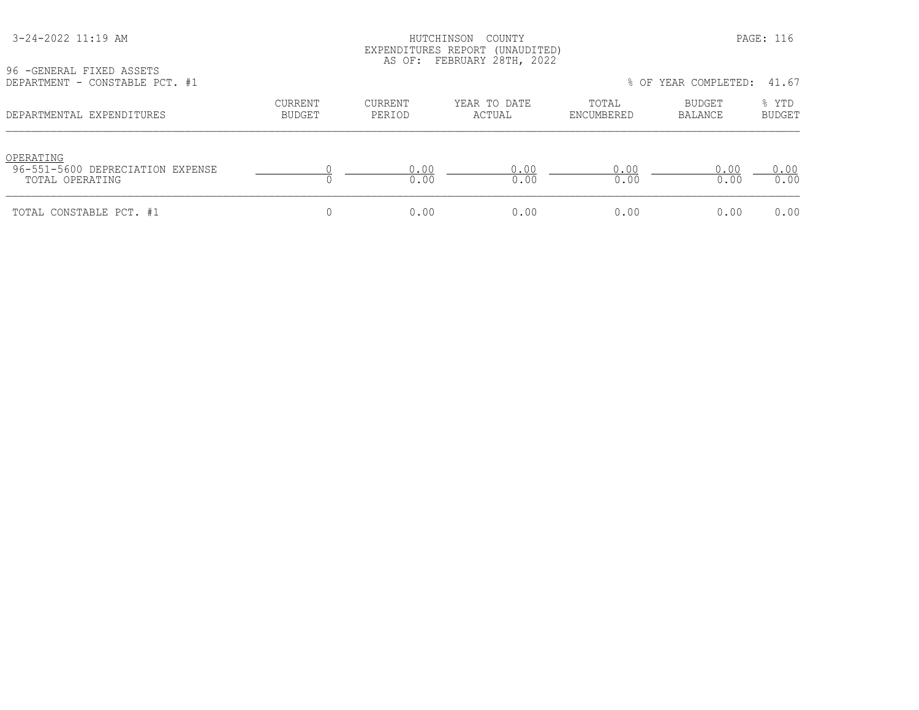HUTCHINSON COUNTY
EXPENDITURES REPORT (UNAUDITED)
AS OF: FEBRUARY 28TH, 2022

96 -GENERAL FIXED ASSETS
DEPARTMENT - CONSTABLE PCT. #1

% OF YEAR COMPLETED: 41.67

| DEPARTMENTAL EXPENDITURES | CURRENT BUDGET | CURRENT PERIOD | YEAR TO DATE ACTUAL | TOTAL ENCUMBERED | BUDGET BALANCE | % YTD BUDGET |
|---|---|---|---|---|---|---|
| OPERATING | | | | | | |
| 96-551-5600 DEPRECIATION EXPENSE | 0 | 0.00 | 0.00 | 0.00 | 0.00 | 0.00 |
| TOTAL OPERATING | 0 | 0.00 | 0.00 | 0.00 | 0.00 | 0.00 |
| TOTAL CONSTABLE PCT. #1 | 0 | 0.00 | 0.00 | 0.00 | 0.00 | 0.00 |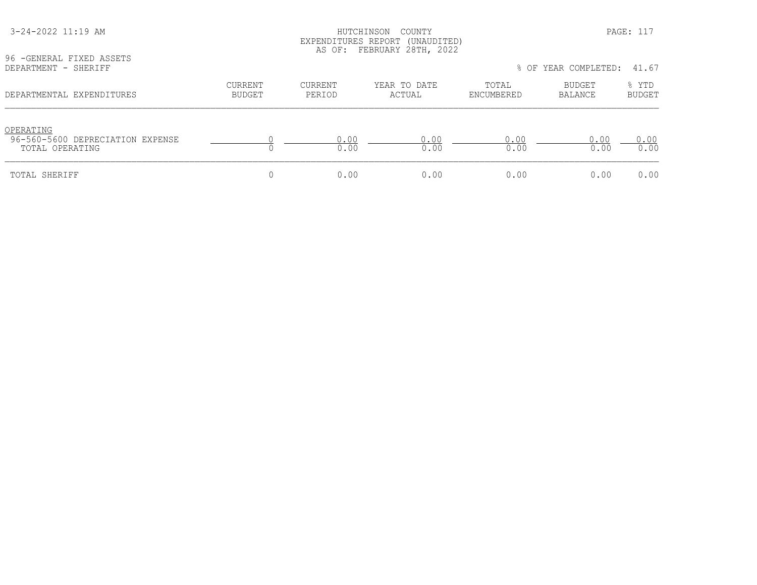HUTCHINSON COUNTY
EXPENDITURES REPORT (UNAUDITED)
AS OF: FEBRUARY 28TH, 2022

96 -GENERAL FIXED ASSETS
DEPARTMENT - SHERIFF

% OF YEAR COMPLETED: 41.67

| DEPARTMENTAL EXPENDITURES | CURRENT BUDGET | CURRENT PERIOD | YEAR TO DATE ACTUAL | TOTAL ENCUMBERED | BUDGET BALANCE | % YTD BUDGET |
|---|---|---|---|---|---|---|
| OPERATING | | | | | | |
| 96-560-5600 DEPRECIATION EXPENSE | 0 | 0.00 | 0.00 | 0.00 | 0.00 | 0.00 |
| TOTAL OPERATING | 0 | 0.00 | 0.00 | 0.00 | 0.00 | 0.00 |
| TOTAL SHERIFF | 0 | 0.00 | 0.00 | 0.00 | 0.00 | 0.00 |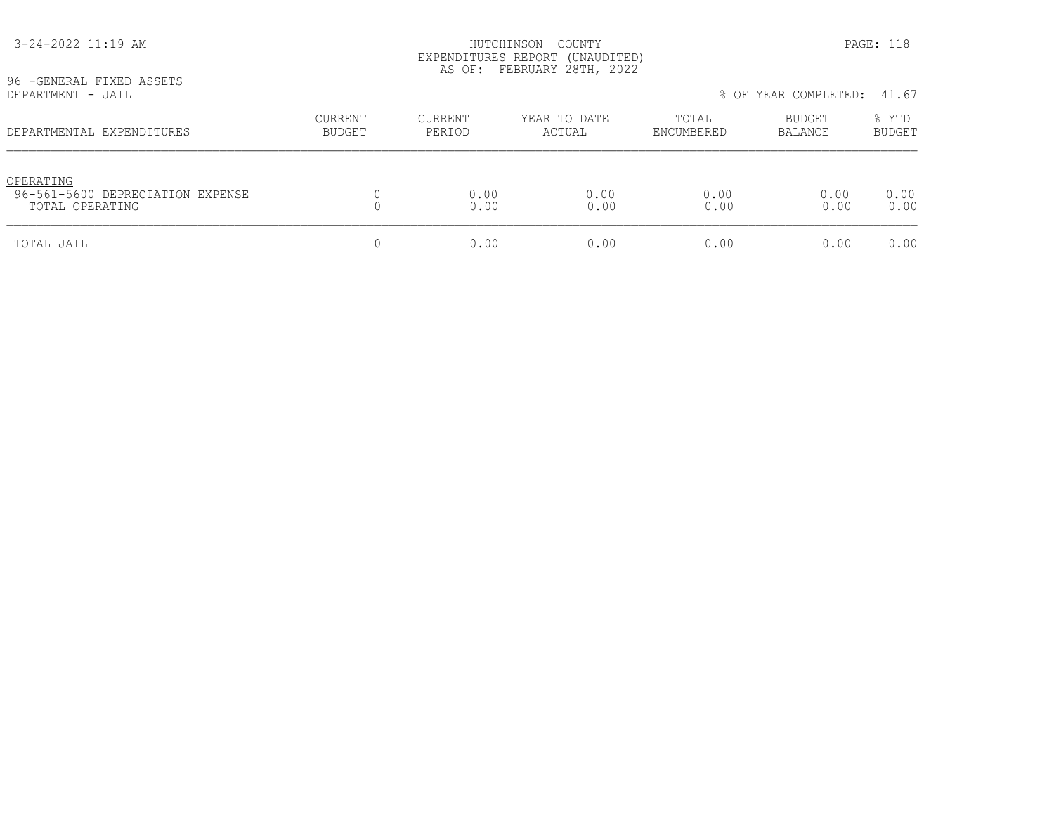HUTCHINSON COUNTY
EXPENDITURES REPORT (UNAUDITED)
AS OF: FEBRUARY 28TH, 2022

96 -GENERAL FIXED ASSETS
DEPARTMENT - JAIL

% OF YEAR COMPLETED: 41.67

| DEPARTMENTAL EXPENDITURES | CURRENT BUDGET | CURRENT PERIOD | YEAR TO DATE ACTUAL | TOTAL ENCUMBERED | BUDGET BALANCE | % YTD BUDGET |
|---|---|---|---|---|---|---|
| OPERATING | | | | | | |
| 96-561-5600 DEPRECIATION EXPENSE | 0 | 0.00 | 0.00 | 0.00 | 0.00 | 0.00 |
| TOTAL OPERATING | 0 | 0.00 | 0.00 | 0.00 | 0.00 | 0.00 |
| TOTAL JAIL | 0 | 0.00 | 0.00 | 0.00 | 0.00 | 0.00 |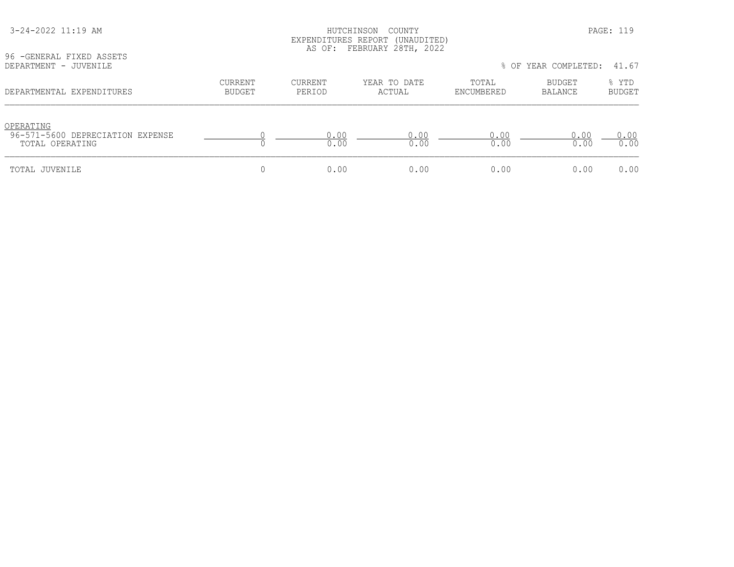3-24-2022 11:19 AM

HUTCHINSON COUNTY
EXPENDITURES REPORT (UNAUDITED)
AS OF: FEBRUARY 28TH, 2022

96 -GENERAL FIXED ASSETS
DEPARTMENT - JUVENILE

% OF YEAR COMPLETED: 41.67

| DEPARTMENTAL EXPENDITURES | CURRENT BUDGET | CURRENT PERIOD | YEAR TO DATE ACTUAL | TOTAL ENCUMBERED | BUDGET BALANCE | % YTD BUDGET |
|---|---|---|---|---|---|---|
| OPERATING | | | | | | |
| 96-571-5600 DEPRECIATION EXPENSE | 0 | 0.00 | 0.00 | 0.00 | 0.00 | 0.00 |
| TOTAL OPERATING | 0 | 0.00 | 0.00 | 0.00 | 0.00 | 0.00 |
| TOTAL JUVENILE | 0 | 0.00 | 0.00 | 0.00 | 0.00 | 0.00 |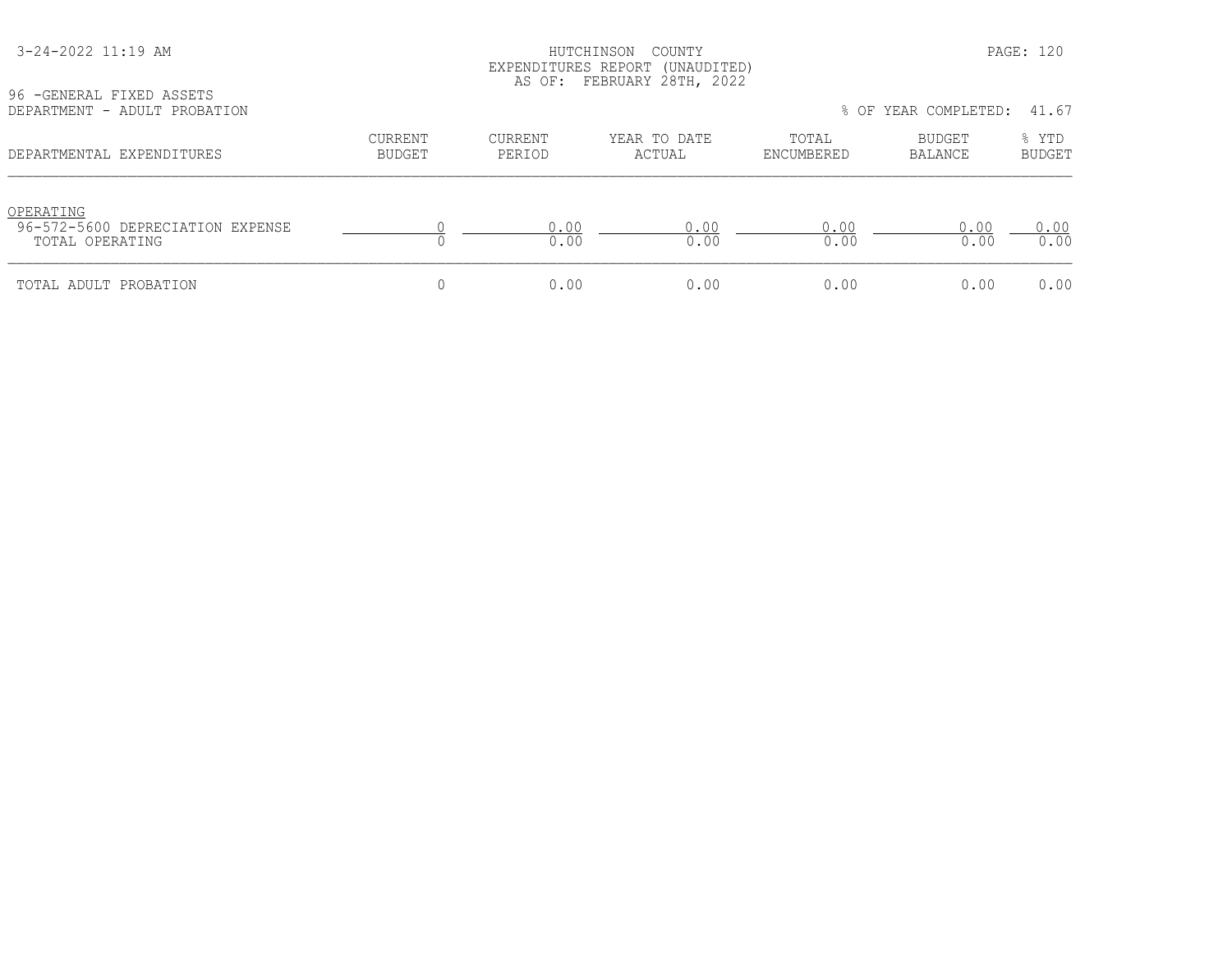HUTCHINSON COUNTY
EXPENDITURES REPORT (UNAUDITED)
AS OF: FEBRUARY 28TH, 2022

96 -GENERAL FIXED ASSETS
DEPARTMENT - ADULT PROBATION

% OF YEAR COMPLETED: 41.67

| DEPARTMENTAL EXPENDITURES | CURRENT BUDGET | CURRENT PERIOD | YEAR TO DATE ACTUAL | TOTAL ENCUMBERED | BUDGET BALANCE | % YTD BUDGET |
|---|---|---|---|---|---|---|
| OPERATING | | | | | | |
| 96-572-5600 DEPRECIATION EXPENSE | 0 | 0.00 | 0.00 | 0.00 | 0.00 | 0.00 |
| TOTAL OPERATING | 0 | 0.00 | 0.00 | 0.00 | 0.00 | 0.00 |
| TOTAL ADULT PROBATION | 0 | 0.00 | 0.00 | 0.00 | 0.00 | 0.00 |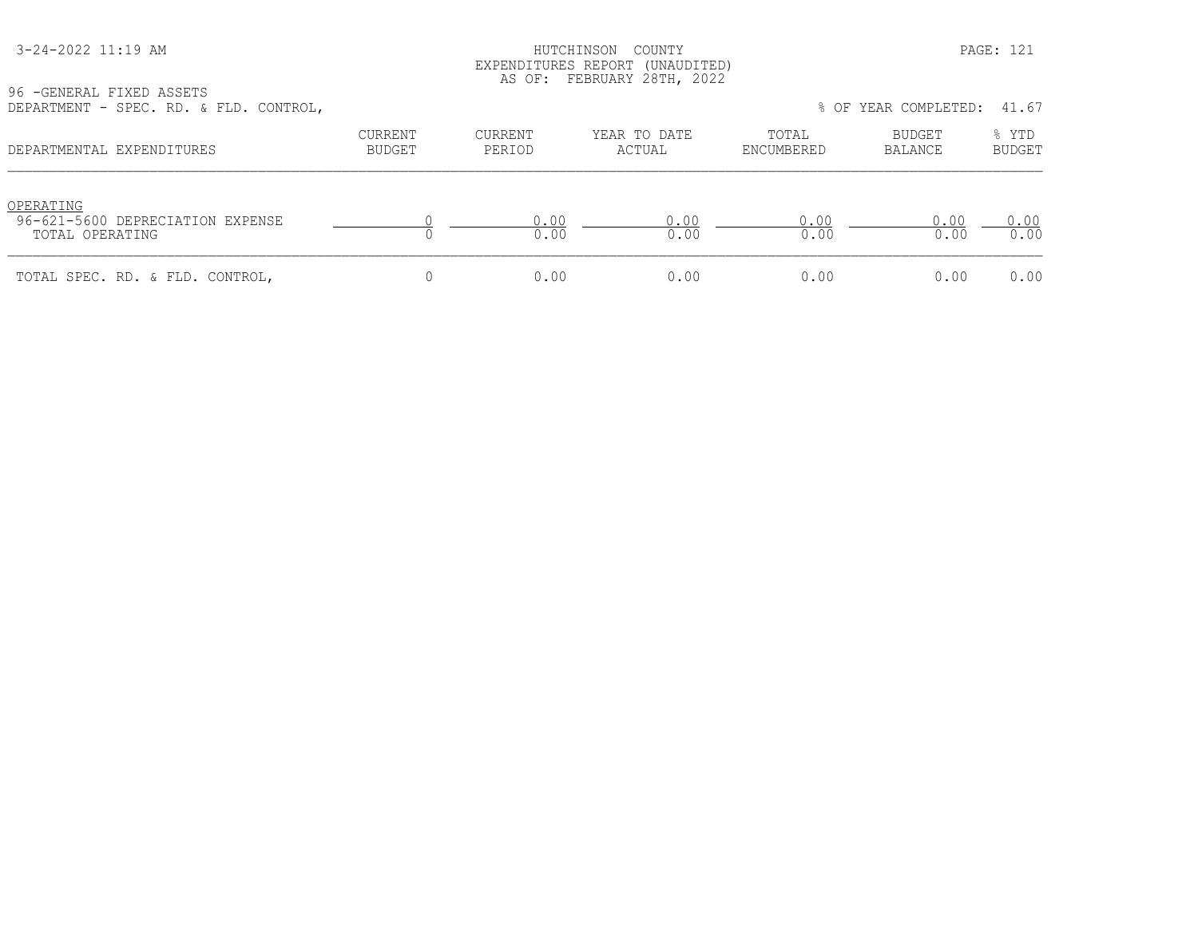HUTCHINSON COUNTY
EXPENDITURES REPORT (UNAUDITED)
AS OF: FEBRUARY 28TH, 2022

3-24-2022 11:19 AM

96 -GENERAL FIXED ASSETS
DEPARTMENT - SPEC. RD. & FLD. CONTROL,

% OF YEAR COMPLETED: 41.67

| DEPARTMENTAL EXPENDITURES | CURRENT BUDGET | CURRENT PERIOD | YEAR TO DATE ACTUAL | TOTAL ENCUMBERED | BUDGET BALANCE | % YTD BUDGET |
|---|---|---|---|---|---|---|
| OPERATING | | | | | | |
| 96-621-5600 DEPRECIATION EXPENSE | 0 | 0.00 | 0.00 | 0.00 | 0.00 | 0.00 |
| TOTAL OPERATING | 0 | 0.00 | 0.00 | 0.00 | 0.00 | 0.00 |
| TOTAL SPEC. RD. & FLD. CONTROL, | 0 | 0.00 | 0.00 | 0.00 | 0.00 | 0.00 |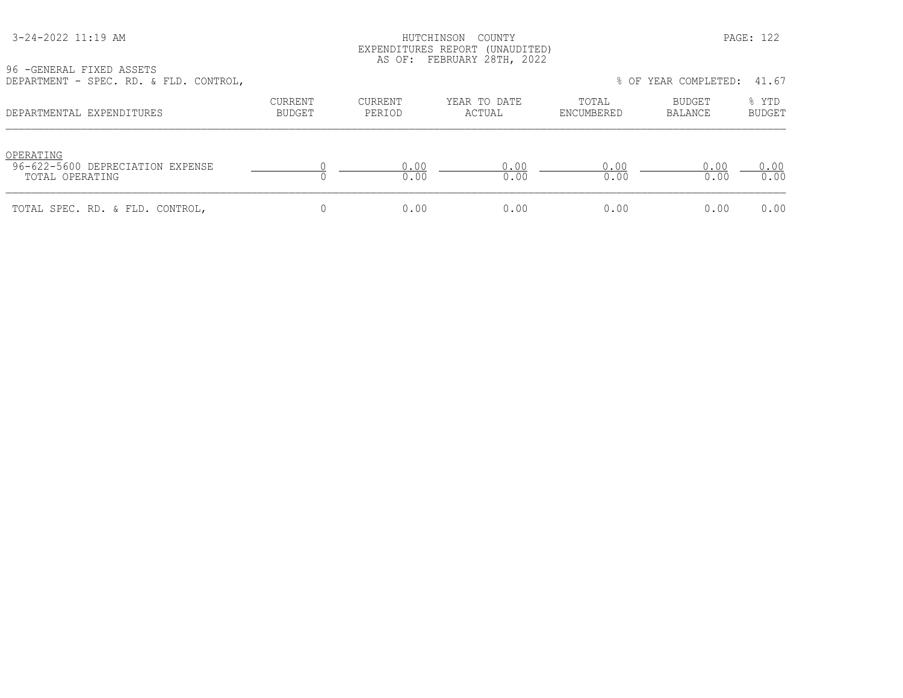HUTCHINSON COUNTY
EXPENDITURES REPORT (UNAUDITED)
AS OF: FEBRUARY 28TH, 2022

96 -GENERAL FIXED ASSETS
DEPARTMENT - SPEC. RD. & FLD. CONTROL,

% OF YEAR COMPLETED: 41.67

| DEPARTMENTAL EXPENDITURES | CURRENT BUDGET | CURRENT PERIOD | YEAR TO DATE ACTUAL | TOTAL ENCUMBERED | BUDGET BALANCE | % YTD BUDGET |
|---|---|---|---|---|---|---|
| OPERATING | | | | | | |
| 96-622-5600 DEPRECIATION EXPENSE | 0 | 0.00 | 0.00 | 0.00 | 0.00 | 0.00 |
| TOTAL OPERATING | 0 | 0.00 | 0.00 | 0.00 | 0.00 | 0.00 |
| TOTAL SPEC. RD. & FLD. CONTROL, | 0 | 0.00 | 0.00 | 0.00 | 0.00 | 0.00 |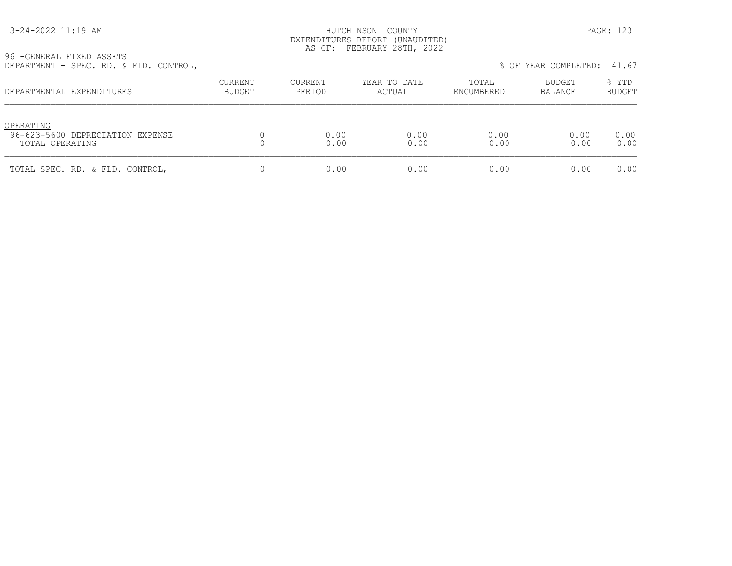96 -GENERAL FIXED ASSETS

DEPARTMENT - SPEC. RD. & FLD. CONTROL,

% OF YEAR COMPLETED: 41.67

| DEPARTMENTAL EXPENDITURES | CURRENT BUDGET | CURRENT PERIOD | YEAR TO DATE ACTUAL | TOTAL ENCUMBERED | BUDGET BALANCE | % YTD BUDGET |
|---|---|---|---|---|---|---|
| OPERATING | | | | | | |
| 96-623-5600 DEPRECIATION EXPENSE | 0 | 0.00 | 0.00 | 0.00 | 0.00 | 0.00 |
| TOTAL OPERATING | 0 | 0.00 | 0.00 | 0.00 | 0.00 | 0.00 |
| TOTAL SPEC. RD. & FLD. CONTROL, | 0 | 0.00 | 0.00 | 0.00 | 0.00 | 0.00 |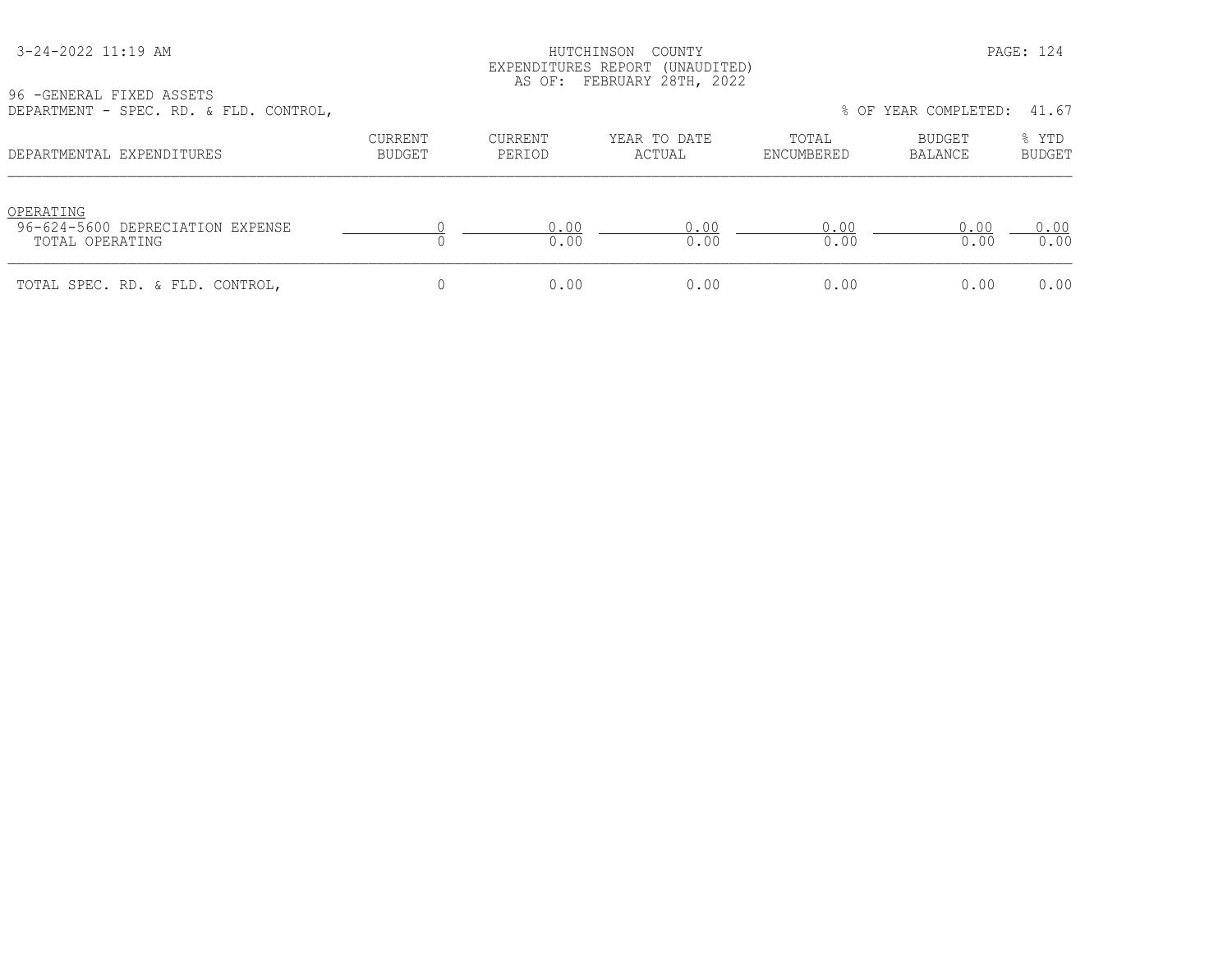HUTCHINSON COUNTY
EXPENDITURES REPORT (UNAUDITED)
AS OF: FEBRUARY 28TH, 2022

96 -GENERAL FIXED ASSETS
DEPARTMENT - SPEC. RD. & FLD. CONTROL,

% OF YEAR COMPLETED: 41.67

| DEPARTMENTAL EXPENDITURES | CURRENT BUDGET | CURRENT PERIOD | YEAR TO DATE ACTUAL | TOTAL ENCUMBERED | BUDGET BALANCE | % YTD BUDGET |
|---|---|---|---|---|---|---|
| OPERATING | | | | | | |
| 96-624-5600 DEPRECIATION EXPENSE | 0 | 0.00 | 0.00 | 0.00 | 0.00 | 0.00 |
| TOTAL OPERATING | 0 | 0.00 | 0.00 | 0.00 | 0.00 | 0.00 |
| TOTAL SPEC. RD. & FLD. CONTROL, | 0 | 0.00 | 0.00 | 0.00 | 0.00 | 0.00 |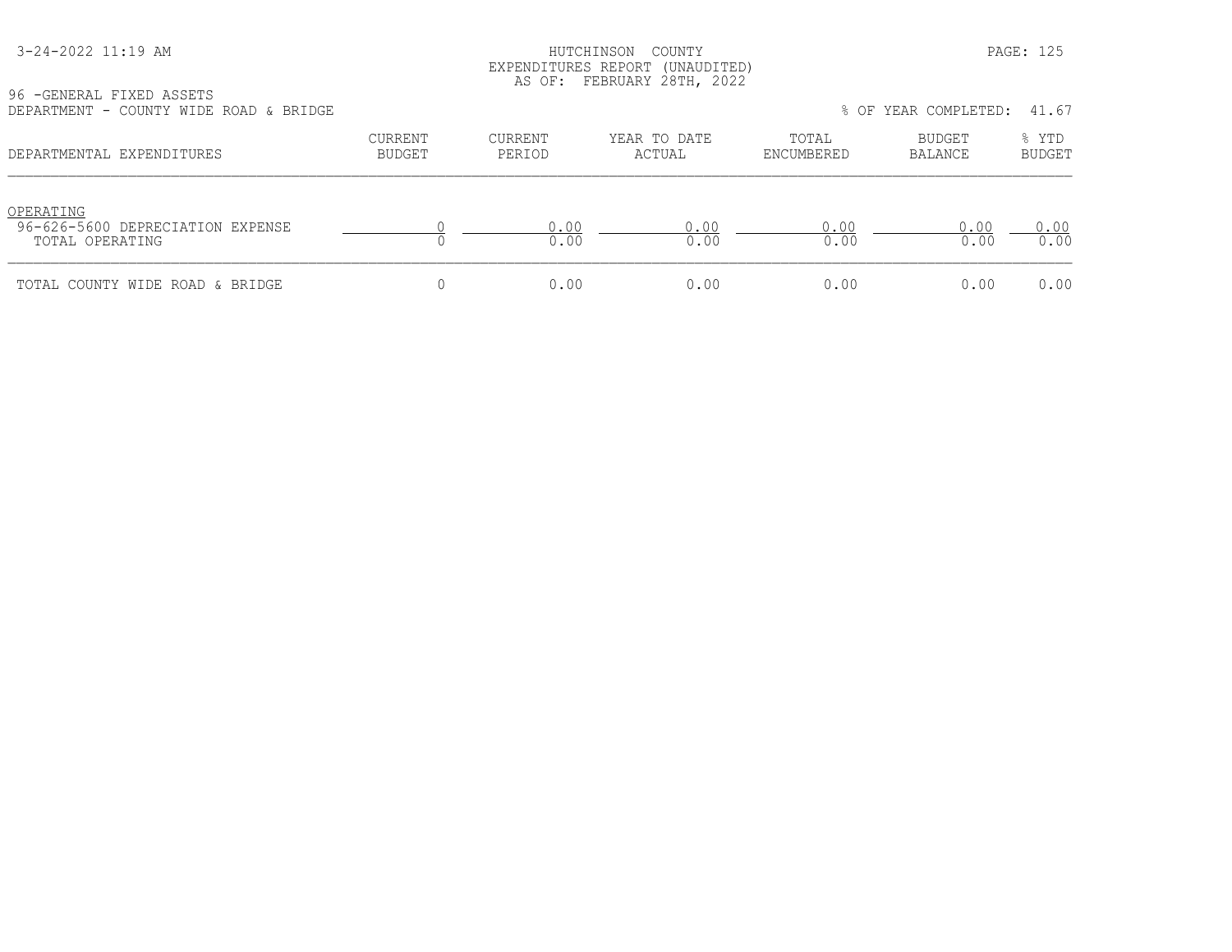HUTCHINSON COUNTY
EXPENDITURES REPORT (UNAUDITED)
AS OF: FEBRUARY 28TH, 2022

96 -GENERAL FIXED ASSETS
DEPARTMENT - COUNTY WIDE ROAD & BRIDGE

% OF YEAR COMPLETED: 41.67

| DEPARTMENTAL EXPENDITURES | CURRENT BUDGET | CURRENT PERIOD | YEAR TO DATE ACTUAL | TOTAL ENCUMBERED | BUDGET BALANCE | % YTD BUDGET |
|---|---|---|---|---|---|---|
| OPERATING | | | | | | |
| 96-626-5600 DEPRECIATION EXPENSE | 0 | 0.00 | 0.00 | 0.00 | 0.00 | 0.00 |
| TOTAL OPERATING | 0 | 0.00 | 0.00 | 0.00 | 0.00 | 0.00 |
| TOTAL COUNTY WIDE ROAD & BRIDGE | 0 | 0.00 | 0.00 | 0.00 | 0.00 | 0.00 |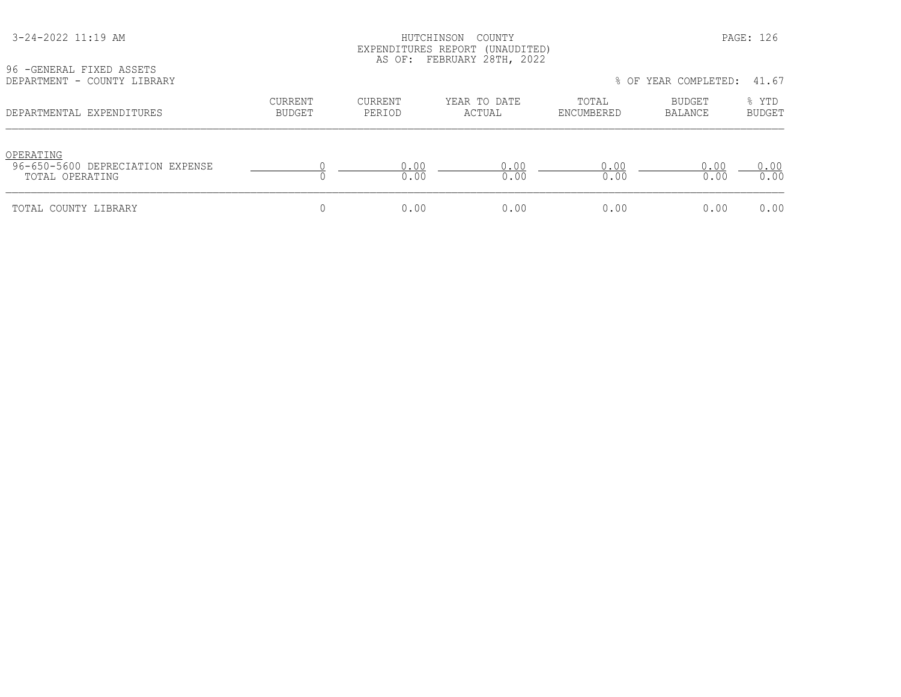HUTCHINSON COUNTY
EXPENDITURES REPORT (UNAUDITED)
AS OF: FEBRUARY 28TH, 2022

96 -GENERAL FIXED ASSETS
DEPARTMENT - COUNTY LIBRARY

% OF YEAR COMPLETED: 41.67

| DEPARTMENTAL EXPENDITURES | CURRENT BUDGET | CURRENT PERIOD | YEAR TO DATE ACTUAL | TOTAL ENCUMBERED | BUDGET BALANCE | % YTD BUDGET |
|---|---|---|---|---|---|---|
| OPERATING | | | | | | |
| 96-650-5600 DEPRECIATION EXPENSE | 0 | 0.00 | 0.00 | 0.00 | 0.00 | 0.00 |
| TOTAL OPERATING | 0 | 0.00 | 0.00 | 0.00 | 0.00 | 0.00 |
| TOTAL COUNTY LIBRARY | 0 | 0.00 | 0.00 | 0.00 | 0.00 | 0.00 |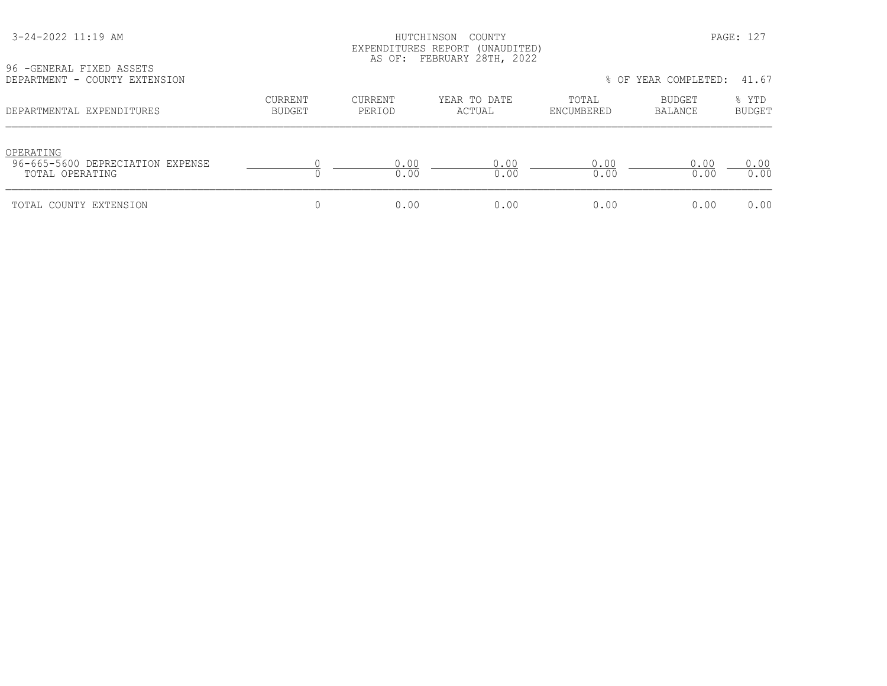HUTCHINSON COUNTY
EXPENDITURES REPORT (UNAUDITED)
AS OF: FEBRUARY 28TH, 2022

96 -GENERAL FIXED ASSETS
DEPARTMENT - COUNTY EXTENSION

% OF YEAR COMPLETED: 41.67

| DEPARTMENTAL EXPENDITURES | CURRENT BUDGET | CURRENT PERIOD | YEAR TO DATE ACTUAL | TOTAL ENCUMBERED | BUDGET BALANCE | % YTD BUDGET |
|---|---|---|---|---|---|---|
| OPERATING | | | | | | |
| 96-665-5600 DEPRECIATION EXPENSE | 0 | 0.00 | 0.00 | 0.00 | 0.00 | 0.00 |
| TOTAL OPERATING | 0 | 0.00 | 0.00 | 0.00 | 0.00 | 0.00 |
| TOTAL COUNTY EXTENSION | 0 | 0.00 | 0.00 | 0.00 | 0.00 | 0.00 |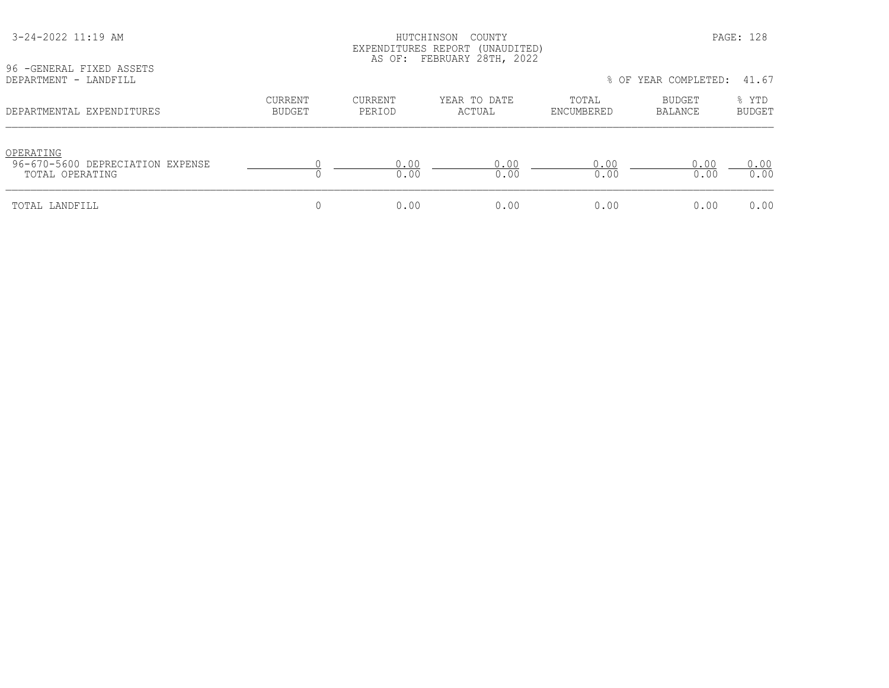HUTCHINSON COUNTY
EXPENDITURES REPORT (UNAUDITED)
AS OF: FEBRUARY 28TH, 2022

3-24-2022 11:19 AM

96 -GENERAL FIXED ASSETS
DEPARTMENT - LANDFILL

% OF YEAR COMPLETED: 41.67

| DEPARTMENTAL EXPENDITURES | CURRENT BUDGET | CURRENT PERIOD | YEAR TO DATE ACTUAL | TOTAL ENCUMBERED | BUDGET BALANCE | % YTD BUDGET |
|---|---|---|---|---|---|---|
| OPERATING | | | | | | |
| 96-670-5600 DEPRECIATION EXPENSE | 0 | 0.00 | 0.00 | 0.00 | 0.00 | 0.00 |
| TOTAL OPERATING | 0 | 0.00 | 0.00 | 0.00 | 0.00 | 0.00 |
| TOTAL LANDFILL | 0 | 0.00 | 0.00 | 0.00 | 0.00 | 0.00 |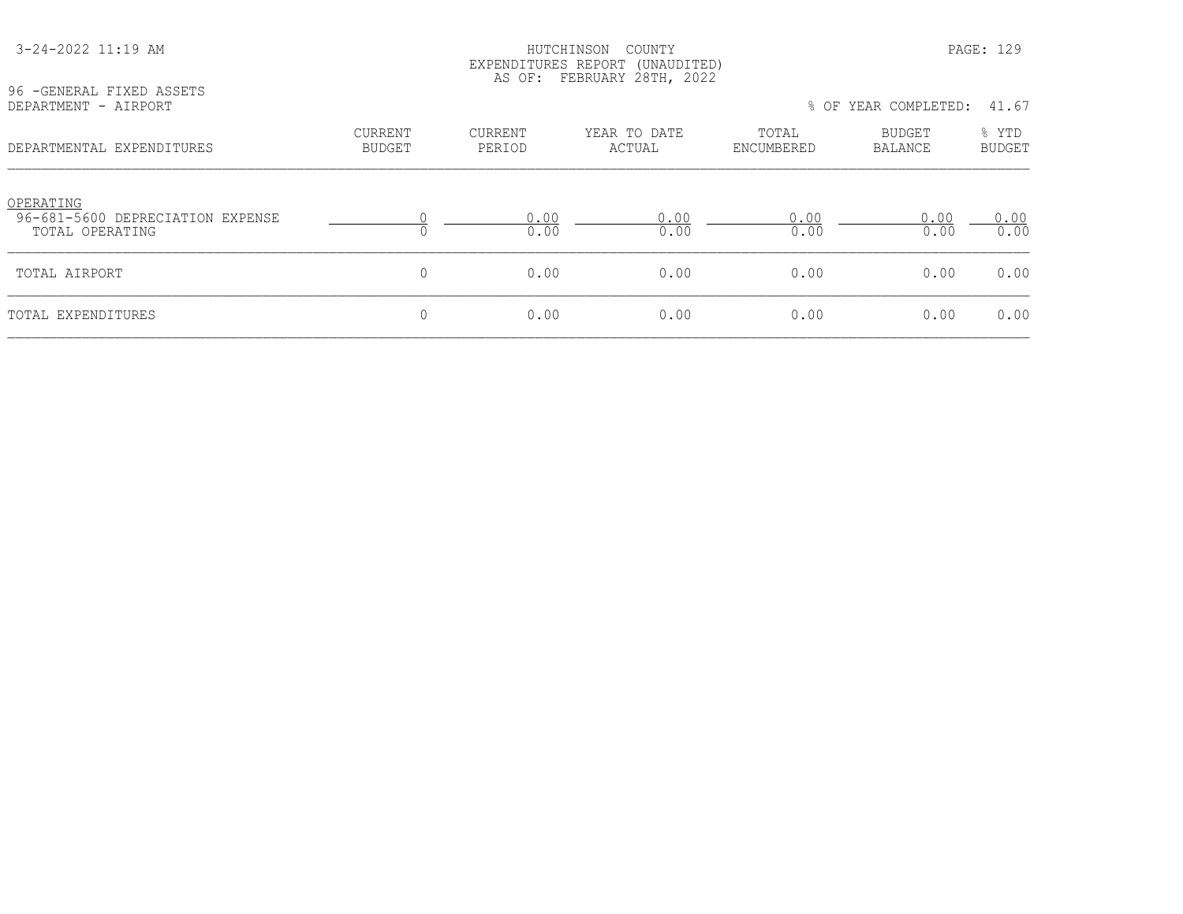HUTCHINSON COUNTY
EXPENDITURES REPORT (UNAUDITED)
AS OF: FEBRUARY 28TH, 2022

96 -GENERAL FIXED ASSETS
DEPARTMENT - AIRPORT

% OF YEAR COMPLETED: 41.67

| DEPARTMENTAL EXPENDITURES | CURRENT BUDGET | CURRENT PERIOD | YEAR TO DATE ACTUAL | TOTAL ENCUMBERED | BUDGET BALANCE | % YTD BUDGET |
|---|---|---|---|---|---|---|
| OPERATING | | | | | | |
| 96-681-5600 DEPRECIATION EXPENSE | 0 | 0.00 | 0.00 | 0.00 | 0.00 | 0.00 |
| TOTAL OPERATING | 0 | 0.00 | 0.00 | 0.00 | 0.00 | 0.00 |
| TOTAL AIRPORT | 0 | 0.00 | 0.00 | 0.00 | 0.00 | 0.00 |
| TOTAL EXPENDITURES | 0 | 0.00 | 0.00 | 0.00 | 0.00 | 0.00 |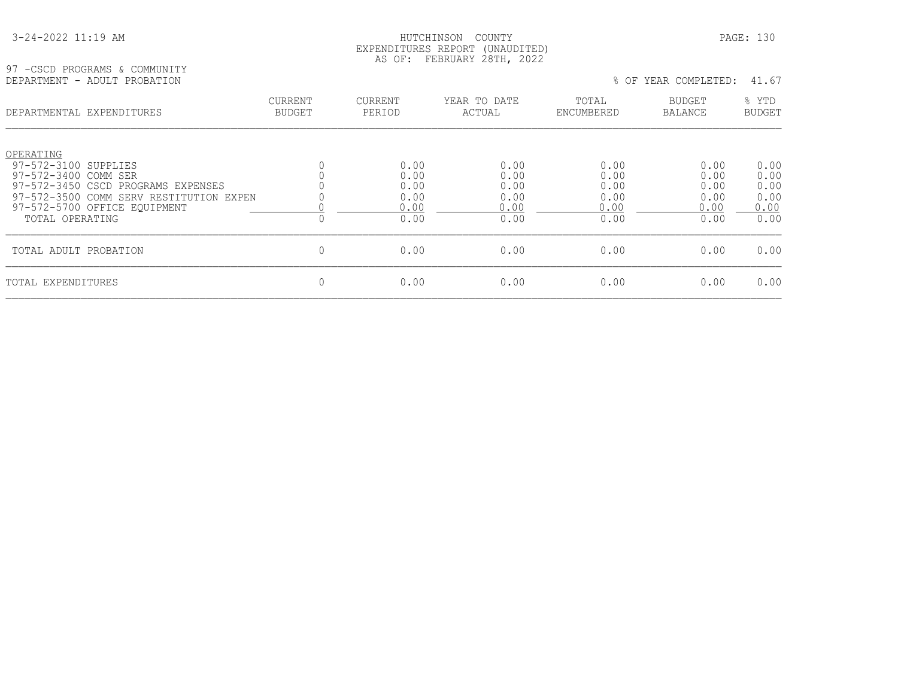HUTCHINSON COUNTY
EXPENDITURES REPORT (UNAUDITED)
AS OF: FEBRUARY 28TH, 2022

97 -CSCD PROGRAMS & COMMUNITY
DEPARTMENT - ADULT PROBATION

% OF YEAR COMPLETED: 41.67

| DEPARTMENTAL EXPENDITURES | CURRENT BUDGET | CURRENT PERIOD | YEAR TO DATE ACTUAL | TOTAL ENCUMBERED | BUDGET BALANCE | % YTD BUDGET |
|---|---|---|---|---|---|---|
| OPERATING | | | | | | |
| 97-572-3100 SUPPLIES | 0 | 0.00 | 0.00 | 0.00 | 0.00 | 0.00 |
| 97-572-3400 COMM SER | 0 | 0.00 | 0.00 | 0.00 | 0.00 | 0.00 |
| 97-572-3450 CSCD PROGRAMS EXPENSES | 0 | 0.00 | 0.00 | 0.00 | 0.00 | 0.00 |
| 97-572-3500 COMM SERV RESTITUTION EXPEN | 0 | 0.00 | 0.00 | 0.00 | 0.00 | 0.00 |
| 97-572-5700 OFFICE EQUIPMENT | 0 | 0.00 | 0.00 | 0.00 | 0.00 | 0.00 |
| TOTAL OPERATING | 0 | 0.00 | 0.00 | 0.00 | 0.00 | 0.00 |
| TOTAL ADULT PROBATION | 0 | 0.00 | 0.00 | 0.00 | 0.00 | 0.00 |
| TOTAL EXPENDITURES | 0 | 0.00 | 0.00 | 0.00 | 0.00 | 0.00 |